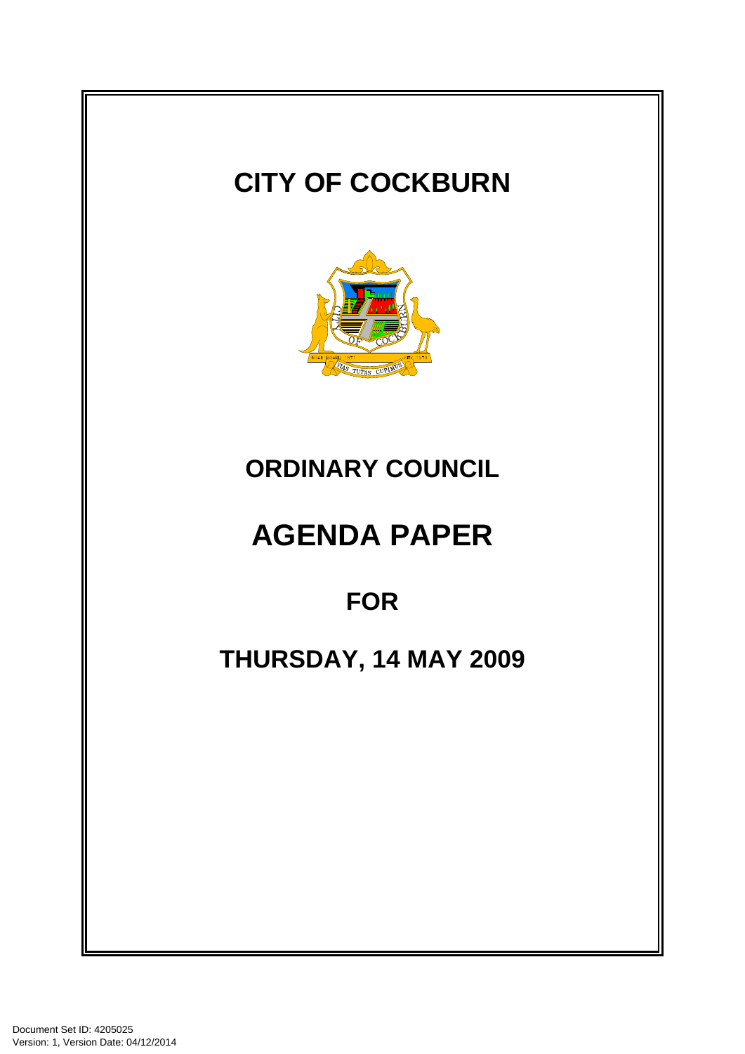# CITY OF COCKBURN

## ORDINARY COUNCIL

# AGENDA PAPER

## FOR

## THURSDAY, 14 MAY 2009

Document Set ID: 4205025
Version: 1, Version Date: 04/12/2014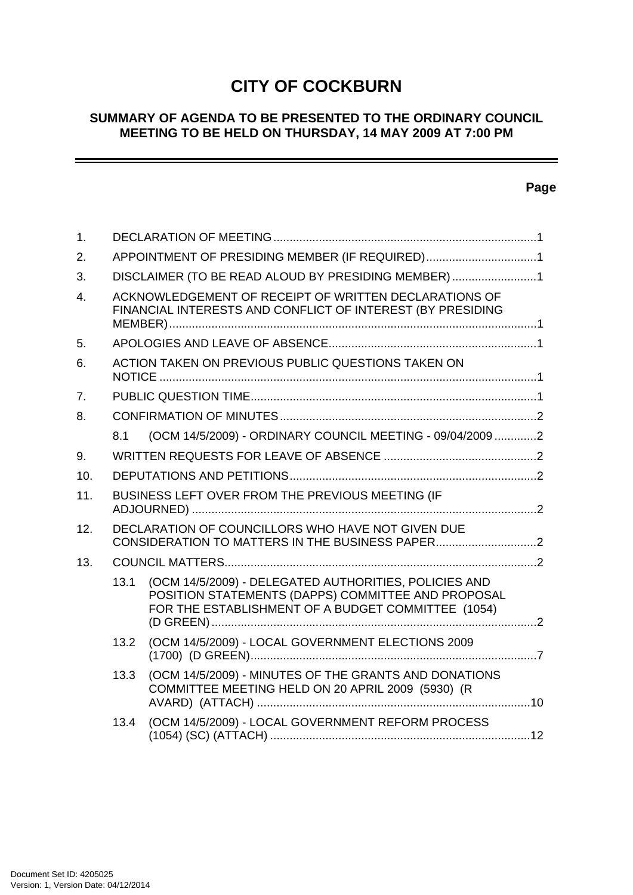# CITY OF COCKBURN

## SUMMARY OF AGENDA TO BE PRESENTED TO THE ORDINARY COUNCIL MEETING TO BE HELD ON THURSDAY, 14 MAY 2009 AT 7:00 PM

**Page**

1. DECLARATION OF MEETING ....1
2. APPOINTMENT OF PRESIDING MEMBER (IF REQUIRED) ....1
3. DISCLAIMER (TO BE READ ALOUD BY PRESIDING MEMBER) ....1
4. ACKNOWLEDGEMENT OF RECEIPT OF WRITTEN DECLARATIONS OF FINANCIAL INTERESTS AND CONFLICT OF INTEREST (BY PRESIDING MEMBER) ....1
5. APOLOGIES AND LEAVE OF ABSENCE ....1
6. ACTION TAKEN ON PREVIOUS PUBLIC QUESTIONS TAKEN ON NOTICE ....1
7. PUBLIC QUESTION TIME ....1
8. CONFIRMATION OF MINUTES ....2
   - 8.1 (OCM 14/5/2009) - ORDINARY COUNCIL MEETING - 09/04/2009 ....2
9. WRITTEN REQUESTS FOR LEAVE OF ABSENCE ....2
10. DEPUTATIONS AND PETITIONS ....2
11. BUSINESS LEFT OVER FROM THE PREVIOUS MEETING (IF ADJOURNED) ....2
12. DECLARATION OF COUNCILLORS WHO HAVE NOT GIVEN DUE CONSIDERATION TO MATTERS IN THE BUSINESS PAPER ....2
13. COUNCIL MATTERS ....2
   - 13.1 (OCM 14/5/2009) - DELEGATED AUTHORITIES, POLICIES AND POSITION STATEMENTS (DAPPS) COMMITTEE AND PROPOSAL FOR THE ESTABLISHMENT OF A BUDGET COMMITTEE (1054) (D GREEN) ....2
   - 13.2 (OCM 14/5/2009) - LOCAL GOVERNMENT ELECTIONS 2009 (1700) (D GREEN) ....7
   - 13.3 (OCM 14/5/2009) - MINUTES OF THE GRANTS AND DONATIONS COMMITTEE MEETING HELD ON 20 APRIL 2009 (5930) (R AVARD) (ATTACH) ....10
   - 13.4 (OCM 14/5/2009) - LOCAL GOVERNMENT REFORM PROCESS (1054) (SC) (ATTACH) ....12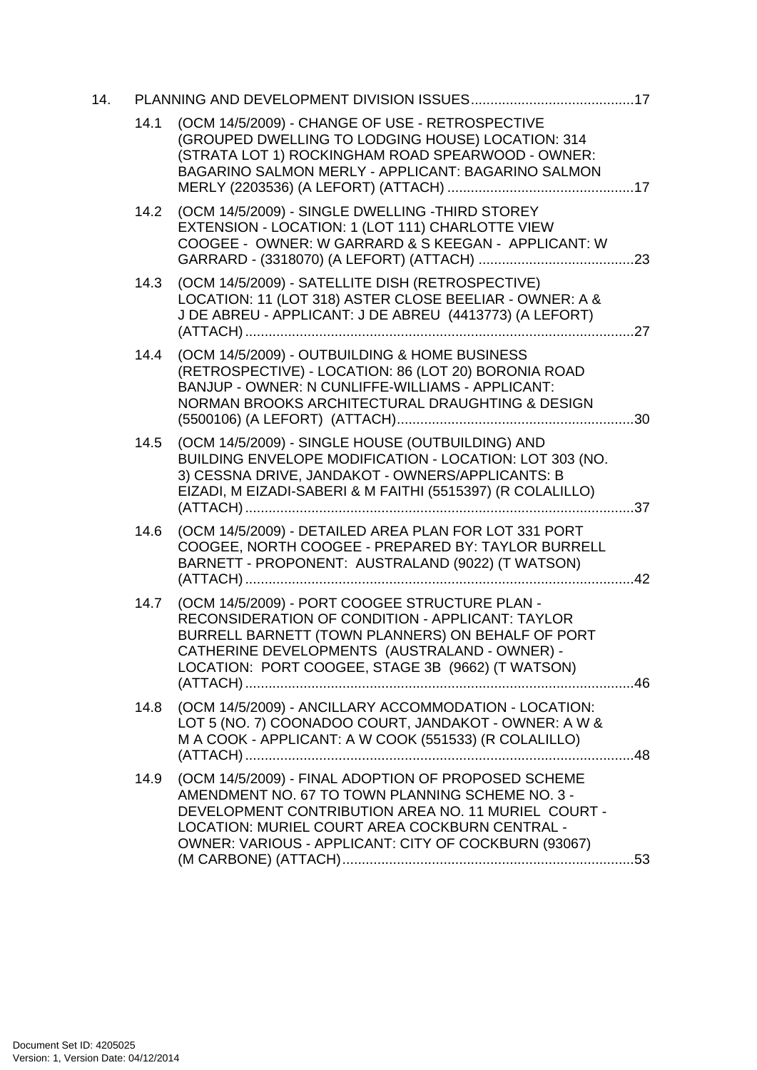14. PLANNING AND DEVELOPMENT DIVISION ISSUES ..........................................17

14.1 (OCM 14/5/2009) - CHANGE OF USE - RETROSPECTIVE (GROUPED DWELLING TO LODGING HOUSE) LOCATION: 314 (STRATA LOT 1) ROCKINGHAM ROAD SPEARWOOD - OWNER: BAGARINO SALMON MERLY - APPLICANT: BAGARINO SALMON MERLY (2203536) (A LEFORT) (ATTACH) ................................................17

14.2 (OCM 14/5/2009) - SINGLE DWELLING -THIRD STOREY EXTENSION - LOCATION: 1 (LOT 111) CHARLOTTE VIEW COOGEE - OWNER: W GARRARD & S KEEGAN - APPLICANT: W GARRARD - (3318070) (A LEFORT) (ATTACH) ........................................23

14.3 (OCM 14/5/2009) - SATELLITE DISH (RETROSPECTIVE) LOCATION: 11 (LOT 318) ASTER CLOSE BEELIAR - OWNER: A & J DE ABREU - APPLICANT: J DE ABREU (4413773) (A LEFORT) (ATTACH) ....................................................................................................27

14.4 (OCM 14/5/2009) - OUTBUILDING & HOME BUSINESS (RETROSPECTIVE) - LOCATION: 86 (LOT 20) BORONIA ROAD BANJUP - OWNER: N CUNLIFFE-WILLIAMS - APPLICANT: NORMAN BROOKS ARCHITECTURAL DRAUGHTING & DESIGN (5500106) (A LEFORT) (ATTACH).............................................................30

14.5 (OCM 14/5/2009) - SINGLE HOUSE (OUTBUILDING) AND BUILDING ENVELOPE MODIFICATION - LOCATION: LOT 303 (NO. 3) CESSNA DRIVE, JANDAKOT - OWNERS/APPLICANTS: B EIZADI, M EIZADI-SABERI & M FAITHI (5515397) (R COLALILLO) (ATTACH) ....................................................................................................37

14.6 (OCM 14/5/2009) - DETAILED AREA PLAN FOR LOT 331 PORT COOGEE, NORTH COOGEE - PREPARED BY: TAYLOR BURRELL BARNETT - PROPONENT: AUSTRALAND (9022) (T WATSON) (ATTACH) ....................................................................................................42

14.7 (OCM 14/5/2009) - PORT COOGEE STRUCTURE PLAN - RECONSIDERATION OF CONDITION - APPLICANT: TAYLOR BURRELL BARNETT (TOWN PLANNERS) ON BEHALF OF PORT CATHERINE DEVELOPMENTS (AUSTRALAND - OWNER) - LOCATION: PORT COOGEE, STAGE 3B (9662) (T WATSON) (ATTACH) ....................................................................................................46

14.8 (OCM 14/5/2009) - ANCILLARY ACCOMMODATION - LOCATION: LOT 5 (NO. 7) COONADOO COURT, JANDAKOT - OWNER: A W & M A COOK - APPLICANT: A W COOK (551533) (R COLALILLO) (ATTACH) ....................................................................................................48

14.9 (OCM 14/5/2009) - FINAL ADOPTION OF PROPOSED SCHEME AMENDMENT NO. 67 TO TOWN PLANNING SCHEME NO. 3 - DEVELOPMENT CONTRIBUTION AREA NO. 11 MURIEL COURT - LOCATION: MURIEL COURT AREA COCKBURN CENTRAL - OWNER: VARIOUS - APPLICANT: CITY OF COCKBURN (93067) (M CARBONE) (ATTACH)...........................................................................53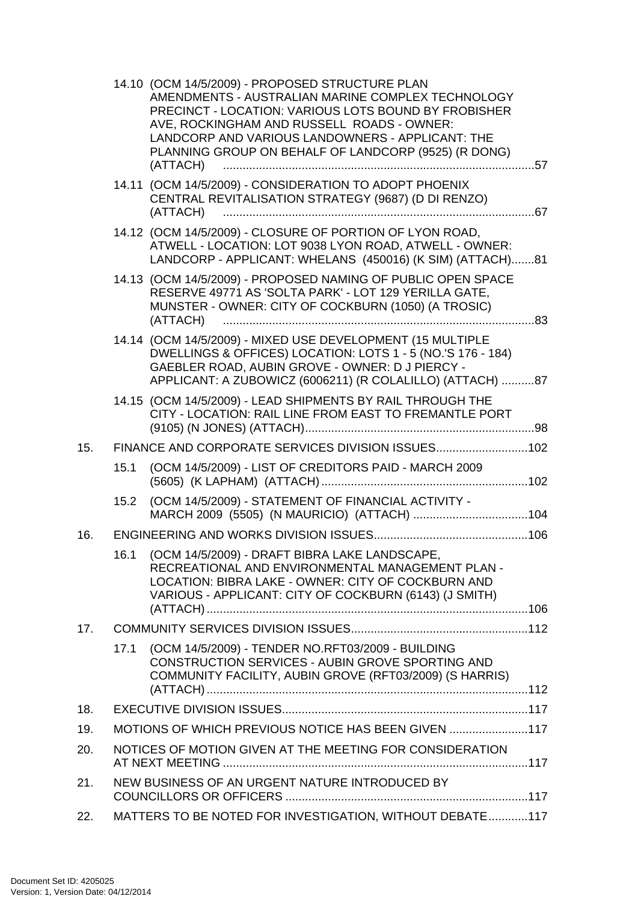14.10 (OCM 14/5/2009) - PROPOSED STRUCTURE PLAN AMENDMENTS - AUSTRALIAN MARINE COMPLEX TECHNOLOGY PRECINCT - LOCATION: VARIOUS LOTS BOUND BY FROBISHER AVE, ROCKINGHAM AND RUSSELL ROADS - OWNER: LANDCORP AND VARIOUS LANDOWNERS - APPLICANT: THE PLANNING GROUP ON BEHALF OF LANDCORP (9525) (R DONG) (ATTACH) ....57

14.11 (OCM 14/5/2009) - CONSIDERATION TO ADOPT PHOENIX CENTRAL REVITALISATION STRATEGY (9687) (D DI RENZO) (ATTACH) ....67

14.12 (OCM 14/5/2009) - CLOSURE OF PORTION OF LYON ROAD, ATWELL - LOCATION: LOT 9038 LYON ROAD, ATWELL - OWNER: LANDCORP - APPLICANT: WHELANS (450016) (K SIM) (ATTACH)....81

14.13 (OCM 14/5/2009) - PROPOSED NAMING OF PUBLIC OPEN SPACE RESERVE 49771 AS 'SOLTA PARK' - LOT 129 YERILLA GATE, MUNSTER - OWNER: CITY OF COCKBURN (1050) (A TROSIC) (ATTACH) ....83

14.14 (OCM 14/5/2009) - MIXED USE DEVELOPMENT (15 MULTIPLE DWELLINGS & OFFICES) LOCATION: LOTS 1 - 5 (NO.'S 176 - 184) GAEBLER ROAD, AUBIN GROVE - OWNER: D J PIERCY - APPLICANT: A ZUBOWICZ (6006211) (R COLALILLO) (ATTACH) ....87

14.15 (OCM 14/5/2009) - LEAD SHIPMENTS BY RAIL THROUGH THE CITY - LOCATION: RAIL LINE FROM EAST TO FREMANTLE PORT (9105) (N JONES) (ATTACH)....98

15. FINANCE AND CORPORATE SERVICES DIVISION ISSUES....102

15.1 (OCM 14/5/2009) - LIST OF CREDITORS PAID - MARCH 2009 (5605) (K LAPHAM) (ATTACH)....102

15.2 (OCM 14/5/2009) - STATEMENT OF FINANCIAL ACTIVITY - MARCH 2009 (5505) (N MAURICIO) (ATTACH) ....104

16. ENGINEERING AND WORKS DIVISION ISSUES....106

16.1 (OCM 14/5/2009) - DRAFT BIBRA LAKE LANDSCAPE, RECREATIONAL AND ENVIRONMENTAL MANAGEMENT PLAN - LOCATION: BIBRA LAKE - OWNER: CITY OF COCKBURN AND VARIOUS - APPLICANT: CITY OF COCKBURN (6143) (J SMITH) (ATTACH)....106

17. COMMUNITY SERVICES DIVISION ISSUES....112

17.1 (OCM 14/5/2009) - TENDER NO.RFT03/2009 - BUILDING CONSTRUCTION SERVICES - AUBIN GROVE SPORTING AND COMMUNITY FACILITY, AUBIN GROVE (RFT03/2009) (S HARRIS) (ATTACH)....112

18. EXECUTIVE DIVISION ISSUES....117

19. MOTIONS OF WHICH PREVIOUS NOTICE HAS BEEN GIVEN ....117

20. NOTICES OF MOTION GIVEN AT THE MEETING FOR CONSIDERATION AT NEXT MEETING ....117

21. NEW BUSINESS OF AN URGENT NATURE INTRODUCED BY COUNCILLORS OR OFFICERS ....117

22. MATTERS TO BE NOTED FOR INVESTIGATION, WITHOUT DEBATE....117

Document Set ID: 4205025
Version: 1, Version Date: 04/12/2014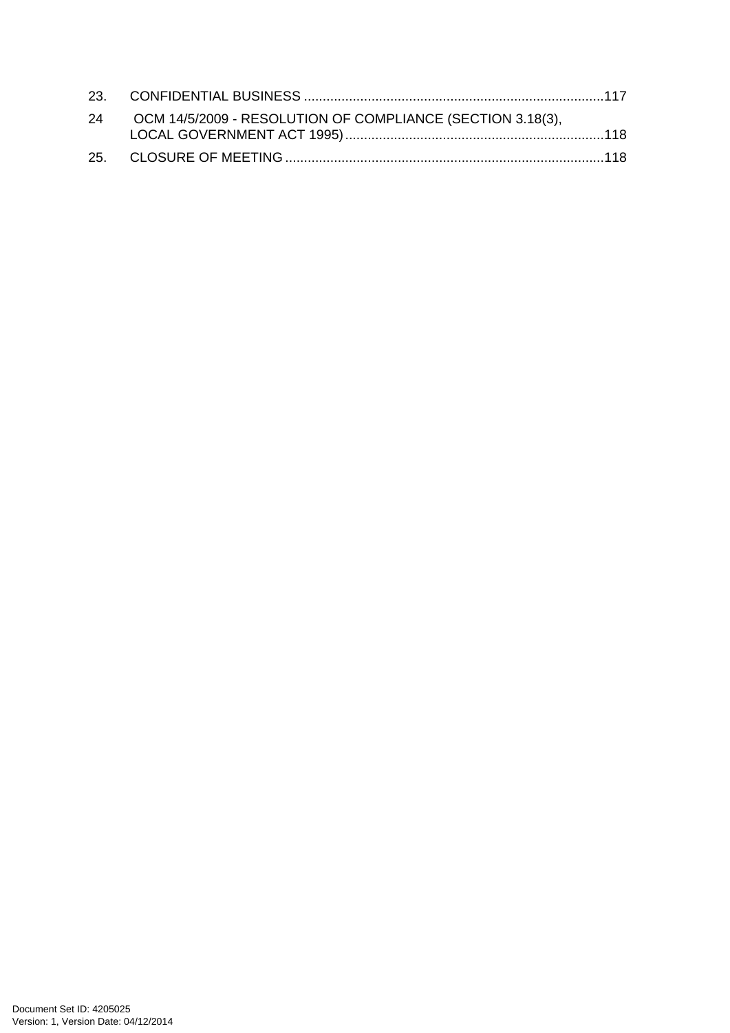23. CONFIDENTIAL BUSINESS ...............................................................................117

24 OCM 14/5/2009 - RESOLUTION OF COMPLIANCE (SECTION 3.18(3), LOCAL GOVERNMENT ACT 1995).....................................................................118

25. CLOSURE OF MEETING ....................................................................................118

Document Set ID: 4205025
Version: 1, Version Date: 04/12/2014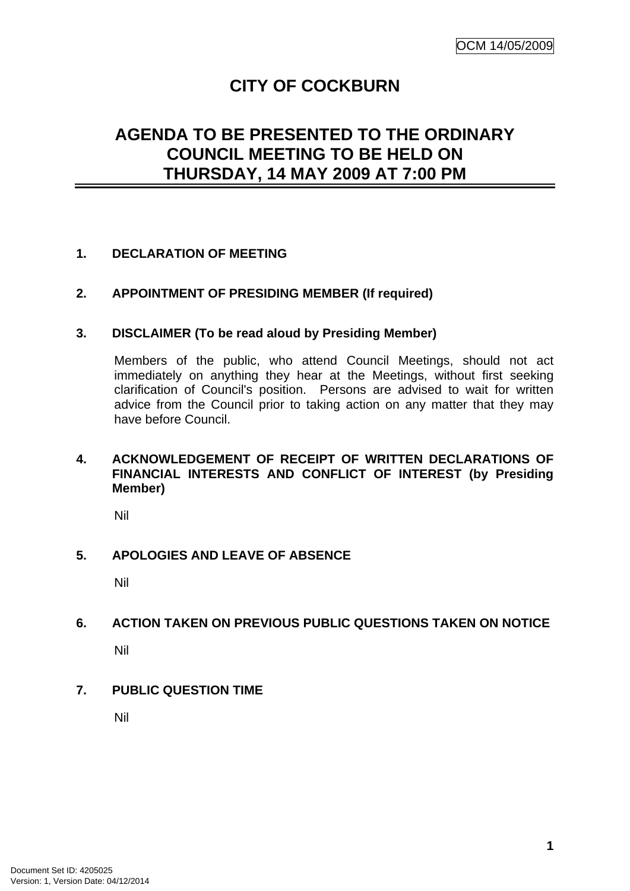# CITY OF COCKBURN

## AGENDA TO BE PRESENTED TO THE ORDINARY COUNCIL MEETING TO BE HELD ON THURSDAY, 14 MAY 2009 AT 7:00 PM

### 1. DECLARATION OF MEETING

### 2. APPOINTMENT OF PRESIDING MEMBER (If required)

### 3. DISCLAIMER (To be read aloud by Presiding Member)

Members of the public, who attend Council Meetings, should not act immediately on anything they hear at the Meetings, without first seeking clarification of Council's position. Persons are advised to wait for written advice from the Council prior to taking action on any matter that they may have before Council.

### 4. ACKNOWLEDGEMENT OF RECEIPT OF WRITTEN DECLARATIONS OF FINANCIAL INTERESTS AND CONFLICT OF INTEREST (by Presiding Member)

Nil

### 5. APOLOGIES AND LEAVE OF ABSENCE

Nil

### 6. ACTION TAKEN ON PREVIOUS PUBLIC QUESTIONS TAKEN ON NOTICE

Nil

### 7. PUBLIC QUESTION TIME

Nil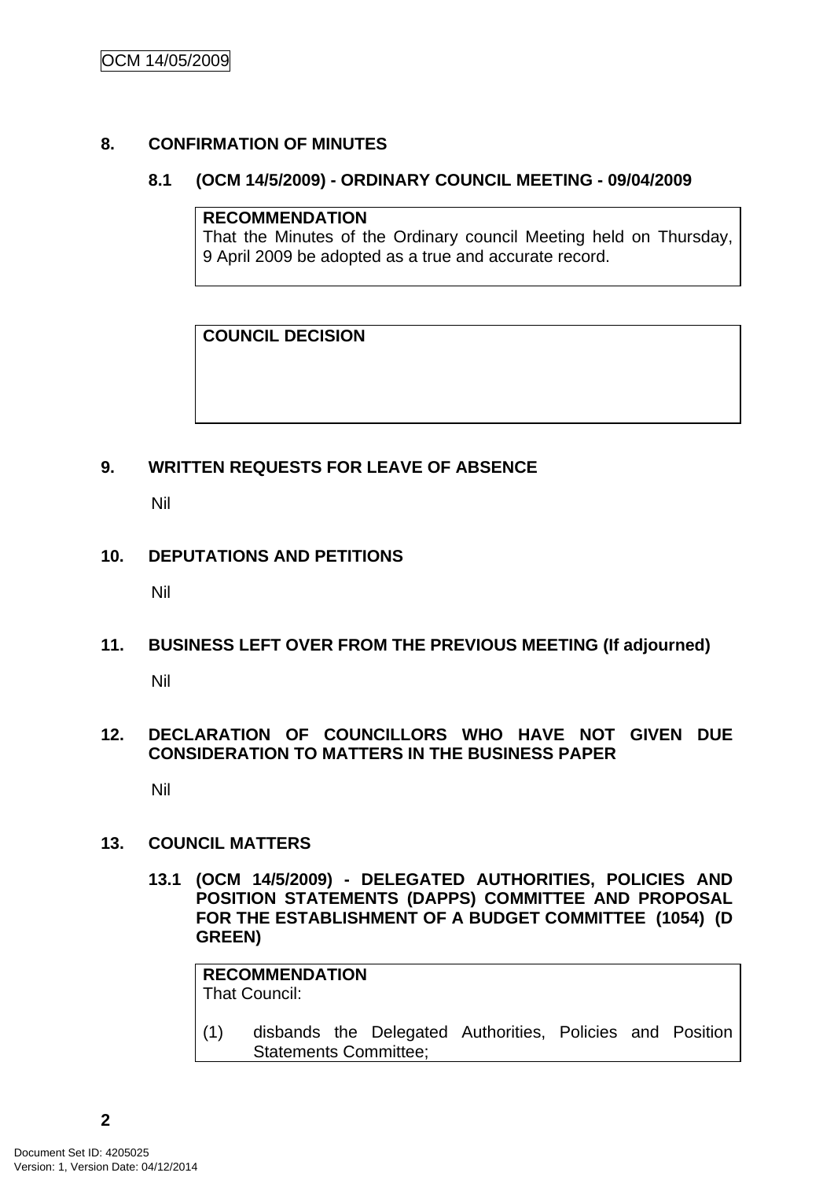## 8. CONFIRMATION OF MINUTES

### 8.1 (OCM 14/5/2009) - ORDINARY COUNCIL MEETING - 09/04/2009

**RECOMMENDATION**
That the Minutes of the Ordinary council Meeting held on Thursday, 9 April 2009 be adopted as a true and accurate record.

**COUNCIL DECISION**

## 9. WRITTEN REQUESTS FOR LEAVE OF ABSENCE

Nil

## 10. DEPUTATIONS AND PETITIONS

Nil

## 11. BUSINESS LEFT OVER FROM THE PREVIOUS MEETING (If adjourned)

Nil

## 12. DECLARATION OF COUNCILLORS WHO HAVE NOT GIVEN DUE CONSIDERATION TO MATTERS IN THE BUSINESS PAPER

Nil

## 13. COUNCIL MATTERS

### 13.1 (OCM 14/5/2009) - DELEGATED AUTHORITIES, POLICIES AND POSITION STATEMENTS (DAPPS) COMMITTEE AND PROPOSAL FOR THE ESTABLISHMENT OF A BUDGET COMMITTEE (1054) (D GREEN)

**RECOMMENDATION**
That Council:

(1) disbands the Delegated Authorities, Policies and Position Statements Committee;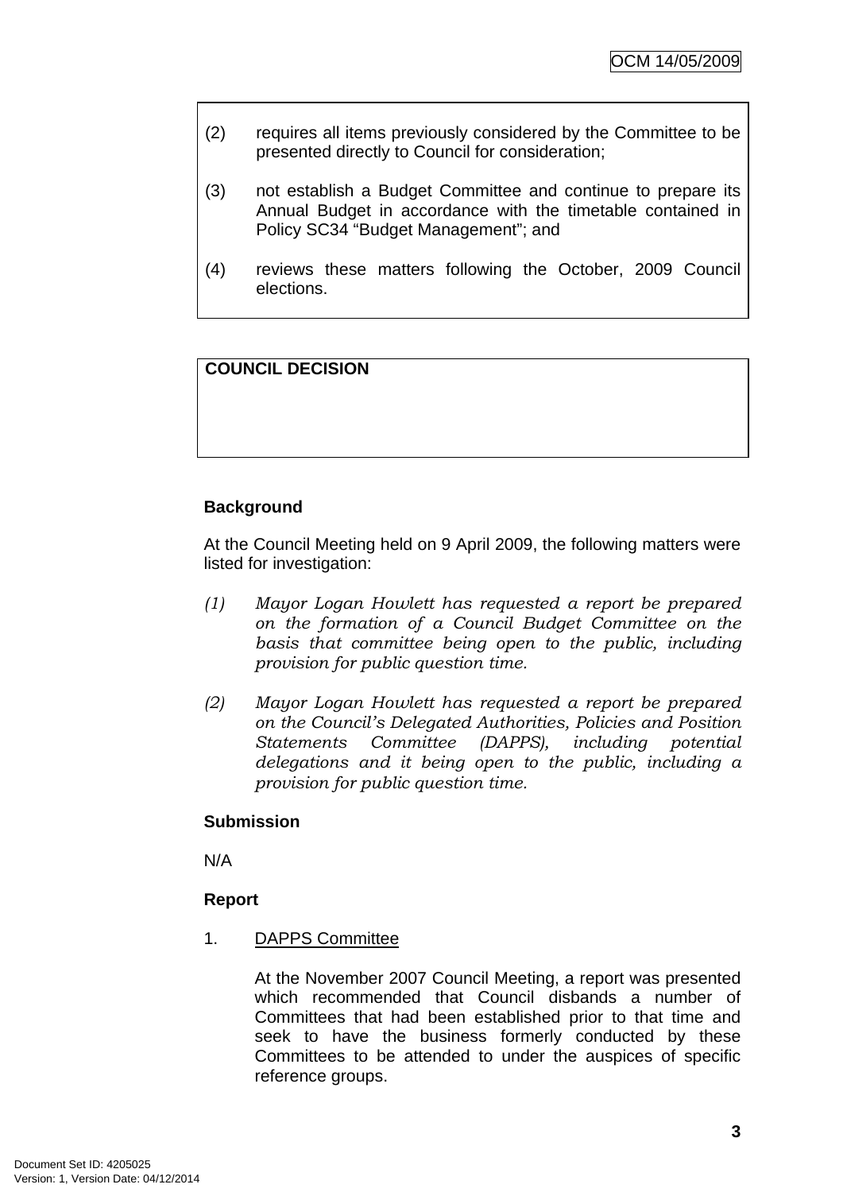(2) requires all items previously considered by the Committee to be presented directly to Council for consideration;

(3) not establish a Budget Committee and continue to prepare its Annual Budget in accordance with the timetable contained in Policy SC34 "Budget Management"; and

(4) reviews these matters following the October, 2009 Council elections.

**COUNCIL DECISION**

**Background**

At the Council Meeting held on 9 April 2009, the following matters were listed for investigation:

*(1) Mayor Logan Howlett has requested a report be prepared on the formation of a Council Budget Committee on the basis that committee being open to the public, including provision for public question time.*

*(2) Mayor Logan Howlett has requested a report be prepared on the Council's Delegated Authorities, Policies and Position Statements Committee (DAPPS), including potential delegations and it being open to the public, including a provision for public question time.*

**Submission**

N/A

**Report**

1. DAPPS Committee

At the November 2007 Council Meeting, a report was presented which recommended that Council disbands a number of Committees that had been established prior to that time and seek to have the business formerly conducted by these Committees to be attended to under the auspices of specific reference groups.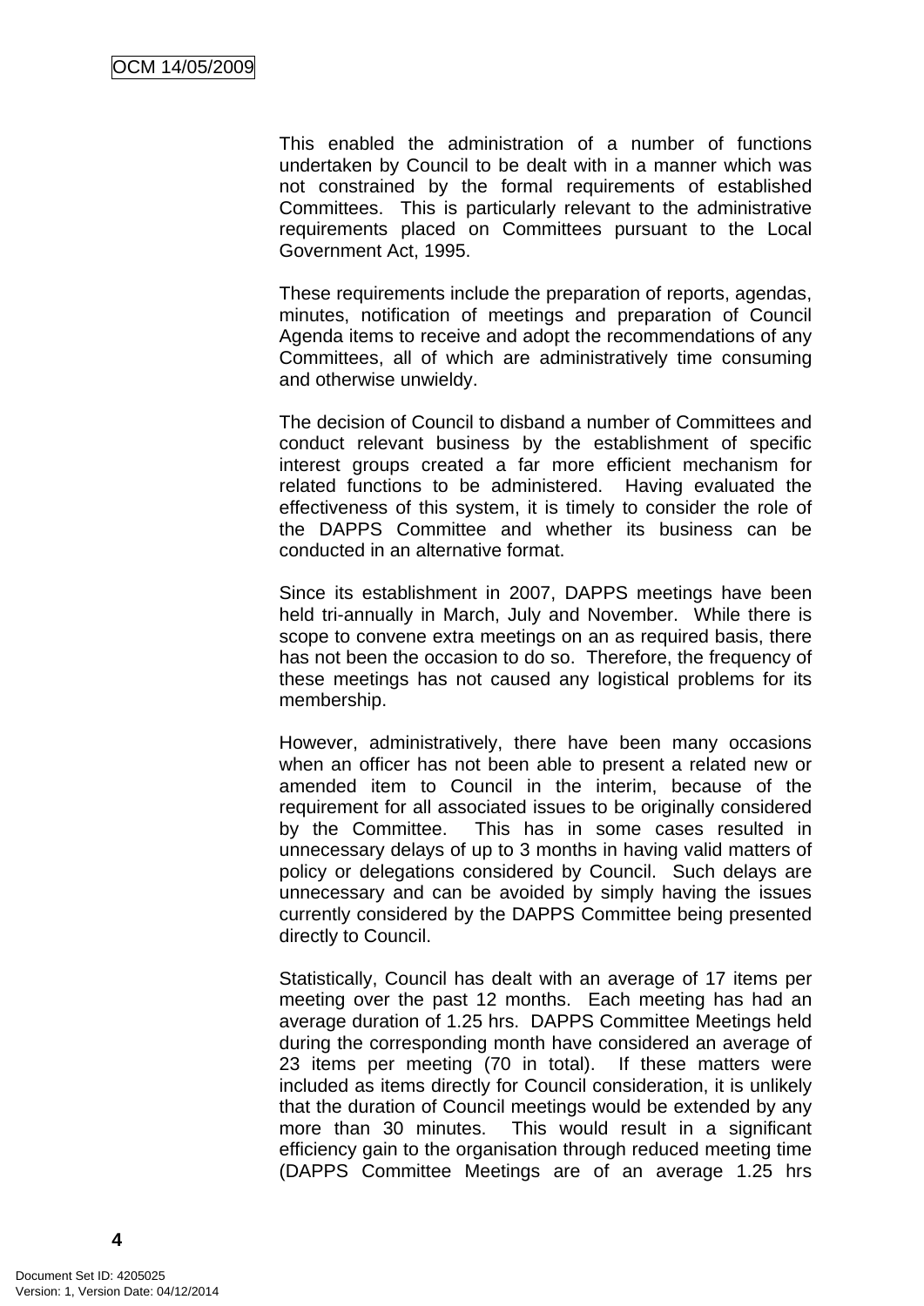This enabled the administration of a number of functions undertaken by Council to be dealt with in a manner which was not constrained by the formal requirements of established Committees. This is particularly relevant to the administrative requirements placed on Committees pursuant to the Local Government Act, 1995.

These requirements include the preparation of reports, agendas, minutes, notification of meetings and preparation of Council Agenda items to receive and adopt the recommendations of any Committees, all of which are administratively time consuming and otherwise unwieldy.

The decision of Council to disband a number of Committees and conduct relevant business by the establishment of specific interest groups created a far more efficient mechanism for related functions to be administered. Having evaluated the effectiveness of this system, it is timely to consider the role of the DAPPS Committee and whether its business can be conducted in an alternative format.

Since its establishment in 2007, DAPPS meetings have been held tri-annually in March, July and November. While there is scope to convene extra meetings on an as required basis, there has not been the occasion to do so. Therefore, the frequency of these meetings has not caused any logistical problems for its membership.

However, administratively, there have been many occasions when an officer has not been able to present a related new or amended item to Council in the interim, because of the requirement for all associated issues to be originally considered by the Committee. This has in some cases resulted in unnecessary delays of up to 3 months in having valid matters of policy or delegations considered by Council. Such delays are unnecessary and can be avoided by simply having the issues currently considered by the DAPPS Committee being presented directly to Council.

Statistically, Council has dealt with an average of 17 items per meeting over the past 12 months. Each meeting has had an average duration of 1.25 hrs. DAPPS Committee Meetings held during the corresponding month have considered an average of 23 items per meeting (70 in total). If these matters were included as items directly for Council consideration, it is unlikely that the duration of Council meetings would be extended by any more than 30 minutes. This would result in a significant efficiency gain to the organisation through reduced meeting time (DAPPS Committee Meetings are of an average 1.25 hrs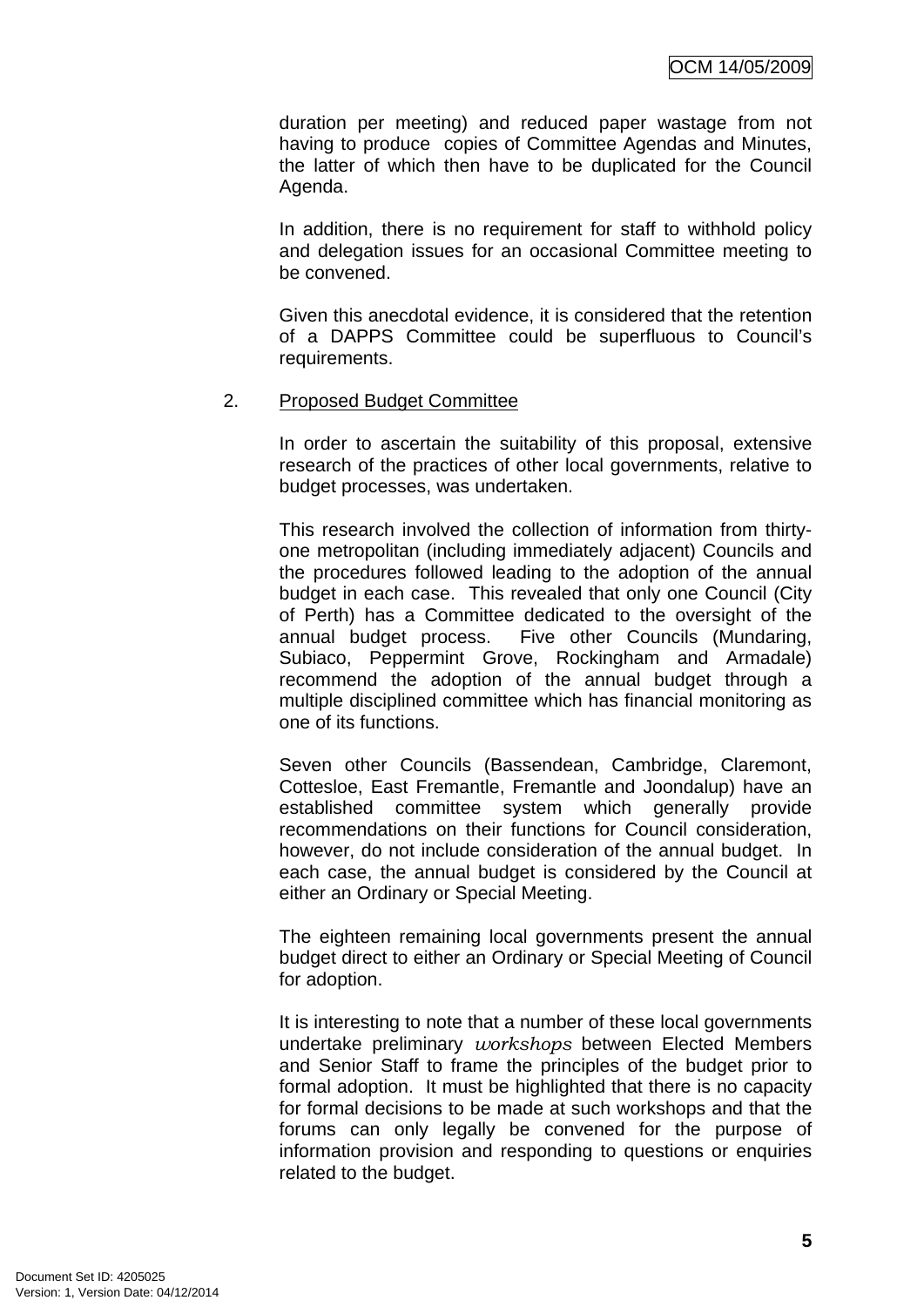duration per meeting) and reduced paper wastage from not having to produce copies of Committee Agendas and Minutes, the latter of which then have to be duplicated for the Council Agenda.

In addition, there is no requirement for staff to withhold policy and delegation issues for an occasional Committee meeting to be convened.

Given this anecdotal evidence, it is considered that the retention of a DAPPS Committee could be superfluous to Council's requirements.

2. <u>Proposed Budget Committee</u>

In order to ascertain the suitability of this proposal, extensive research of the practices of other local governments, relative to budget processes, was undertaken.

This research involved the collection of information from thirty-one metropolitan (including immediately adjacent) Councils and the procedures followed leading to the adoption of the annual budget in each case. This revealed that only one Council (City of Perth) has a Committee dedicated to the oversight of the annual budget process. Five other Councils (Mundaring, Subiaco, Peppermint Grove, Rockingham and Armadale) recommend the adoption of the annual budget through a multiple disciplined committee which has financial monitoring as one of its functions.

Seven other Councils (Bassendean, Cambridge, Claremont, Cottesloe, East Fremantle, Fremantle and Joondalup) have an established committee system which generally provide recommendations on their functions for Council consideration, however, do not include consideration of the annual budget. In each case, the annual budget is considered by the Council at either an Ordinary or Special Meeting.

The eighteen remaining local governments present the annual budget direct to either an Ordinary or Special Meeting of Council for adoption.

It is interesting to note that a number of these local governments undertake preliminary *workshops* between Elected Members and Senior Staff to frame the principles of the budget prior to formal adoption. It must be highlighted that there is no capacity for formal decisions to be made at such workshops and that the forums can only legally be convened for the purpose of information provision and responding to questions or enquiries related to the budget.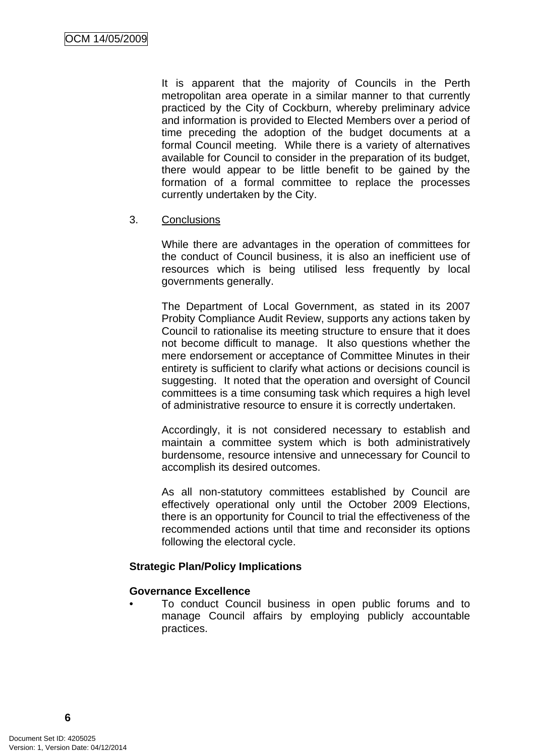It is apparent that the majority of Councils in the Perth metropolitan area operate in a similar manner to that currently practiced by the City of Cockburn, whereby preliminary advice and information is provided to Elected Members over a period of time preceding the adoption of the budget documents at a formal Council meeting. While there is a variety of alternatives available for Council to consider in the preparation of its budget, there would appear to be little benefit to be gained by the formation of a formal committee to replace the processes currently undertaken by the City.

3. Conclusions

While there are advantages in the operation of committees for the conduct of Council business, it is also an inefficient use of resources which is being utilised less frequently by local governments generally.

The Department of Local Government, as stated in its 2007 Probity Compliance Audit Review, supports any actions taken by Council to rationalise its meeting structure to ensure that it does not become difficult to manage. It also questions whether the mere endorsement or acceptance of Committee Minutes in their entirety is sufficient to clarify what actions or decisions council is suggesting. It noted that the operation and oversight of Council committees is a time consuming task which requires a high level of administrative resource to ensure it is correctly undertaken.

Accordingly, it is not considered necessary to establish and maintain a committee system which is both administratively burdensome, resource intensive and unnecessary for Council to accomplish its desired outcomes.

As all non-statutory committees established by Council are effectively operational only until the October 2009 Elections, there is an opportunity for Council to trial the effectiveness of the recommended actions until that time and reconsider its options following the electoral cycle.

**Strategic Plan/Policy Implications**

**Governance Excellence**

- To conduct Council business in open public forums and to manage Council affairs by employing publicly accountable practices.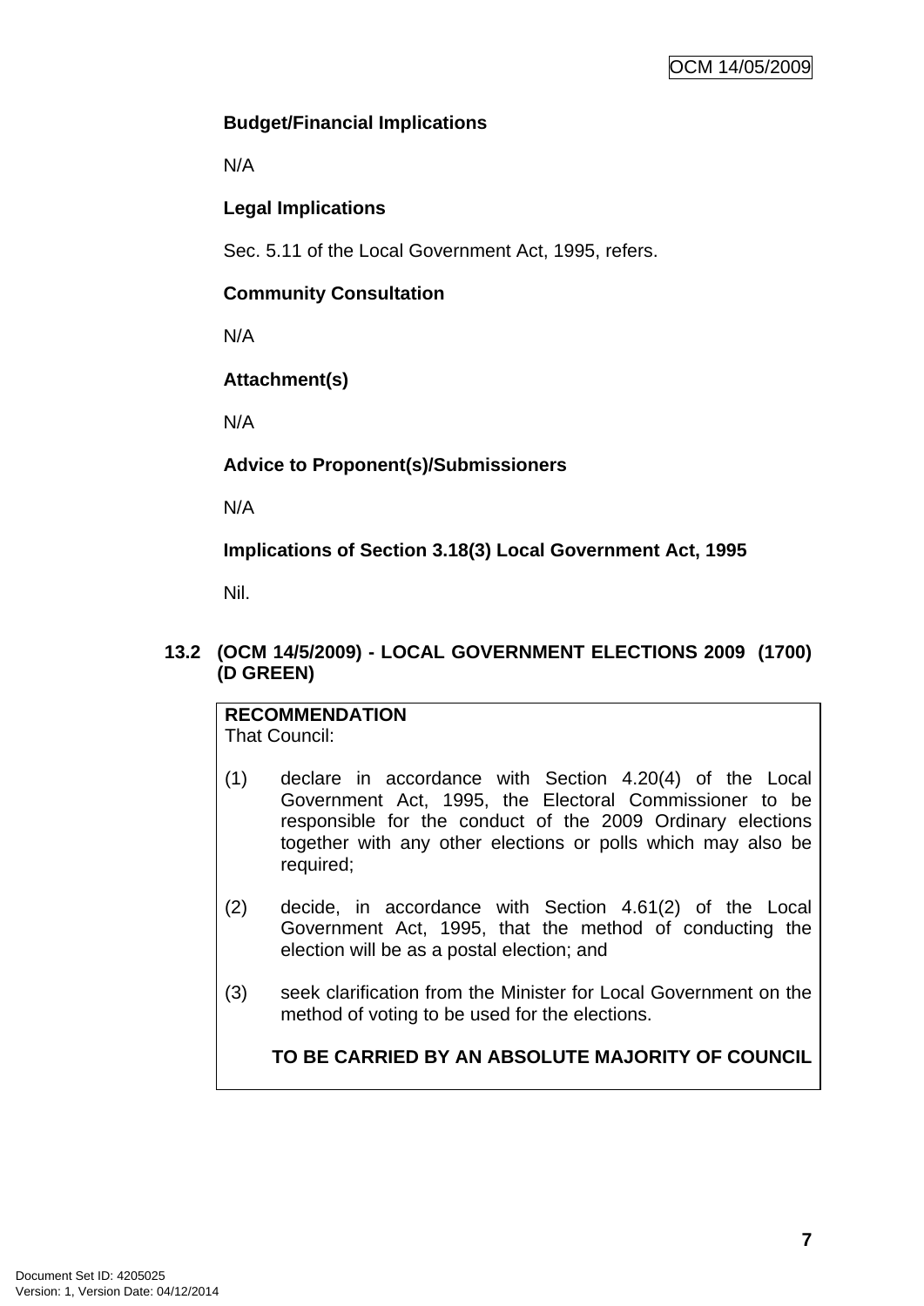**Budget/Financial Implications**

N/A

**Legal Implications**

Sec. 5.11 of the Local Government Act, 1995, refers.

**Community Consultation**

N/A

**Attachment(s)**

N/A

**Advice to Proponent(s)/Submissioners**

N/A

**Implications of Section 3.18(3) Local Government Act, 1995**

Nil.

## 13.2 (OCM 14/5/2009) - LOCAL GOVERNMENT ELECTIONS 2009 (1700) (D GREEN)

**RECOMMENDATION**
That Council:

(1) declare in accordance with Section 4.20(4) of the Local Government Act, 1995, the Electoral Commissioner to be responsible for the conduct of the 2009 Ordinary elections together with any other elections or polls which may also be required;

(2) decide, in accordance with Section 4.61(2) of the Local Government Act, 1995, that the method of conducting the election will be as a postal election; and

(3) seek clarification from the Minister for Local Government on the method of voting to be used for the elections.

**TO BE CARRIED BY AN ABSOLUTE MAJORITY OF COUNCIL**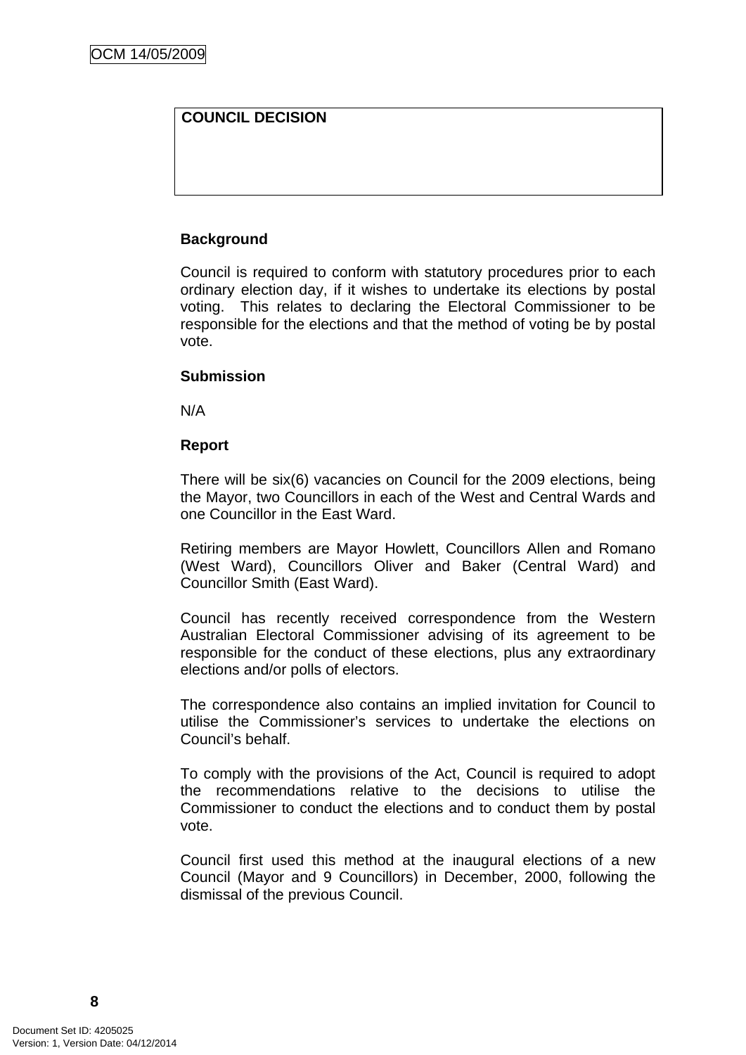| COUNCIL DECISION |
| --- |
| |

**Background**

Council is required to conform with statutory procedures prior to each ordinary election day, if it wishes to undertake its elections by postal voting. This relates to declaring the Electoral Commissioner to be responsible for the elections and that the method of voting be by postal vote.

**Submission**

N/A

**Report**

There will be six(6) vacancies on Council for the 2009 elections, being the Mayor, two Councillors in each of the West and Central Wards and one Councillor in the East Ward.

Retiring members are Mayor Howlett, Councillors Allen and Romano (West Ward), Councillors Oliver and Baker (Central Ward) and Councillor Smith (East Ward).

Council has recently received correspondence from the Western Australian Electoral Commissioner advising of its agreement to be responsible for the conduct of these elections, plus any extraordinary elections and/or polls of electors.

The correspondence also contains an implied invitation for Council to utilise the Commissioner's services to undertake the elections on Council's behalf.

To comply with the provisions of the Act, Council is required to adopt the recommendations relative to the decisions to utilise the Commissioner to conduct the elections and to conduct them by postal vote.

Council first used this method at the inaugural elections of a new Council (Mayor and 9 Councillors) in December, 2000, following the dismissal of the previous Council.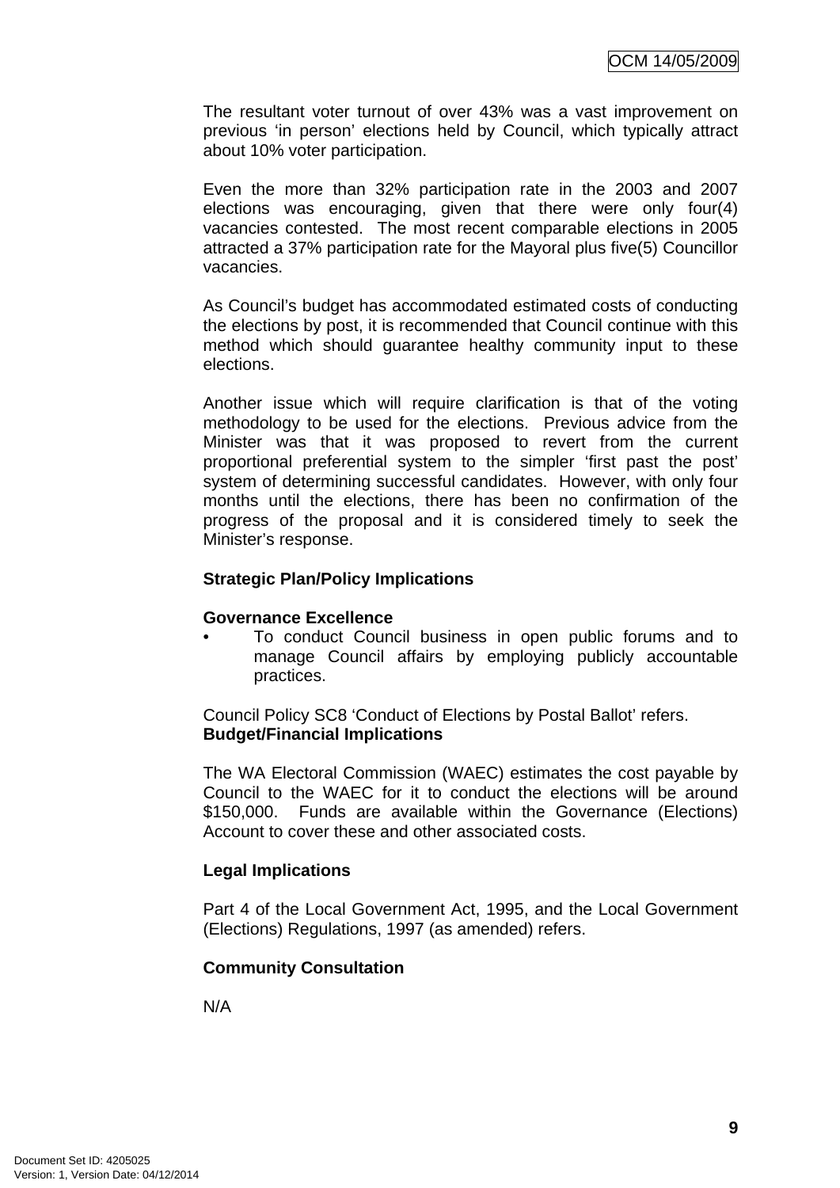The resultant voter turnout of over 43% was a vast improvement on previous 'in person' elections held by Council, which typically attract about 10% voter participation.

Even the more than 32% participation rate in the 2003 and 2007 elections was encouraging, given that there were only four(4) vacancies contested. The most recent comparable elections in 2005 attracted a 37% participation rate for the Mayoral plus five(5) Councillor vacancies.

As Council's budget has accommodated estimated costs of conducting the elections by post, it is recommended that Council continue with this method which should guarantee healthy community input to these elections.

Another issue which will require clarification is that of the voting methodology to be used for the elections. Previous advice from the Minister was that it was proposed to revert from the current proportional preferential system to the simpler 'first past the post' system of determining successful candidates. However, with only four months until the elections, there has been no confirmation of the progress of the proposal and it is considered timely to seek the Minister's response.

**Strategic Plan/Policy Implications**

**Governance Excellence**

- To conduct Council business in open public forums and to manage Council affairs by employing publicly accountable practices.

Council Policy SC8 'Conduct of Elections by Postal Ballot' refers.

**Budget/Financial Implications**

The WA Electoral Commission (WAEC) estimates the cost payable by Council to the WAEC for it to conduct the elections will be around $150,000. Funds are available within the Governance (Elections) Account to cover these and other associated costs.

**Legal Implications**

Part 4 of the Local Government Act, 1995, and the Local Government (Elections) Regulations, 1997 (as amended) refers.

**Community Consultation**

N/A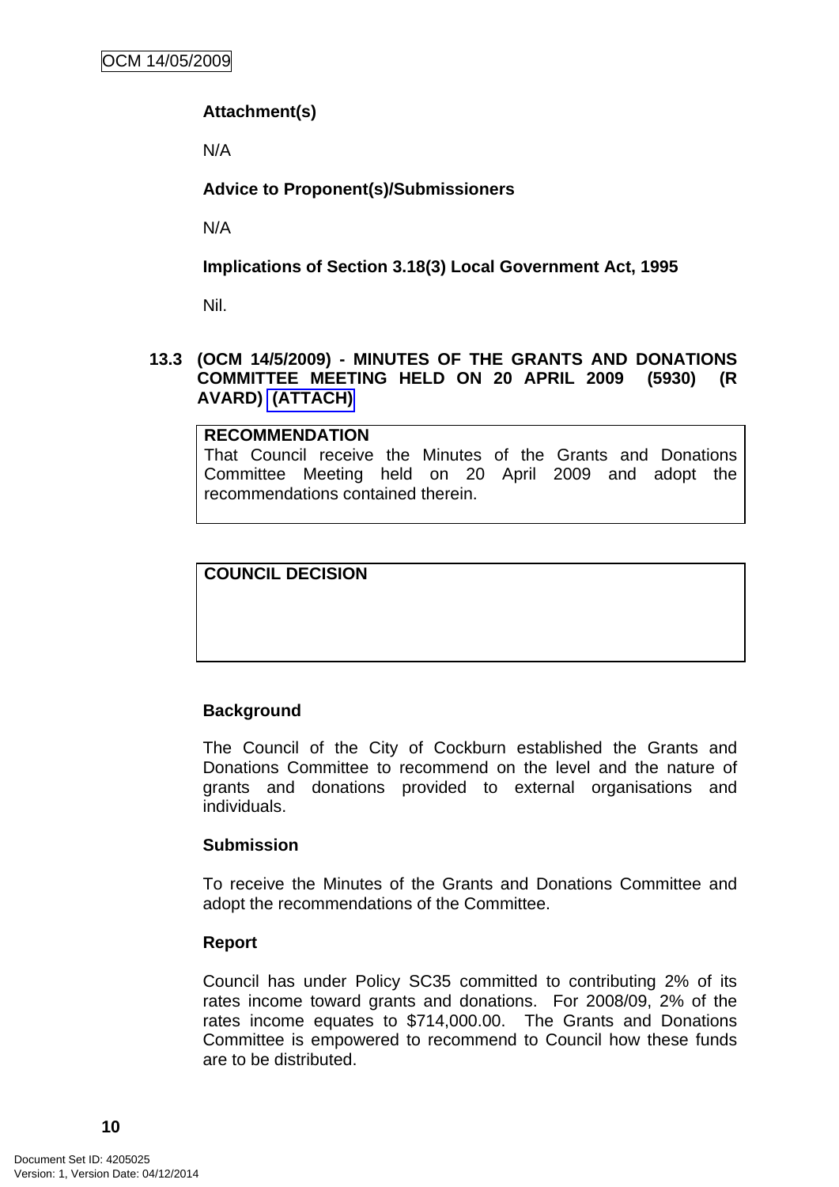**Attachment(s)**

N/A

**Advice to Proponent(s)/Submissioners**

N/A

**Implications of Section 3.18(3) Local Government Act, 1995**

Nil.

### 13.3 (OCM 14/5/2009) - MINUTES OF THE GRANTS AND DONATIONS COMMITTEE MEETING HELD ON 20 APRIL 2009 (5930) (R AVARD) (ATTACH)

| **RECOMMENDATION** |
|---|
| That Council receive the Minutes of the Grants and Donations Committee Meeting held on 20 April 2009 and adopt the recommendations contained therein. |

| **COUNCIL DECISION** |
|---|
| |

**Background**

The Council of the City of Cockburn established the Grants and Donations Committee to recommend on the level and the nature of grants and donations provided to external organisations and individuals.

**Submission**

To receive the Minutes of the Grants and Donations Committee and adopt the recommendations of the Committee.

**Report**

Council has under Policy SC35 committed to contributing 2% of its rates income toward grants and donations. For 2008/09, 2% of the rates income equates to $714,000.00. The Grants and Donations Committee is empowered to recommend to Council how these funds are to be distributed.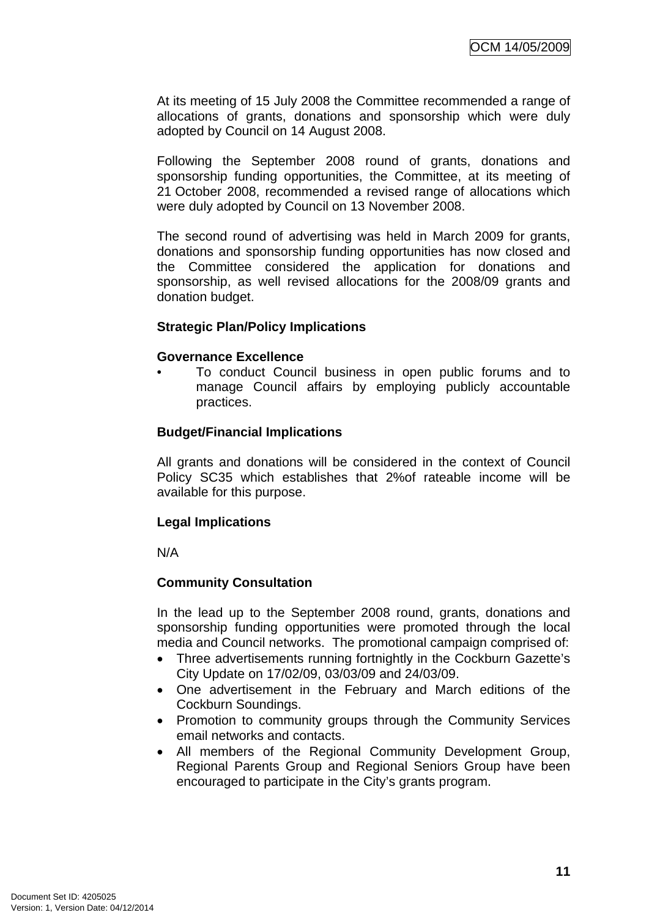At its meeting of 15 July 2008 the Committee recommended a range of allocations of grants, donations and sponsorship which were duly adopted by Council on 14 August 2008.

Following the September 2008 round of grants, donations and sponsorship funding opportunities, the Committee, at its meeting of 21 October 2008, recommended a revised range of allocations which were duly adopted by Council on 13 November 2008.

The second round of advertising was held in March 2009 for grants, donations and sponsorship funding opportunities has now closed and the Committee considered the application for donations and sponsorship, as well revised allocations for the 2008/09 grants and donation budget.

**Strategic Plan/Policy Implications**

**Governance Excellence**

- To conduct Council business in open public forums and to manage Council affairs by employing publicly accountable practices.

**Budget/Financial Implications**

All grants and donations will be considered in the context of Council Policy SC35 which establishes that 2%of rateable income will be available for this purpose.

**Legal Implications**

N/A

**Community Consultation**

In the lead up to the September 2008 round, grants, donations and sponsorship funding opportunities were promoted through the local media and Council networks. The promotional campaign comprised of:

- Three advertisements running fortnightly in the Cockburn Gazette's City Update on 17/02/09, 03/03/09 and 24/03/09.
- One advertisement in the February and March editions of the Cockburn Soundings.
- Promotion to community groups through the Community Services email networks and contacts.
- All members of the Regional Community Development Group, Regional Parents Group and Regional Seniors Group have been encouraged to participate in the City's grants program.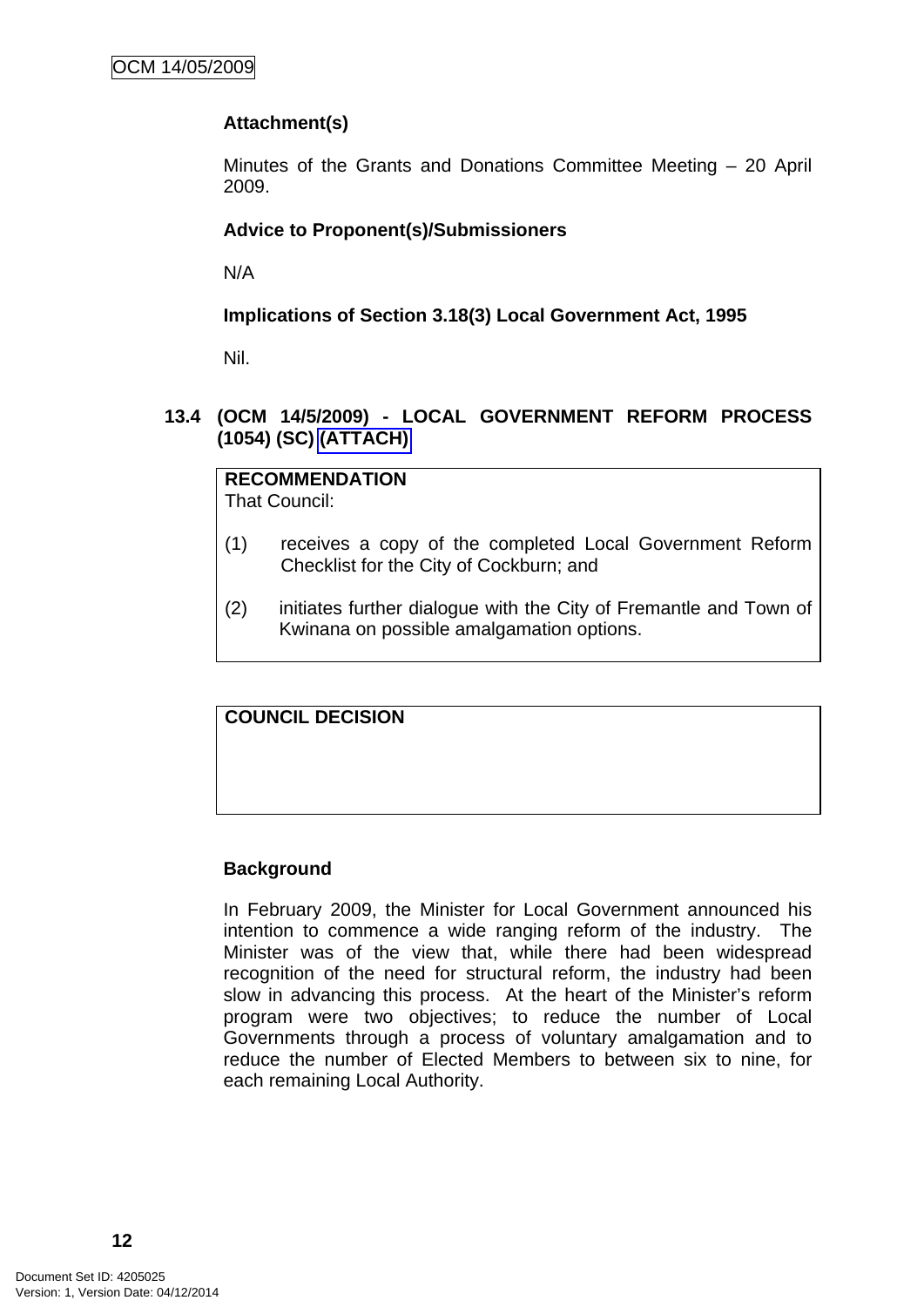**Attachment(s)**

Minutes of the Grants and Donations Committee Meeting – 20 April 2009.

**Advice to Proponent(s)/Submissioners**

N/A

**Implications of Section 3.18(3) Local Government Act, 1995**

Nil.

## 13.4 (OCM 14/5/2009) - LOCAL GOVERNMENT REFORM PROCESS (1054) (SC) (ATTACH)

**RECOMMENDATION**
That Council:

(1) receives a copy of the completed Local Government Reform Checklist for the City of Cockburn; and

(2) initiates further dialogue with the City of Fremantle and Town of Kwinana on possible amalgamation options.

**COUNCIL DECISION**

**Background**

In February 2009, the Minister for Local Government announced his intention to commence a wide ranging reform of the industry. The Minister was of the view that, while there had been widespread recognition of the need for structural reform, the industry had been slow in advancing this process. At the heart of the Minister's reform program were two objectives; to reduce the number of Local Governments through a process of voluntary amalgamation and to reduce the number of Elected Members to between six to nine, for each remaining Local Authority.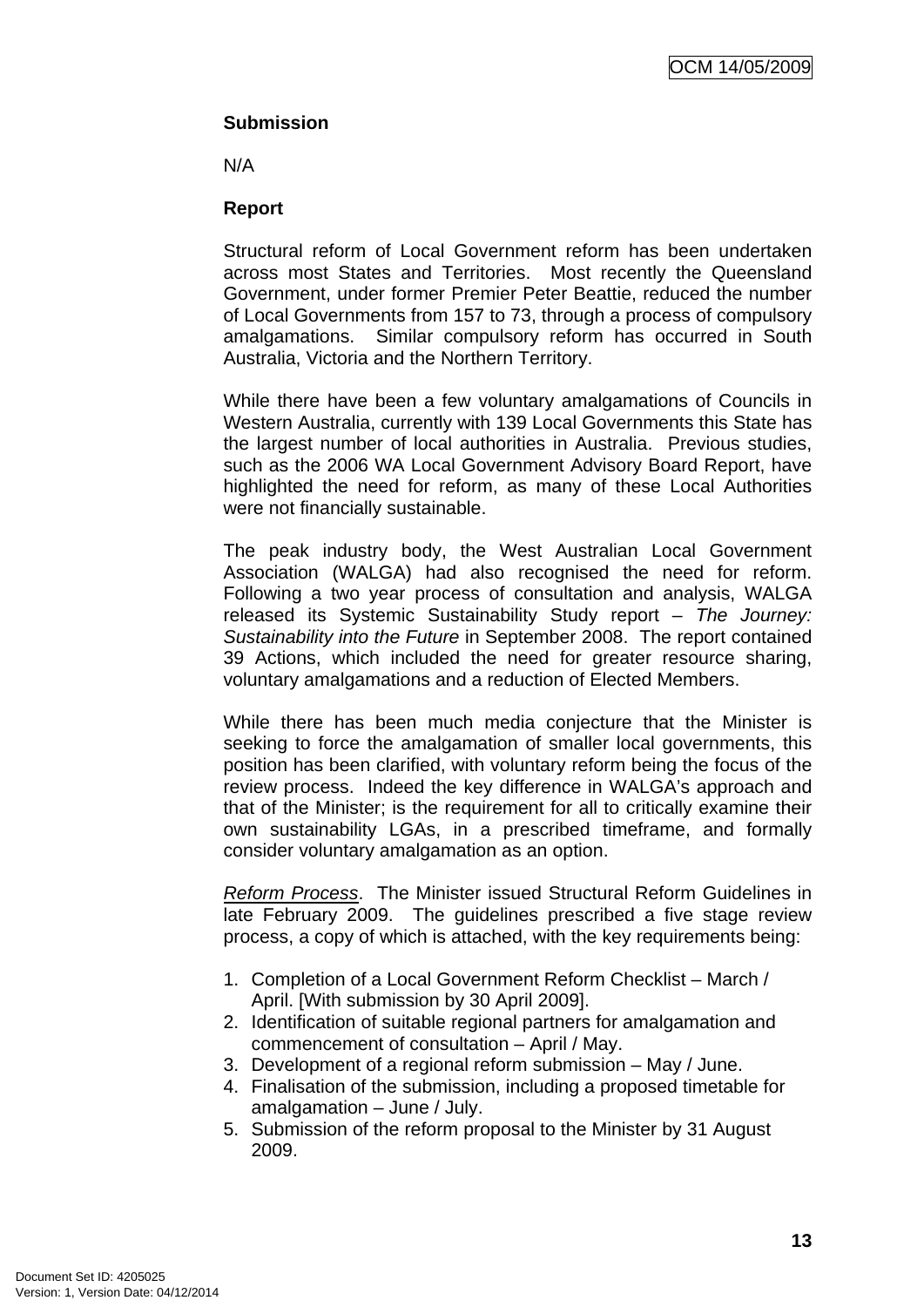**Submission**

N/A

**Report**

Structural reform of Local Government reform has been undertaken across most States and Territories. Most recently the Queensland Government, under former Premier Peter Beattie, reduced the number of Local Governments from 157 to 73, through a process of compulsory amalgamations. Similar compulsory reform has occurred in South Australia, Victoria and the Northern Territory.

While there have been a few voluntary amalgamations of Councils in Western Australia, currently with 139 Local Governments this State has the largest number of local authorities in Australia. Previous studies, such as the 2006 WA Local Government Advisory Board Report, have highlighted the need for reform, as many of these Local Authorities were not financially sustainable.

The peak industry body, the West Australian Local Government Association (WALGA) had also recognised the need for reform. Following a two year process of consultation and analysis, WALGA released its Systemic Sustainability Study report – *The Journey: Sustainability into the Future* in September 2008. The report contained 39 Actions, which included the need for greater resource sharing, voluntary amalgamations and a reduction of Elected Members.

While there has been much media conjecture that the Minister is seeking to force the amalgamation of smaller local governments, this position has been clarified, with voluntary reform being the focus of the review process. Indeed the key difference in WALGA's approach and that of the Minister; is the requirement for all to critically examine their own sustainability LGAs, in a prescribed timeframe, and formally consider voluntary amalgamation as an option.

Reform Process. The Minister issued Structural Reform Guidelines in late February 2009. The guidelines prescribed a five stage review process, a copy of which is attached, with the key requirements being:

1. Completion of a Local Government Reform Checklist – March / April. [With submission by 30 April 2009].
2. Identification of suitable regional partners for amalgamation and commencement of consultation – April / May.
3. Development of a regional reform submission – May / June.
4. Finalisation of the submission, including a proposed timetable for amalgamation – June / July.
5. Submission of the reform proposal to the Minister by 31 August 2009.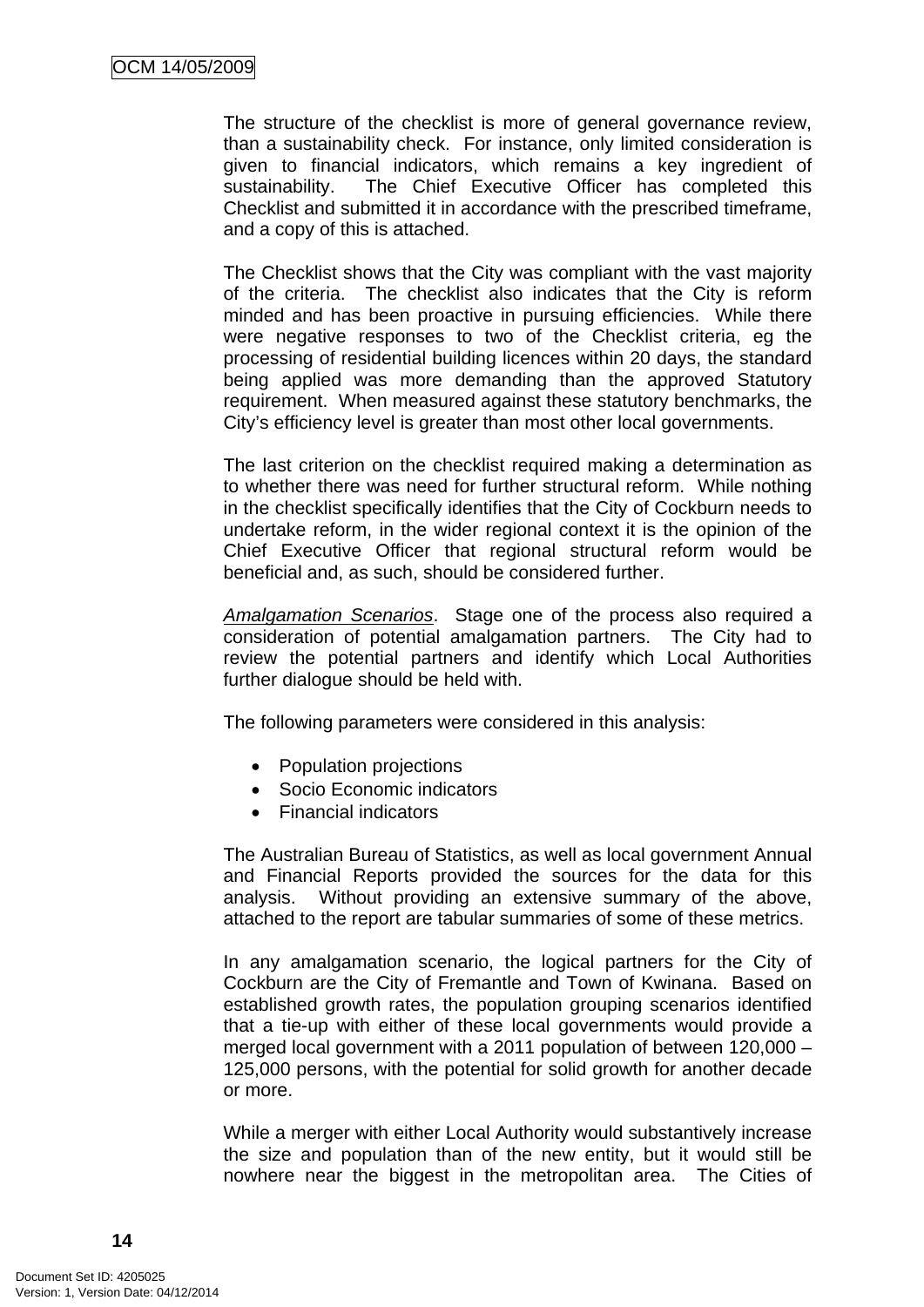The structure of the checklist is more of general governance review, than a sustainability check. For instance, only limited consideration is given to financial indicators, which remains a key ingredient of sustainability. The Chief Executive Officer has completed this Checklist and submitted it in accordance with the prescribed timeframe, and a copy of this is attached.

The Checklist shows that the City was compliant with the vast majority of the criteria. The checklist also indicates that the City is reform minded and has been proactive in pursuing efficiencies. While there were negative responses to two of the Checklist criteria, eg the processing of residential building licences within 20 days, the standard being applied was more demanding than the approved Statutory requirement. When measured against these statutory benchmarks, the City's efficiency level is greater than most other local governments.

The last criterion on the checklist required making a determination as to whether there was need for further structural reform. While nothing in the checklist specifically identifies that the City of Cockburn needs to undertake reform, in the wider regional context it is the opinion of the Chief Executive Officer that regional structural reform would be beneficial and, as such, should be considered further.

*Amalgamation Scenarios*. Stage one of the process also required a consideration of potential amalgamation partners. The City had to review the potential partners and identify which Local Authorities further dialogue should be held with.

The following parameters were considered in this analysis:

- Population projections
- Socio Economic indicators
- Financial indicators

The Australian Bureau of Statistics, as well as local government Annual and Financial Reports provided the sources for the data for this analysis. Without providing an extensive summary of the above, attached to the report are tabular summaries of some of these metrics.

In any amalgamation scenario, the logical partners for the City of Cockburn are the City of Fremantle and Town of Kwinana. Based on established growth rates, the population grouping scenarios identified that a tie-up with either of these local governments would provide a merged local government with a 2011 population of between 120,000 – 125,000 persons, with the potential for solid growth for another decade or more.

While a merger with either Local Authority would substantively increase the size and population than of the new entity, but it would still be nowhere near the biggest in the metropolitan area. The Cities of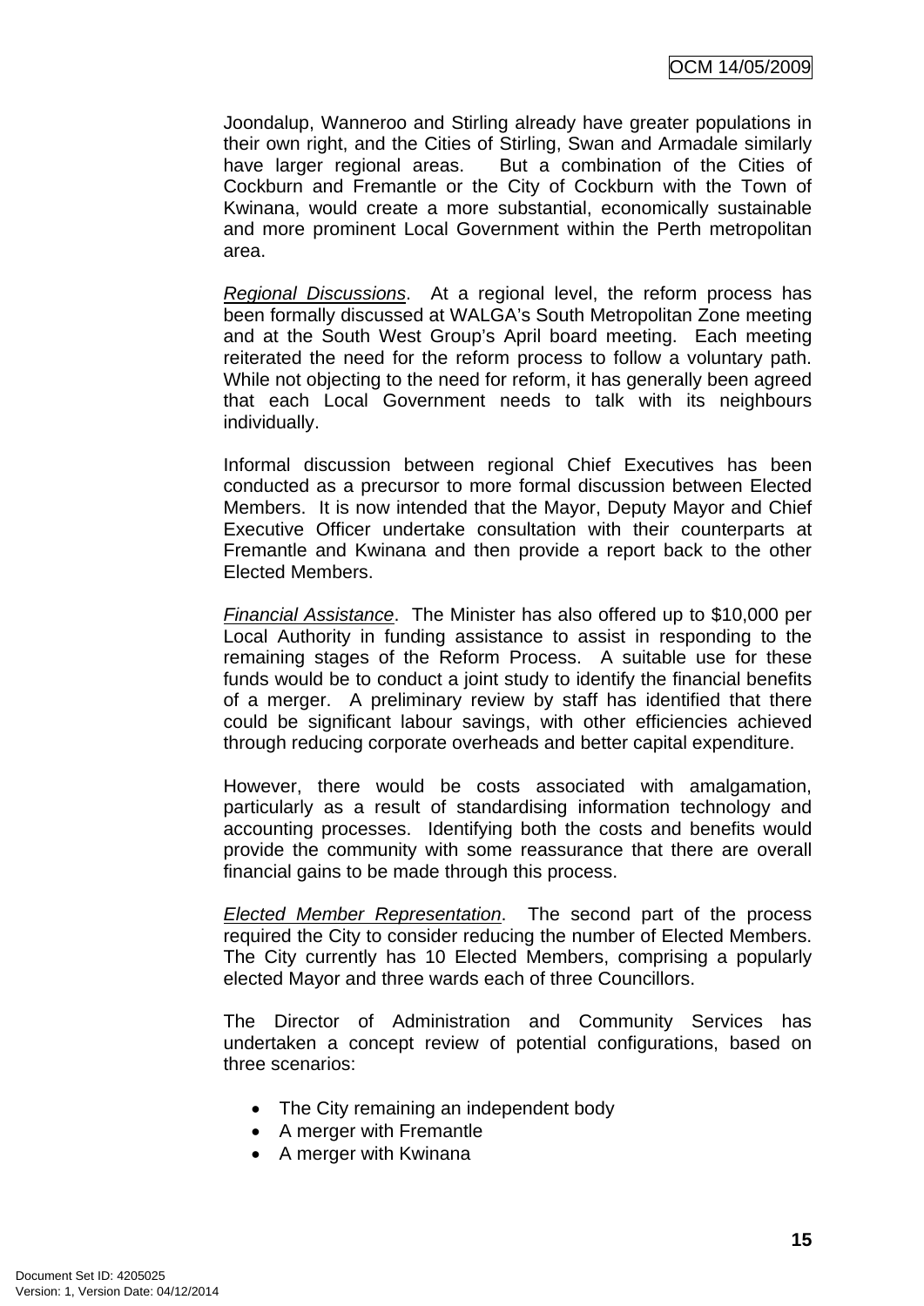Joondalup, Wanneroo and Stirling already have greater populations in their own right, and the Cities of Stirling, Swan and Armadale similarly have larger regional areas. But a combination of the Cities of Cockburn and Fremantle or the City of Cockburn with the Town of Kwinana, would create a more substantial, economically sustainable and more prominent Local Government within the Perth metropolitan area.

*Regional Discussions*. At a regional level, the reform process has been formally discussed at WALGA's South Metropolitan Zone meeting and at the South West Group's April board meeting. Each meeting reiterated the need for the reform process to follow a voluntary path. While not objecting to the need for reform, it has generally been agreed that each Local Government needs to talk with its neighbours individually.

Informal discussion between regional Chief Executives has been conducted as a precursor to more formal discussion between Elected Members. It is now intended that the Mayor, Deputy Mayor and Chief Executive Officer undertake consultation with their counterparts at Fremantle and Kwinana and then provide a report back to the other Elected Members.

*Financial Assistance*. The Minister has also offered up to $10,000 per Local Authority in funding assistance to assist in responding to the remaining stages of the Reform Process. A suitable use for these funds would be to conduct a joint study to identify the financial benefits of a merger. A preliminary review by staff has identified that there could be significant labour savings, with other efficiencies achieved through reducing corporate overheads and better capital expenditure.

However, there would be costs associated with amalgamation, particularly as a result of standardising information technology and accounting processes. Identifying both the costs and benefits would provide the community with some reassurance that there are overall financial gains to be made through this process.

*Elected Member Representation*. The second part of the process required the City to consider reducing the number of Elected Members. The City currently has 10 Elected Members, comprising a popularly elected Mayor and three wards each of three Councillors.

The Director of Administration and Community Services has undertaken a concept review of potential configurations, based on three scenarios:

- The City remaining an independent body
- A merger with Fremantle
- A merger with Kwinana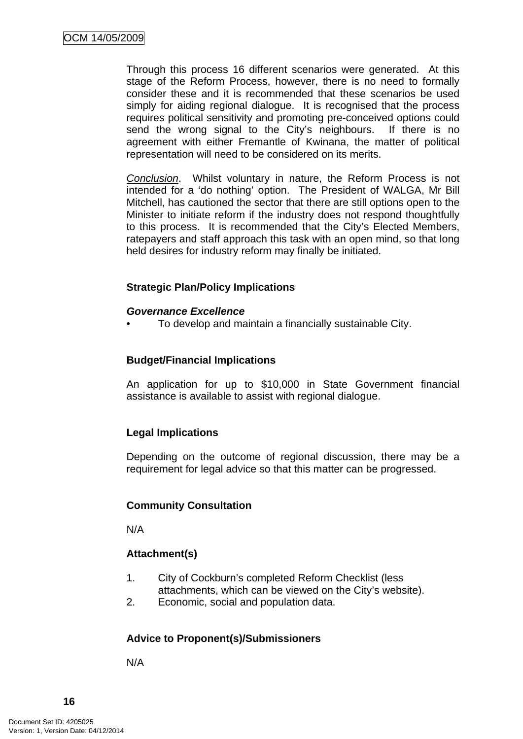Through this process 16 different scenarios were generated. At this stage of the Reform Process, however, there is no need to formally consider these and it is recommended that these scenarios be used simply for aiding regional dialogue. It is recognised that the process requires political sensitivity and promoting pre-conceived options could send the wrong signal to the City's neighbours. If there is no agreement with either Fremantle of Kwinana, the matter of political representation will need to be considered on its merits.

_Conclusion_. Whilst voluntary in nature, the Reform Process is not intended for a 'do nothing' option. The President of WALGA, Mr Bill Mitchell, has cautioned the sector that there are still options open to the Minister to initiate reform if the industry does not respond thoughtfully to this process. It is recommended that the City's Elected Members, ratepayers and staff approach this task with an open mind, so that long held desires for industry reform may finally be initiated.

**Strategic Plan/Policy Implications**

***Governance Excellence***

- To develop and maintain a financially sustainable City.

**Budget/Financial Implications**

An application for up to $10,000 in State Government financial assistance is available to assist with regional dialogue.

**Legal Implications**

Depending on the outcome of regional discussion, there may be a requirement for legal advice so that this matter can be progressed.

**Community Consultation**

N/A

**Attachment(s)**

1. City of Cockburn's completed Reform Checklist (less attachments, which can be viewed on the City's website).
2. Economic, social and population data.

**Advice to Proponent(s)/Submissioners**

N/A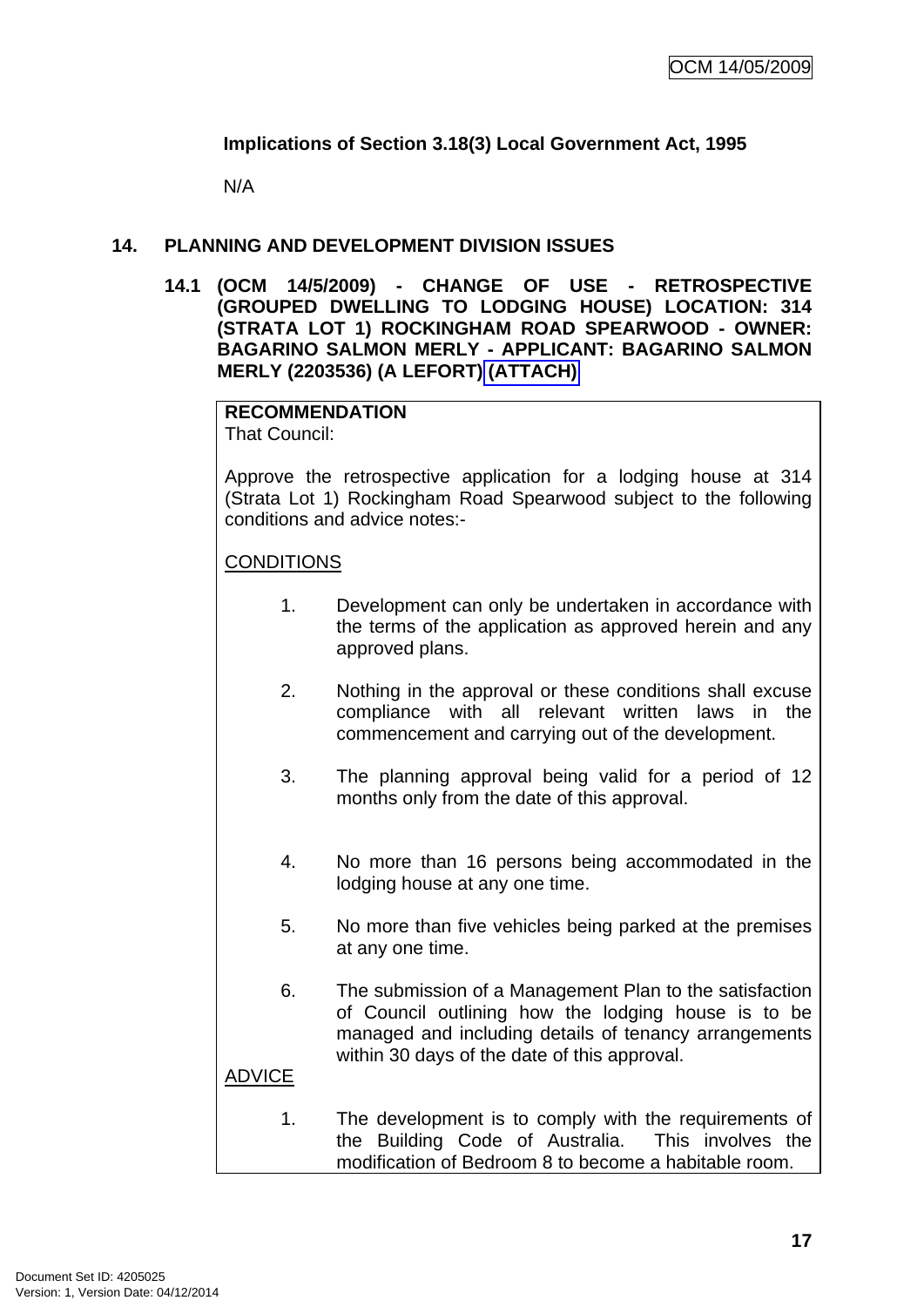**Implications of Section 3.18(3) Local Government Act, 1995**

N/A

## 14. PLANNING AND DEVELOPMENT DIVISION ISSUES

### 14.1 (OCM 14/5/2009) - CHANGE OF USE - RETROSPECTIVE (GROUPED DWELLING TO LODGING HOUSE) LOCATION: 314 (STRATA LOT 1) ROCKINGHAM ROAD SPEARWOOD - OWNER: BAGARINO SALMON MERLY - APPLICANT: BAGARINO SALMON MERLY (2203536) (A LEFORT) (ATTACH)

**RECOMMENDATION**

That Council:

Approve the retrospective application for a lodging house at 314 (Strata Lot 1) Rockingham Road Spearwood subject to the following conditions and advice notes:-

CONDITIONS

1. Development can only be undertaken in accordance with the terms of the application as approved herein and any approved plans.
2. Nothing in the approval or these conditions shall excuse compliance with all relevant written laws in the commencement and carrying out of the development.
3. The planning approval being valid for a period of 12 months only from the date of this approval.
4. No more than 16 persons being accommodated in the lodging house at any one time.
5. No more than five vehicles being parked at the premises at any one time.
6. The submission of a Management Plan to the satisfaction of Council outlining how the lodging house is to be managed and including details of tenancy arrangements within 30 days of the date of this approval.

ADVICE

1. The development is to comply with the requirements of the Building Code of Australia. This involves the modification of Bedroom 8 to become a habitable room.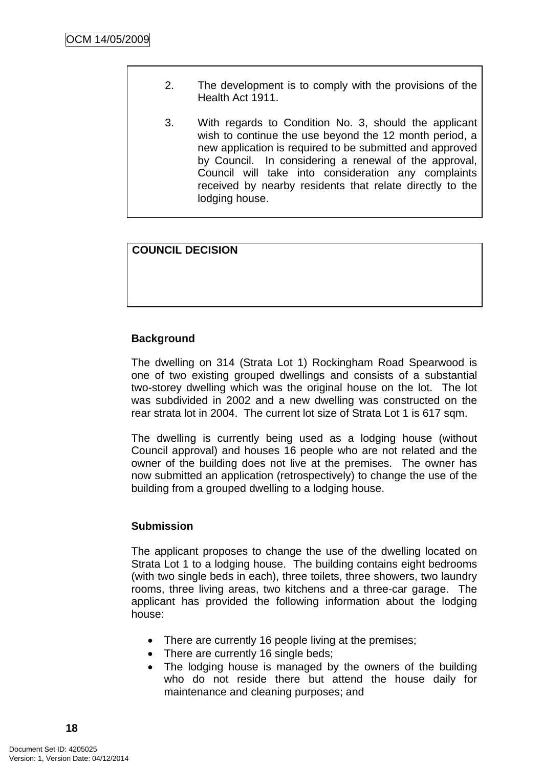2. The development is to comply with the provisions of the Health Act 1911.

3. With regards to Condition No. 3, should the applicant wish to continue the use beyond the 12 month period, a new application is required to be submitted and approved by Council. In considering a renewal of the approval, Council will take into consideration any complaints received by nearby residents that relate directly to the lodging house.

**COUNCIL DECISION**

**Background**

The dwelling on 314 (Strata Lot 1) Rockingham Road Spearwood is one of two existing grouped dwellings and consists of a substantial two-storey dwelling which was the original house on the lot. The lot was subdivided in 2002 and a new dwelling was constructed on the rear strata lot in 2004. The current lot size of Strata Lot 1 is 617 sqm.

The dwelling is currently being used as a lodging house (without Council approval) and houses 16 people who are not related and the owner of the building does not live at the premises. The owner has now submitted an application (retrospectively) to change the use of the building from a grouped dwelling to a lodging house.

**Submission**

The applicant proposes to change the use of the dwelling located on Strata Lot 1 to a lodging house. The building contains eight bedrooms (with two single beds in each), three toilets, three showers, two laundry rooms, three living areas, two kitchens and a three-car garage. The applicant has provided the following information about the lodging house:

- There are currently 16 people living at the premises;
- There are currently 16 single beds;
- The lodging house is managed by the owners of the building who do not reside there but attend the house daily for maintenance and cleaning purposes; and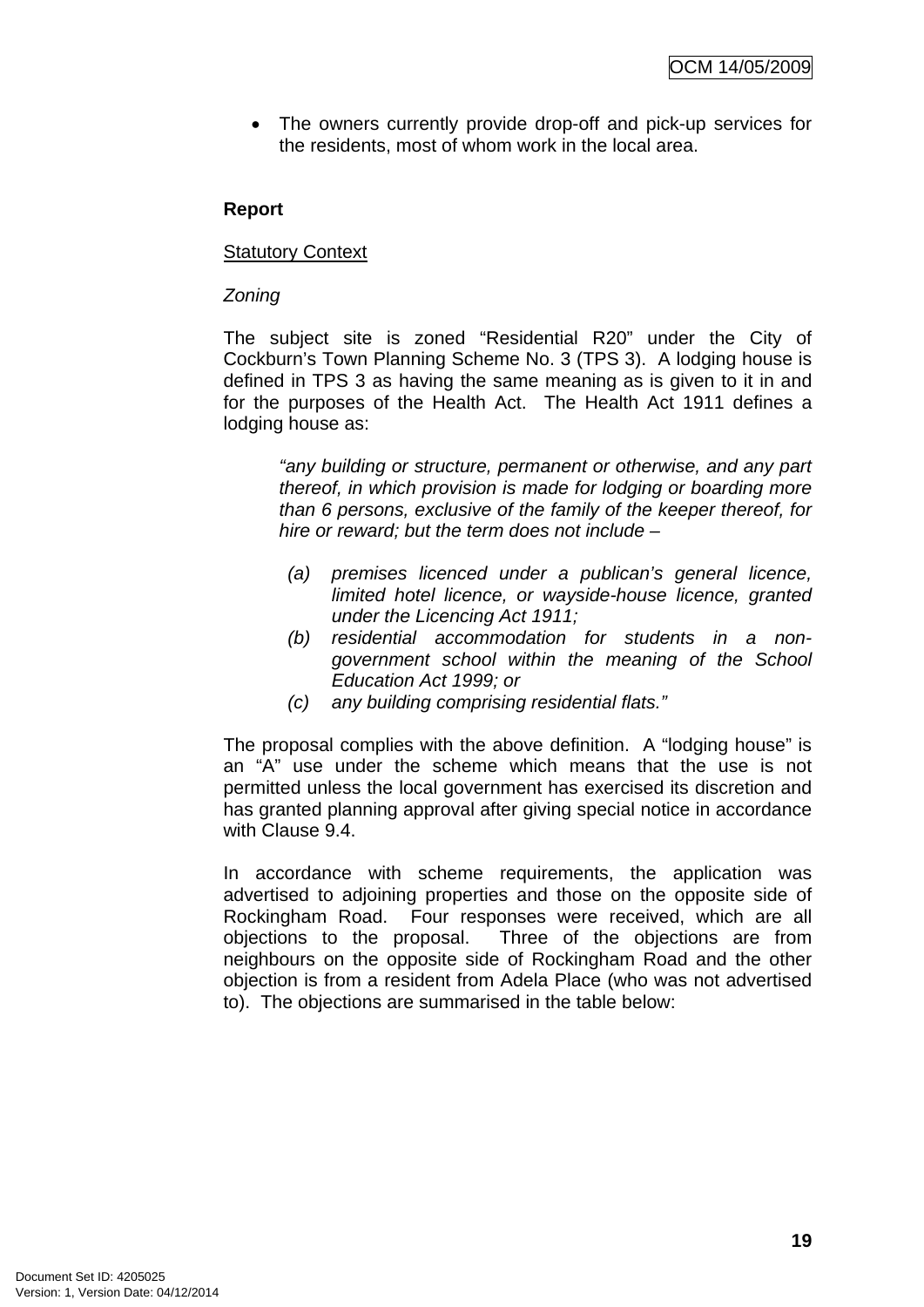- The owners currently provide drop-off and pick-up services for the residents, most of whom work in the local area.

**Report**

Statutory Context

*Zoning*

The subject site is zoned “Residential R20” under the City of Cockburn’s Town Planning Scheme No. 3 (TPS 3). A lodging house is defined in TPS 3 as having the same meaning as is given to it in and for the purposes of the Health Act. The Health Act 1911 defines a lodging house as:

> *“any building or structure, permanent or otherwise, and any part thereof, in which provision is made for lodging or boarding more than 6 persons, exclusive of the family of the keeper thereof, for hire or reward; but the term does not include –*
>
> *(a) premises licenced under a publican’s general licence, limited hotel licence, or wayside-house licence, granted under the Licencing Act 1911;*
> *(b) residential accommodation for students in a non-government school within the meaning of the School Education Act 1999; or*
> *(c) any building comprising residential flats.”*

The proposal complies with the above definition. A “lodging house” is an “A” use under the scheme which means that the use is not permitted unless the local government has exercised its discretion and has granted planning approval after giving special notice in accordance with Clause 9.4.

In accordance with scheme requirements, the application was advertised to adjoining properties and those on the opposite side of Rockingham Road. Four responses were received, which are all objections to the proposal. Three of the objections are from neighbours on the opposite side of Rockingham Road and the other objection is from a resident from Adela Place (who was not advertised to). The objections are summarised in the table below: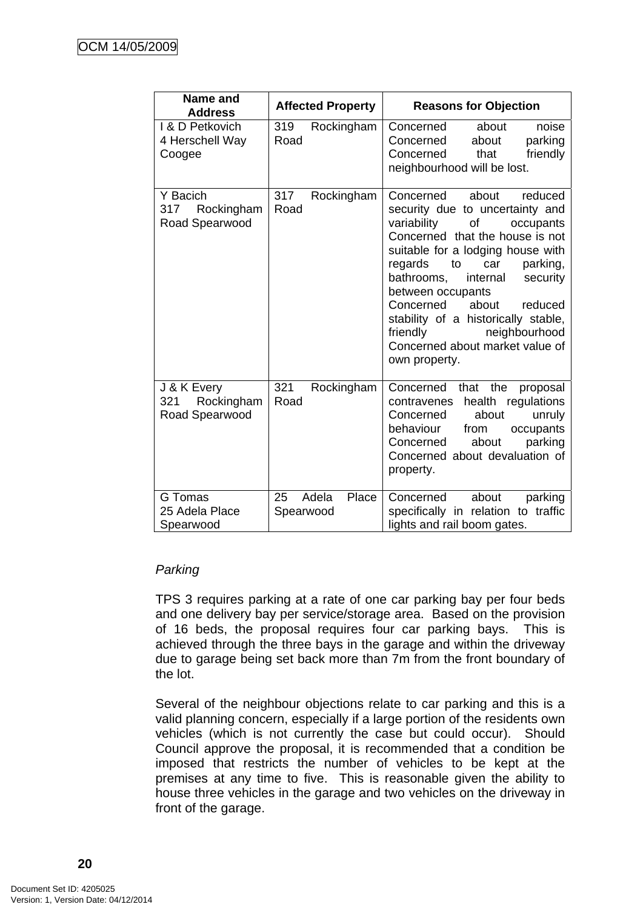| Name and Address | Affected Property | Reasons for Objection |
| --- | --- | --- |
| I & D Petkovich<br>4 Herschell Way<br>Coogee | 319 Rockingham Road | Concerned about noise<br>Concerned about parking<br>Concerned that friendly neighbourhood will be lost. |
| Y Bacich<br>317 Rockingham Road Spearwood | 317 Rockingham Road | Concerned about reduced security due to uncertainty and variability of occupants<br>Concerned that the house is not suitable for a lodging house with regards to car parking, bathrooms, internal security between occupants<br>Concerned about reduced stability of a historically stable, friendly neighbourhood<br>Concerned about market value of own property. |
| J & K Every<br>321 Rockingham Road Spearwood | 321 Rockingham Road | Concerned that the proposal contravenes health regulations<br>Concerned about unruly behaviour from occupants<br>Concerned about parking<br>Concerned about devaluation of property. |
| G Tomas<br>25 Adela Place<br>Spearwood | 25 Adela Place Spearwood | Concerned about parking specifically in relation to traffic lights and rail boom gates. |

*Parking*

TPS 3 requires parking at a rate of one car parking bay per four beds and one delivery bay per service/storage area. Based on the provision of 16 beds, the proposal requires four car parking bays. This is achieved through the three bays in the garage and within the driveway due to garage being set back more than 7m from the front boundary of the lot.

Several of the neighbour objections relate to car parking and this is a valid planning concern, especially if a large portion of the residents own vehicles (which is not currently the case but could occur). Should Council approve the proposal, it is recommended that a condition be imposed that restricts the number of vehicles to be kept at the premises at any time to five. This is reasonable given the ability to house three vehicles in the garage and two vehicles on the driveway in front of the garage.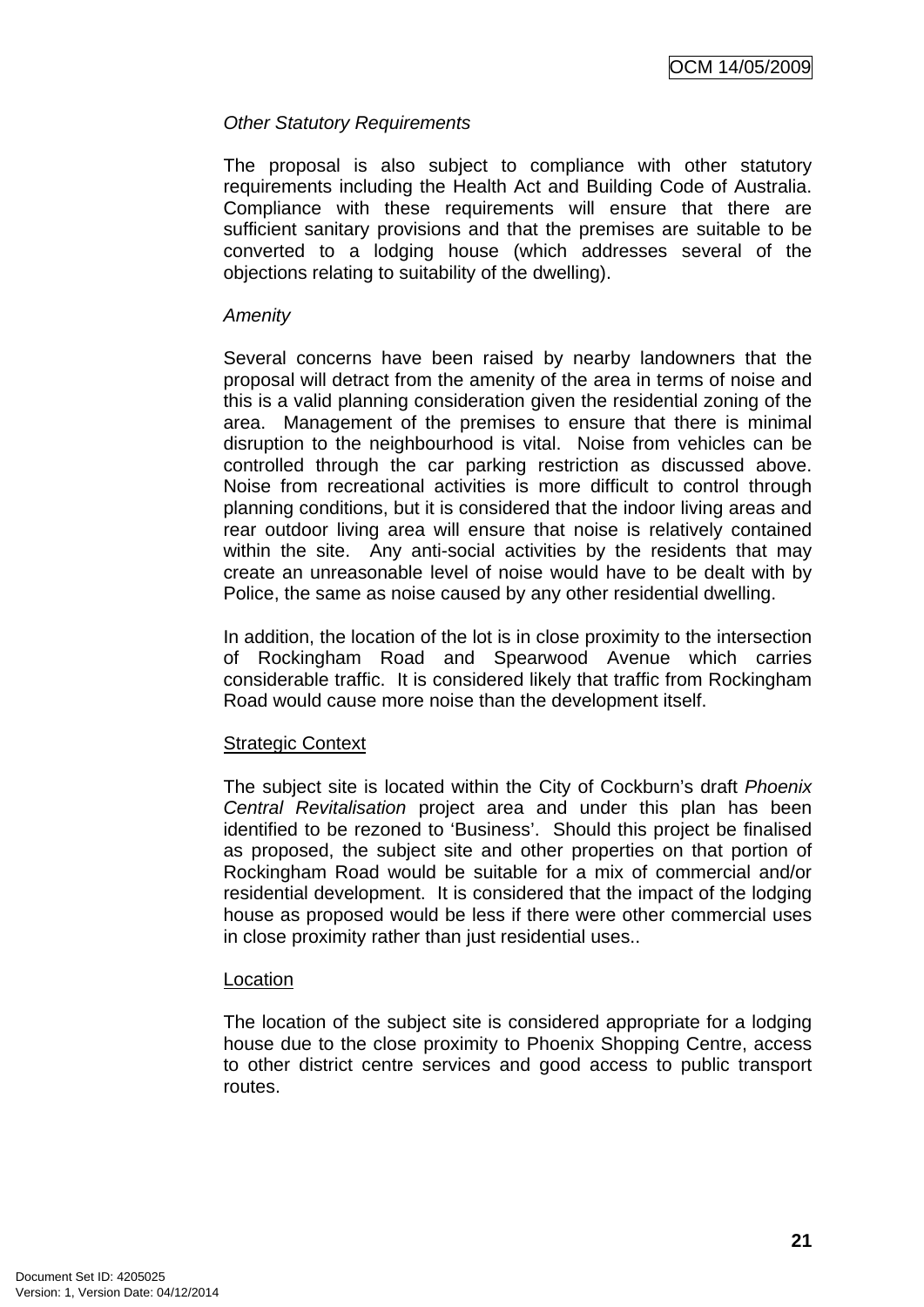*Other Statutory Requirements*

The proposal is also subject to compliance with other statutory requirements including the Health Act and Building Code of Australia. Compliance with these requirements will ensure that there are sufficient sanitary provisions and that the premises are suitable to be converted to a lodging house (which addresses several of the objections relating to suitability of the dwelling).

*Amenity*

Several concerns have been raised by nearby landowners that the proposal will detract from the amenity of the area in terms of noise and this is a valid planning consideration given the residential zoning of the area. Management of the premises to ensure that there is minimal disruption to the neighbourhood is vital. Noise from vehicles can be controlled through the car parking restriction as discussed above. Noise from recreational activities is more difficult to control through planning conditions, but it is considered that the indoor living areas and rear outdoor living area will ensure that noise is relatively contained within the site. Any anti-social activities by the residents that may create an unreasonable level of noise would have to be dealt with by Police, the same as noise caused by any other residential dwelling.

In addition, the location of the lot is in close proximity to the intersection of Rockingham Road and Spearwood Avenue which carries considerable traffic. It is considered likely that traffic from Rockingham Road would cause more noise than the development itself.

Strategic Context

The subject site is located within the City of Cockburn's draft *Phoenix Central Revitalisation* project area and under this plan has been identified to be rezoned to 'Business'. Should this project be finalised as proposed, the subject site and other properties on that portion of Rockingham Road would be suitable for a mix of commercial and/or residential development. It is considered that the impact of the lodging house as proposed would be less if there were other commercial uses in close proximity rather than just residential uses..

Location

The location of the subject site is considered appropriate for a lodging house due to the close proximity to Phoenix Shopping Centre, access to other district centre services and good access to public transport routes.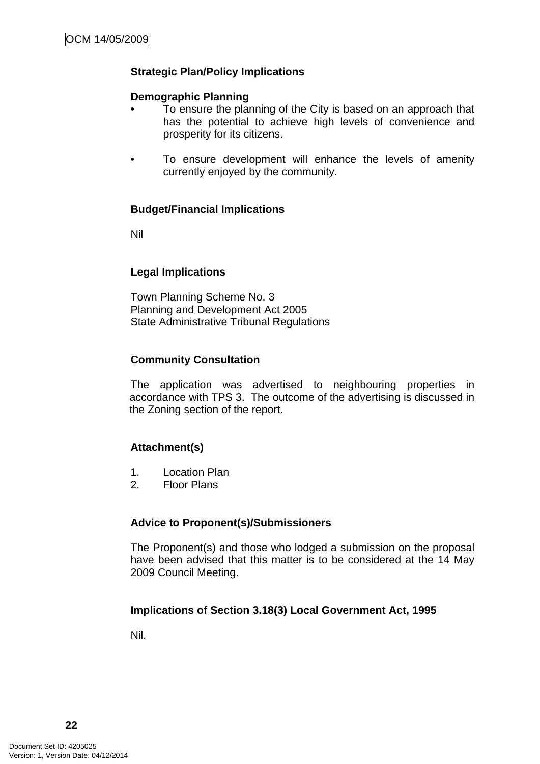**Strategic Plan/Policy Implications**

**Demographic Planning**

- To ensure the planning of the City is based on an approach that has the potential to achieve high levels of convenience and prosperity for its citizens.

- To ensure development will enhance the levels of amenity currently enjoyed by the community.

**Budget/Financial Implications**

Nil

**Legal Implications**

Town Planning Scheme No. 3
Planning and Development Act 2005
State Administrative Tribunal Regulations

**Community Consultation**

The application was advertised to neighbouring properties in accordance with TPS 3. The outcome of the advertising is discussed in the Zoning section of the report.

**Attachment(s)**

1. Location Plan
2. Floor Plans

**Advice to Proponent(s)/Submissioners**

The Proponent(s) and those who lodged a submission on the proposal have been advised that this matter is to be considered at the 14 May 2009 Council Meeting.

**Implications of Section 3.18(3) Local Government Act, 1995**

Nil.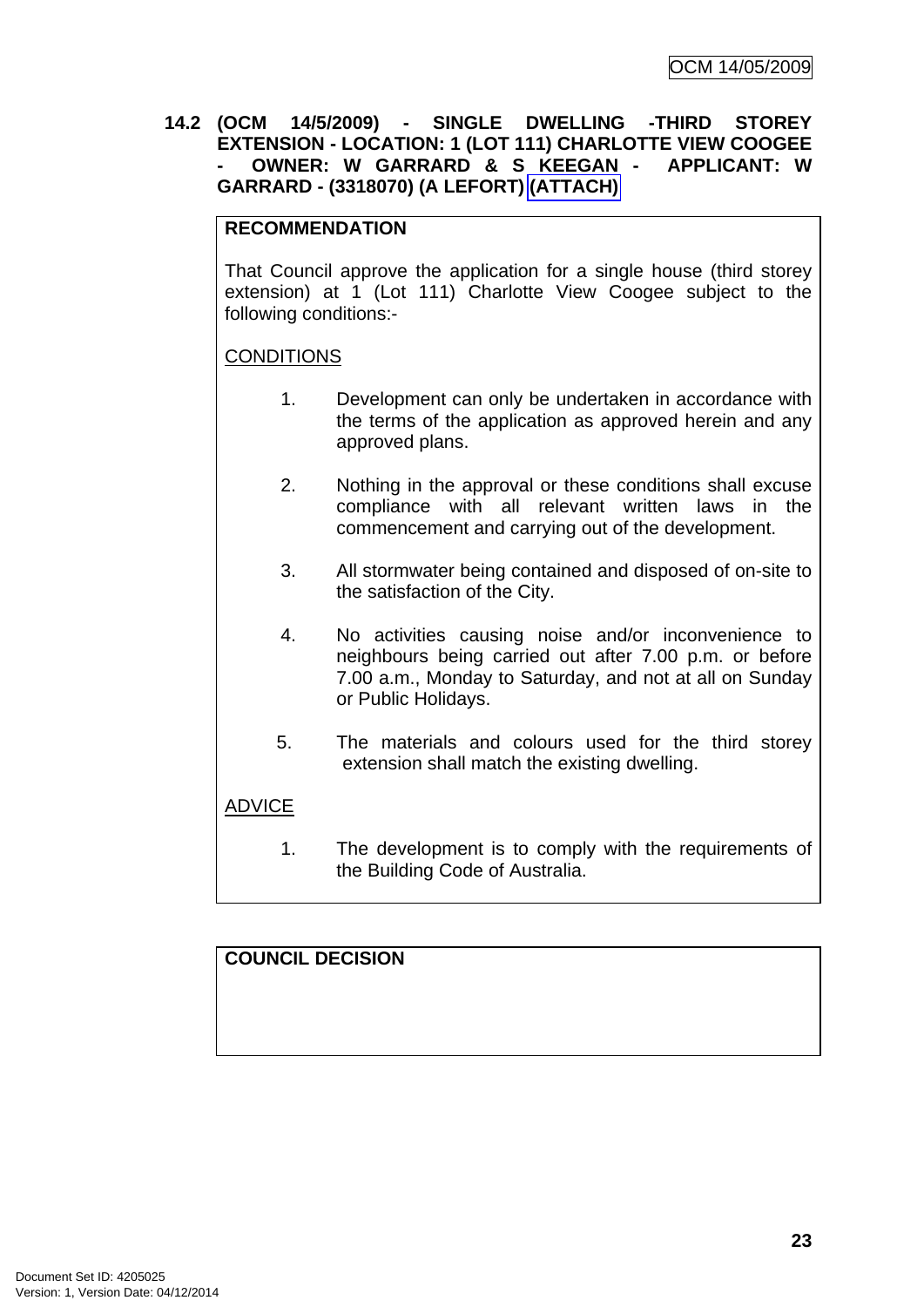## 14.2 (OCM 14/5/2009) - SINGLE DWELLING -THIRD STOREY EXTENSION - LOCATION: 1 (LOT 111) CHARLOTTE VIEW COOGEE - OWNER: W GARRARD & S KEEGAN - APPLICANT: W GARRARD - (3318070) (A LEFORT) (ATTACH)

**RECOMMENDATION**

That Council approve the application for a single house (third storey extension) at 1 (Lot 111) Charlotte View Coogee subject to the following conditions:-

CONDITIONS

1. Development can only be undertaken in accordance with the terms of the application as approved herein and any approved plans.

2. Nothing in the approval or these conditions shall excuse compliance with all relevant written laws in the commencement and carrying out of the development.

3. All stormwater being contained and disposed of on-site to the satisfaction of the City.

4. No activities causing noise and/or inconvenience to neighbours being carried out after 7.00 p.m. or before 7.00 a.m., Monday to Saturday, and not at all on Sunday or Public Holidays.

5. The materials and colours used for the third storey extension shall match the existing dwelling.

ADVICE

1. The development is to comply with the requirements of the Building Code of Australia.

**COUNCIL DECISION**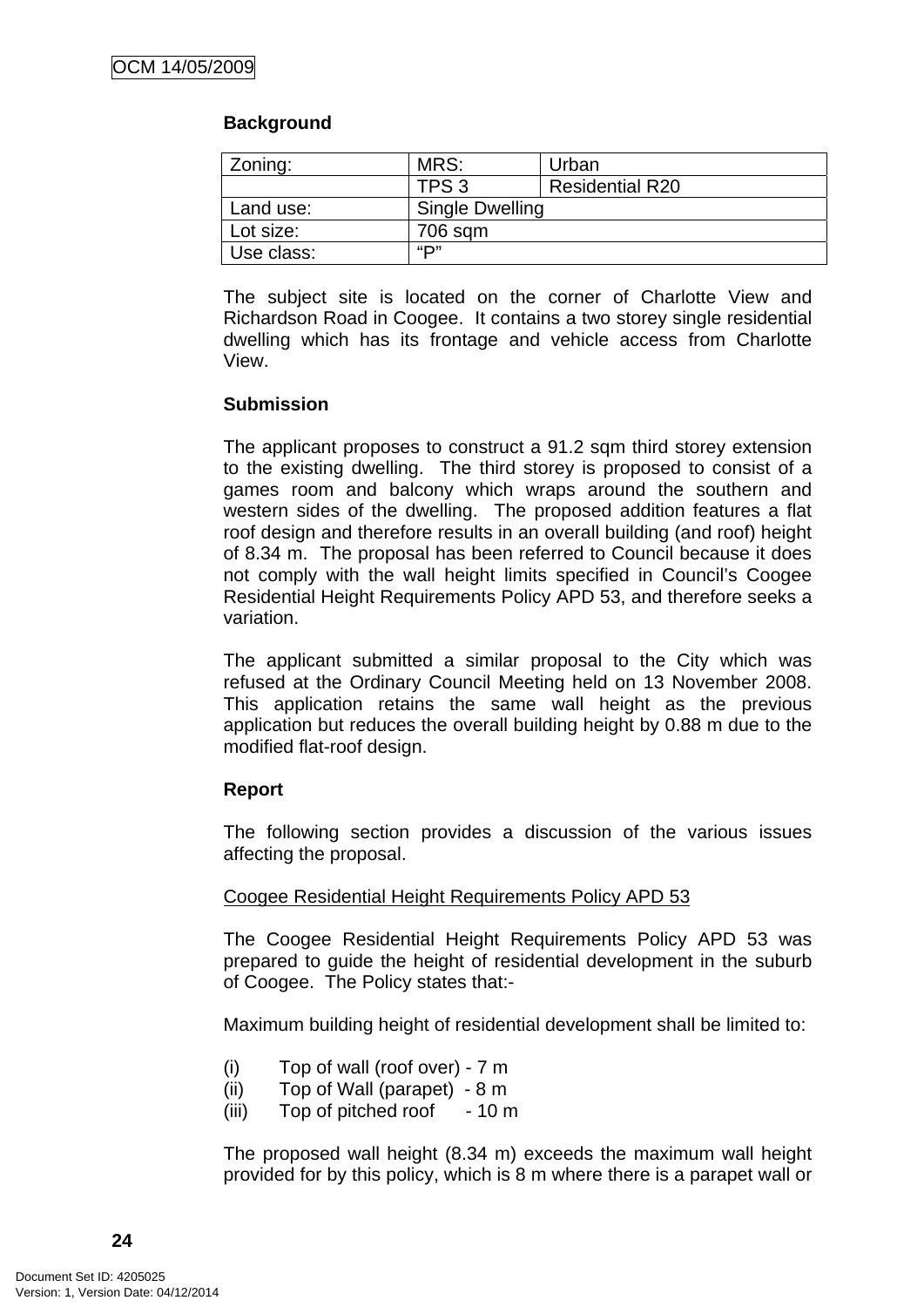**Background**

| Zoning: | MRS: | Urban |
|---|---|---|
| | TPS 3 | Residential R20 |
| Land use: | Single Dwelling | |
| Lot size: | 706 sqm | |
| Use class: | "P" | |

The subject site is located on the corner of Charlotte View and Richardson Road in Coogee. It contains a two storey single residential dwelling which has its frontage and vehicle access from Charlotte View.

**Submission**

The applicant proposes to construct a 91.2 sqm third storey extension to the existing dwelling. The third storey is proposed to consist of a games room and balcony which wraps around the southern and western sides of the dwelling. The proposed addition features a flat roof design and therefore results in an overall building (and roof) height of 8.34 m. The proposal has been referred to Council because it does not comply with the wall height limits specified in Council's Coogee Residential Height Requirements Policy APD 53, and therefore seeks a variation.

The applicant submitted a similar proposal to the City which was refused at the Ordinary Council Meeting held on 13 November 2008. This application retains the same wall height as the previous application but reduces the overall building height by 0.88 m due to the modified flat-roof design.

**Report**

The following section provides a discussion of the various issues affecting the proposal.

<u>Coogee Residential Height Requirements Policy APD 53</u>

The Coogee Residential Height Requirements Policy APD 53 was prepared to guide the height of residential development in the suburb of Coogee. The Policy states that:-

Maximum building height of residential development shall be limited to:

(i) Top of wall (roof over) - 7 m
(ii) Top of Wall (parapet) - 8 m
(iii) Top of pitched roof - 10 m

The proposed wall height (8.34 m) exceeds the maximum wall height provided for by this policy, which is 8 m where there is a parapet wall or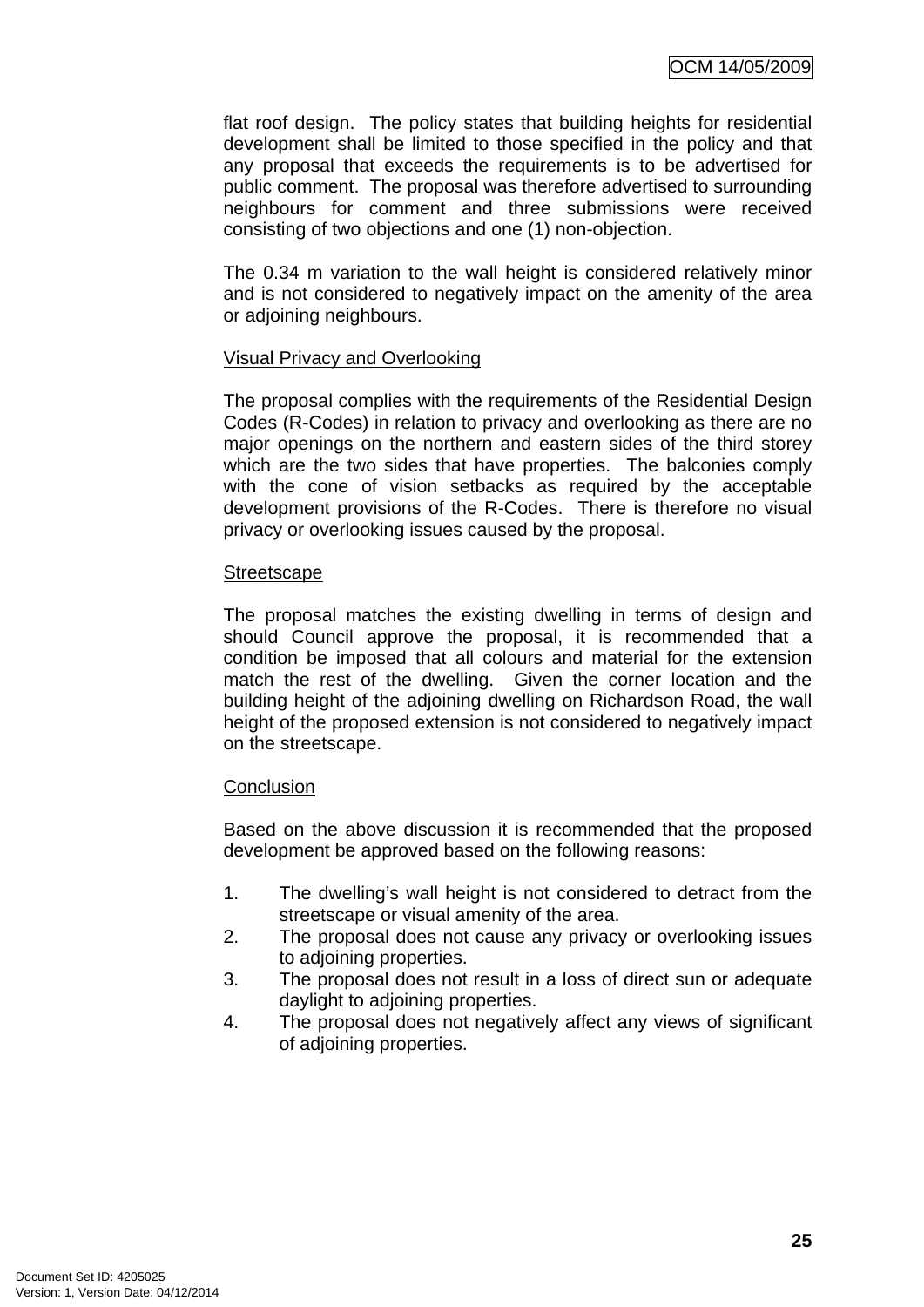flat roof design. The policy states that building heights for residential development shall be limited to those specified in the policy and that any proposal that exceeds the requirements is to be advertised for public comment. The proposal was therefore advertised to surrounding neighbours for comment and three submissions were received consisting of two objections and one (1) non-objection.

The 0.34 m variation to the wall height is considered relatively minor and is not considered to negatively impact on the amenity of the area or adjoining neighbours.

<u>Visual Privacy and Overlooking</u>

The proposal complies with the requirements of the Residential Design Codes (R-Codes) in relation to privacy and overlooking as there are no major openings on the northern and eastern sides of the third storey which are the two sides that have properties. The balconies comply with the cone of vision setbacks as required by the acceptable development provisions of the R-Codes. There is therefore no visual privacy or overlooking issues caused by the proposal.

<u>Streetscape</u>

The proposal matches the existing dwelling in terms of design and should Council approve the proposal, it is recommended that a condition be imposed that all colours and material for the extension match the rest of the dwelling. Given the corner location and the building height of the adjoining dwelling on Richardson Road, the wall height of the proposed extension is not considered to negatively impact on the streetscape.

<u>Conclusion</u>

Based on the above discussion it is recommended that the proposed development be approved based on the following reasons:

1. The dwelling's wall height is not considered to detract from the streetscape or visual amenity of the area.
2. The proposal does not cause any privacy or overlooking issues to adjoining properties.
3. The proposal does not result in a loss of direct sun or adequate daylight to adjoining properties.
4. The proposal does not negatively affect any views of significant of adjoining properties.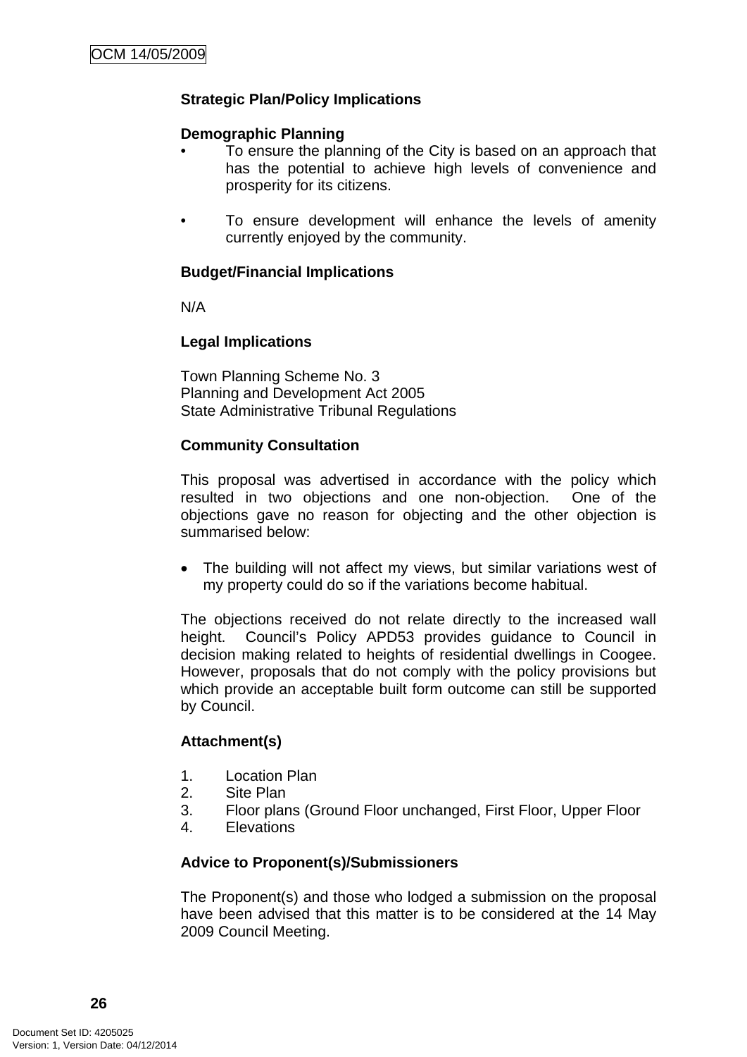**Strategic Plan/Policy Implications**

**Demographic Planning**

- To ensure the planning of the City is based on an approach that has the potential to achieve high levels of convenience and prosperity for its citizens.

- To ensure development will enhance the levels of amenity currently enjoyed by the community.

**Budget/Financial Implications**

N/A

**Legal Implications**

Town Planning Scheme No. 3
Planning and Development Act 2005
State Administrative Tribunal Regulations

**Community Consultation**

This proposal was advertised in accordance with the policy which resulted in two objections and one non-objection. One of the objections gave no reason for objecting and the other objection is summarised below:

- The building will not affect my views, but similar variations west of my property could do so if the variations become habitual.

The objections received do not relate directly to the increased wall height. Council's Policy APD53 provides guidance to Council in decision making related to heights of residential dwellings in Coogee. However, proposals that do not comply with the policy provisions but which provide an acceptable built form outcome can still be supported by Council.

**Attachment(s)**

1. Location Plan
2. Site Plan
3. Floor plans (Ground Floor unchanged, First Floor, Upper Floor
4. Elevations

**Advice to Proponent(s)/Submissioners**

The Proponent(s) and those who lodged a submission on the proposal have been advised that this matter is to be considered at the 14 May 2009 Council Meeting.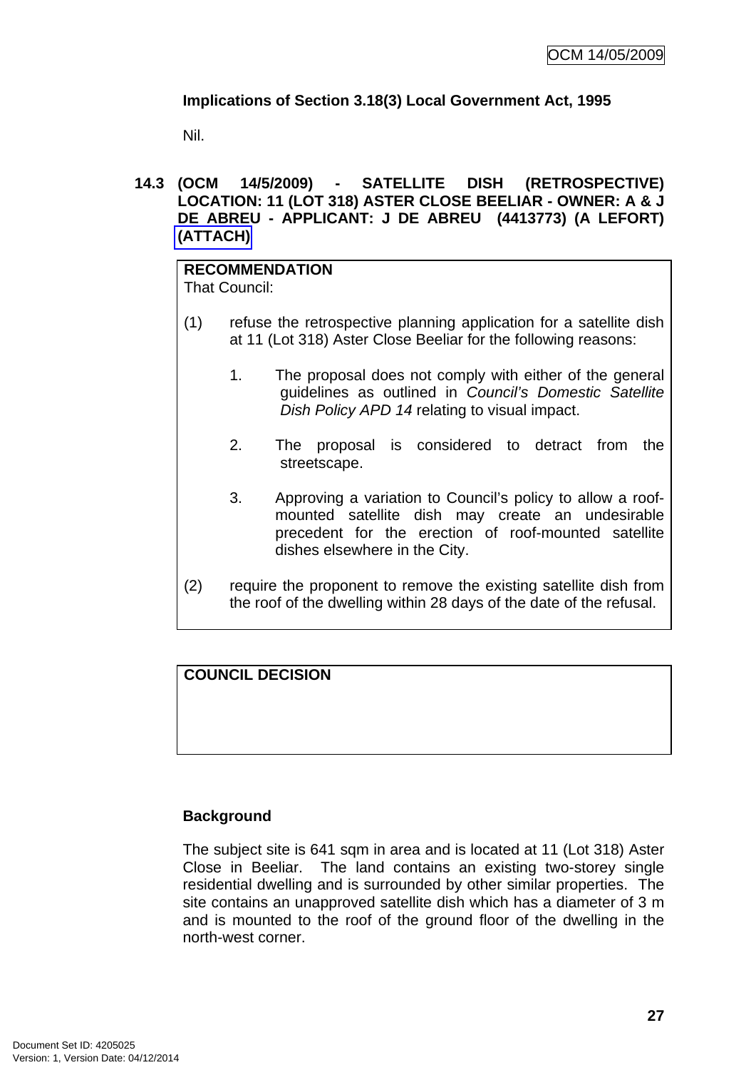**Implications of Section 3.18(3) Local Government Act, 1995**

Nil.

## 14.3 (OCM 14/5/2009) - SATELLITE DISH (RETROSPECTIVE) LOCATION: 11 (LOT 318) ASTER CLOSE BEELIAR - OWNER: A & J DE ABREU - APPLICANT: J DE ABREU (4413773) (A LEFORT) (ATTACH)

**RECOMMENDATION**
That Council:

(1) refuse the retrospective planning application for a satellite dish at 11 (Lot 318) Aster Close Beeliar for the following reasons:

1. The proposal does not comply with either of the general guidelines as outlined in *Council's Domestic Satellite Dish Policy APD 14* relating to visual impact.

2. The proposal is considered to detract from the streetscape.

3. Approving a variation to Council's policy to allow a roof-mounted satellite dish may create an undesirable precedent for the erection of roof-mounted satellite dishes elsewhere in the City.

(2) require the proponent to remove the existing satellite dish from the roof of the dwelling within 28 days of the date of the refusal.

**COUNCIL DECISION**

**Background**

The subject site is 641 sqm in area and is located at 11 (Lot 318) Aster Close in Beeliar. The land contains an existing two-storey single residential dwelling and is surrounded by other similar properties. The site contains an unapproved satellite dish which has a diameter of 3 m and is mounted to the roof of the ground floor of the dwelling in the north-west corner.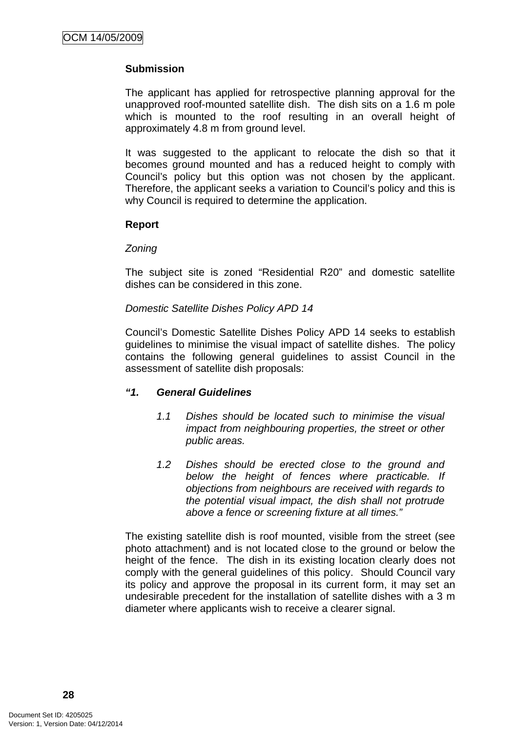**Submission**

The applicant has applied for retrospective planning approval for the unapproved roof-mounted satellite dish. The dish sits on a 1.6 m pole which is mounted to the roof resulting in an overall height of approximately 4.8 m from ground level.

It was suggested to the applicant to relocate the dish so that it becomes ground mounted and has a reduced height to comply with Council's policy but this option was not chosen by the applicant. Therefore, the applicant seeks a variation to Council's policy and this is why Council is required to determine the application.

**Report**

*Zoning*

The subject site is zoned "Residential R20" and domestic satellite dishes can be considered in this zone.

*Domestic Satellite Dishes Policy APD 14*

Council's Domestic Satellite Dishes Policy APD 14 seeks to establish guidelines to minimise the visual impact of satellite dishes. The policy contains the following general guidelines to assist Council in the assessment of satellite dish proposals:

***"1. General Guidelines***

> *1.1 Dishes should be located such to minimise the visual impact from neighbouring properties, the street or other public areas.*
>
> *1.2 Dishes should be erected close to the ground and below the height of fences where practicable. If objections from neighbours are received with regards to the potential visual impact, the dish shall not protrude above a fence or screening fixture at all times."*

The existing satellite dish is roof mounted, visible from the street (see photo attachment) and is not located close to the ground or below the height of the fence. The dish in its existing location clearly does not comply with the general guidelines of this policy. Should Council vary its policy and approve the proposal in its current form, it may set an undesirable precedent for the installation of satellite dishes with a 3 m diameter where applicants wish to receive a clearer signal.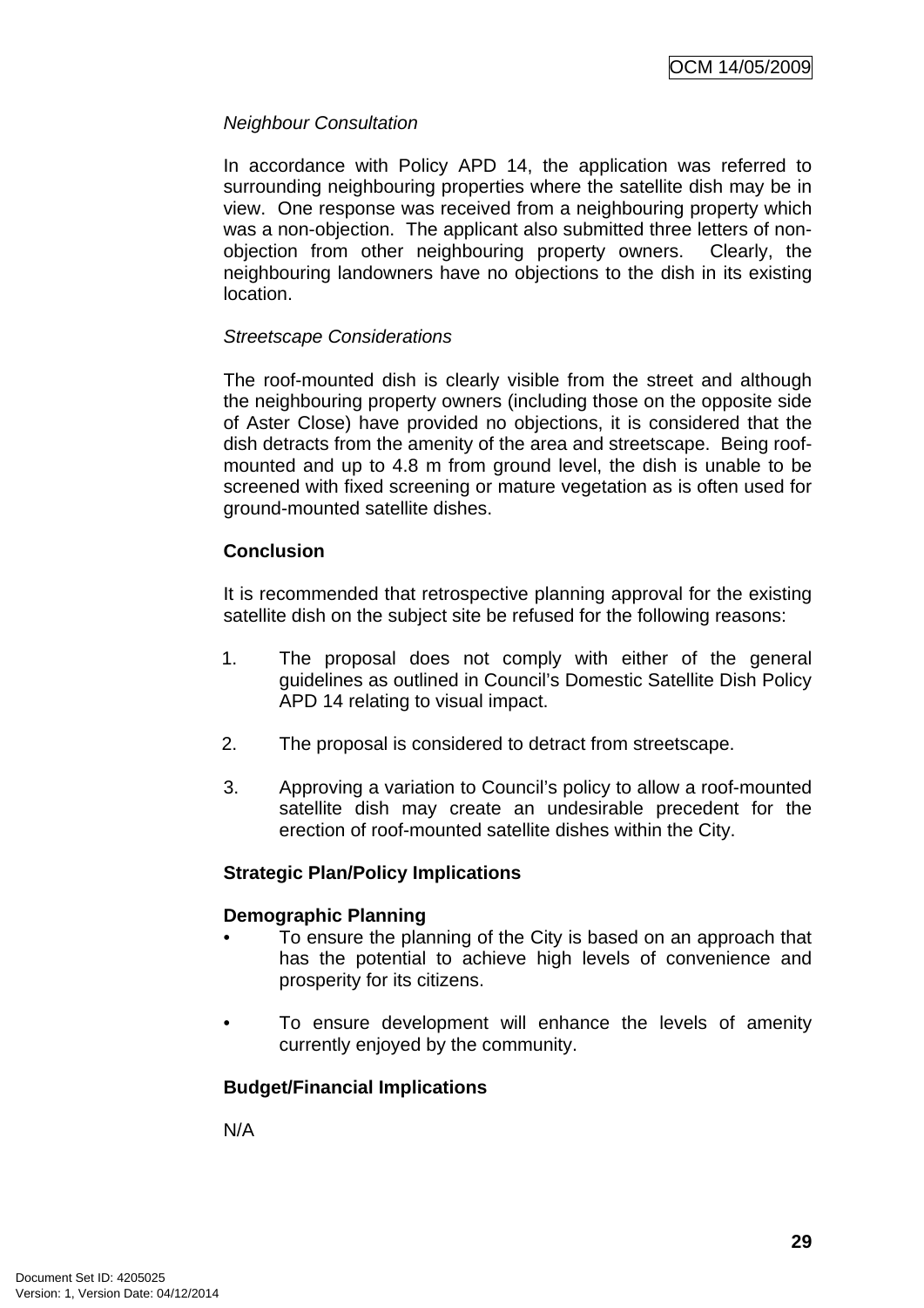*Neighbour Consultation*

In accordance with Policy APD 14, the application was referred to surrounding neighbouring properties where the satellite dish may be in view. One response was received from a neighbouring property which was a non-objection. The applicant also submitted three letters of non-objection from other neighbouring property owners. Clearly, the neighbouring landowners have no objections to the dish in its existing location.

*Streetscape Considerations*

The roof-mounted dish is clearly visible from the street and although the neighbouring property owners (including those on the opposite side of Aster Close) have provided no objections, it is considered that the dish detracts from the amenity of the area and streetscape. Being roof-mounted and up to 4.8 m from ground level, the dish is unable to be screened with fixed screening or mature vegetation as is often used for ground-mounted satellite dishes.

**Conclusion**

It is recommended that retrospective planning approval for the existing satellite dish on the subject site be refused for the following reasons:

1. The proposal does not comply with either of the general guidelines as outlined in Council's Domestic Satellite Dish Policy APD 14 relating to visual impact.

2. The proposal is considered to detract from streetscape.

3. Approving a variation to Council's policy to allow a roof-mounted satellite dish may create an undesirable precedent for the erection of roof-mounted satellite dishes within the City.

**Strategic Plan/Policy Implications**

**Demographic Planning**

- To ensure the planning of the City is based on an approach that has the potential to achieve high levels of convenience and prosperity for its citizens.

- To ensure development will enhance the levels of amenity currently enjoyed by the community.

**Budget/Financial Implications**

N/A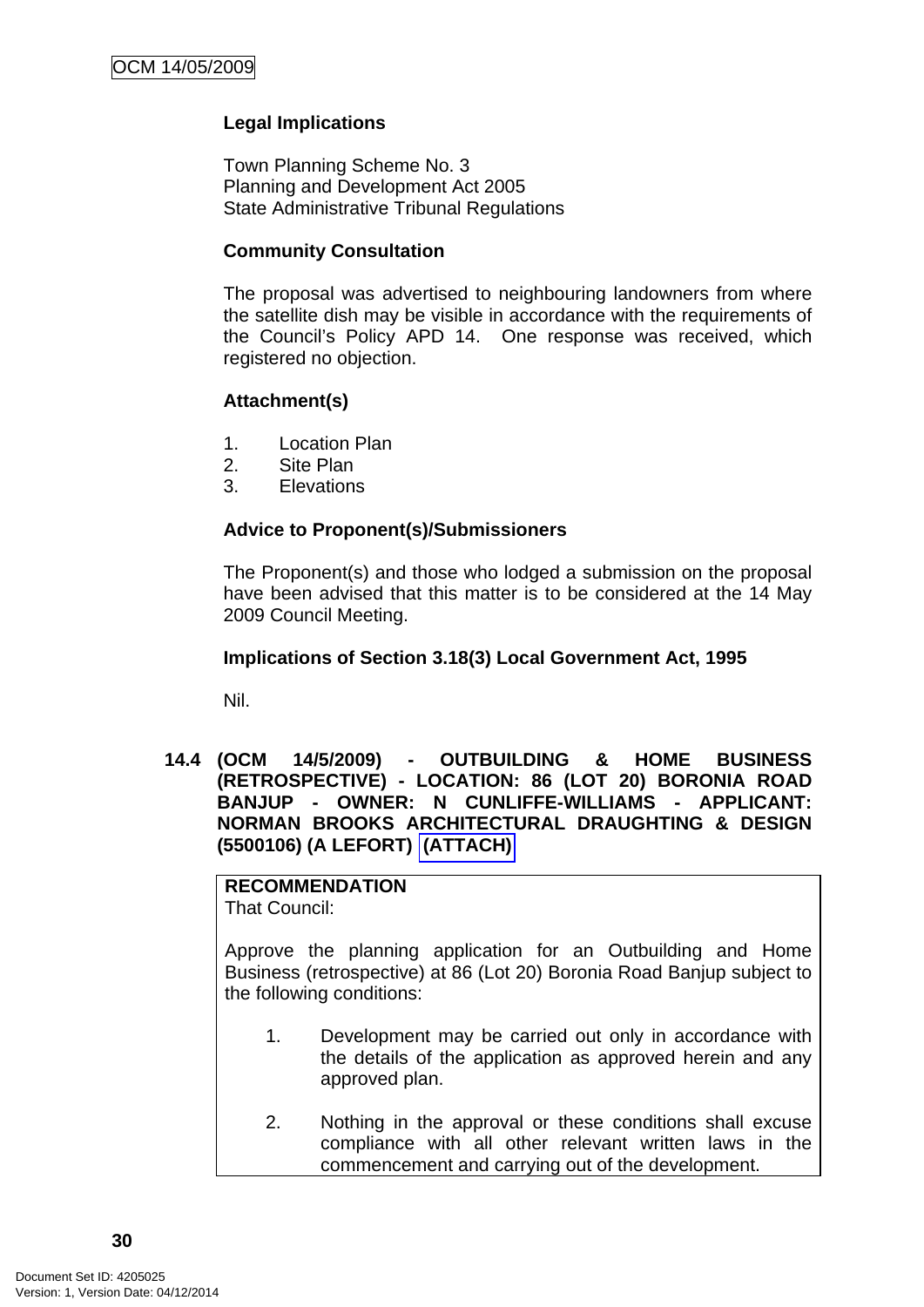**Legal Implications**

Town Planning Scheme No. 3
Planning and Development Act 2005
State Administrative Tribunal Regulations

**Community Consultation**

The proposal was advertised to neighbouring landowners from where the satellite dish may be visible in accordance with the requirements of the Council's Policy APD 14. One response was received, which registered no objection.

**Attachment(s)**

1. Location Plan
2. Site Plan
3. Elevations

**Advice to Proponent(s)/Submissioners**

The Proponent(s) and those who lodged a submission on the proposal have been advised that this matter is to be considered at the 14 May 2009 Council Meeting.

**Implications of Section 3.18(3) Local Government Act, 1995**

Nil.

## 14.4 (OCM 14/5/2009) - OUTBUILDING & HOME BUSINESS (RETROSPECTIVE) - LOCATION: 86 (LOT 20) BORONIA ROAD BANJUP - OWNER: N CUNLIFFE-WILLIAMS - APPLICANT: NORMAN BROOKS ARCHITECTURAL DRAUGHTING & DESIGN (5500106) (A LEFORT) (ATTACH)

**RECOMMENDATION**
That Council:

Approve the planning application for an Outbuilding and Home Business (retrospective) at 86 (Lot 20) Boronia Road Banjup subject to the following conditions:

1. Development may be carried out only in accordance with the details of the application as approved herein and any approved plan.

2. Nothing in the approval or these conditions shall excuse compliance with all other relevant written laws in the commencement and carrying out of the development.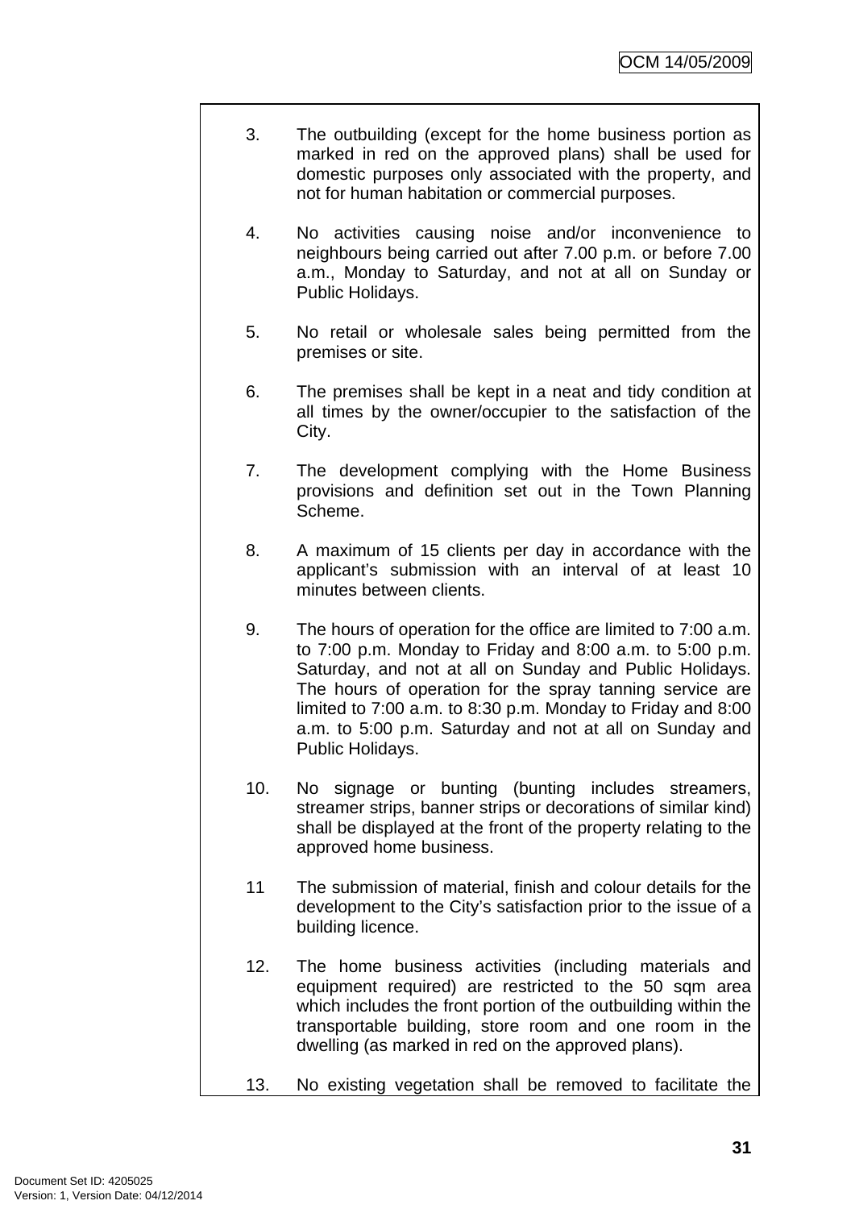3. The outbuilding (except for the home business portion as marked in red on the approved plans) shall be used for domestic purposes only associated with the property, and not for human habitation or commercial purposes.

4. No activities causing noise and/or inconvenience to neighbours being carried out after 7.00 p.m. or before 7.00 a.m., Monday to Saturday, and not at all on Sunday or Public Holidays.

5. No retail or wholesale sales being permitted from the premises or site.

6. The premises shall be kept in a neat and tidy condition at all times by the owner/occupier to the satisfaction of the City.

7. The development complying with the Home Business provisions and definition set out in the Town Planning Scheme.

8. A maximum of 15 clients per day in accordance with the applicant's submission with an interval of at least 10 minutes between clients.

9. The hours of operation for the office are limited to 7:00 a.m. to 7:00 p.m. Monday to Friday and 8:00 a.m. to 5:00 p.m. Saturday, and not at all on Sunday and Public Holidays. The hours of operation for the spray tanning service are limited to 7:00 a.m. to 8:30 p.m. Monday to Friday and 8:00 a.m. to 5:00 p.m. Saturday and not at all on Sunday and Public Holidays.

10. No signage or bunting (bunting includes streamers, streamer strips, banner strips or decorations of similar kind) shall be displayed at the front of the property relating to the approved home business.

11 The submission of material, finish and colour details for the development to the City's satisfaction prior to the issue of a building licence.

12. The home business activities (including materials and equipment required) are restricted to the 50 sqm area which includes the front portion of the outbuilding within the transportable building, store room and one room in the dwelling (as marked in red on the approved plans).

13. No existing vegetation shall be removed to facilitate the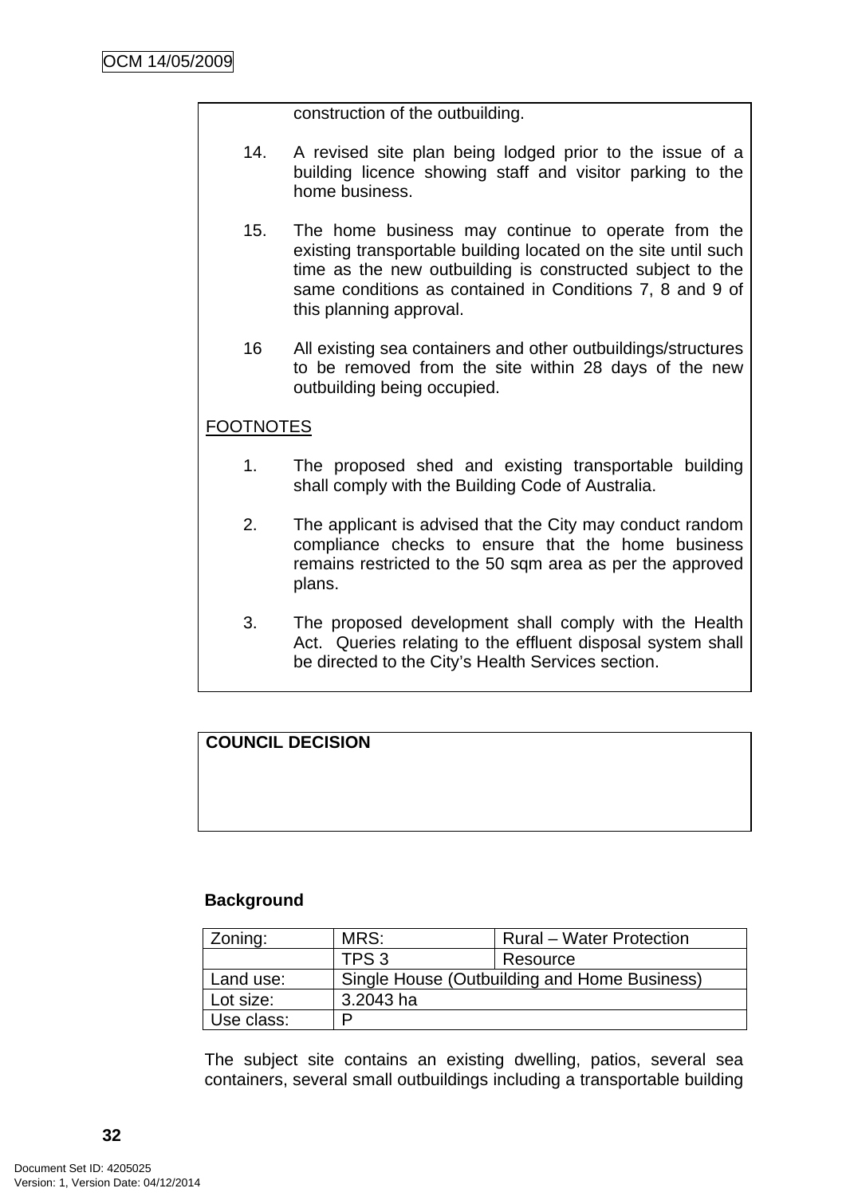construction of the outbuilding.

14. A revised site plan being lodged prior to the issue of a building licence showing staff and visitor parking to the home business.

15. The home business may continue to operate from the existing transportable building located on the site until such time as the new outbuilding is constructed subject to the same conditions as contained in Conditions 7, 8 and 9 of this planning approval.

16 All existing sea containers and other outbuildings/structures to be removed from the site within 28 days of the new outbuilding being occupied.

FOOTNOTES

1. The proposed shed and existing transportable building shall comply with the Building Code of Australia.

2. The applicant is advised that the City may conduct random compliance checks to ensure that the home business remains restricted to the 50 sqm area as per the approved plans.

3. The proposed development shall comply with the Health Act. Queries relating to the effluent disposal system shall be directed to the City's Health Services section.

**COUNCIL DECISION**

**Background**

| Zoning: | MRS: | Rural – Water Protection |
|---|---|---|
| | TPS 3 | Resource |
| Land use: | Single House (Outbuilding and Home Business) | |
| Lot size: | 3.2043 ha | |
| Use class: | P | |

The subject site contains an existing dwelling, patios, several sea containers, several small outbuildings including a transportable building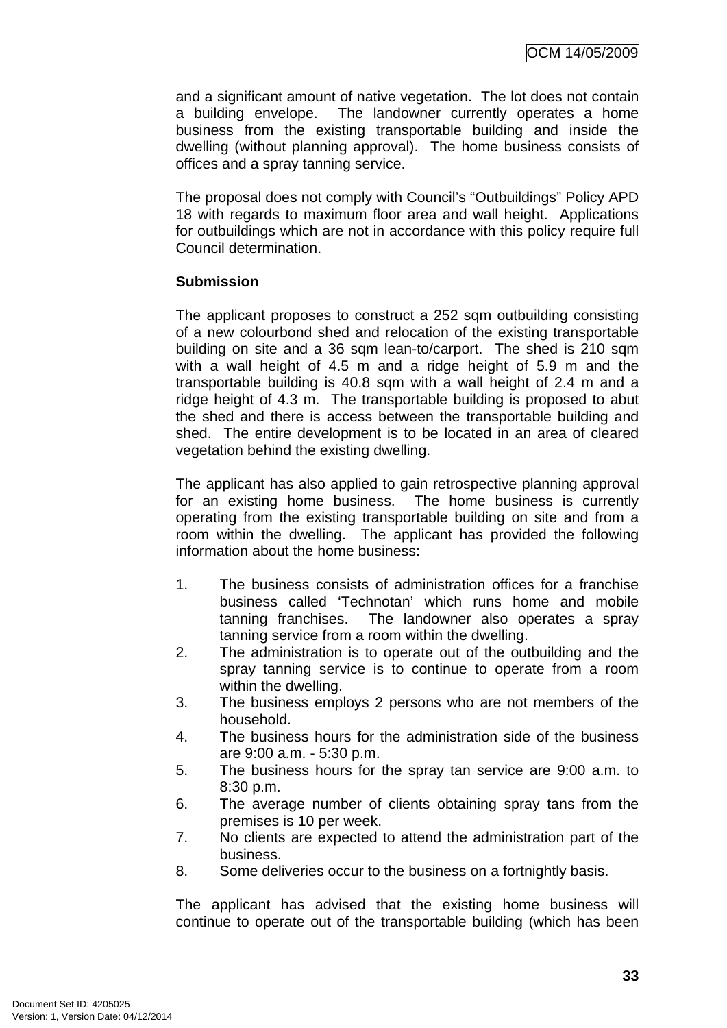and a significant amount of native vegetation. The lot does not contain a building envelope. The landowner currently operates a home business from the existing transportable building and inside the dwelling (without planning approval). The home business consists of offices and a spray tanning service.

The proposal does not comply with Council's "Outbuildings" Policy APD 18 with regards to maximum floor area and wall height. Applications for outbuildings which are not in accordance with this policy require full Council determination.

**Submission**

The applicant proposes to construct a 252 sqm outbuilding consisting of a new colourbond shed and relocation of the existing transportable building on site and a 36 sqm lean-to/carport. The shed is 210 sqm with a wall height of 4.5 m and a ridge height of 5.9 m and the transportable building is 40.8 sqm with a wall height of 2.4 m and a ridge height of 4.3 m. The transportable building is proposed to abut the shed and there is access between the transportable building and shed. The entire development is to be located in an area of cleared vegetation behind the existing dwelling.

The applicant has also applied to gain retrospective planning approval for an existing home business. The home business is currently operating from the existing transportable building on site and from a room within the dwelling. The applicant has provided the following information about the home business:

1. The business consists of administration offices for a franchise business called 'Technotan' which runs home and mobile tanning franchises. The landowner also operates a spray tanning service from a room within the dwelling.
2. The administration is to operate out of the outbuilding and the spray tanning service is to continue to operate from a room within the dwelling.
3. The business employs 2 persons who are not members of the household.
4. The business hours for the administration side of the business are 9:00 a.m. - 5:30 p.m.
5. The business hours for the spray tan service are 9:00 a.m. to 8:30 p.m.
6. The average number of clients obtaining spray tans from the premises is 10 per week.
7. No clients are expected to attend the administration part of the business.
8. Some deliveries occur to the business on a fortnightly basis.

The applicant has advised that the existing home business will continue to operate out of the transportable building (which has been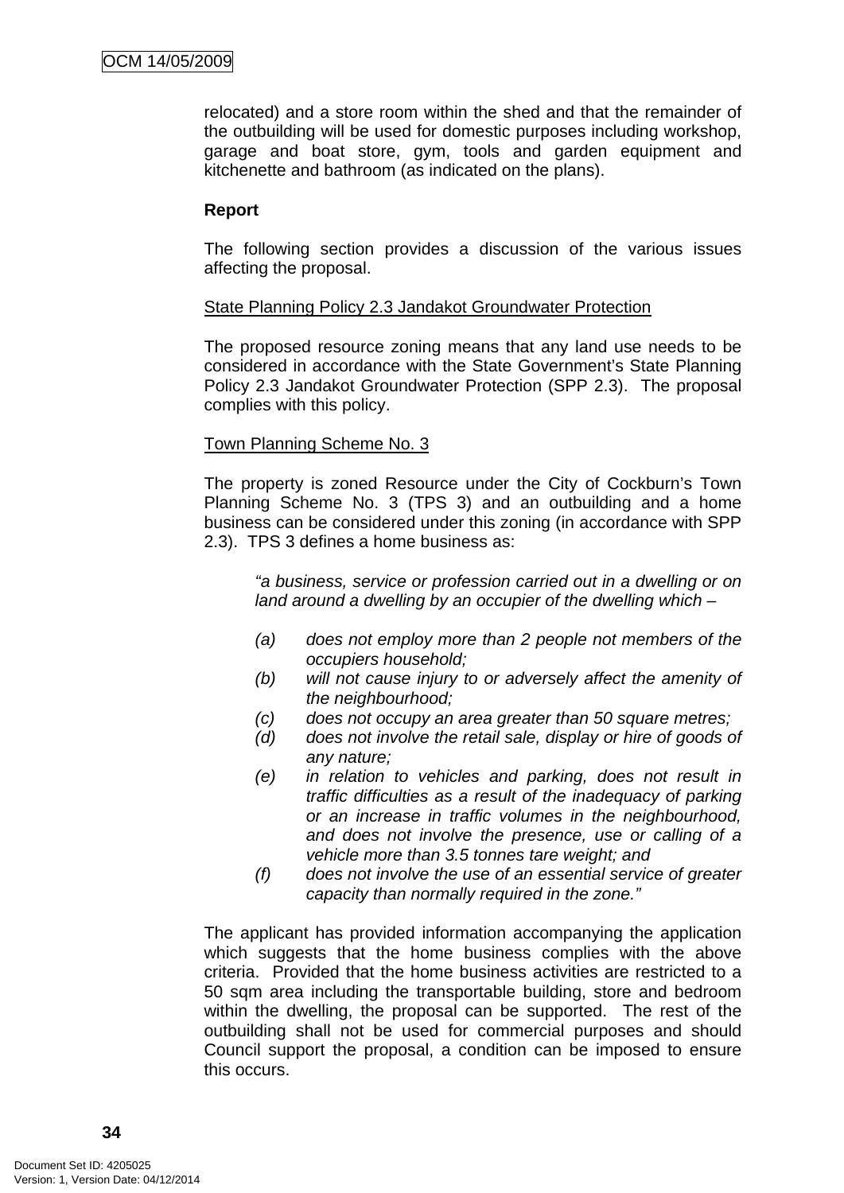relocated) and a store room within the shed and that the remainder of the outbuilding will be used for domestic purposes including workshop, garage and boat store, gym, tools and garden equipment and kitchenette and bathroom (as indicated on the plans).

**Report**

The following section provides a discussion of the various issues affecting the proposal.

State Planning Policy 2.3 Jandakot Groundwater Protection

The proposed resource zoning means that any land use needs to be considered in accordance with the State Government's State Planning Policy 2.3 Jandakot Groundwater Protection (SPP 2.3). The proposal complies with this policy.

Town Planning Scheme No. 3

The property is zoned Resource under the City of Cockburn's Town Planning Scheme No. 3 (TPS 3) and an outbuilding and a home business can be considered under this zoning (in accordance with SPP 2.3). TPS 3 defines a home business as:

> *"a business, service or profession carried out in a dwelling or on land around a dwelling by an occupier of the dwelling which –*
>
> *(a) does not employ more than 2 people not members of the occupiers household;*
> *(b) will not cause injury to or adversely affect the amenity of the neighbourhood;*
> *(c) does not occupy an area greater than 50 square metres;*
> *(d) does not involve the retail sale, display or hire of goods of any nature;*
> *(e) in relation to vehicles and parking, does not result in traffic difficulties as a result of the inadequacy of parking or an increase in traffic volumes in the neighbourhood, and does not involve the presence, use or calling of a vehicle more than 3.5 tonnes tare weight; and*
> *(f) does not involve the use of an essential service of greater capacity than normally required in the zone."*

The applicant has provided information accompanying the application which suggests that the home business complies with the above criteria. Provided that the home business activities are restricted to a 50 sqm area including the transportable building, store and bedroom within the dwelling, the proposal can be supported. The rest of the outbuilding shall not be used for commercial purposes and should Council support the proposal, a condition can be imposed to ensure this occurs.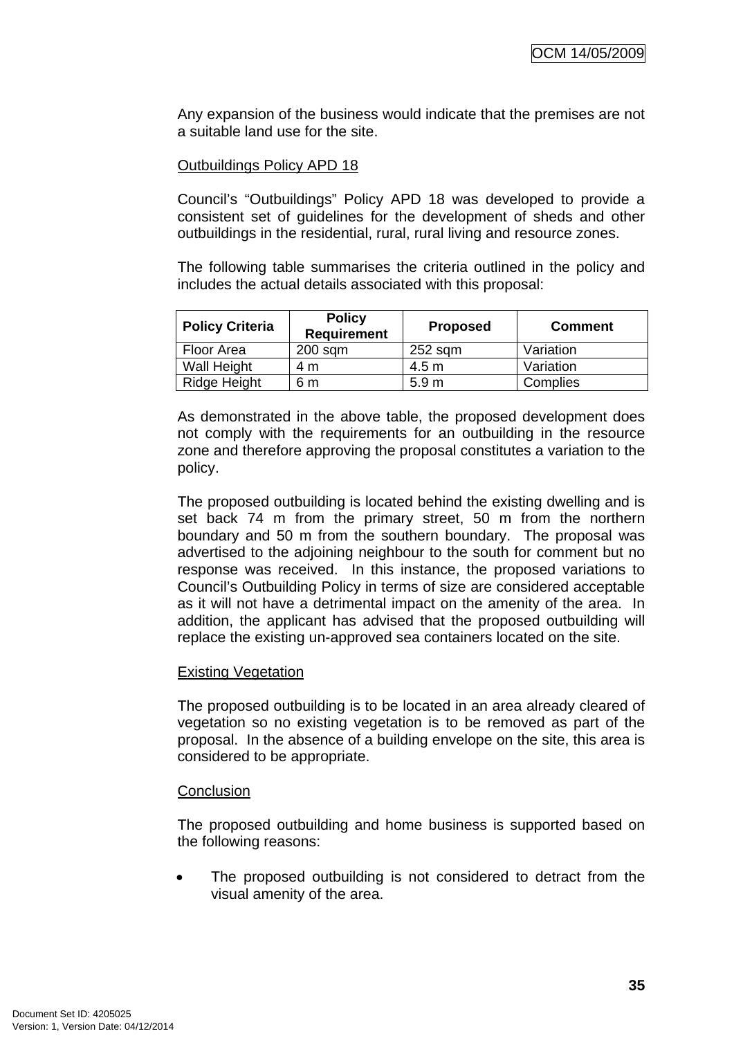Any expansion of the business would indicate that the premises are not a suitable land use for the site.

Outbuildings Policy APD 18

Council's "Outbuildings" Policy APD 18 was developed to provide a consistent set of guidelines for the development of sheds and other outbuildings in the residential, rural, rural living and resource zones.

The following table summarises the criteria outlined in the policy and includes the actual details associated with this proposal:

| Policy Criteria | Policy Requirement | Proposed | Comment |
|---|---|---|---|
| Floor Area | 200 sqm | 252 sqm | Variation |
| Wall Height | 4 m | 4.5 m | Variation |
| Ridge Height | 6 m | 5.9 m | Complies |

As demonstrated in the above table, the proposed development does not comply with the requirements for an outbuilding in the resource zone and therefore approving the proposal constitutes a variation to the policy.

The proposed outbuilding is located behind the existing dwelling and is set back 74 m from the primary street, 50 m from the northern boundary and 50 m from the southern boundary. The proposal was advertised to the adjoining neighbour to the south for comment but no response was received. In this instance, the proposed variations to Council's Outbuilding Policy in terms of size are considered acceptable as it will not have a detrimental impact on the amenity of the area. In addition, the applicant has advised that the proposed outbuilding will replace the existing un-approved sea containers located on the site.

Existing Vegetation

The proposed outbuilding is to be located in an area already cleared of vegetation so no existing vegetation is to be removed as part of the proposal. In the absence of a building envelope on the site, this area is considered to be appropriate.

Conclusion

The proposed outbuilding and home business is supported based on the following reasons:

- The proposed outbuilding is not considered to detract from the visual amenity of the area.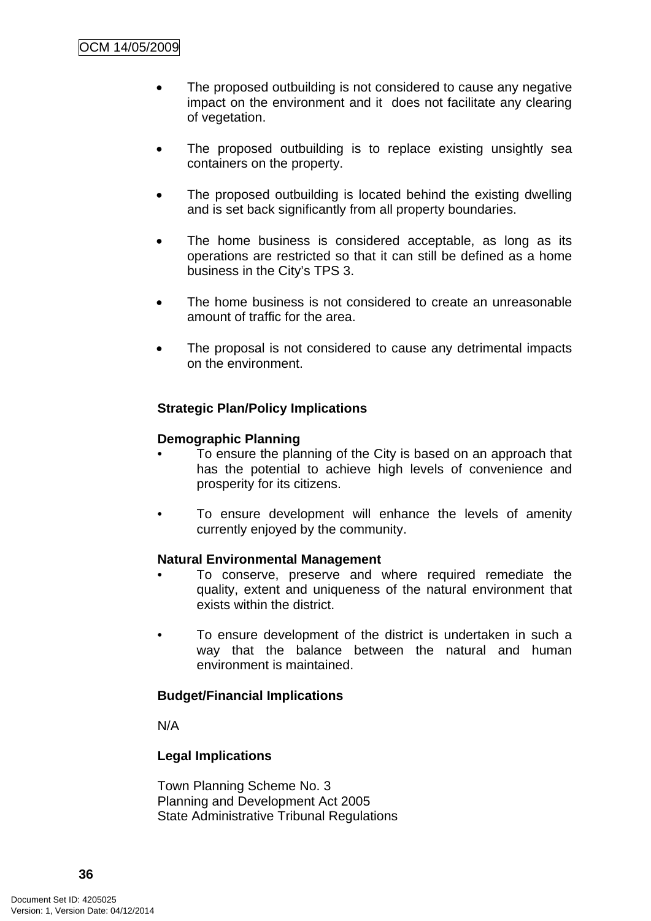- The proposed outbuilding is not considered to cause any negative impact on the environment and it does not facilitate any clearing of vegetation.

- The proposed outbuilding is to replace existing unsightly sea containers on the property.

- The proposed outbuilding is located behind the existing dwelling and is set back significantly from all property boundaries.

- The home business is considered acceptable, as long as its operations are restricted so that it can still be defined as a home business in the City's TPS 3.

- The home business is not considered to create an unreasonable amount of traffic for the area.

- The proposal is not considered to cause any detrimental impacts on the environment.

**Strategic Plan/Policy Implications**

**Demographic Planning**

- To ensure the planning of the City is based on an approach that has the potential to achieve high levels of convenience and prosperity for its citizens.

- To ensure development will enhance the levels of amenity currently enjoyed by the community.

**Natural Environmental Management**

- To conserve, preserve and where required remediate the quality, extent and uniqueness of the natural environment that exists within the district.

- To ensure development of the district is undertaken in such a way that the balance between the natural and human environment is maintained.

**Budget/Financial Implications**

N/A

**Legal Implications**

Town Planning Scheme No. 3
Planning and Development Act 2005
State Administrative Tribunal Regulations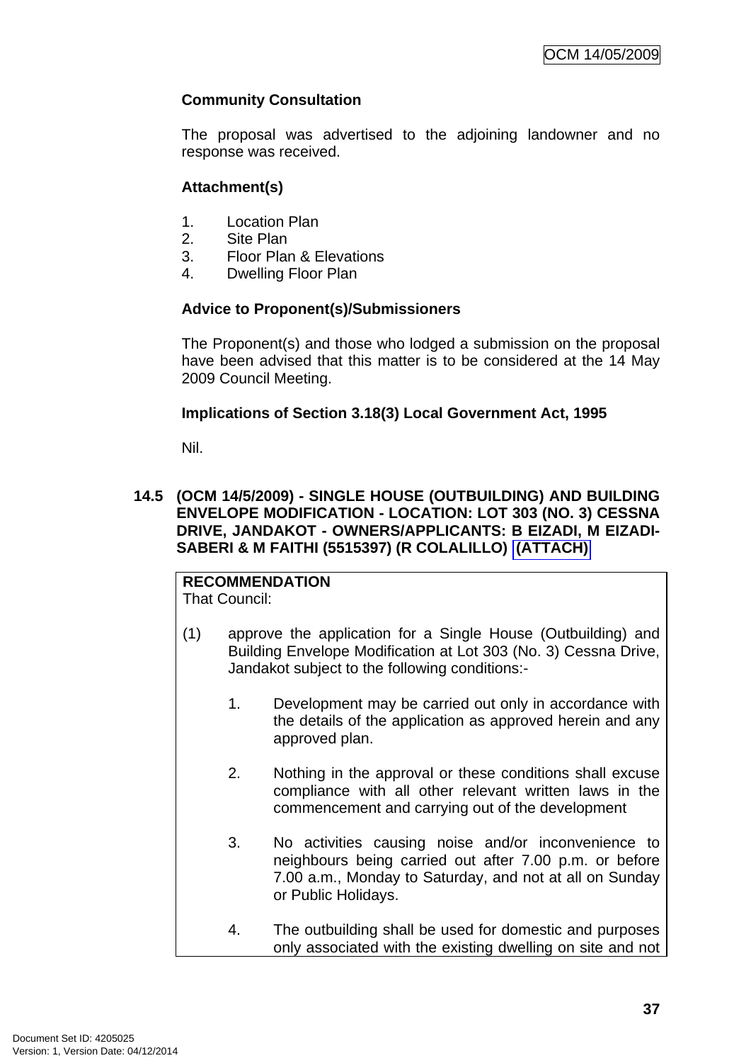**Community Consultation**

The proposal was advertised to the adjoining landowner and no response was received.

**Attachment(s)**

1. Location Plan
2. Site Plan
3. Floor Plan & Elevations
4. Dwelling Floor Plan

**Advice to Proponent(s)/Submissioners**

The Proponent(s) and those who lodged a submission on the proposal have been advised that this matter is to be considered at the 14 May 2009 Council Meeting.

**Implications of Section 3.18(3) Local Government Act, 1995**

Nil.

## 14.5 (OCM 14/5/2009) - SINGLE HOUSE (OUTBUILDING) AND BUILDING ENVELOPE MODIFICATION - LOCATION: LOT 303 (NO. 3) CESSNA DRIVE, JANDAKOT - OWNERS/APPLICANTS: B EIZADI, M EIZADI-SABERI & M FAITHI (5515397) (R COLALILLO) (ATTACH)

**RECOMMENDATION**
That Council:

(1) approve the application for a Single House (Outbuilding) and Building Envelope Modification at Lot 303 (No. 3) Cessna Drive, Jandakot subject to the following conditions:-

1. Development may be carried out only in accordance with the details of the application as approved herein and any approved plan.

2. Nothing in the approval or these conditions shall excuse compliance with all other relevant written laws in the commencement and carrying out of the development

3. No activities causing noise and/or inconvenience to neighbours being carried out after 7.00 p.m. or before 7.00 a.m., Monday to Saturday, and not at all on Sunday or Public Holidays.

4. The outbuilding shall be used for domestic and purposes only associated with the existing dwelling on site and not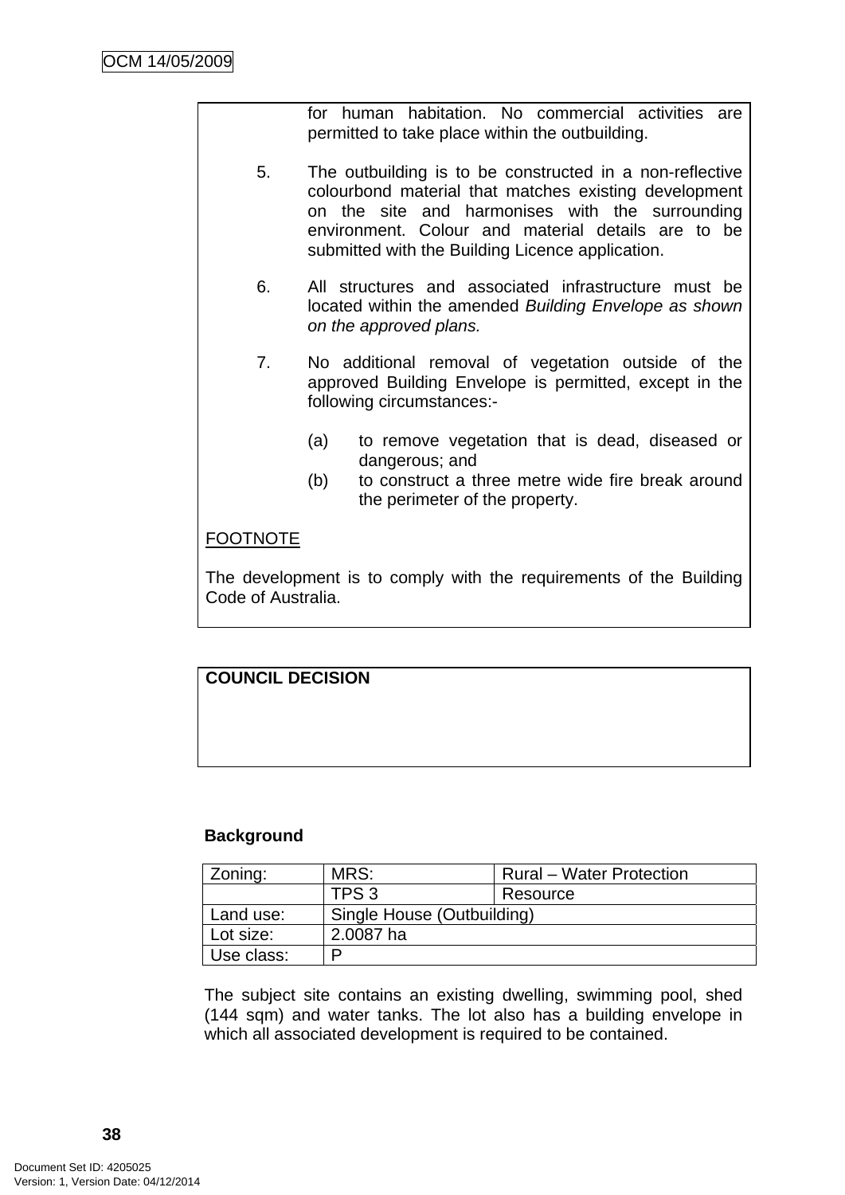for human habitation. No commercial activities are permitted to take place within the outbuilding.

5. The outbuilding is to be constructed in a non-reflective colourbond material that matches existing development on the site and harmonises with the surrounding environment. Colour and material details are to be submitted with the Building Licence application.

6. All structures and associated infrastructure must be located within the amended *Building Envelope as shown on the approved plans.*

7. No additional removal of vegetation outside of the approved Building Envelope is permitted, except in the following circumstances:-

   (a) to remove vegetation that is dead, diseased or dangerous; and
   (b) to construct a three metre wide fire break around the perimeter of the property.

FOOTNOTE

The development is to comply with the requirements of the Building Code of Australia.

**COUNCIL DECISION**

**Background**

| Zoning: | MRS: | Rural – Water Protection |
|---|---|---|
| | TPS 3 | Resource |
| Land use: | Single House (Outbuilding) | |
| Lot size: | 2.0087 ha | |
| Use class: | P | |

The subject site contains an existing dwelling, swimming pool, shed (144 sqm) and water tanks. The lot also has a building envelope in which all associated development is required to be contained.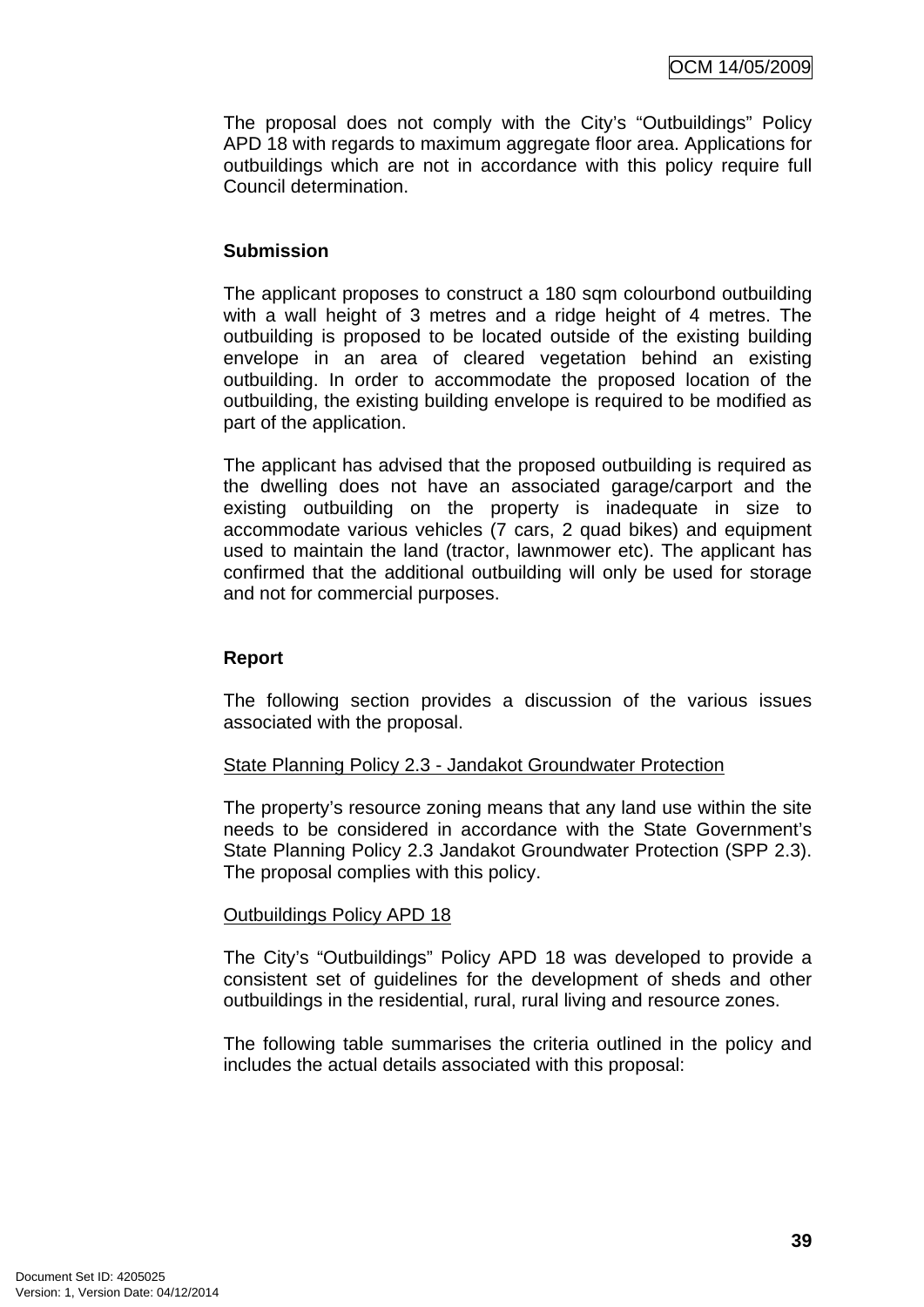The proposal does not comply with the City's "Outbuildings" Policy APD 18 with regards to maximum aggregate floor area. Applications for outbuildings which are not in accordance with this policy require full Council determination.

**Submission**

The applicant proposes to construct a 180 sqm colourbond outbuilding with a wall height of 3 metres and a ridge height of 4 metres. The outbuilding is proposed to be located outside of the existing building envelope in an area of cleared vegetation behind an existing outbuilding. In order to accommodate the proposed location of the outbuilding, the existing building envelope is required to be modified as part of the application.

The applicant has advised that the proposed outbuilding is required as the dwelling does not have an associated garage/carport and the existing outbuilding on the property is inadequate in size to accommodate various vehicles (7 cars, 2 quad bikes) and equipment used to maintain the land (tractor, lawnmower etc). The applicant has confirmed that the additional outbuilding will only be used for storage and not for commercial purposes.

**Report**

The following section provides a discussion of the various issues associated with the proposal.

State Planning Policy 2.3 - Jandakot Groundwater Protection

The property's resource zoning means that any land use within the site needs to be considered in accordance with the State Government's State Planning Policy 2.3 Jandakot Groundwater Protection (SPP 2.3). The proposal complies with this policy.

Outbuildings Policy APD 18

The City's "Outbuildings" Policy APD 18 was developed to provide a consistent set of guidelines for the development of sheds and other outbuildings in the residential, rural, rural living and resource zones.

The following table summarises the criteria outlined in the policy and includes the actual details associated with this proposal: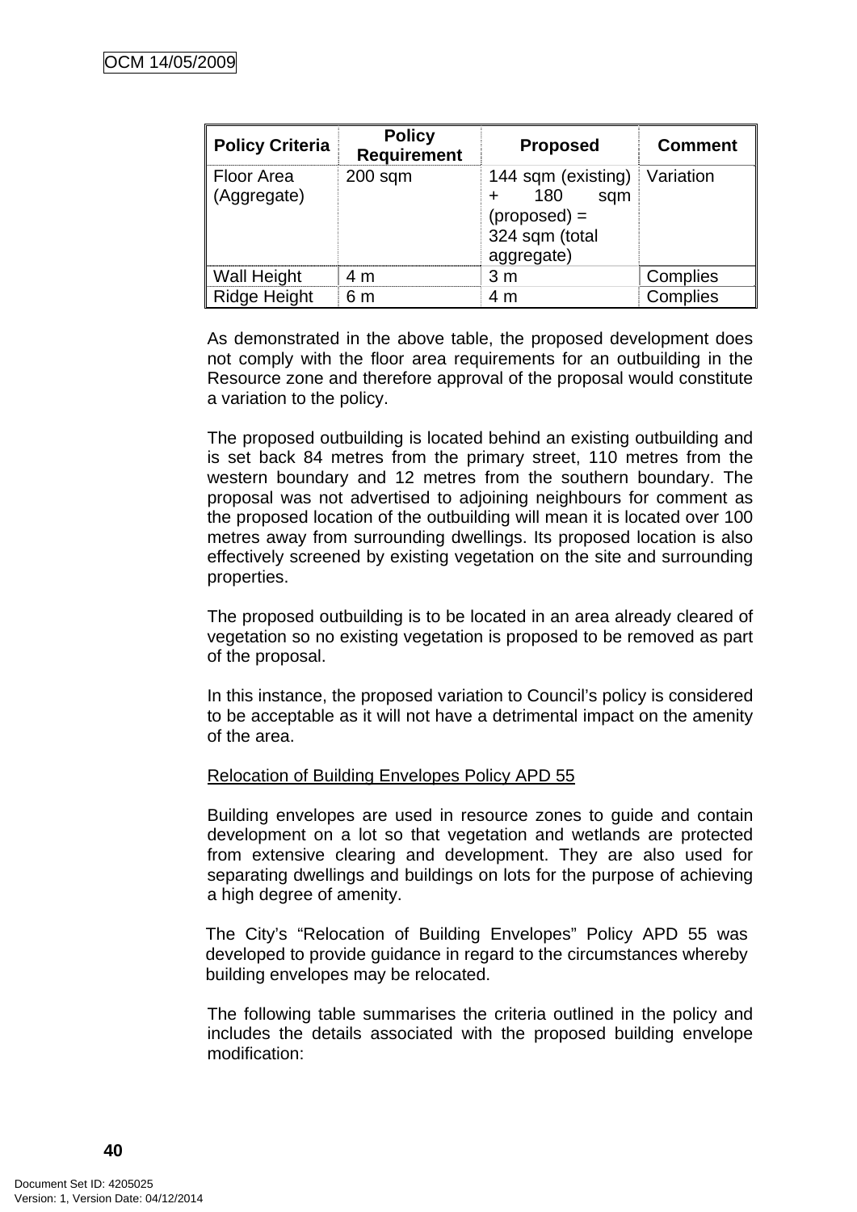| Policy Criteria | Policy Requirement | Proposed | Comment |
|---|---|---|---|
| Floor Area (Aggregate) | 200 sqm | 144 sqm (existing) + 180 sqm (proposed) = 324 sqm (total aggregate) | Variation |
| Wall Height | 4 m | 3 m | Complies |
| Ridge Height | 6 m | 4 m | Complies |

As demonstrated in the above table, the proposed development does not comply with the floor area requirements for an outbuilding in the Resource zone and therefore approval of the proposal would constitute a variation to the policy.

The proposed outbuilding is located behind an existing outbuilding and is set back 84 metres from the primary street, 110 metres from the western boundary and 12 metres from the southern boundary. The proposal was not advertised to adjoining neighbours for comment as the proposed location of the outbuilding will mean it is located over 100 metres away from surrounding dwellings. Its proposed location is also effectively screened by existing vegetation on the site and surrounding properties.

The proposed outbuilding is to be located in an area already cleared of vegetation so no existing vegetation is proposed to be removed as part of the proposal.

In this instance, the proposed variation to Council's policy is considered to be acceptable as it will not have a detrimental impact on the amenity of the area.

Relocation of Building Envelopes Policy APD 55

Building envelopes are used in resource zones to guide and contain development on a lot so that vegetation and wetlands are protected from extensive clearing and development. They are also used for separating dwellings and buildings on lots for the purpose of achieving a high degree of amenity.

The City's "Relocation of Building Envelopes" Policy APD 55 was developed to provide guidance in regard to the circumstances whereby building envelopes may be relocated.

The following table summarises the criteria outlined in the policy and includes the details associated with the proposed building envelope modification: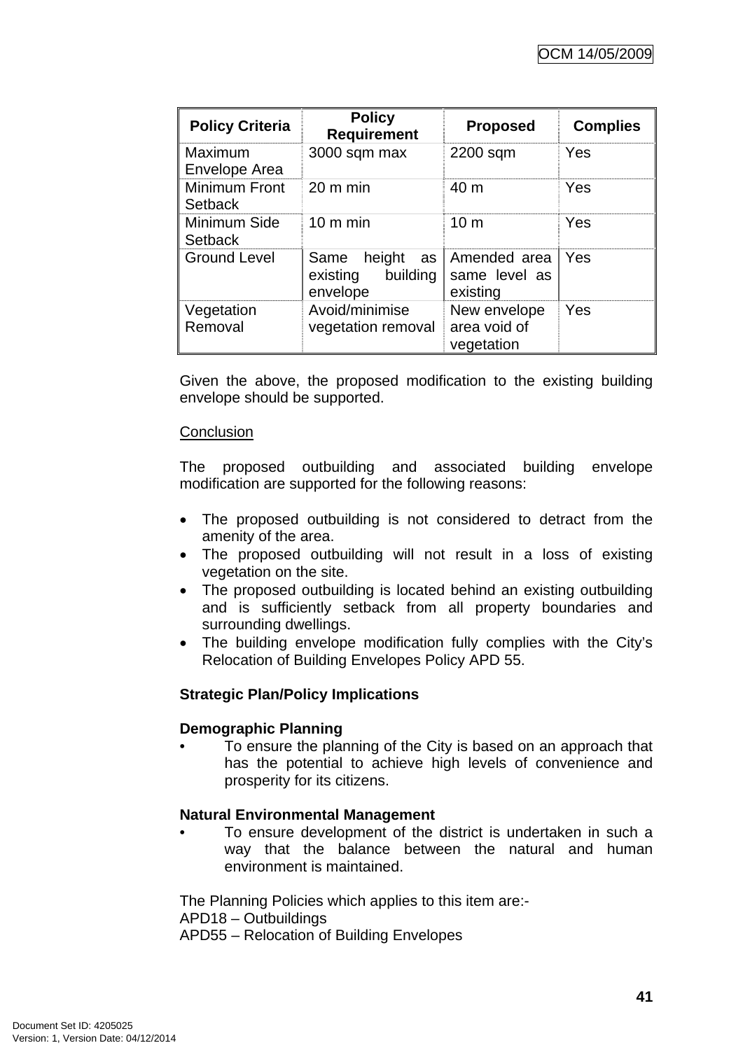| Policy Criteria | Policy Requirement | Proposed | Complies |
|---|---|---|---|
| Maximum Envelope Area | 3000 sqm max | 2200 sqm | Yes |
| Minimum Front Setback | 20 m min | 40 m | Yes |
| Minimum Side Setback | 10 m min | 10 m | Yes |
| Ground Level | Same height as existing building envelope | Amended area same level as existing | Yes |
| Vegetation Removal | Avoid/minimise vegetation removal | New envelope area void of vegetation | Yes |

Given the above, the proposed modification to the existing building envelope should be supported.

Conclusion

The proposed outbuilding and associated building envelope modification are supported for the following reasons:

- The proposed outbuilding is not considered to detract from the amenity of the area.
- The proposed outbuilding will not result in a loss of existing vegetation on the site.
- The proposed outbuilding is located behind an existing outbuilding and is sufficiently setback from all property boundaries and surrounding dwellings.
- The building envelope modification fully complies with the City's Relocation of Building Envelopes Policy APD 55.

**Strategic Plan/Policy Implications**

**Demographic Planning**

- To ensure the planning of the City is based on an approach that has the potential to achieve high levels of convenience and prosperity for its citizens.

**Natural Environmental Management**

- To ensure development of the district is undertaken in such a way that the balance between the natural and human environment is maintained.

The Planning Policies which applies to this item are:-
APD18 – Outbuildings
APD55 – Relocation of Building Envelopes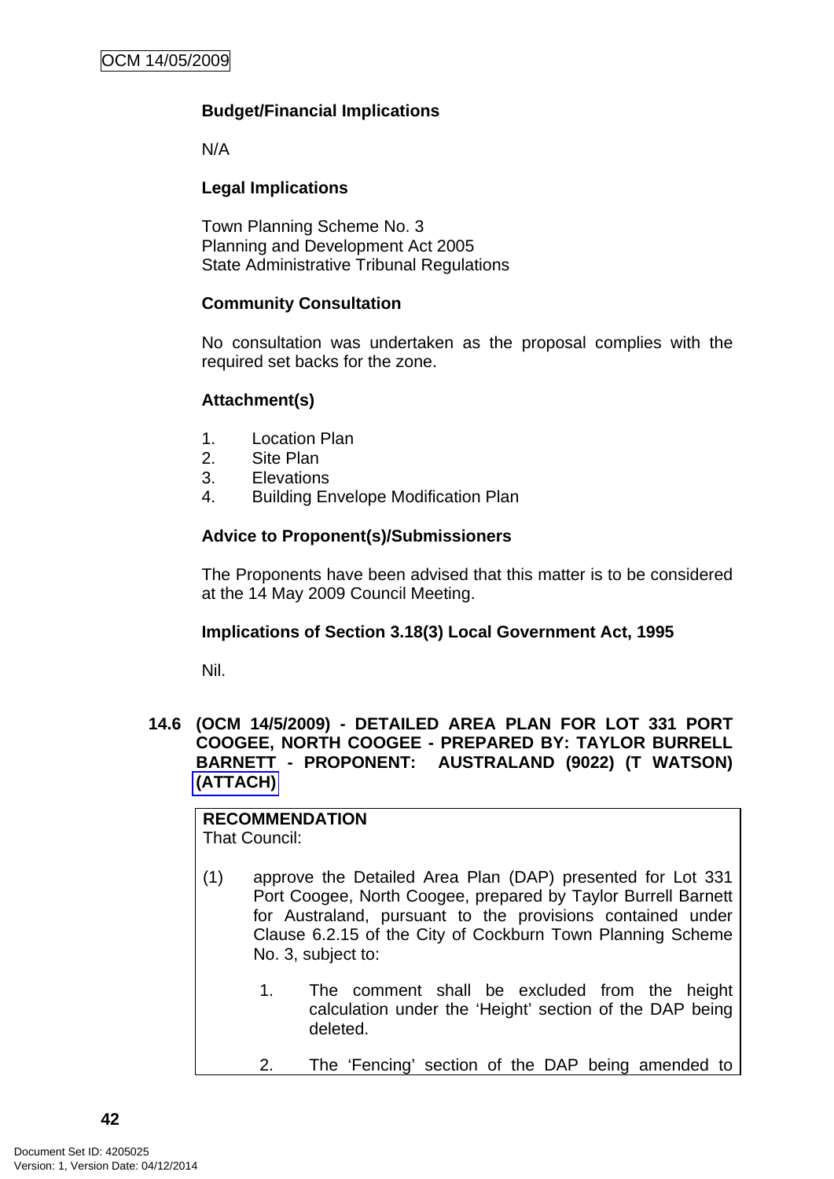**Budget/Financial Implications**

N/A

**Legal Implications**

Town Planning Scheme No. 3
Planning and Development Act 2005
State Administrative Tribunal Regulations

**Community Consultation**

No consultation was undertaken as the proposal complies with the required set backs for the zone.

**Attachment(s)**

1. Location Plan
2. Site Plan
3. Elevations
4. Building Envelope Modification Plan

**Advice to Proponent(s)/Submissioners**

The Proponents have been advised that this matter is to be considered at the 14 May 2009 Council Meeting.

**Implications of Section 3.18(3) Local Government Act, 1995**

Nil.

## 14.6 (OCM 14/5/2009) - DETAILED AREA PLAN FOR LOT 331 PORT COOGEE, NORTH COOGEE - PREPARED BY: TAYLOR BURRELL BARNETT - PROPONENT: AUSTRALAND (9022) (T WATSON) (ATTACH)

**RECOMMENDATION**
That Council:

(1) approve the Detailed Area Plan (DAP) presented for Lot 331 Port Coogee, North Coogee, prepared by Taylor Burrell Barnett for Australand, pursuant to the provisions contained under Clause 6.2.15 of the City of Cockburn Town Planning Scheme No. 3, subject to:

1. The comment shall be excluded from the height calculation under the 'Height' section of the DAP being deleted.

2. The 'Fencing' section of the DAP being amended to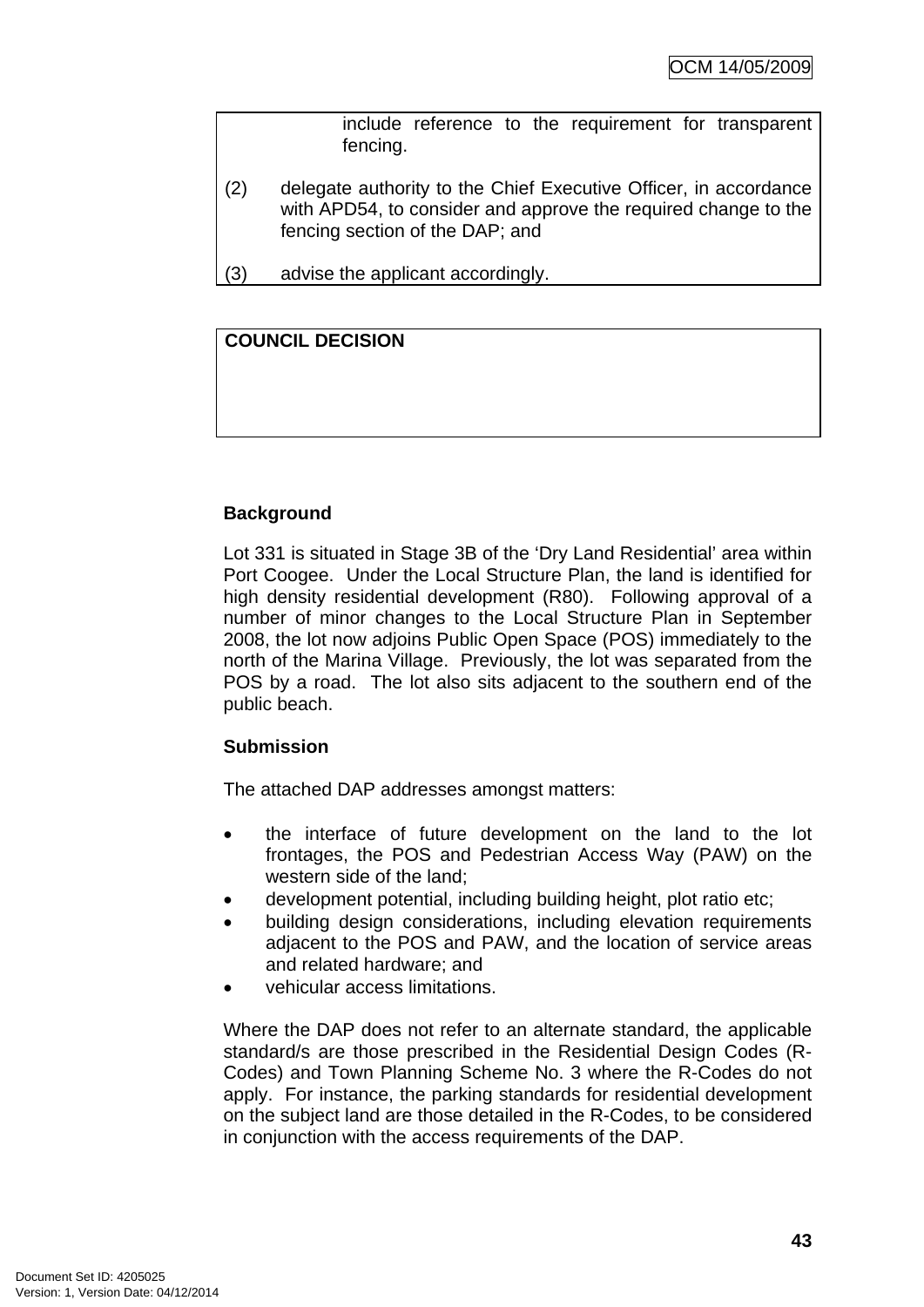include reference to the requirement for transparent fencing.

(2) delegate authority to the Chief Executive Officer, in accordance with APD54, to consider and approve the required change to the fencing section of the DAP; and

(3) advise the applicant accordingly.

**COUNCIL DECISION**

**Background**

Lot 331 is situated in Stage 3B of the 'Dry Land Residential' area within Port Coogee. Under the Local Structure Plan, the land is identified for high density residential development (R80). Following approval of a number of minor changes to the Local Structure Plan in September 2008, the lot now adjoins Public Open Space (POS) immediately to the north of the Marina Village. Previously, the lot was separated from the POS by a road. The lot also sits adjacent to the southern end of the public beach.

**Submission**

The attached DAP addresses amongst matters:

- the interface of future development on the land to the lot frontages, the POS and Pedestrian Access Way (PAW) on the western side of the land;
- development potential, including building height, plot ratio etc;
- building design considerations, including elevation requirements adjacent to the POS and PAW, and the location of service areas and related hardware; and
- vehicular access limitations.

Where the DAP does not refer to an alternate standard, the applicable standard/s are those prescribed in the Residential Design Codes (R-Codes) and Town Planning Scheme No. 3 where the R-Codes do not apply. For instance, the parking standards for residential development on the subject land are those detailed in the R-Codes, to be considered in conjunction with the access requirements of the DAP.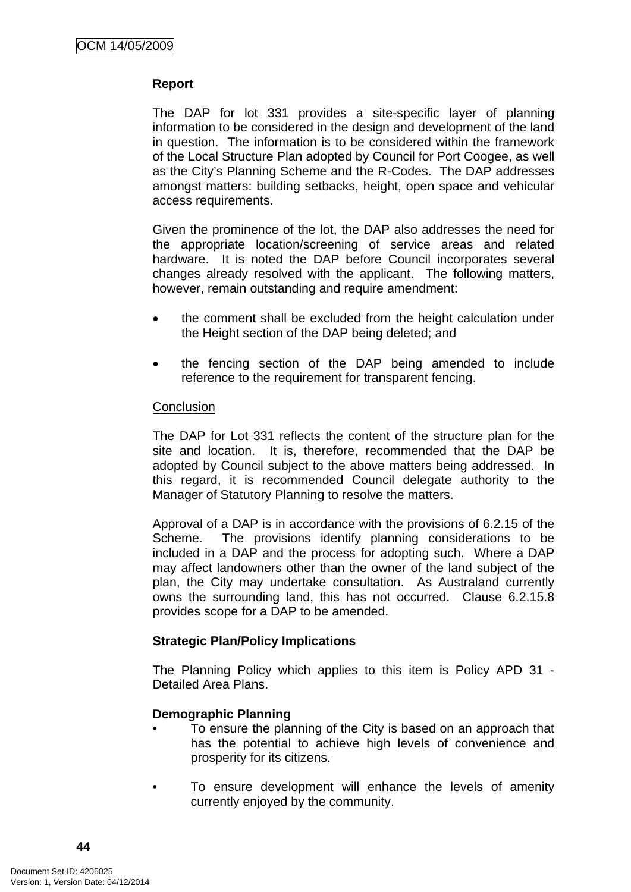**Report**

The DAP for lot 331 provides a site-specific layer of planning information to be considered in the design and development of the land in question. The information is to be considered within the framework of the Local Structure Plan adopted by Council for Port Coogee, as well as the City's Planning Scheme and the R-Codes. The DAP addresses amongst matters: building setbacks, height, open space and vehicular access requirements.

Given the prominence of the lot, the DAP also addresses the need for the appropriate location/screening of service areas and related hardware. It is noted the DAP before Council incorporates several changes already resolved with the applicant. The following matters, however, remain outstanding and require amendment:

- the comment shall be excluded from the height calculation under the Height section of the DAP being deleted; and
- the fencing section of the DAP being amended to include reference to the requirement for transparent fencing.

<u>Conclusion</u>

The DAP for Lot 331 reflects the content of the structure plan for the site and location. It is, therefore, recommended that the DAP be adopted by Council subject to the above matters being addressed. In this regard, it is recommended Council delegate authority to the Manager of Statutory Planning to resolve the matters.

Approval of a DAP is in accordance with the provisions of 6.2.15 of the Scheme. The provisions identify planning considerations to be included in a DAP and the process for adopting such. Where a DAP may affect landowners other than the owner of the land subject of the plan, the City may undertake consultation. As Australand currently owns the surrounding land, this has not occurred. Clause 6.2.15.8 provides scope for a DAP to be amended.

**Strategic Plan/Policy Implications**

The Planning Policy which applies to this item is Policy APD 31 - Detailed Area Plans.

**Demographic Planning**

- To ensure the planning of the City is based on an approach that has the potential to achieve high levels of convenience and prosperity for its citizens.
- To ensure development will enhance the levels of amenity currently enjoyed by the community.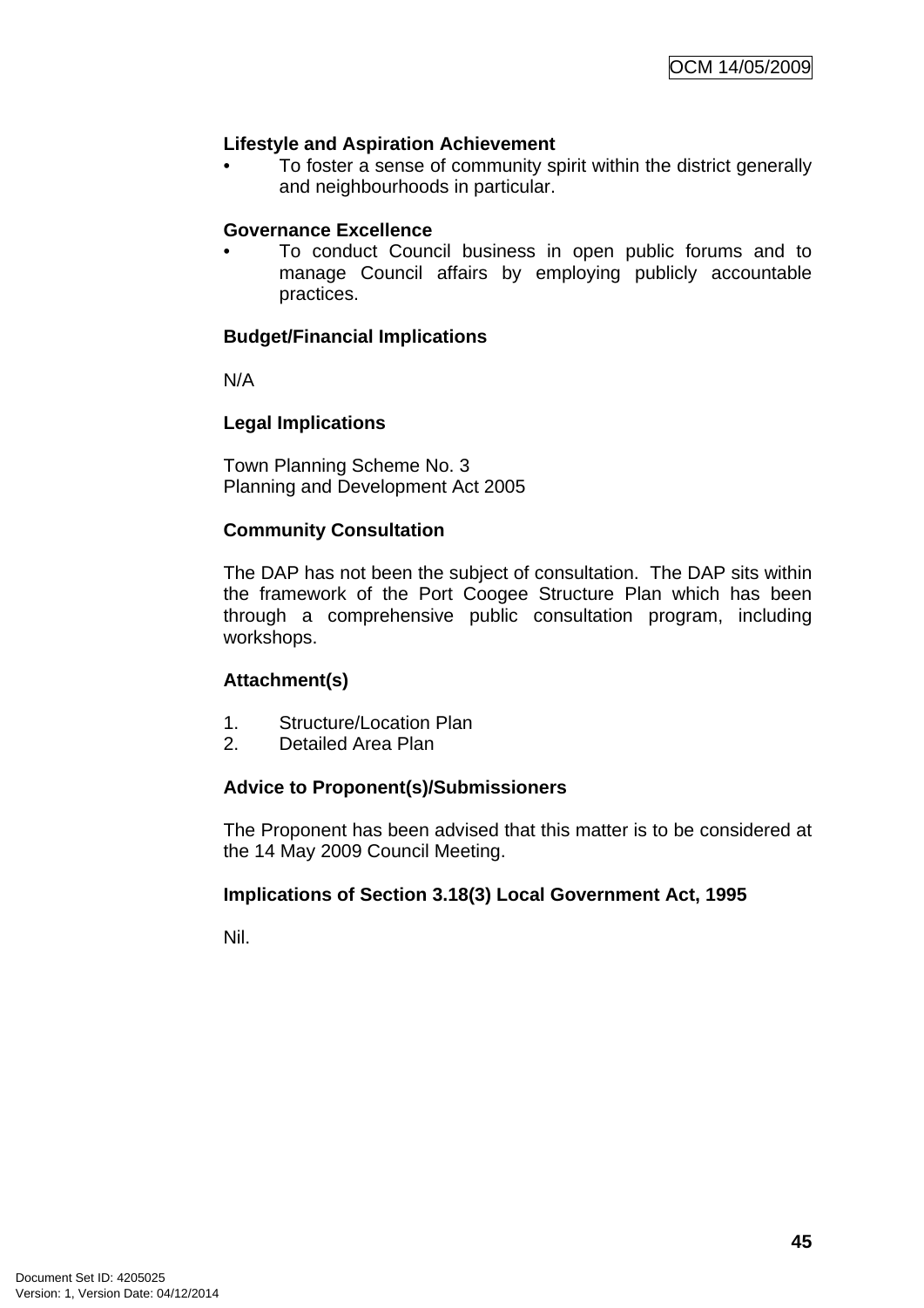**Lifestyle and Aspiration Achievement**

- To foster a sense of community spirit within the district generally and neighbourhoods in particular.

**Governance Excellence**

- To conduct Council business in open public forums and to manage Council affairs by employing publicly accountable practices.

**Budget/Financial Implications**

N/A

**Legal Implications**

Town Planning Scheme No. 3
Planning and Development Act 2005

**Community Consultation**

The DAP has not been the subject of consultation. The DAP sits within the framework of the Port Coogee Structure Plan which has been through a comprehensive public consultation program, including workshops.

**Attachment(s)**

1. Structure/Location Plan
2. Detailed Area Plan

**Advice to Proponent(s)/Submissioners**

The Proponent has been advised that this matter is to be considered at the 14 May 2009 Council Meeting.

**Implications of Section 3.18(3) Local Government Act, 1995**

Nil.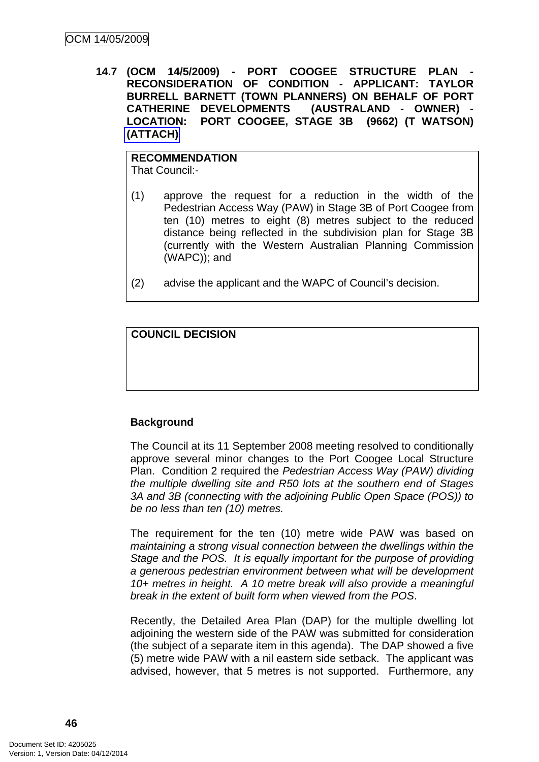**14.7 (OCM 14/5/2009) - PORT COOGEE STRUCTURE PLAN - RECONSIDERATION OF CONDITION - APPLICANT: TAYLOR BURRELL BARNETT (TOWN PLANNERS) ON BEHALF OF PORT CATHERINE DEVELOPMENTS (AUSTRALAND - OWNER) - LOCATION: PORT COOGEE, STAGE 3B (9662) (T WATSON) (ATTACH)**

**RECOMMENDATION**
That Council:-

(1) approve the request for a reduction in the width of the Pedestrian Access Way (PAW) in Stage 3B of Port Coogee from ten (10) metres to eight (8) metres subject to the reduced distance being reflected in the subdivision plan for Stage 3B (currently with the Western Australian Planning Commission (WAPC)); and

(2) advise the applicant and the WAPC of Council's decision.

**COUNCIL DECISION**

**Background**

The Council at its 11 September 2008 meeting resolved to conditionally approve several minor changes to the Port Coogee Local Structure Plan. Condition 2 required the *Pedestrian Access Way (PAW) dividing the multiple dwelling site and R50 lots at the southern end of Stages 3A and 3B (connecting with the adjoining Public Open Space (POS)) to be no less than ten (10) metres.*

The requirement for the ten (10) metre wide PAW was based on *maintaining a strong visual connection between the dwellings within the Stage and the POS. It is equally important for the purpose of providing a generous pedestrian environment between what will be development 10+ metres in height. A 10 metre break will also provide a meaningful break in the extent of built form when viewed from the POS*.

Recently, the Detailed Area Plan (DAP) for the multiple dwelling lot adjoining the western side of the PAW was submitted for consideration (the subject of a separate item in this agenda). The DAP showed a five (5) metre wide PAW with a nil eastern side setback. The applicant was advised, however, that 5 metres is not supported. Furthermore, any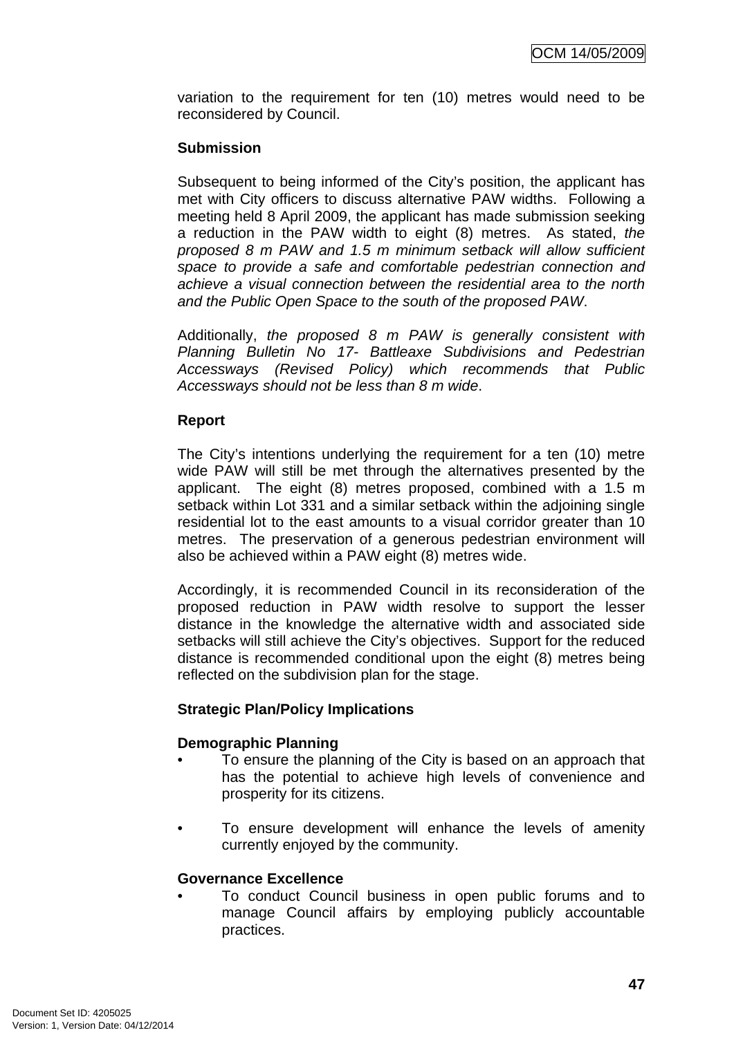variation to the requirement for ten (10) metres would need to be reconsidered by Council.

**Submission**

Subsequent to being informed of the City's position, the applicant has met with City officers to discuss alternative PAW widths. Following a meeting held 8 April 2009, the applicant has made submission seeking a reduction in the PAW width to eight (8) metres. As stated, *the proposed 8 m PAW and 1.5 m minimum setback will allow sufficient space to provide a safe and comfortable pedestrian connection and achieve a visual connection between the residential area to the north and the Public Open Space to the south of the proposed PAW*.

Additionally, *the proposed 8 m PAW is generally consistent with Planning Bulletin No 17- Battleaxe Subdivisions and Pedestrian Accessways (Revised Policy) which recommends that Public Accessways should not be less than 8 m wide*.

**Report**

The City's intentions underlying the requirement for a ten (10) metre wide PAW will still be met through the alternatives presented by the applicant. The eight (8) metres proposed, combined with a 1.5 m setback within Lot 331 and a similar setback within the adjoining single residential lot to the east amounts to a visual corridor greater than 10 metres. The preservation of a generous pedestrian environment will also be achieved within a PAW eight (8) metres wide.

Accordingly, it is recommended Council in its reconsideration of the proposed reduction in PAW width resolve to support the lesser distance in the knowledge the alternative width and associated side setbacks will still achieve the City's objectives. Support for the reduced distance is recommended conditional upon the eight (8) metres being reflected on the subdivision plan for the stage.

**Strategic Plan/Policy Implications**

**Demographic Planning**

- To ensure the planning of the City is based on an approach that has the potential to achieve high levels of convenience and prosperity for its citizens.

- To ensure development will enhance the levels of amenity currently enjoyed by the community.

**Governance Excellence**

- To conduct Council business in open public forums and to manage Council affairs by employing publicly accountable practices.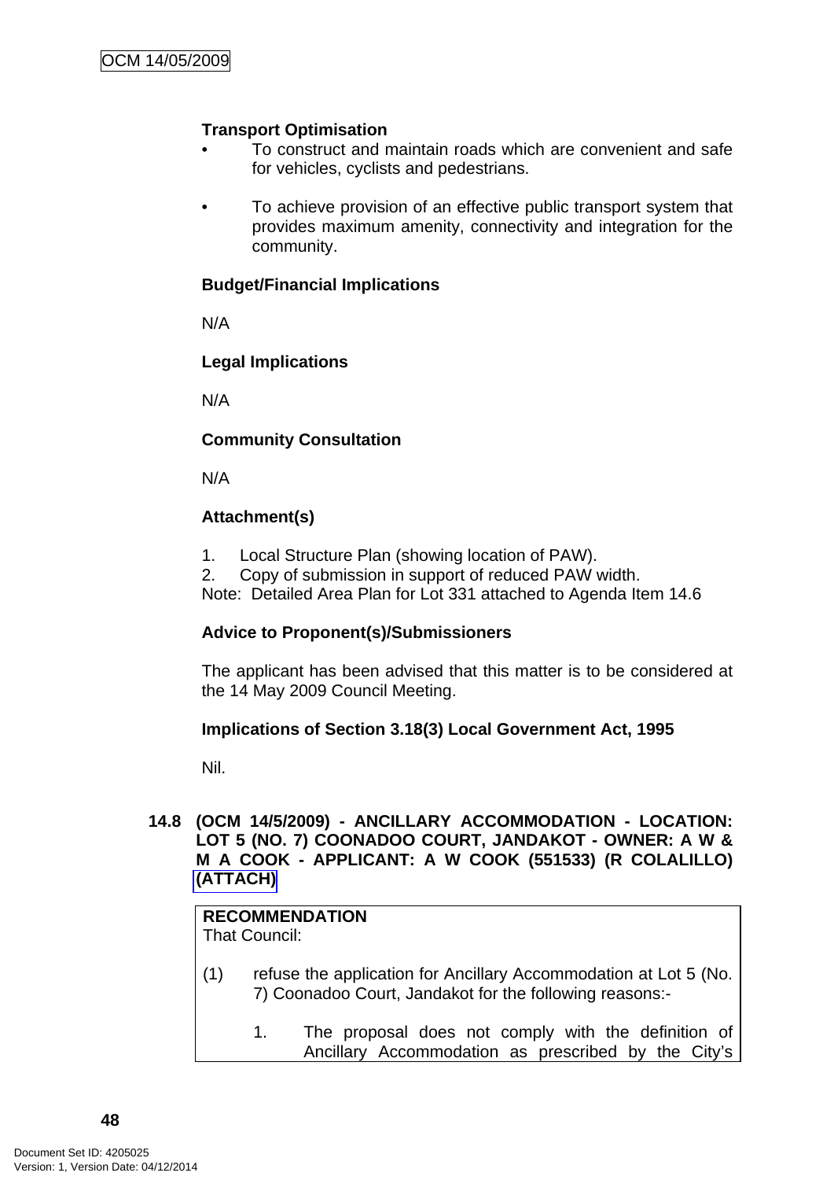**Transport Optimisation**

- To construct and maintain roads which are convenient and safe for vehicles, cyclists and pedestrians.
- To achieve provision of an effective public transport system that provides maximum amenity, connectivity and integration for the community.

**Budget/Financial Implications**

N/A

**Legal Implications**

N/A

**Community Consultation**

N/A

**Attachment(s)**

1. Local Structure Plan (showing location of PAW).
2. Copy of submission in support of reduced PAW width.

Note: Detailed Area Plan for Lot 331 attached to Agenda Item 14.6

**Advice to Proponent(s)/Submissioners**

The applicant has been advised that this matter is to be considered at the 14 May 2009 Council Meeting.

**Implications of Section 3.18(3) Local Government Act, 1995**

Nil.

### 14.8 (OCM 14/5/2009) - ANCILLARY ACCOMMODATION - LOCATION: LOT 5 (NO. 7) COONADOO COURT, JANDAKOT - OWNER: A W & M A COOK - APPLICANT: A W COOK (551533) (R COLALILLO) (ATTACH)

**RECOMMENDATION**
That Council:

(1) refuse the application for Ancillary Accommodation at Lot 5 (No. 7) Coonadoo Court, Jandakot for the following reasons:-

1. The proposal does not comply with the definition of Ancillary Accommodation as prescribed by the City's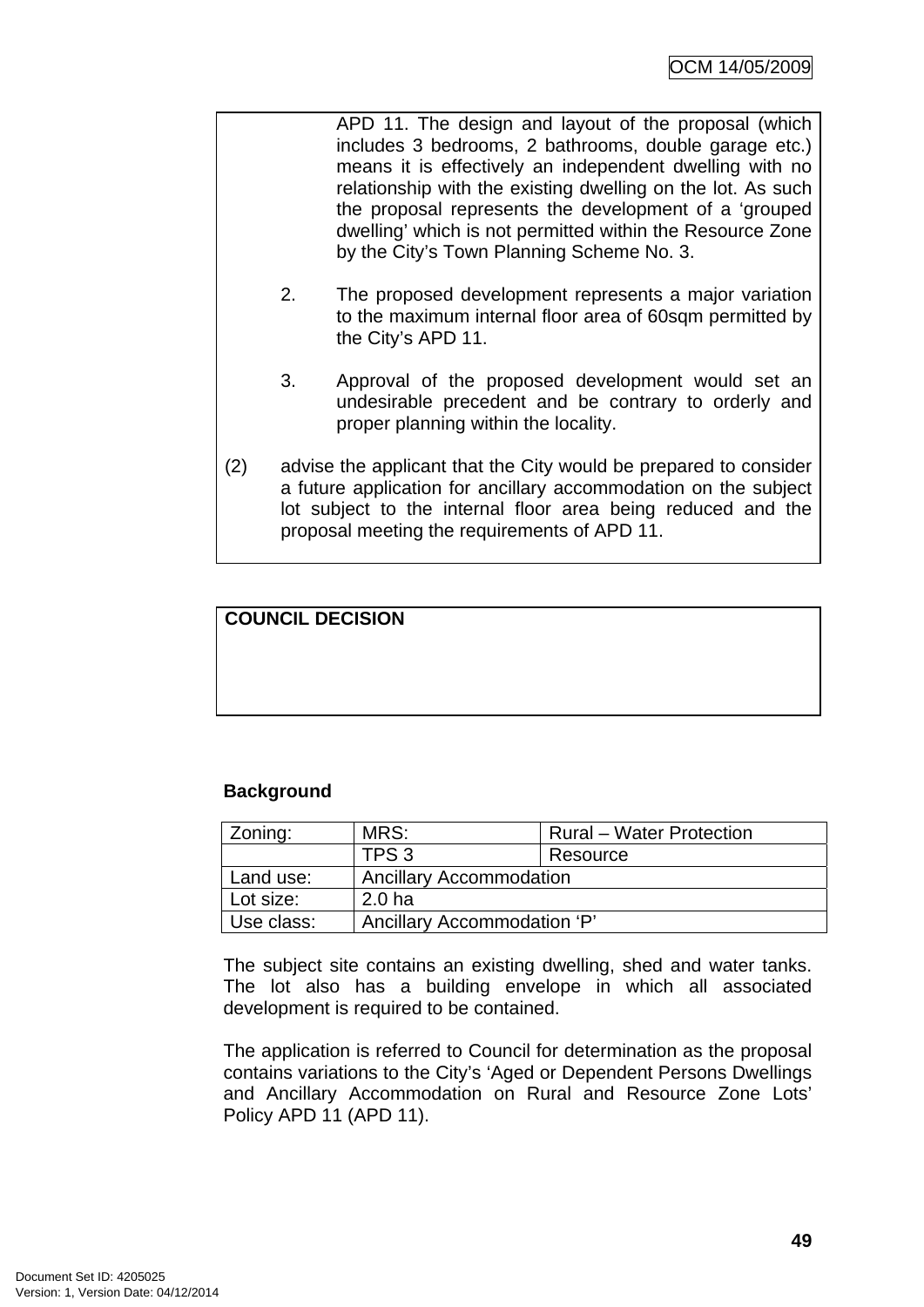APD 11. The design and layout of the proposal (which includes 3 bedrooms, 2 bathrooms, double garage etc.) means it is effectively an independent dwelling with no relationship with the existing dwelling on the lot. As such the proposal represents the development of a 'grouped dwelling' which is not permitted within the Resource Zone by the City's Town Planning Scheme No. 3.

2. The proposed development represents a major variation to the maximum internal floor area of 60sqm permitted by the City's APD 11.

3. Approval of the proposed development would set an undesirable precedent and be contrary to orderly and proper planning within the locality.

(2) advise the applicant that the City would be prepared to consider a future application for ancillary accommodation on the subject lot subject to the internal floor area being reduced and the proposal meeting the requirements of APD 11.

**COUNCIL DECISION**

**Background**

| Zoning: | MRS: | Rural – Water Protection |
|---|---|---|
| | TPS 3 | Resource |
| Land use: | Ancillary Accommodation | |
| Lot size: | 2.0 ha | |
| Use class: | Ancillary Accommodation 'P' | |

The subject site contains an existing dwelling, shed and water tanks. The lot also has a building envelope in which all associated development is required to be contained.

The application is referred to Council for determination as the proposal contains variations to the City's 'Aged or Dependent Persons Dwellings and Ancillary Accommodation on Rural and Resource Zone Lots' Policy APD 11 (APD 11).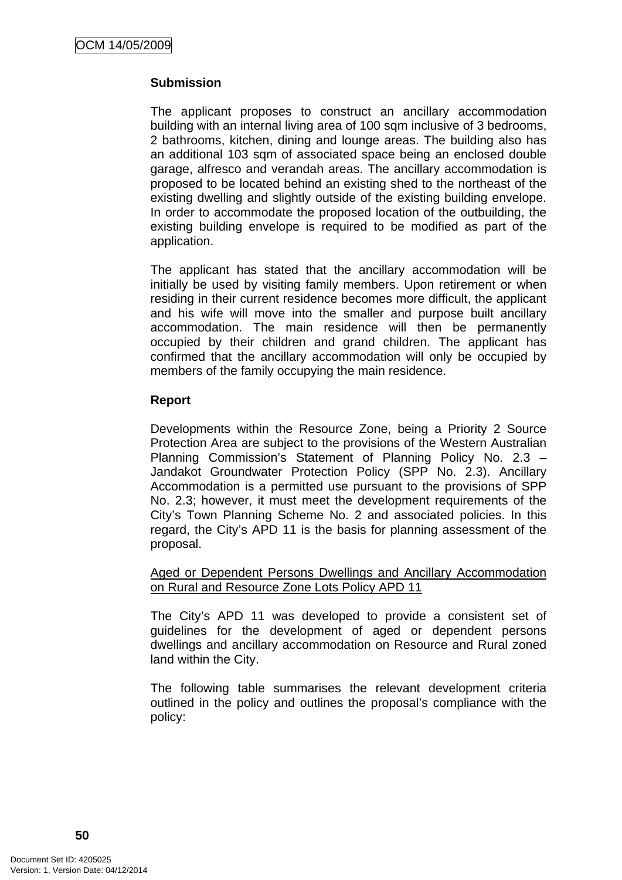**Submission**

The applicant proposes to construct an ancillary accommodation building with an internal living area of 100 sqm inclusive of 3 bedrooms, 2 bathrooms, kitchen, dining and lounge areas. The building also has an additional 103 sqm of associated space being an enclosed double garage, alfresco and verandah areas. The ancillary accommodation is proposed to be located behind an existing shed to the northeast of the existing dwelling and slightly outside of the existing building envelope. In order to accommodate the proposed location of the outbuilding, the existing building envelope is required to be modified as part of the application.

The applicant has stated that the ancillary accommodation will be initially be used by visiting family members. Upon retirement or when residing in their current residence becomes more difficult, the applicant and his wife will move into the smaller and purpose built ancillary accommodation. The main residence will then be permanently occupied by their children and grand children. The applicant has confirmed that the ancillary accommodation will only be occupied by members of the family occupying the main residence.

**Report**

Developments within the Resource Zone, being a Priority 2 Source Protection Area are subject to the provisions of the Western Australian Planning Commission's Statement of Planning Policy No. 2.3 – Jandakot Groundwater Protection Policy (SPP No. 2.3). Ancillary Accommodation is a permitted use pursuant to the provisions of SPP No. 2.3; however, it must meet the development requirements of the City's Town Planning Scheme No. 2 and associated policies. In this regard, the City's APD 11 is the basis for planning assessment of the proposal.

<u>Aged or Dependent Persons Dwellings and Ancillary Accommodation on Rural and Resource Zone Lots Policy APD 11</u>

The City's APD 11 was developed to provide a consistent set of guidelines for the development of aged or dependent persons dwellings and ancillary accommodation on Resource and Rural zoned land within the City.

The following table summarises the relevant development criteria outlined in the policy and outlines the proposal's compliance with the policy: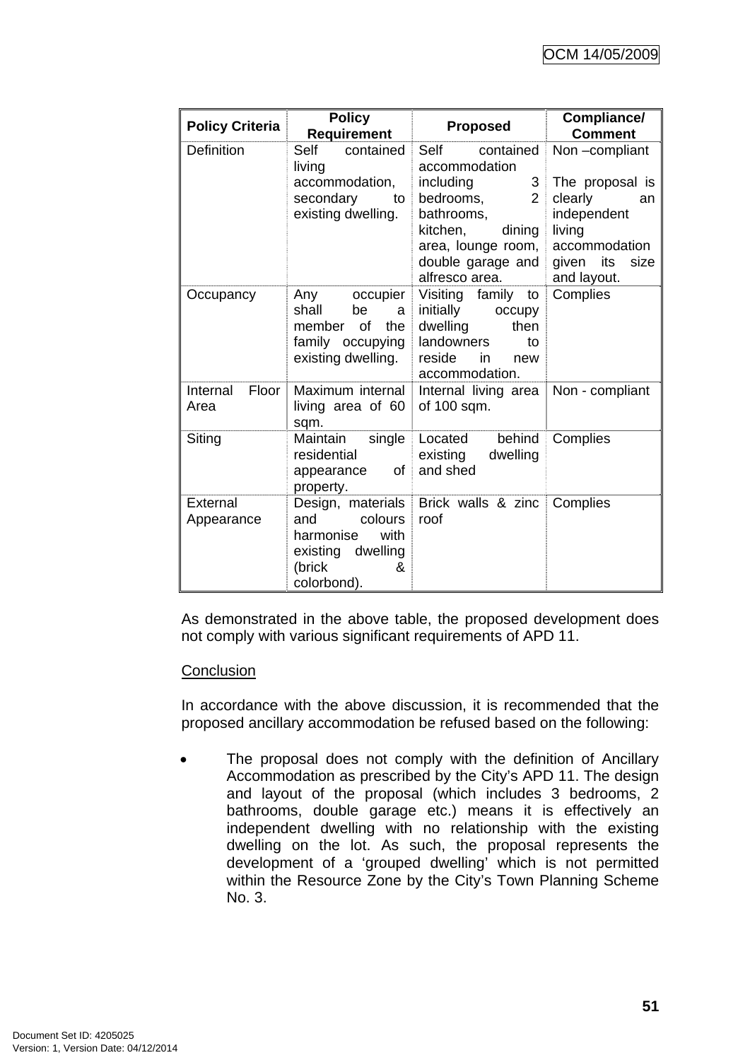| Policy Criteria | Policy Requirement | Proposed | Compliance/ Comment |
|---|---|---|---|
| Definition | Self contained living accommodation, secondary to existing dwelling. | Self contained accommodation including 3 bedrooms, 2 bathrooms, kitchen, dining area, lounge room, double garage and alfresco area. | Non –compliant<br><br>The proposal is clearly an independent living accommodation given its size and layout. |
| Occupancy | Any occupier shall be a member of the family occupying existing dwelling. | Visiting family to initially occupy dwelling then landowners to reside in new accommodation. | Complies |
| Internal Floor Area | Maximum internal living area of 60 sqm. | Internal living area of 100 sqm. | Non - compliant |
| Siting | Maintain single residential appearance of property. | Located behind existing dwelling and shed | Complies |
| External Appearance | Design, materials and colours harmonise with existing dwelling (brick & colorbond). | Brick walls & zinc roof | Complies |

As demonstrated in the above table, the proposed development does not comply with various significant requirements of APD 11.

Conclusion

In accordance with the above discussion, it is recommended that the proposed ancillary accommodation be refused based on the following:

- The proposal does not comply with the definition of Ancillary Accommodation as prescribed by the City's APD 11. The design and layout of the proposal (which includes 3 bedrooms, 2 bathrooms, double garage etc.) means it is effectively an independent dwelling with no relationship with the existing dwelling on the lot. As such, the proposal represents the development of a 'grouped dwelling' which is not permitted within the Resource Zone by the City's Town Planning Scheme No. 3.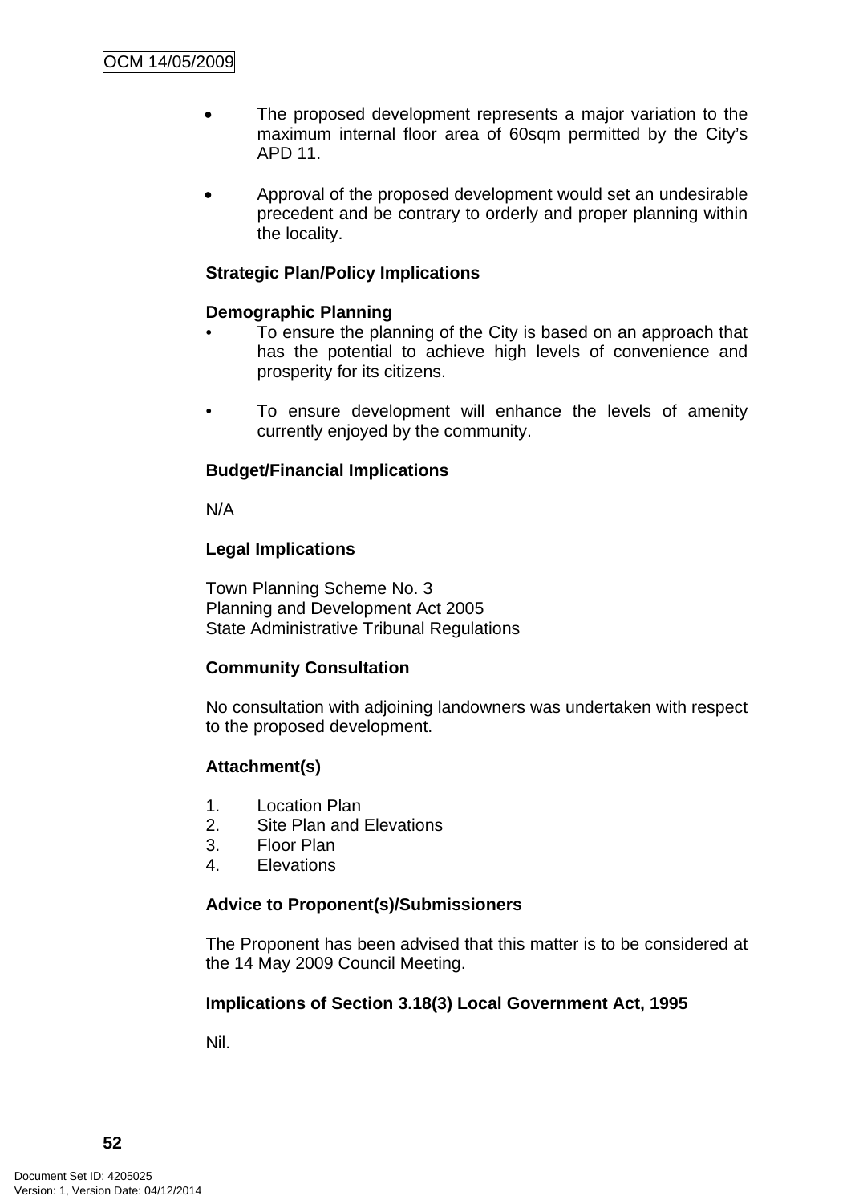- The proposed development represents a major variation to the maximum internal floor area of 60sqm permitted by the City's APD 11.

- Approval of the proposed development would set an undesirable precedent and be contrary to orderly and proper planning within the locality.

**Strategic Plan/Policy Implications**

**Demographic Planning**

- To ensure the planning of the City is based on an approach that has the potential to achieve high levels of convenience and prosperity for its citizens.

- To ensure development will enhance the levels of amenity currently enjoyed by the community.

**Budget/Financial Implications**

N/A

**Legal Implications**

Town Planning Scheme No. 3
Planning and Development Act 2005
State Administrative Tribunal Regulations

**Community Consultation**

No consultation with adjoining landowners was undertaken with respect to the proposed development.

**Attachment(s)**

1. Location Plan
2. Site Plan and Elevations
3. Floor Plan
4. Elevations

**Advice to Proponent(s)/Submissioners**

The Proponent has been advised that this matter is to be considered at the 14 May 2009 Council Meeting.

**Implications of Section 3.18(3) Local Government Act, 1995**

Nil.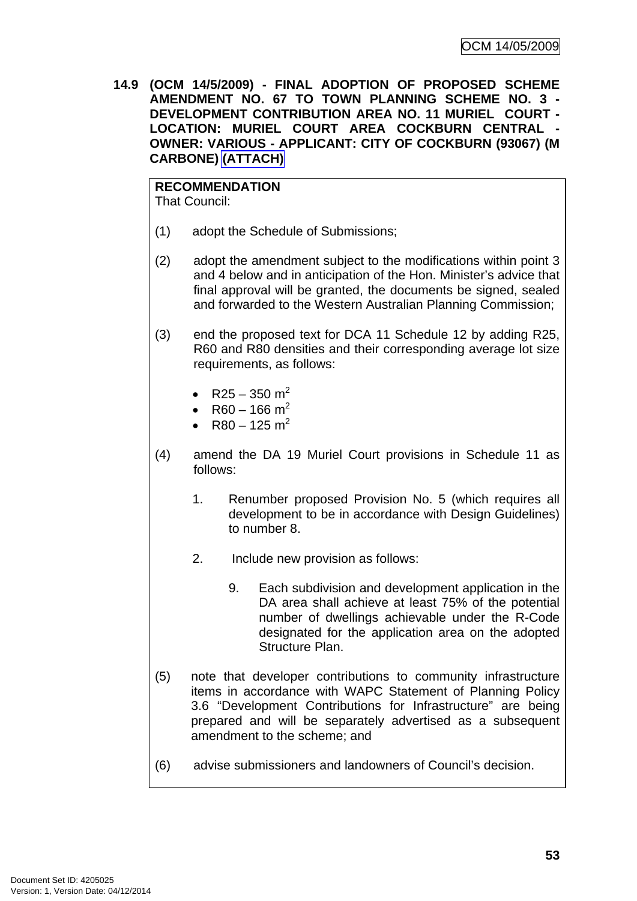**14.9 (OCM 14/5/2009) - FINAL ADOPTION OF PROPOSED SCHEME AMENDMENT NO. 67 TO TOWN PLANNING SCHEME NO. 3 - DEVELOPMENT CONTRIBUTION AREA NO. 11 MURIEL COURT - LOCATION: MURIEL COURT AREA COCKBURN CENTRAL - OWNER: VARIOUS - APPLICANT: CITY OF COCKBURN (93067) (M CARBONE) (ATTACH)**

**RECOMMENDATION**
That Council:

(1) adopt the Schedule of Submissions;

(2) adopt the amendment subject to the modifications within point 3 and 4 below and in anticipation of the Hon. Minister's advice that final approval will be granted, the documents be signed, sealed and forwarded to the Western Australian Planning Commission;

(3) end the proposed text for DCA 11 Schedule 12 by adding R25, R60 and R80 densities and their corresponding average lot size requirements, as follows:

- R25 – 350 $m^2$
- R60 – 166 $m^2$
- R80 – 125 $m^2$

(4) amend the DA 19 Muriel Court provisions in Schedule 11 as follows:

1. Renumber proposed Provision No. 5 (which requires all development to be in accordance with Design Guidelines) to number 8.

2. Include new provision as follows:

   9. Each subdivision and development application in the DA area shall achieve at least 75% of the potential number of dwellings achievable under the R-Code designated for the application area on the adopted Structure Plan.

(5) note that developer contributions to community infrastructure items in accordance with WAPC Statement of Planning Policy 3.6 "Development Contributions for Infrastructure" are being prepared and will be separately advertised as a subsequent amendment to the scheme; and

(6) advise submissioners and landowners of Council's decision.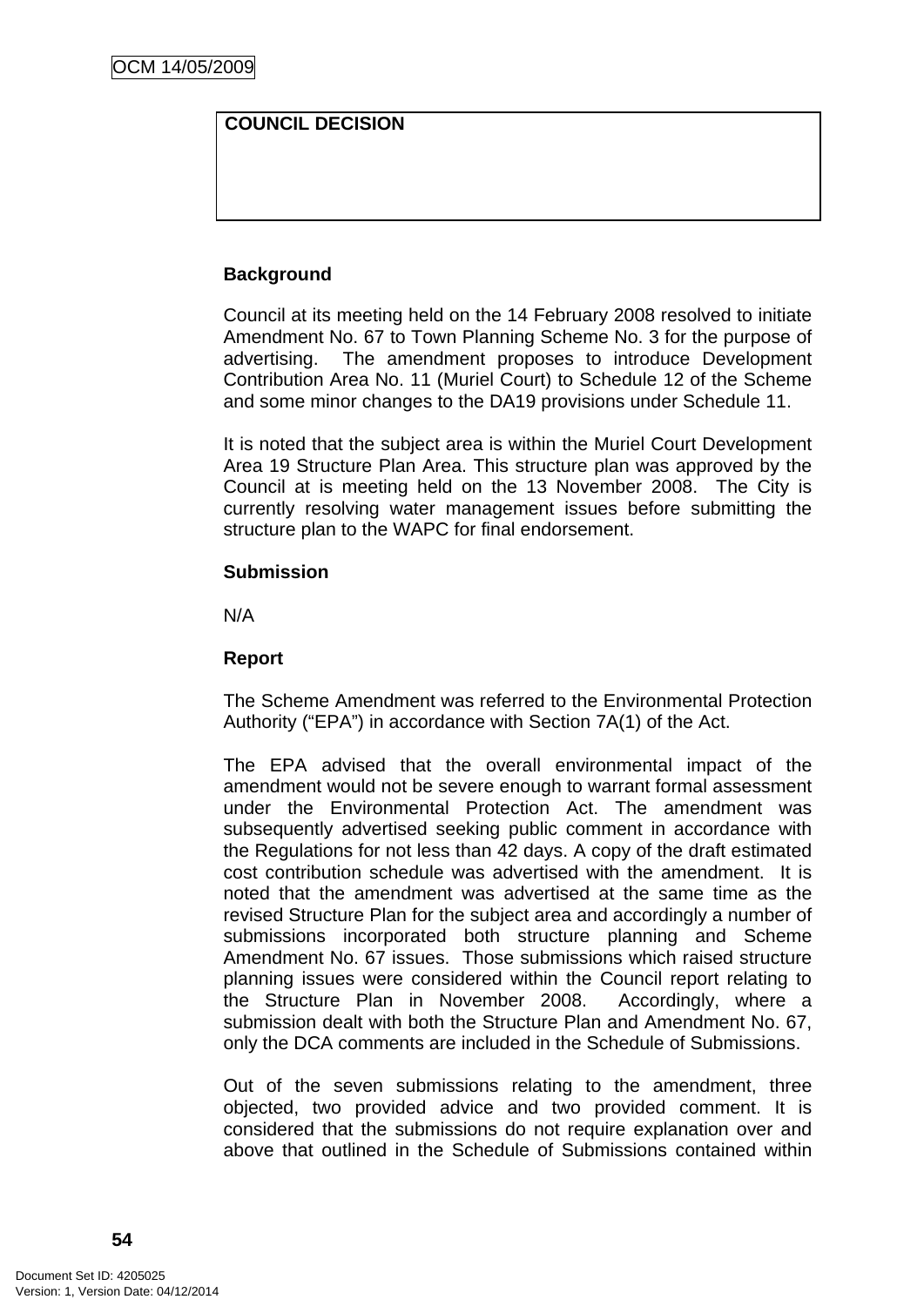| COUNCIL DECISION |
| --- |
| |

**Background**

Council at its meeting held on the 14 February 2008 resolved to initiate Amendment No. 67 to Town Planning Scheme No. 3 for the purpose of advertising. The amendment proposes to introduce Development Contribution Area No. 11 (Muriel Court) to Schedule 12 of the Scheme and some minor changes to the DA19 provisions under Schedule 11.

It is noted that the subject area is within the Muriel Court Development Area 19 Structure Plan Area. This structure plan was approved by the Council at is meeting held on the 13 November 2008. The City is currently resolving water management issues before submitting the structure plan to the WAPC for final endorsement.

**Submission**

N/A

**Report**

The Scheme Amendment was referred to the Environmental Protection Authority ("EPA") in accordance with Section 7A(1) of the Act.

The EPA advised that the overall environmental impact of the amendment would not be severe enough to warrant formal assessment under the Environmental Protection Act. The amendment was subsequently advertised seeking public comment in accordance with the Regulations for not less than 42 days. A copy of the draft estimated cost contribution schedule was advertised with the amendment. It is noted that the amendment was advertised at the same time as the revised Structure Plan for the subject area and accordingly a number of submissions incorporated both structure planning and Scheme Amendment No. 67 issues. Those submissions which raised structure planning issues were considered within the Council report relating to the Structure Plan in November 2008. Accordingly, where a submission dealt with both the Structure Plan and Amendment No. 67, only the DCA comments are included in the Schedule of Submissions.

Out of the seven submissions relating to the amendment, three objected, two provided advice and two provided comment. It is considered that the submissions do not require explanation over and above that outlined in the Schedule of Submissions contained within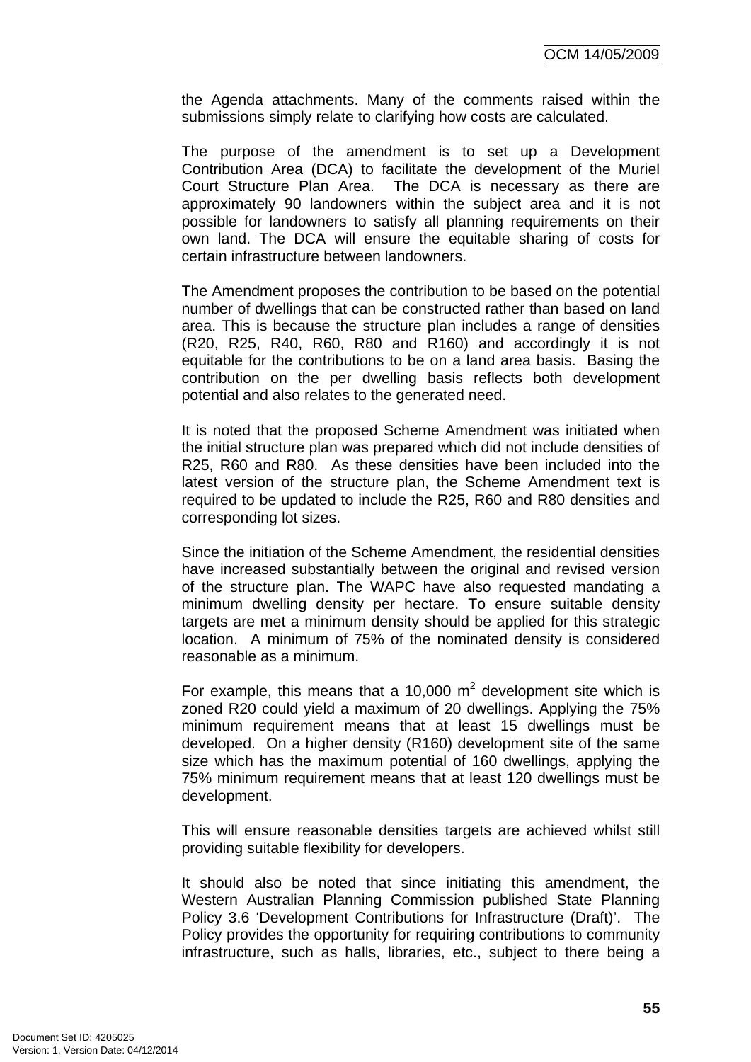the Agenda attachments. Many of the comments raised within the submissions simply relate to clarifying how costs are calculated.

The purpose of the amendment is to set up a Development Contribution Area (DCA) to facilitate the development of the Muriel Court Structure Plan Area. The DCA is necessary as there are approximately 90 landowners within the subject area and it is not possible for landowners to satisfy all planning requirements on their own land. The DCA will ensure the equitable sharing of costs for certain infrastructure between landowners.

The Amendment proposes the contribution to be based on the potential number of dwellings that can be constructed rather than based on land area. This is because the structure plan includes a range of densities (R20, R25, R40, R60, R80 and R160) and accordingly it is not equitable for the contributions to be on a land area basis. Basing the contribution on the per dwelling basis reflects both development potential and also relates to the generated need.

It is noted that the proposed Scheme Amendment was initiated when the initial structure plan was prepared which did not include densities of R25, R60 and R80. As these densities have been included into the latest version of the structure plan, the Scheme Amendment text is required to be updated to include the R25, R60 and R80 densities and corresponding lot sizes.

Since the initiation of the Scheme Amendment, the residential densities have increased substantially between the original and revised version of the structure plan. The WAPC have also requested mandating a minimum dwelling density per hectare. To ensure suitable density targets are met a minimum density should be applied for this strategic location. A minimum of 75% of the nominated density is considered reasonable as a minimum.

For example, this means that a 10,000 m$^2$ development site which is zoned R20 could yield a maximum of 20 dwellings. Applying the 75% minimum requirement means that at least 15 dwellings must be developed. On a higher density (R160) development site of the same size which has the maximum potential of 160 dwellings, applying the 75% minimum requirement means that at least 120 dwellings must be development.

This will ensure reasonable densities targets are achieved whilst still providing suitable flexibility for developers.

It should also be noted that since initiating this amendment, the Western Australian Planning Commission published State Planning Policy 3.6 'Development Contributions for Infrastructure (Draft)'. The Policy provides the opportunity for requiring contributions to community infrastructure, such as halls, libraries, etc., subject to there being a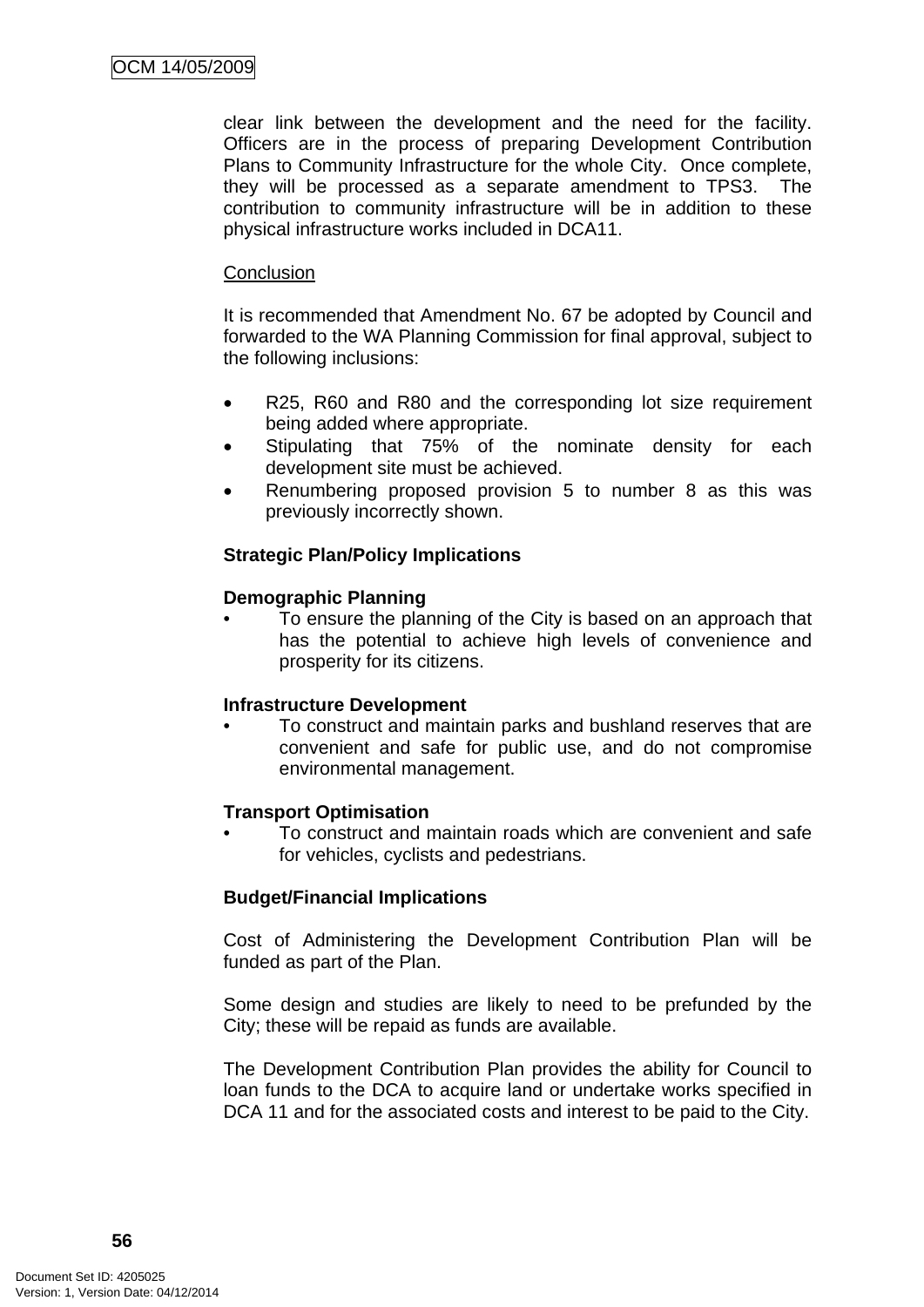clear link between the development and the need for the facility. Officers are in the process of preparing Development Contribution Plans to Community Infrastructure for the whole City. Once complete, they will be processed as a separate amendment to TPS3. The contribution to community infrastructure will be in addition to these physical infrastructure works included in DCA11.

Conclusion

It is recommended that Amendment No. 67 be adopted by Council and forwarded to the WA Planning Commission for final approval, subject to the following inclusions:

- R25, R60 and R80 and the corresponding lot size requirement being added where appropriate.
- Stipulating that 75% of the nominate density for each development site must be achieved.
- Renumbering proposed provision 5 to number 8 as this was previously incorrectly shown.

**Strategic Plan/Policy Implications**

**Demographic Planning**

- To ensure the planning of the City is based on an approach that has the potential to achieve high levels of convenience and prosperity for its citizens.

**Infrastructure Development**

- To construct and maintain parks and bushland reserves that are convenient and safe for public use, and do not compromise environmental management.

**Transport Optimisation**

- To construct and maintain roads which are convenient and safe for vehicles, cyclists and pedestrians.

**Budget/Financial Implications**

Cost of Administering the Development Contribution Plan will be funded as part of the Plan.

Some design and studies are likely to need to be prefunded by the City; these will be repaid as funds are available.

The Development Contribution Plan provides the ability for Council to loan funds to the DCA to acquire land or undertake works specified in DCA 11 and for the associated costs and interest to be paid to the City.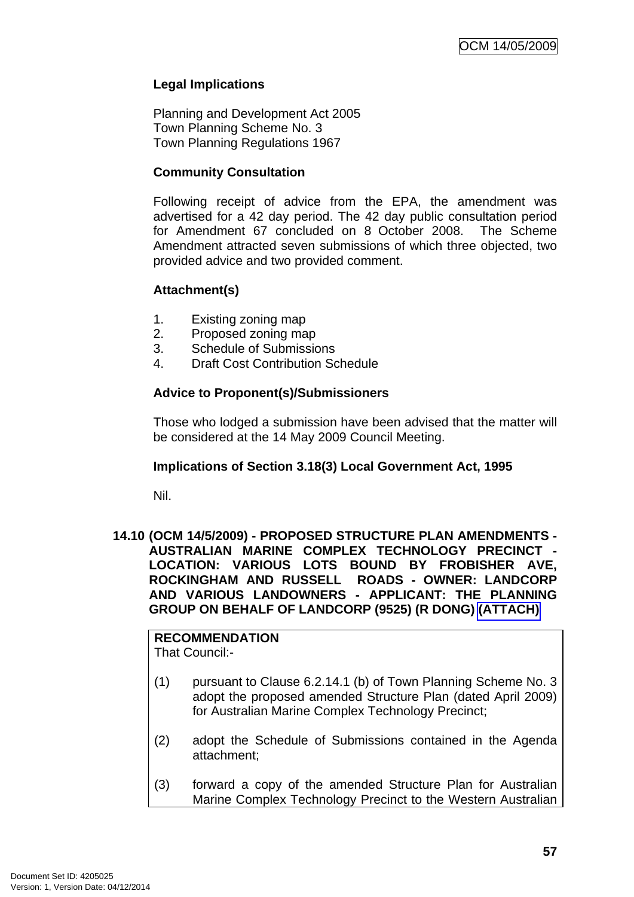**Legal Implications**

Planning and Development Act 2005
Town Planning Scheme No. 3
Town Planning Regulations 1967

**Community Consultation**

Following receipt of advice from the EPA, the amendment was advertised for a 42 day period. The 42 day public consultation period for Amendment 67 concluded on 8 October 2008. The Scheme Amendment attracted seven submissions of which three objected, two provided advice and two provided comment.

**Attachment(s)**

1. Existing zoning map
2. Proposed zoning map
3. Schedule of Submissions
4. Draft Cost Contribution Schedule

**Advice to Proponent(s)/Submissioners**

Those who lodged a submission have been advised that the matter will be considered at the 14 May 2009 Council Meeting.

**Implications of Section 3.18(3) Local Government Act, 1995**

Nil.

## 14.10 (OCM 14/5/2009) - PROPOSED STRUCTURE PLAN AMENDMENTS - AUSTRALIAN MARINE COMPLEX TECHNOLOGY PRECINCT - LOCATION: VARIOUS LOTS BOUND BY FROBISHER AVE, ROCKINGHAM AND RUSSELL ROADS - OWNER: LANDCORP AND VARIOUS LANDOWNERS - APPLICANT: THE PLANNING GROUP ON BEHALF OF LANDCORP (9525) (R DONG) (ATTACH)

**RECOMMENDATION**
That Council:-

(1) pursuant to Clause 6.2.14.1 (b) of Town Planning Scheme No. 3 adopt the proposed amended Structure Plan (dated April 2009) for Australian Marine Complex Technology Precinct;

(2) adopt the Schedule of Submissions contained in the Agenda attachment;

(3) forward a copy of the amended Structure Plan for Australian Marine Complex Technology Precinct to the Western Australian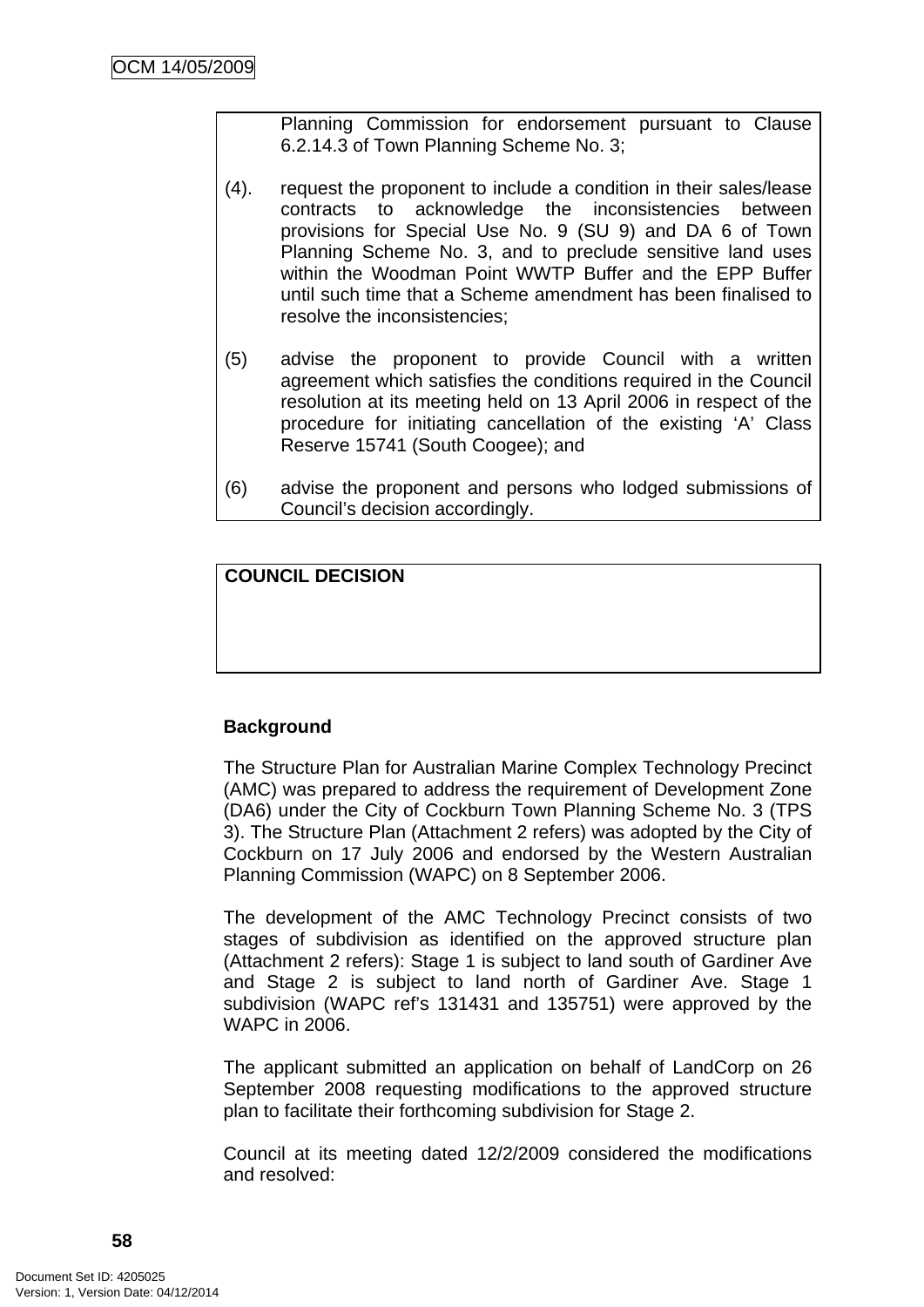Planning Commission for endorsement pursuant to Clause 6.2.14.3 of Town Planning Scheme No. 3;

(4). request the proponent to include a condition in their sales/lease contracts to acknowledge the inconsistencies between provisions for Special Use No. 9 (SU 9) and DA 6 of Town Planning Scheme No. 3, and to preclude sensitive land uses within the Woodman Point WWTP Buffer and the EPP Buffer until such time that a Scheme amendment has been finalised to resolve the inconsistencies;

(5) advise the proponent to provide Council with a written agreement which satisfies the conditions required in the Council resolution at its meeting held on 13 April 2006 in respect of the procedure for initiating cancellation of the existing 'A' Class Reserve 15741 (South Coogee); and

(6) advise the proponent and persons who lodged submissions of Council's decision accordingly.

**COUNCIL DECISION**

**Background**

The Structure Plan for Australian Marine Complex Technology Precinct (AMC) was prepared to address the requirement of Development Zone (DA6) under the City of Cockburn Town Planning Scheme No. 3 (TPS 3). The Structure Plan (Attachment 2 refers) was adopted by the City of Cockburn on 17 July 2006 and endorsed by the Western Australian Planning Commission (WAPC) on 8 September 2006.

The development of the AMC Technology Precinct consists of two stages of subdivision as identified on the approved structure plan (Attachment 2 refers): Stage 1 is subject to land south of Gardiner Ave and Stage 2 is subject to land north of Gardiner Ave. Stage 1 subdivision (WAPC ref's 131431 and 135751) were approved by the WAPC in 2006.

The applicant submitted an application on behalf of LandCorp on 26 September 2008 requesting modifications to the approved structure plan to facilitate their forthcoming subdivision for Stage 2.

Council at its meeting dated 12/2/2009 considered the modifications and resolved: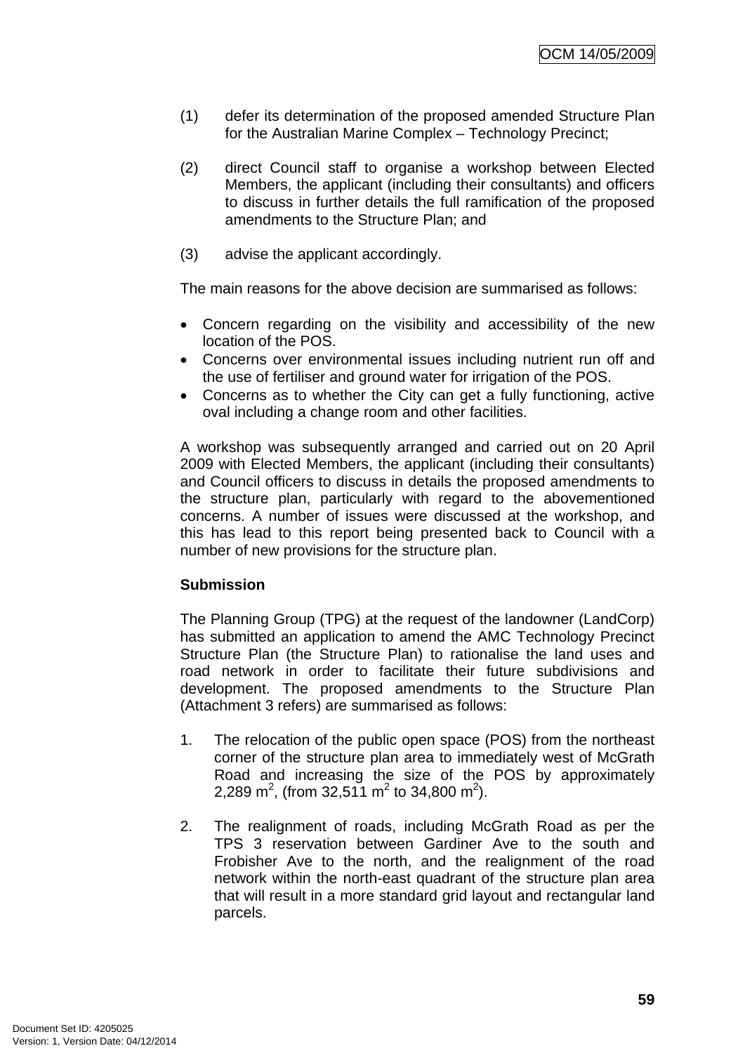(1) defer its determination of the proposed amended Structure Plan for the Australian Marine Complex – Technology Precinct;

(2) direct Council staff to organise a workshop between Elected Members, the applicant (including their consultants) and officers to discuss in further details the full ramification of the proposed amendments to the Structure Plan; and

(3) advise the applicant accordingly.

The main reasons for the above decision are summarised as follows:

- Concern regarding on the visibility and accessibility of the new location of the POS.
- Concerns over environmental issues including nutrient run off and the use of fertiliser and ground water for irrigation of the POS.
- Concerns as to whether the City can get a fully functioning, active oval including a change room and other facilities.

A workshop was subsequently arranged and carried out on 20 April 2009 with Elected Members, the applicant (including their consultants) and Council officers to discuss in details the proposed amendments to the structure plan, particularly with regard to the abovementioned concerns. A number of issues were discussed at the workshop, and this has lead to this report being presented back to Council with a number of new provisions for the structure plan.

**Submission**

The Planning Group (TPG) at the request of the landowner (LandCorp) has submitted an application to amend the AMC Technology Precinct Structure Plan (the Structure Plan) to rationalise the land uses and road network in order to facilitate their future subdivisions and development. The proposed amendments to the Structure Plan (Attachment 3 refers) are summarised as follows:

1. The relocation of the public open space (POS) from the northeast corner of the structure plan area to immediately west of McGrath Road and increasing the size of the POS by approximately 2,289 $m^2$, (from 32,511 $m^2$ to 34,800 $m^2$).

2. The realignment of roads, including McGrath Road as per the TPS 3 reservation between Gardiner Ave to the south and Frobisher Ave to the north, and the realignment of the road network within the north-east quadrant of the structure plan area that will result in a more standard grid layout and rectangular land parcels.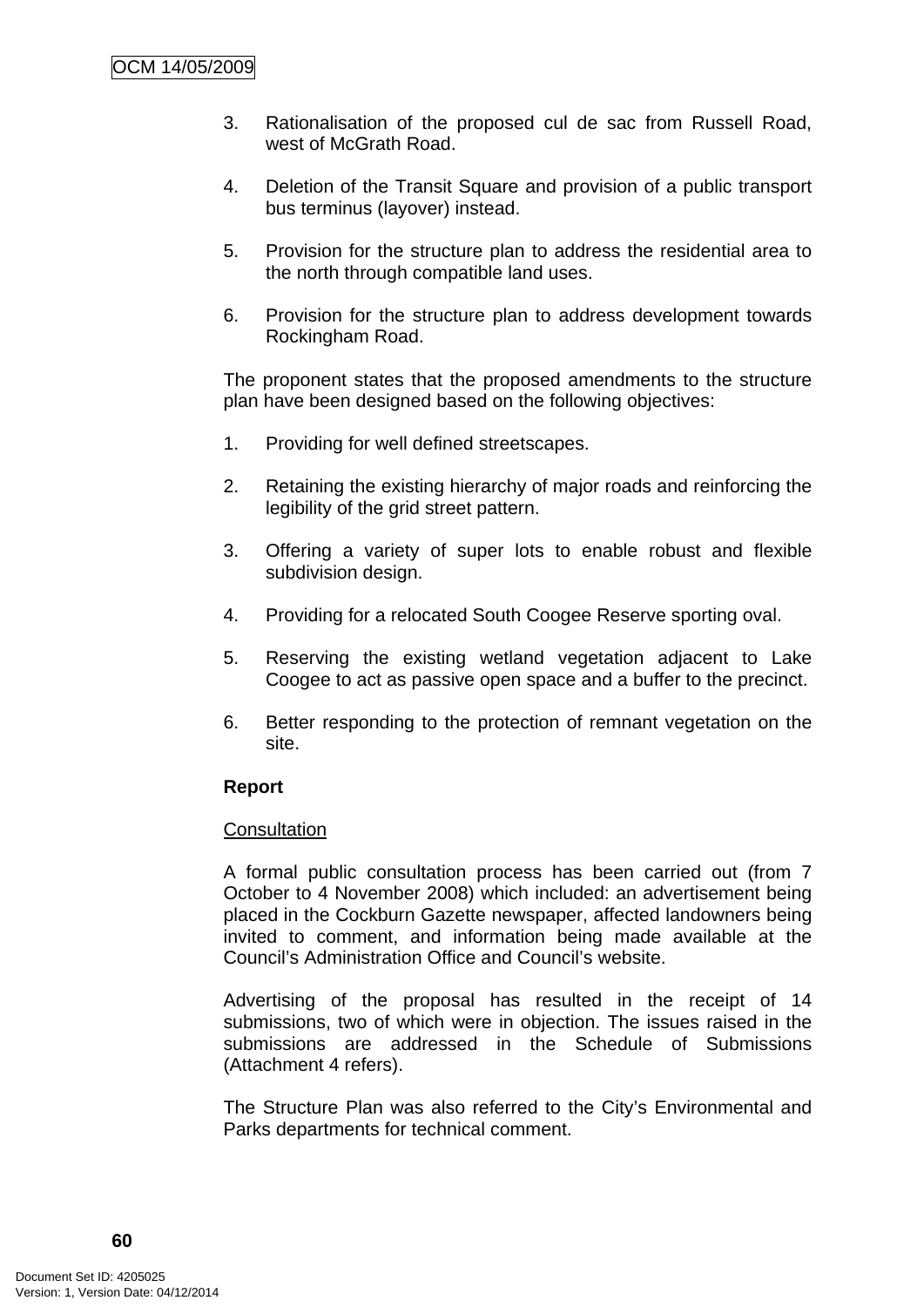3. Rationalisation of the proposed cul de sac from Russell Road, west of McGrath Road.

4. Deletion of the Transit Square and provision of a public transport bus terminus (layover) instead.

5. Provision for the structure plan to address the residential area to the north through compatible land uses.

6. Provision for the structure plan to address development towards Rockingham Road.

The proponent states that the proposed amendments to the structure plan have been designed based on the following objectives:

1. Providing for well defined streetscapes.

2. Retaining the existing hierarchy of major roads and reinforcing the legibility of the grid street pattern.

3. Offering a variety of super lots to enable robust and flexible subdivision design.

4. Providing for a relocated South Coogee Reserve sporting oval.

5. Reserving the existing wetland vegetation adjacent to Lake Coogee to act as passive open space and a buffer to the precinct.

6. Better responding to the protection of remnant vegetation on the site.

**Report**

Consultation

A formal public consultation process has been carried out (from 7 October to 4 November 2008) which included: an advertisement being placed in the Cockburn Gazette newspaper, affected landowners being invited to comment, and information being made available at the Council's Administration Office and Council's website.

Advertising of the proposal has resulted in the receipt of 14 submissions, two of which were in objection. The issues raised in the submissions are addressed in the Schedule of Submissions (Attachment 4 refers).

The Structure Plan was also referred to the City's Environmental and Parks departments for technical comment.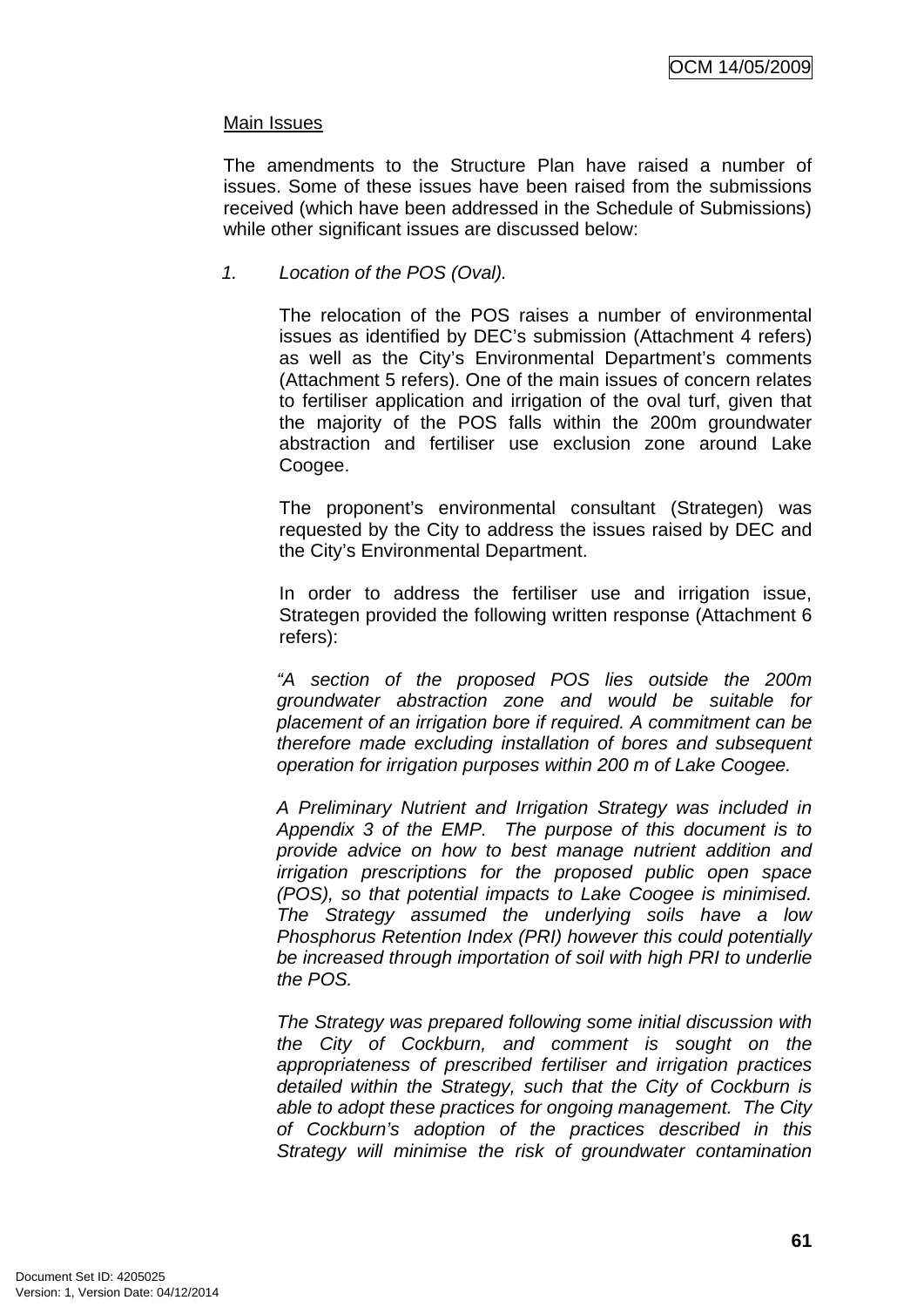Main Issues

The amendments to the Structure Plan have raised a number of issues. Some of these issues have been raised from the submissions received (which have been addressed in the Schedule of Submissions) while other significant issues are discussed below:

1. *Location of the POS (Oval).*

   The relocation of the POS raises a number of environmental issues as identified by DEC's submission (Attachment 4 refers) as well as the City's Environmental Department's comments (Attachment 5 refers). One of the main issues of concern relates to fertiliser application and irrigation of the oval turf, given that the majority of the POS falls within the 200m groundwater abstraction and fertiliser use exclusion zone around Lake Coogee.

   The proponent's environmental consultant (Strategen) was requested by the City to address the issues raised by DEC and the City's Environmental Department.

   In order to address the fertiliser use and irrigation issue, Strategen provided the following written response (Attachment 6 refers):

   *"A section of the proposed POS lies outside the 200m groundwater abstraction zone and would be suitable for placement of an irrigation bore if required. A commitment can be therefore made excluding installation of bores and subsequent operation for irrigation purposes within 200 m of Lake Coogee.*

   *A Preliminary Nutrient and Irrigation Strategy was included in Appendix 3 of the EMP. The purpose of this document is to provide advice on how to best manage nutrient addition and irrigation prescriptions for the proposed public open space (POS), so that potential impacts to Lake Coogee is minimised. The Strategy assumed the underlying soils have a low Phosphorus Retention Index (PRI) however this could potentially be increased through importation of soil with high PRI to underlie the POS.*

   *The Strategy was prepared following some initial discussion with the City of Cockburn, and comment is sought on the appropriateness of prescribed fertiliser and irrigation practices detailed within the Strategy, such that the City of Cockburn is able to adopt these practices for ongoing management. The City of Cockburn's adoption of the practices described in this Strategy will minimise the risk of groundwater contamination*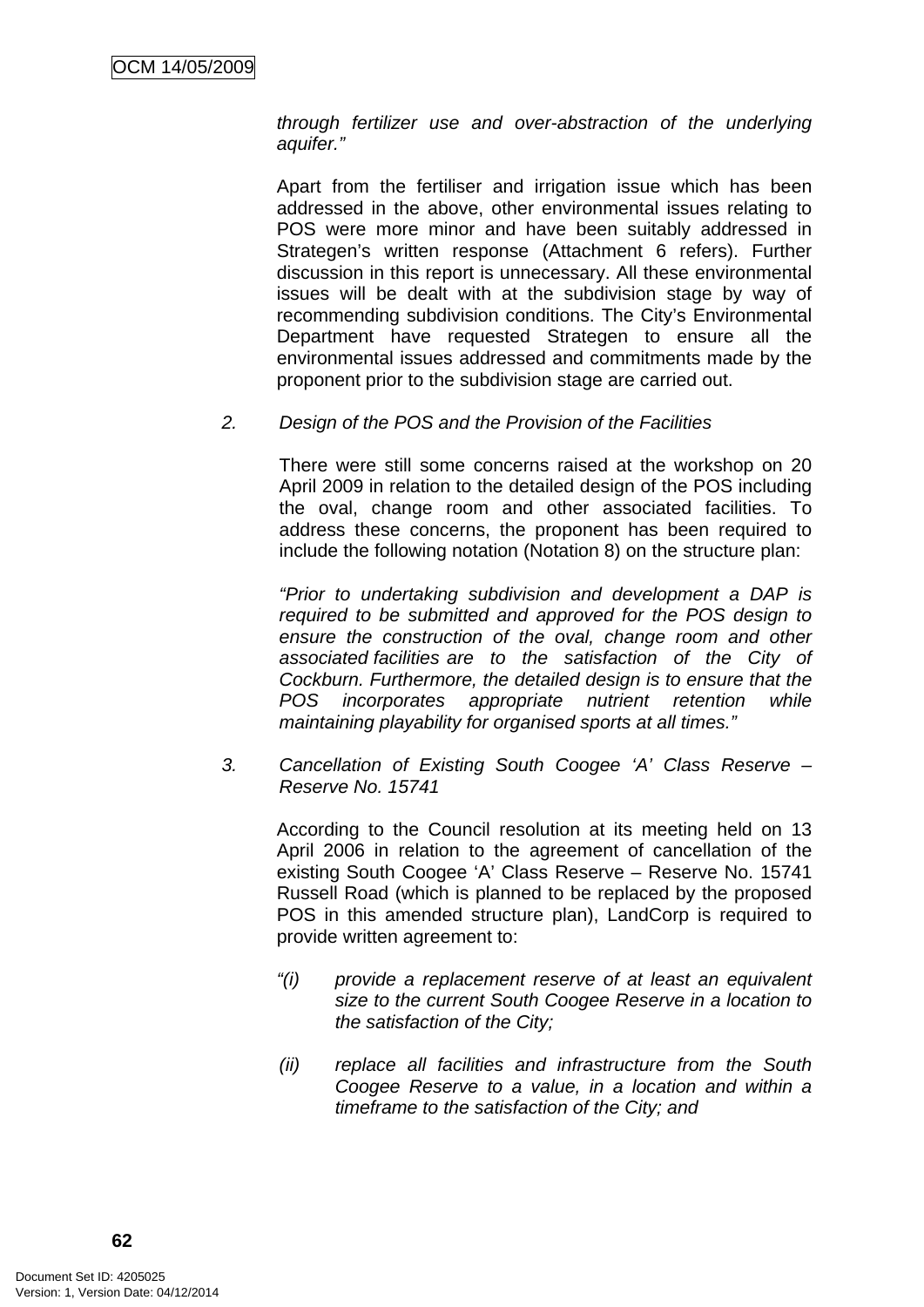*through fertilizer use and over-abstraction of the underlying aquifer."*

Apart from the fertiliser and irrigation issue which has been addressed in the above, other environmental issues relating to POS were more minor and have been suitably addressed in Strategen's written response (Attachment 6 refers). Further discussion in this report is unnecessary. All these environmental issues will be dealt with at the subdivision stage by way of recommending subdivision conditions. The City's Environmental Department have requested Strategen to ensure all the environmental issues addressed and commitments made by the proponent prior to the subdivision stage are carried out.

2. *Design of the POS and the Provision of the Facilities*

   There were still some concerns raised at the workshop on 20 April 2009 in relation to the detailed design of the POS including the oval, change room and other associated facilities. To address these concerns, the proponent has been required to include the following notation (Notation 8) on the structure plan:

   *"Prior to undertaking subdivision and development a DAP is required to be submitted and approved for the POS design to ensure the construction of the oval, change room and other associated facilities are to the satisfaction of the City of Cockburn. Furthermore, the detailed design is to ensure that the POS incorporates appropriate nutrient retention while maintaining playability for organised sports at all times."*

3. *Cancellation of Existing South Coogee 'A' Class Reserve – Reserve No. 15741*

   According to the Council resolution at its meeting held on 13 April 2006 in relation to the agreement of cancellation of the existing South Coogee 'A' Class Reserve – Reserve No. 15741 Russell Road (which is planned to be replaced by the proposed POS in this amended structure plan), LandCorp is required to provide written agreement to:

   *"(i) provide a replacement reserve of at least an equivalent size to the current South Coogee Reserve in a location to the satisfaction of the City;*

   *(ii) replace all facilities and infrastructure from the South Coogee Reserve to a value, in a location and within a timeframe to the satisfaction of the City; and*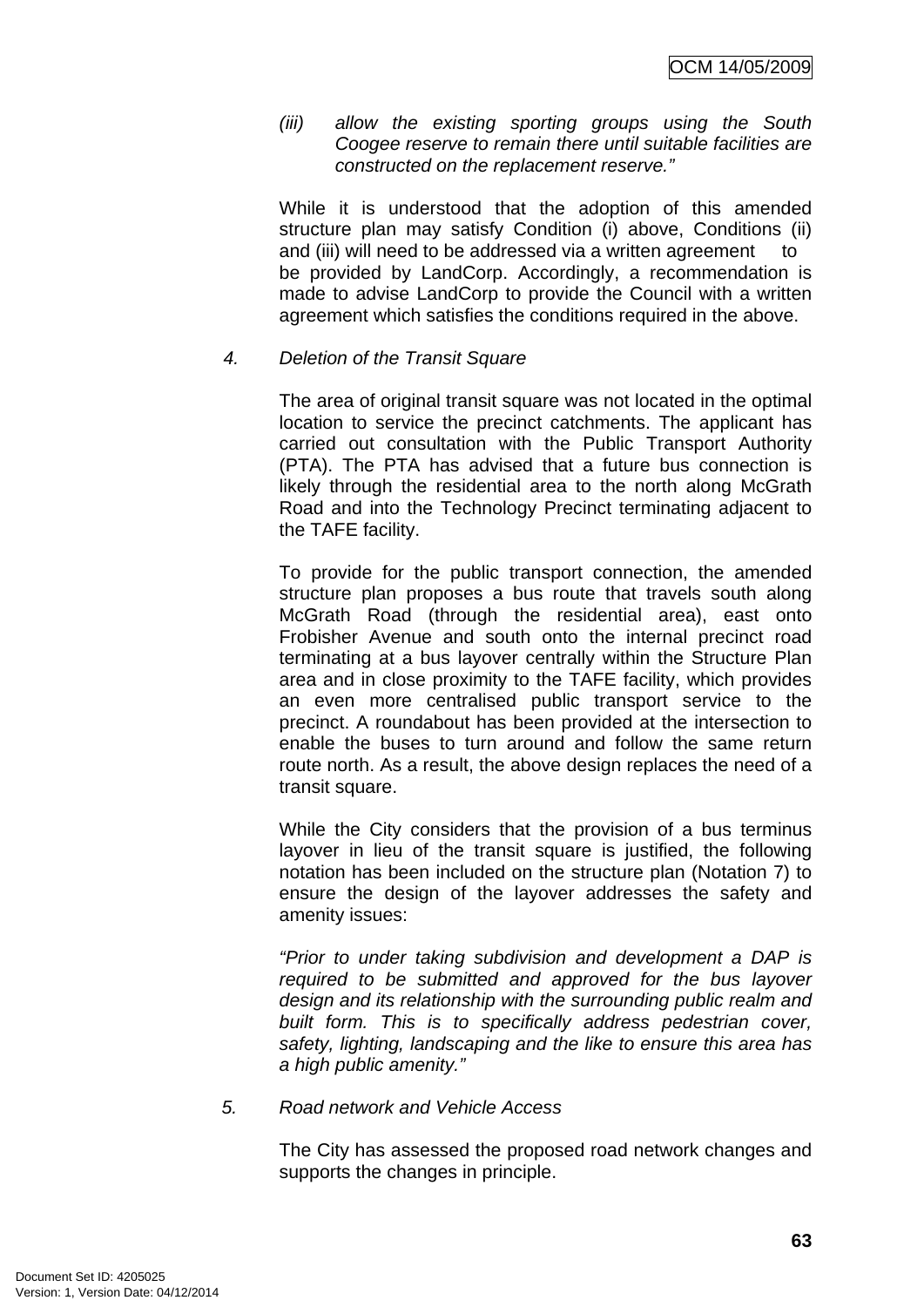(iii) *allow the existing sporting groups using the South Coogee reserve to remain there until suitable facilities are constructed on the replacement reserve."*

While it is understood that the adoption of this amended structure plan may satisfy Condition (i) above, Conditions (ii) and (iii) will need to be addressed via a written agreement to be provided by LandCorp. Accordingly, a recommendation is made to advise LandCorp to provide the Council with a written agreement which satisfies the conditions required in the above.

4. *Deletion of the Transit Square*

The area of original transit square was not located in the optimal location to service the precinct catchments. The applicant has carried out consultation with the Public Transport Authority (PTA). The PTA has advised that a future bus connection is likely through the residential area to the north along McGrath Road and into the Technology Precinct terminating adjacent to the TAFE facility.

To provide for the public transport connection, the amended structure plan proposes a bus route that travels south along McGrath Road (through the residential area), east onto Frobisher Avenue and south onto the internal precinct road terminating at a bus layover centrally within the Structure Plan area and in close proximity to the TAFE facility, which provides an even more centralised public transport service to the precinct. A roundabout has been provided at the intersection to enable the buses to turn around and follow the same return route north. As a result, the above design replaces the need of a transit square.

While the City considers that the provision of a bus terminus layover in lieu of the transit square is justified, the following notation has been included on the structure plan (Notation 7) to ensure the design of the layover addresses the safety and amenity issues:

*"Prior to under taking subdivision and development a DAP is required to be submitted and approved for the bus layover design and its relationship with the surrounding public realm and built form. This is to specifically address pedestrian cover, safety, lighting, landscaping and the like to ensure this area has a high public amenity."*

5. *Road network and Vehicle Access*

The City has assessed the proposed road network changes and supports the changes in principle.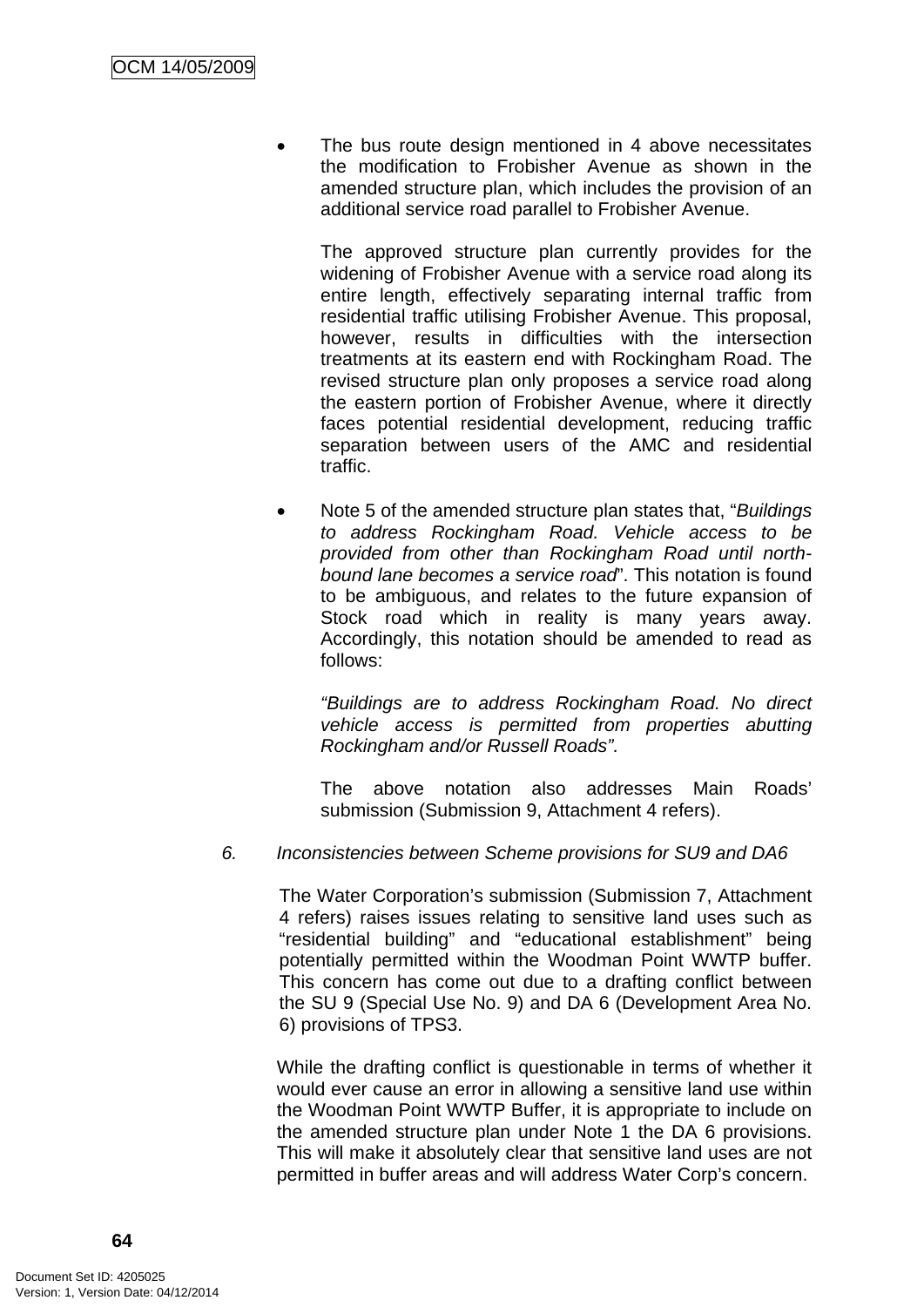- The bus route design mentioned in 4 above necessitates the modification to Frobisher Avenue as shown in the amended structure plan, which includes the provision of an additional service road parallel to Frobisher Avenue.

  The approved structure plan currently provides for the widening of Frobisher Avenue with a service road along its entire length, effectively separating internal traffic from residential traffic utilising Frobisher Avenue. This proposal, however, results in difficulties with the intersection treatments at its eastern end with Rockingham Road. The revised structure plan only proposes a service road along the eastern portion of Frobisher Avenue, where it directly faces potential residential development, reducing traffic separation between users of the AMC and residential traffic.

- Note 5 of the amended structure plan states that, "*Buildings to address Rockingham Road. Vehicle access to be provided from other than Rockingham Road until north-bound lane becomes a service road*". This notation is found to be ambiguous, and relates to the future expansion of Stock road which in reality is many years away. Accordingly, this notation should be amended to read as follows:

  *"Buildings are to address Rockingham Road. No direct vehicle access is permitted from properties abutting Rockingham and/or Russell Roads".*

  The above notation also addresses Main Roads' submission (Submission 9, Attachment 4 refers).

6. *Inconsistencies between Scheme provisions for SU9 and DA6*

   The Water Corporation's submission (Submission 7, Attachment 4 refers) raises issues relating to sensitive land uses such as "residential building" and "educational establishment" being potentially permitted within the Woodman Point WWTP buffer. This concern has come out due to a drafting conflict between the SU 9 (Special Use No. 9) and DA 6 (Development Area No. 6) provisions of TPS3.

   While the drafting conflict is questionable in terms of whether it would ever cause an error in allowing a sensitive land use within the Woodman Point WWTP Buffer, it is appropriate to include on the amended structure plan under Note 1 the DA 6 provisions. This will make it absolutely clear that sensitive land uses are not permitted in buffer areas and will address Water Corp's concern.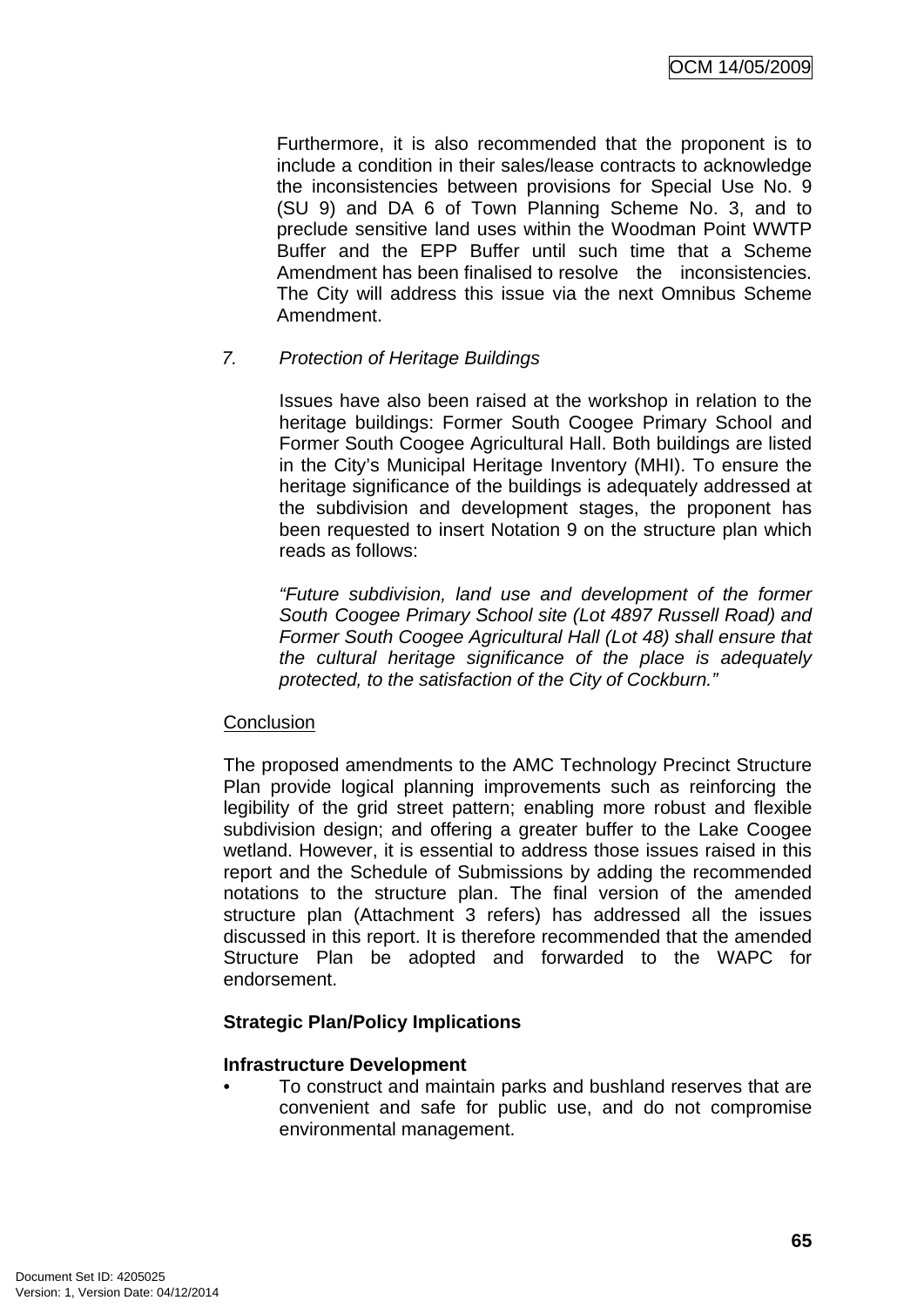Furthermore, it is also recommended that the proponent is to include a condition in their sales/lease contracts to acknowledge the inconsistencies between provisions for Special Use No. 9 (SU 9) and DA 6 of Town Planning Scheme No. 3, and to preclude sensitive land uses within the Woodman Point WWTP Buffer and the EPP Buffer until such time that a Scheme Amendment has been finalised to resolve the inconsistencies. The City will address this issue via the next Omnibus Scheme Amendment.

7. *Protection of Heritage Buildings*

Issues have also been raised at the workshop in relation to the heritage buildings: Former South Coogee Primary School and Former South Coogee Agricultural Hall. Both buildings are listed in the City's Municipal Heritage Inventory (MHI). To ensure the heritage significance of the buildings is adequately addressed at the subdivision and development stages, the proponent has been requested to insert Notation 9 on the structure plan which reads as follows:

*"Future subdivision, land use and development of the former South Coogee Primary School site (Lot 4897 Russell Road) and Former South Coogee Agricultural Hall (Lot 48) shall ensure that the cultural heritage significance of the place is adequately protected, to the satisfaction of the City of Cockburn."*

Conclusion

The proposed amendments to the AMC Technology Precinct Structure Plan provide logical planning improvements such as reinforcing the legibility of the grid street pattern; enabling more robust and flexible subdivision design; and offering a greater buffer to the Lake Coogee wetland. However, it is essential to address those issues raised in this report and the Schedule of Submissions by adding the recommended notations to the structure plan. The final version of the amended structure plan (Attachment 3 refers) has addressed all the issues discussed in this report. It is therefore recommended that the amended Structure Plan be adopted and forwarded to the WAPC for endorsement.

**Strategic Plan/Policy Implications**

**Infrastructure Development**

- To construct and maintain parks and bushland reserves that are convenient and safe for public use, and do not compromise environmental management.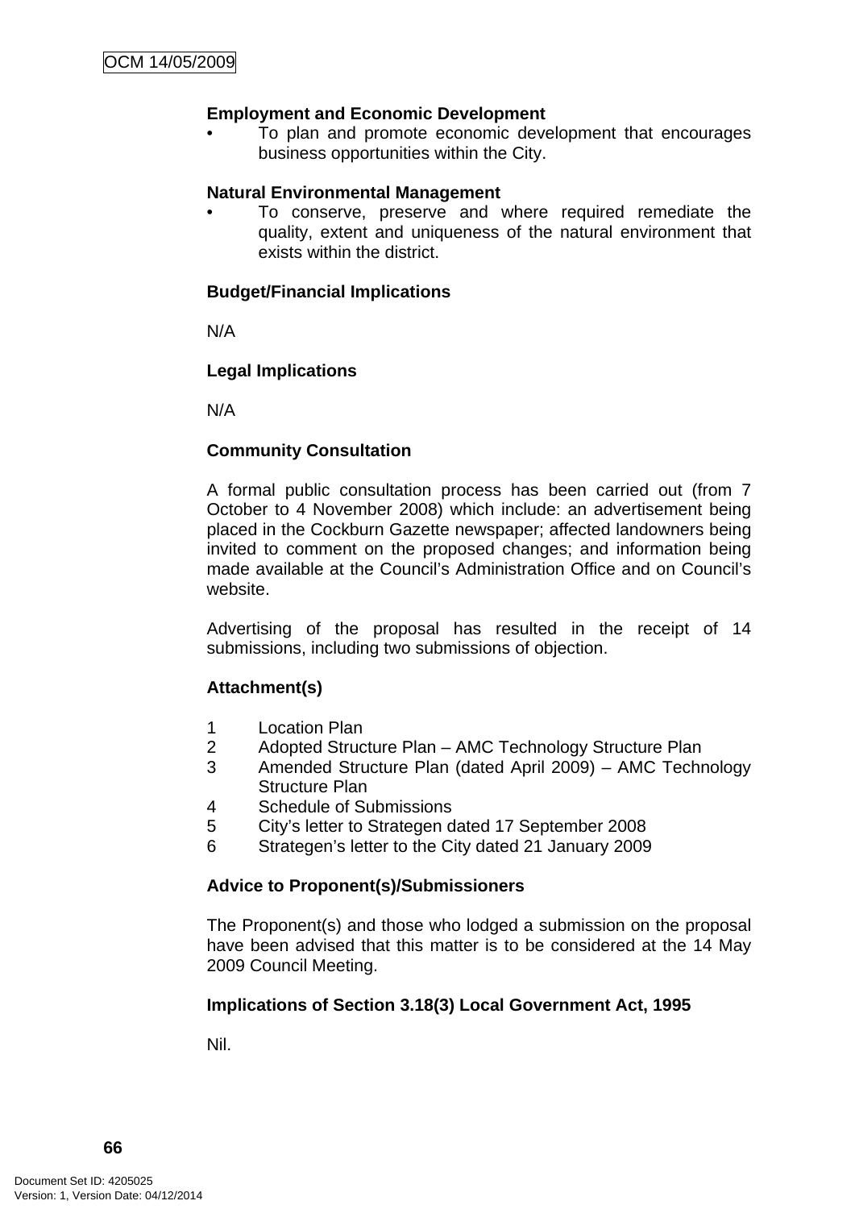**Employment and Economic Development**

- To plan and promote economic development that encourages business opportunities within the City.

**Natural Environmental Management**

- To conserve, preserve and where required remediate the quality, extent and uniqueness of the natural environment that exists within the district.

**Budget/Financial Implications**

N/A

**Legal Implications**

N/A

**Community Consultation**

A formal public consultation process has been carried out (from 7 October to 4 November 2008) which include: an advertisement being placed in the Cockburn Gazette newspaper; affected landowners being invited to comment on the proposed changes; and information being made available at the Council's Administration Office and on Council's website.

Advertising of the proposal has resulted in the receipt of 14 submissions, including two submissions of objection.

**Attachment(s)**

1. Location Plan
2. Adopted Structure Plan – AMC Technology Structure Plan
3. Amended Structure Plan (dated April 2009) – AMC Technology Structure Plan
4. Schedule of Submissions
5. City's letter to Strategen dated 17 September 2008
6. Strategen's letter to the City dated 21 January 2009

**Advice to Proponent(s)/Submissioners**

The Proponent(s) and those who lodged a submission on the proposal have been advised that this matter is to be considered at the 14 May 2009 Council Meeting.

**Implications of Section 3.18(3) Local Government Act, 1995**

Nil.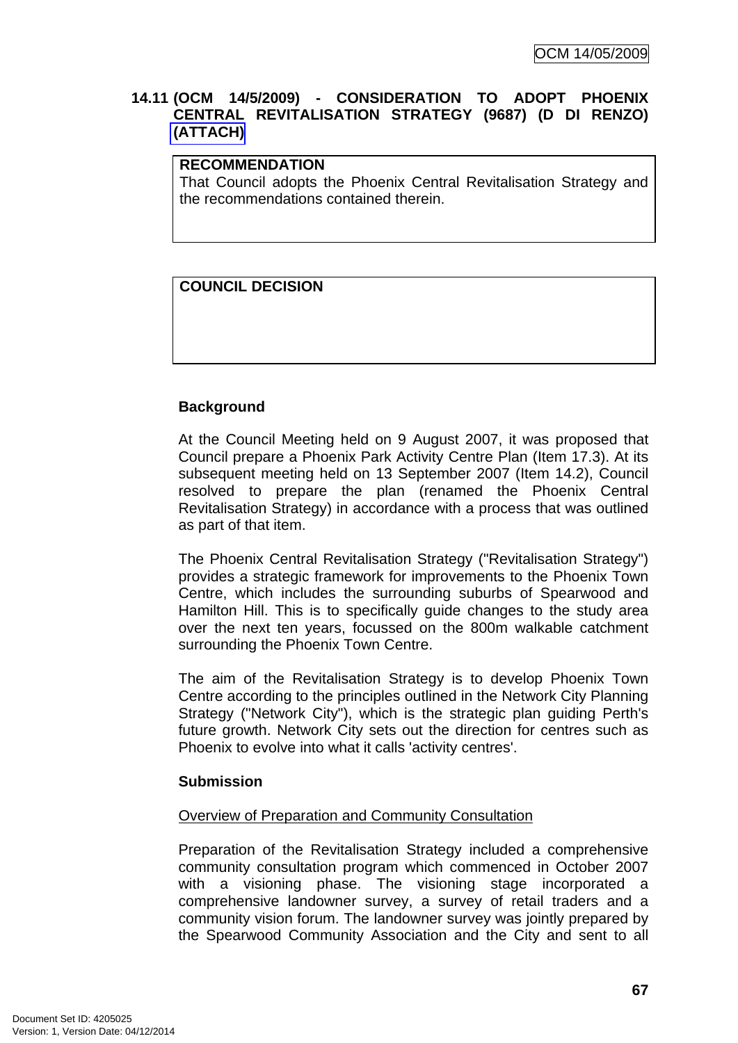## 14.11 (OCM 14/5/2009) - CONSIDERATION TO ADOPT PHOENIX CENTRAL REVITALISATION STRATEGY (9687) (D DI RENZO) (ATTACH)

| RECOMMENDATION |
| --- |
| That Council adopts the Phoenix Central Revitalisation Strategy and the recommendations contained therein. |

| COUNCIL DECISION |
| --- |
| |

**Background**

At the Council Meeting held on 9 August 2007, it was proposed that Council prepare a Phoenix Park Activity Centre Plan (Item 17.3). At its subsequent meeting held on 13 September 2007 (Item 14.2), Council resolved to prepare the plan (renamed the Phoenix Central Revitalisation Strategy) in accordance with a process that was outlined as part of that item.

The Phoenix Central Revitalisation Strategy ("Revitalisation Strategy") provides a strategic framework for improvements to the Phoenix Town Centre, which includes the surrounding suburbs of Spearwood and Hamilton Hill. This is to specifically guide changes to the study area over the next ten years, focussed on the 800m walkable catchment surrounding the Phoenix Town Centre.

The aim of the Revitalisation Strategy is to develop Phoenix Town Centre according to the principles outlined in the Network City Planning Strategy ("Network City"), which is the strategic plan guiding Perth's future growth. Network City sets out the direction for centres such as Phoenix to evolve into what it calls 'activity centres'.

**Submission**

Overview of Preparation and Community Consultation

Preparation of the Revitalisation Strategy included a comprehensive community consultation program which commenced in October 2007 with a visioning phase. The visioning stage incorporated a comprehensive landowner survey, a survey of retail traders and a community vision forum. The landowner survey was jointly prepared by the Spearwood Community Association and the City and sent to all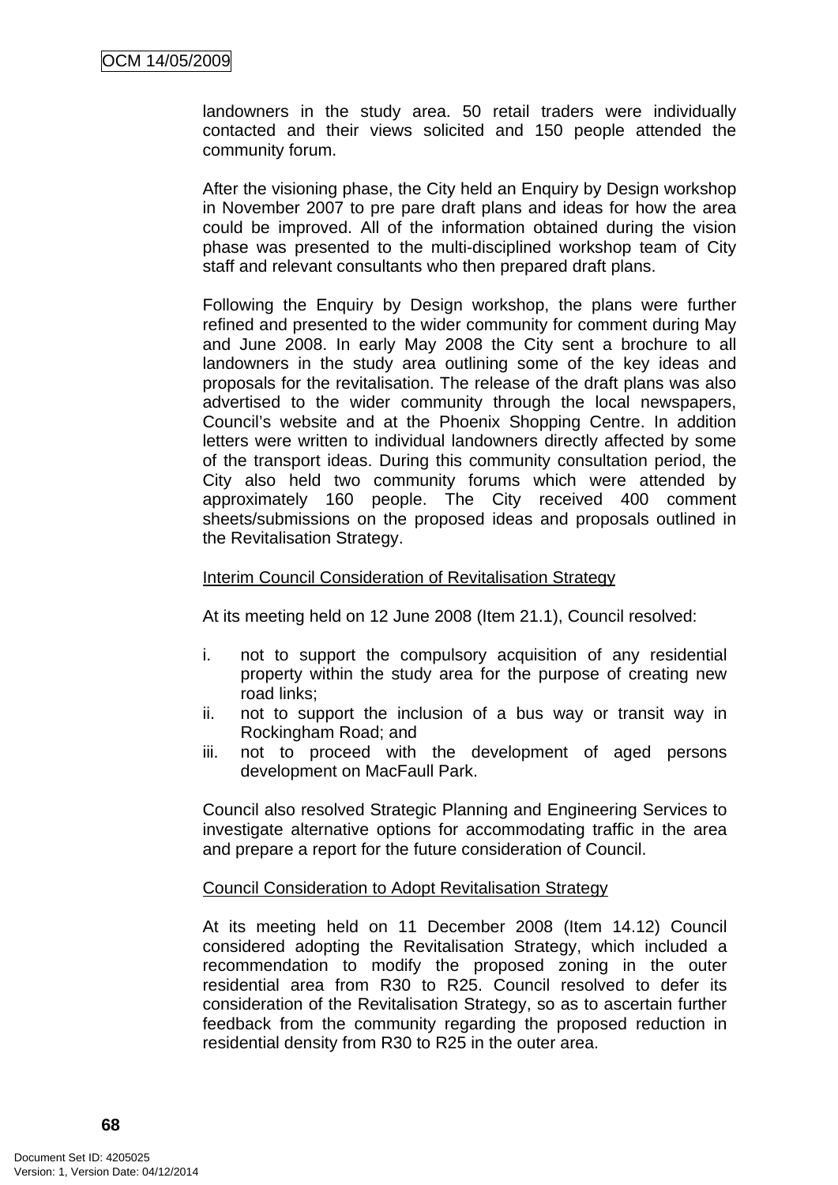landowners in the study area. 50 retail traders were individually contacted and their views solicited and 150 people attended the community forum.

After the visioning phase, the City held an Enquiry by Design workshop in November 2007 to pre pare draft plans and ideas for how the area could be improved. All of the information obtained during the vision phase was presented to the multi-disciplined workshop team of City staff and relevant consultants who then prepared draft plans.

Following the Enquiry by Design workshop, the plans were further refined and presented to the wider community for comment during May and June 2008. In early May 2008 the City sent a brochure to all landowners in the study area outlining some of the key ideas and proposals for the revitalisation. The release of the draft plans was also advertised to the wider community through the local newspapers, Council's website and at the Phoenix Shopping Centre. In addition letters were written to individual landowners directly affected by some of the transport ideas. During this community consultation period, the City also held two community forums which were attended by approximately 160 people. The City received 400 comment sheets/submissions on the proposed ideas and proposals outlined in the Revitalisation Strategy.

<u>Interim Council Consideration of Revitalisation Strategy</u>

At its meeting held on 12 June 2008 (Item 21.1), Council resolved:

i. not to support the compulsory acquisition of any residential property within the study area for the purpose of creating new road links;
ii. not to support the inclusion of a bus way or transit way in Rockingham Road; and
iii. not to proceed with the development of aged persons development on MacFaull Park.

Council also resolved Strategic Planning and Engineering Services to investigate alternative options for accommodating traffic in the area and prepare a report for the future consideration of Council.

<u>Council Consideration to Adopt Revitalisation Strategy</u>

At its meeting held on 11 December 2008 (Item 14.12) Council considered adopting the Revitalisation Strategy, which included a recommendation to modify the proposed zoning in the outer residential area from R30 to R25. Council resolved to defer its consideration of the Revitalisation Strategy, so as to ascertain further feedback from the community regarding the proposed reduction in residential density from R30 to R25 in the outer area.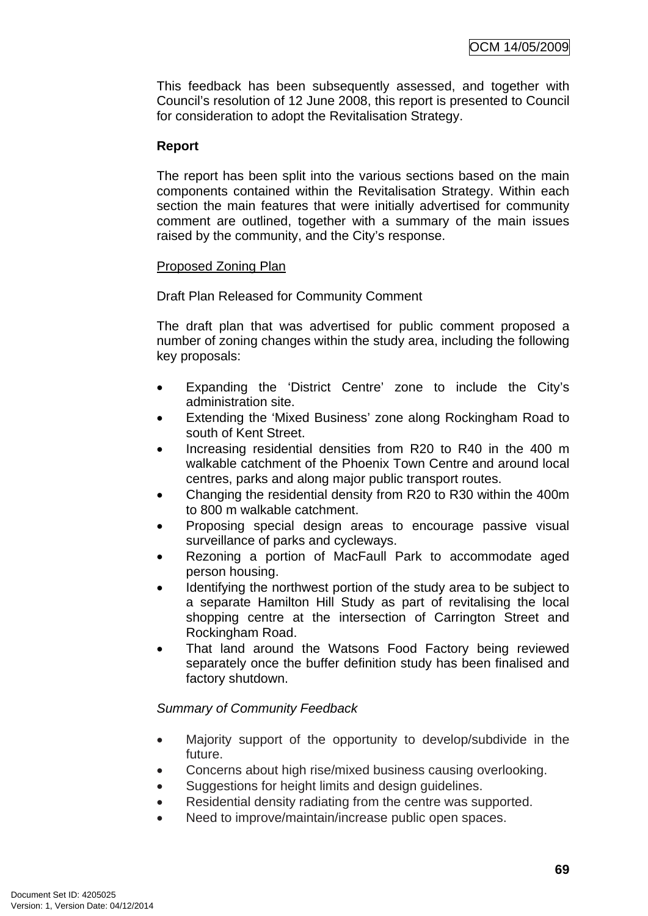This feedback has been subsequently assessed, and together with Council's resolution of 12 June 2008, this report is presented to Council for consideration to adopt the Revitalisation Strategy.

**Report**

The report has been split into the various sections based on the main components contained within the Revitalisation Strategy. Within each section the main features that were initially advertised for community comment are outlined, together with a summary of the main issues raised by the community, and the City's response.

Proposed Zoning Plan

Draft Plan Released for Community Comment

The draft plan that was advertised for public comment proposed a number of zoning changes within the study area, including the following key proposals:

- Expanding the 'District Centre' zone to include the City's administration site.
- Extending the 'Mixed Business' zone along Rockingham Road to south of Kent Street.
- Increasing residential densities from R20 to R40 in the 400 m walkable catchment of the Phoenix Town Centre and around local centres, parks and along major public transport routes.
- Changing the residential density from R20 to R30 within the 400m to 800 m walkable catchment.
- Proposing special design areas to encourage passive visual surveillance of parks and cycleways.
- Rezoning a portion of MacFaull Park to accommodate aged person housing.
- Identifying the northwest portion of the study area to be subject to a separate Hamilton Hill Study as part of revitalising the local shopping centre at the intersection of Carrington Street and Rockingham Road.
- That land around the Watsons Food Factory being reviewed separately once the buffer definition study has been finalised and factory shutdown.

*Summary of Community Feedback*

- Majority support of the opportunity to develop/subdivide in the future.
- Concerns about high rise/mixed business causing overlooking.
- Suggestions for height limits and design guidelines.
- Residential density radiating from the centre was supported.
- Need to improve/maintain/increase public open spaces.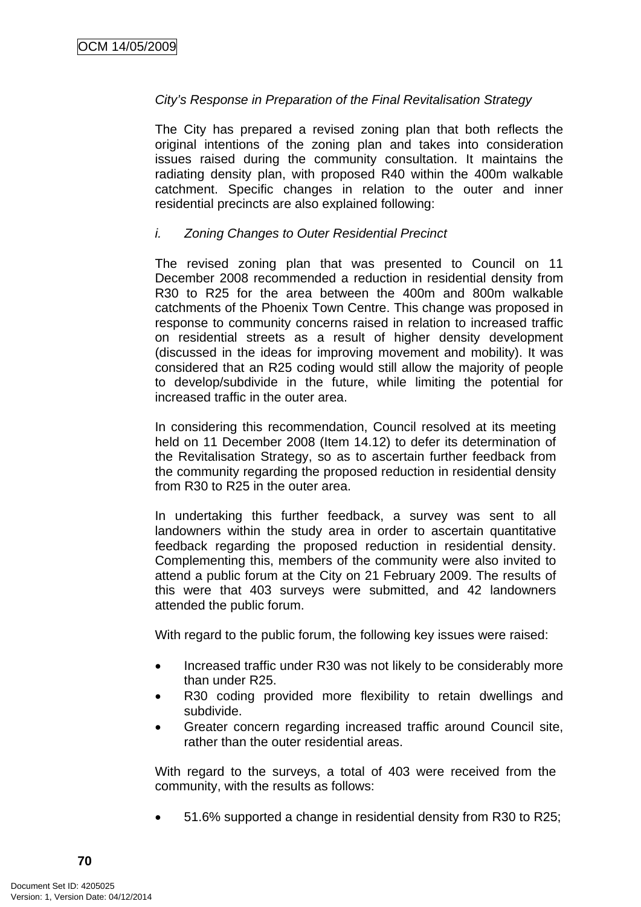*City's Response in Preparation of the Final Revitalisation Strategy*

The City has prepared a revised zoning plan that both reflects the original intentions of the zoning plan and takes into consideration issues raised during the community consultation. It maintains the radiating density plan, with proposed R40 within the 400m walkable catchment. Specific changes in relation to the outer and inner residential precincts are also explained following:

*i. Zoning Changes to Outer Residential Precinct*

The revised zoning plan that was presented to Council on 11 December 2008 recommended a reduction in residential density from R30 to R25 for the area between the 400m and 800m walkable catchments of the Phoenix Town Centre. This change was proposed in response to community concerns raised in relation to increased traffic on residential streets as a result of higher density development (discussed in the ideas for improving movement and mobility). It was considered that an R25 coding would still allow the majority of people to develop/subdivide in the future, while limiting the potential for increased traffic in the outer area.

In considering this recommendation, Council resolved at its meeting held on 11 December 2008 (Item 14.12) to defer its determination of the Revitalisation Strategy, so as to ascertain further feedback from the community regarding the proposed reduction in residential density from R30 to R25 in the outer area.

In undertaking this further feedback, a survey was sent to all landowners within the study area in order to ascertain quantitative feedback regarding the proposed reduction in residential density. Complementing this, members of the community were also invited to attend a public forum at the City on 21 February 2009. The results of this were that 403 surveys were submitted, and 42 landowners attended the public forum.

With regard to the public forum, the following key issues were raised:

- Increased traffic under R30 was not likely to be considerably more than under R25.
- R30 coding provided more flexibility to retain dwellings and subdivide.
- Greater concern regarding increased traffic around Council site, rather than the outer residential areas.

With regard to the surveys, a total of 403 were received from the community, with the results as follows:

- 51.6% supported a change in residential density from R30 to R25;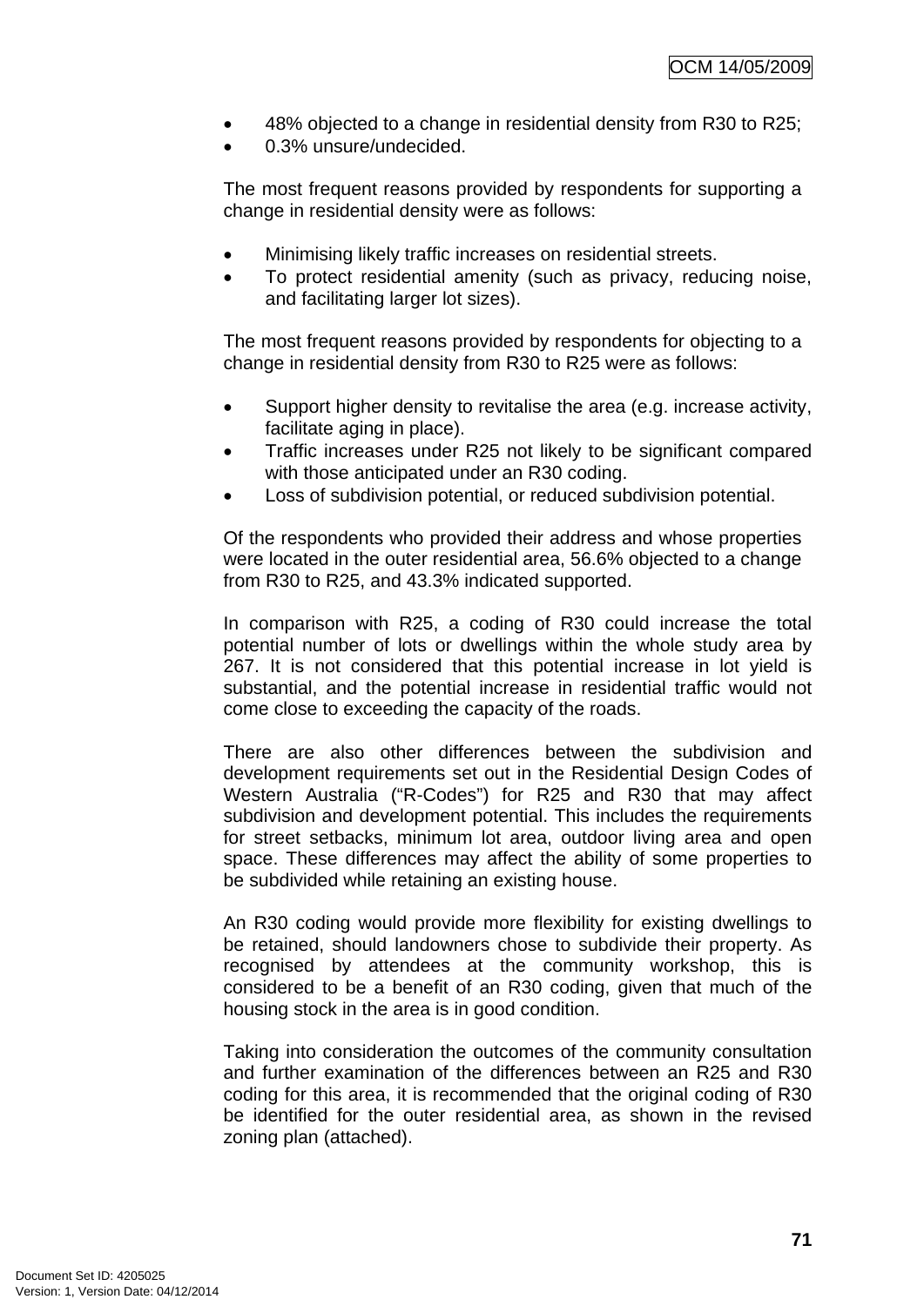- 48% objected to a change in residential density from R30 to R25;
- 0.3% unsure/undecided.

The most frequent reasons provided by respondents for supporting a change in residential density were as follows:

- Minimising likely traffic increases on residential streets.
- To protect residential amenity (such as privacy, reducing noise, and facilitating larger lot sizes).

The most frequent reasons provided by respondents for objecting to a change in residential density from R30 to R25 were as follows:

- Support higher density to revitalise the area (e.g. increase activity, facilitate aging in place).
- Traffic increases under R25 not likely to be significant compared with those anticipated under an R30 coding.
- Loss of subdivision potential, or reduced subdivision potential.

Of the respondents who provided their address and whose properties were located in the outer residential area, 56.6% objected to a change from R30 to R25, and 43.3% indicated supported.

In comparison with R25, a coding of R30 could increase the total potential number of lots or dwellings within the whole study area by 267. It is not considered that this potential increase in lot yield is substantial, and the potential increase in residential traffic would not come close to exceeding the capacity of the roads.

There are also other differences between the subdivision and development requirements set out in the Residential Design Codes of Western Australia ("R-Codes") for R25 and R30 that may affect subdivision and development potential. This includes the requirements for street setbacks, minimum lot area, outdoor living area and open space. These differences may affect the ability of some properties to be subdivided while retaining an existing house.

An R30 coding would provide more flexibility for existing dwellings to be retained, should landowners chose to subdivide their property. As recognised by attendees at the community workshop, this is considered to be a benefit of an R30 coding, given that much of the housing stock in the area is in good condition.

Taking into consideration the outcomes of the community consultation and further examination of the differences between an R25 and R30 coding for this area, it is recommended that the original coding of R30 be identified for the outer residential area, as shown in the revised zoning plan (attached).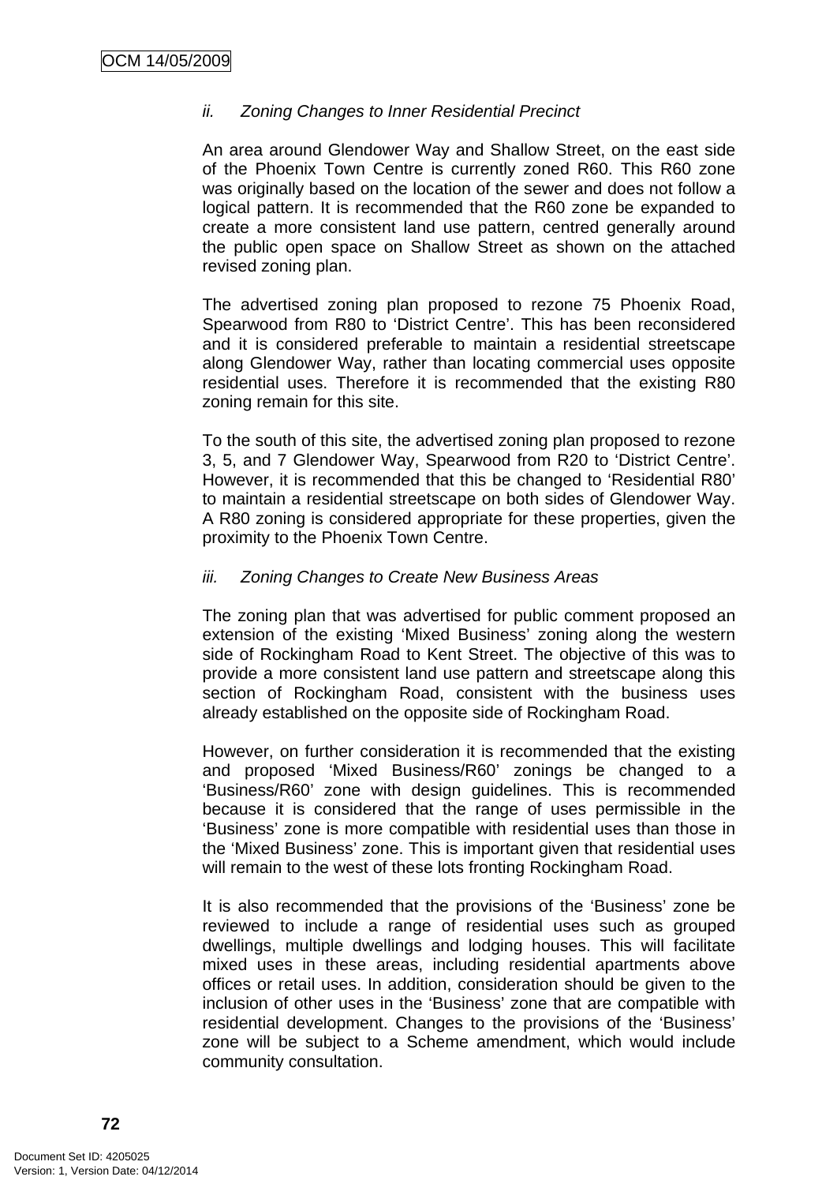*ii. Zoning Changes to Inner Residential Precinct*

An area around Glendower Way and Shallow Street, on the east side of the Phoenix Town Centre is currently zoned R60. This R60 zone was originally based on the location of the sewer and does not follow a logical pattern. It is recommended that the R60 zone be expanded to create a more consistent land use pattern, centred generally around the public open space on Shallow Street as shown on the attached revised zoning plan.

The advertised zoning plan proposed to rezone 75 Phoenix Road, Spearwood from R80 to 'District Centre'. This has been reconsidered and it is considered preferable to maintain a residential streetscape along Glendower Way, rather than locating commercial uses opposite residential uses. Therefore it is recommended that the existing R80 zoning remain for this site.

To the south of this site, the advertised zoning plan proposed to rezone 3, 5, and 7 Glendower Way, Spearwood from R20 to 'District Centre'. However, it is recommended that this be changed to 'Residential R80' to maintain a residential streetscape on both sides of Glendower Way. A R80 zoning is considered appropriate for these properties, given the proximity to the Phoenix Town Centre.

*iii. Zoning Changes to Create New Business Areas*

The zoning plan that was advertised for public comment proposed an extension of the existing 'Mixed Business' zoning along the western side of Rockingham Road to Kent Street. The objective of this was to provide a more consistent land use pattern and streetscape along this section of Rockingham Road, consistent with the business uses already established on the opposite side of Rockingham Road.

However, on further consideration it is recommended that the existing and proposed 'Mixed Business/R60' zonings be changed to a 'Business/R60' zone with design guidelines. This is recommended because it is considered that the range of uses permissible in the 'Business' zone is more compatible with residential uses than those in the 'Mixed Business' zone. This is important given that residential uses will remain to the west of these lots fronting Rockingham Road.

It is also recommended that the provisions of the 'Business' zone be reviewed to include a range of residential uses such as grouped dwellings, multiple dwellings and lodging houses. This will facilitate mixed uses in these areas, including residential apartments above offices or retail uses. In addition, consideration should be given to the inclusion of other uses in the 'Business' zone that are compatible with residential development. Changes to the provisions of the 'Business' zone will be subject to a Scheme amendment, which would include community consultation.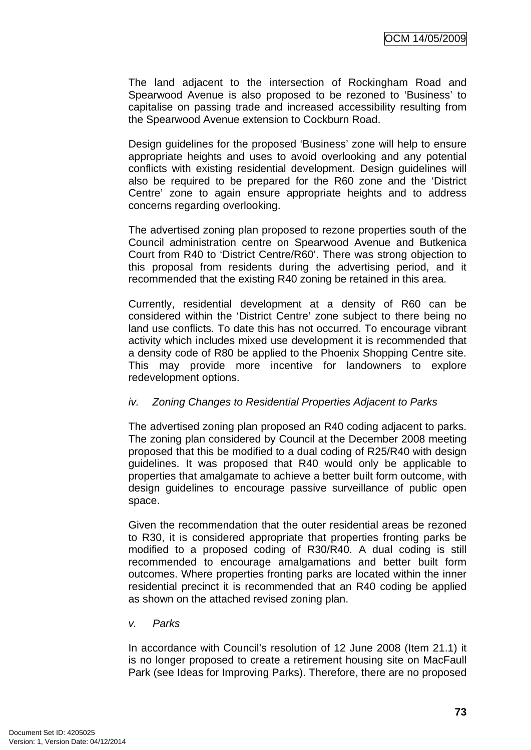The land adjacent to the intersection of Rockingham Road and Spearwood Avenue is also proposed to be rezoned to 'Business' to capitalise on passing trade and increased accessibility resulting from the Spearwood Avenue extension to Cockburn Road.

Design guidelines for the proposed 'Business' zone will help to ensure appropriate heights and uses to avoid overlooking and any potential conflicts with existing residential development. Design guidelines will also be required to be prepared for the R60 zone and the 'District Centre' zone to again ensure appropriate heights and to address concerns regarding overlooking.

The advertised zoning plan proposed to rezone properties south of the Council administration centre on Spearwood Avenue and Butkenica Court from R40 to 'District Centre/R60'. There was strong objection to this proposal from residents during the advertising period, and it recommended that the existing R40 zoning be retained in this area.

Currently, residential development at a density of R60 can be considered within the 'District Centre' zone subject to there being no land use conflicts. To date this has not occurred. To encourage vibrant activity which includes mixed use development it is recommended that a density code of R80 be applied to the Phoenix Shopping Centre site. This may provide more incentive for landowners to explore redevelopment options.

*iv. Zoning Changes to Residential Properties Adjacent to Parks*

The advertised zoning plan proposed an R40 coding adjacent to parks. The zoning plan considered by Council at the December 2008 meeting proposed that this be modified to a dual coding of R25/R40 with design guidelines. It was proposed that R40 would only be applicable to properties that amalgamate to achieve a better built form outcome, with design guidelines to encourage passive surveillance of public open space.

Given the recommendation that the outer residential areas be rezoned to R30, it is considered appropriate that properties fronting parks be modified to a proposed coding of R30/R40. A dual coding is still recommended to encourage amalgamations and better built form outcomes. Where properties fronting parks are located within the inner residential precinct it is recommended that an R40 coding be applied as shown on the attached revised zoning plan.

*v. Parks*

In accordance with Council's resolution of 12 June 2008 (Item 21.1) it is no longer proposed to create a retirement housing site on MacFaull Park (see Ideas for Improving Parks). Therefore, there are no proposed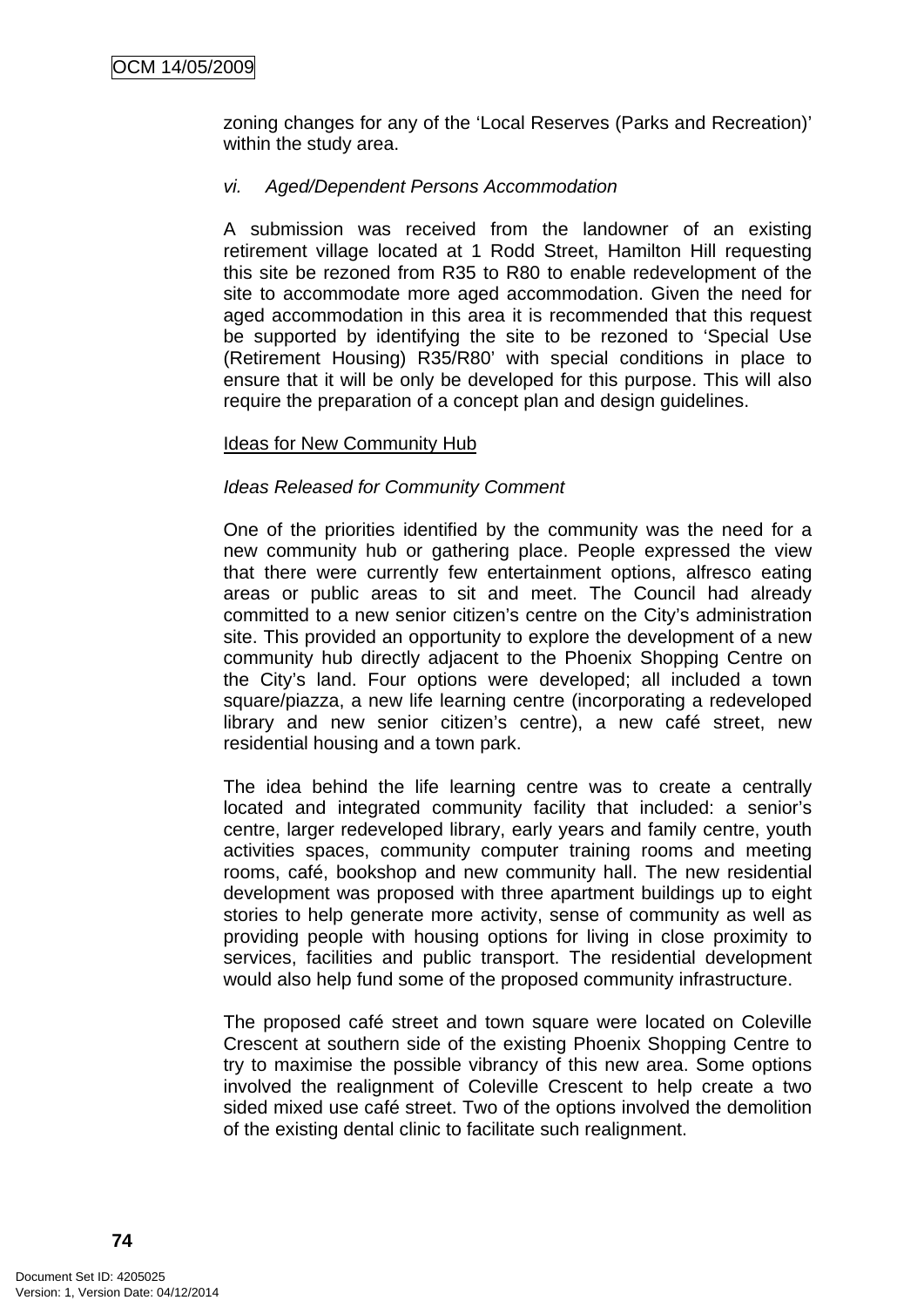zoning changes for any of the 'Local Reserves (Parks and Recreation)' within the study area.

*vi. Aged/Dependent Persons Accommodation*

A submission was received from the landowner of an existing retirement village located at 1 Rodd Street, Hamilton Hill requesting this site be rezoned from R35 to R80 to enable redevelopment of the site to accommodate more aged accommodation. Given the need for aged accommodation in this area it is recommended that this request be supported by identifying the site to be rezoned to 'Special Use (Retirement Housing) R35/R80' with special conditions in place to ensure that it will be only be developed for this purpose. This will also require the preparation of a concept plan and design guidelines.

<u>Ideas for New Community Hub</u>

*Ideas Released for Community Comment*

One of the priorities identified by the community was the need for a new community hub or gathering place. People expressed the view that there were currently few entertainment options, alfresco eating areas or public areas to sit and meet. The Council had already committed to a new senior citizen's centre on the City's administration site. This provided an opportunity to explore the development of a new community hub directly adjacent to the Phoenix Shopping Centre on the City's land. Four options were developed; all included a town square/piazza, a new life learning centre (incorporating a redeveloped library and new senior citizen's centre), a new café street, new residential housing and a town park.

The idea behind the life learning centre was to create a centrally located and integrated community facility that included: a senior's centre, larger redeveloped library, early years and family centre, youth activities spaces, community computer training rooms and meeting rooms, café, bookshop and new community hall. The new residential development was proposed with three apartment buildings up to eight stories to help generate more activity, sense of community as well as providing people with housing options for living in close proximity to services, facilities and public transport. The residential development would also help fund some of the proposed community infrastructure.

The proposed café street and town square were located on Coleville Crescent at southern side of the existing Phoenix Shopping Centre to try to maximise the possible vibrancy of this new area. Some options involved the realignment of Coleville Crescent to help create a two sided mixed use café street. Two of the options involved the demolition of the existing dental clinic to facilitate such realignment.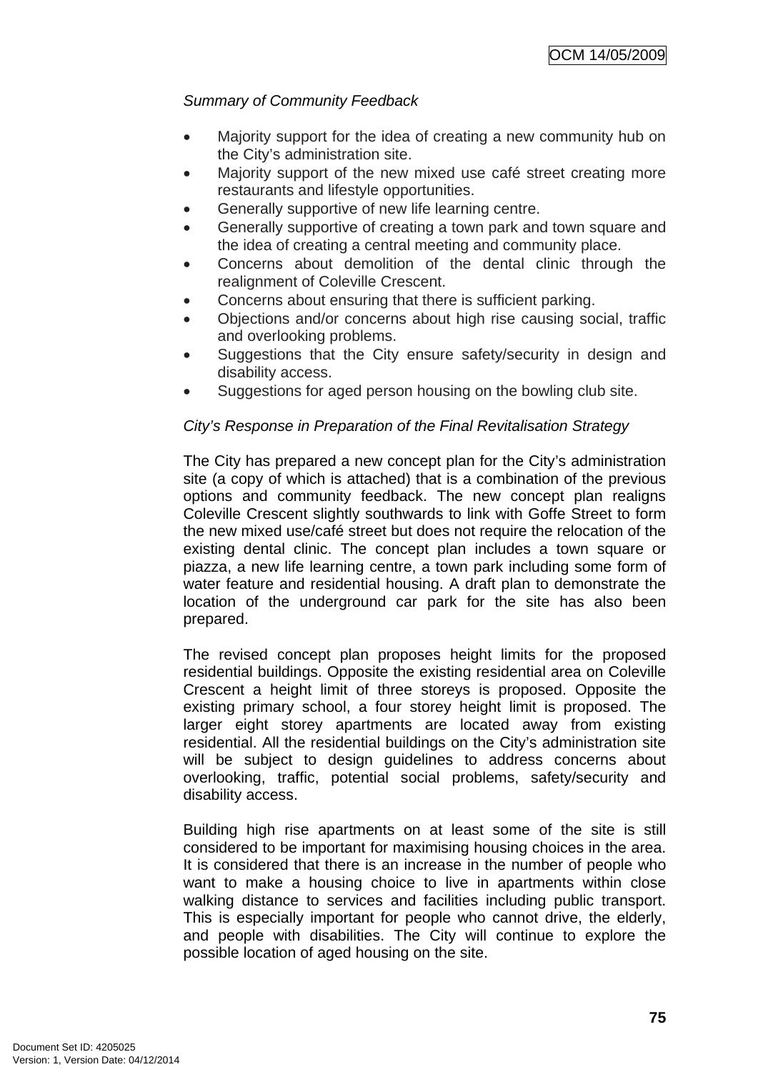*Summary of Community Feedback*

- Majority support for the idea of creating a new community hub on the City's administration site.
- Majority support of the new mixed use café street creating more restaurants and lifestyle opportunities.
- Generally supportive of new life learning centre.
- Generally supportive of creating a town park and town square and the idea of creating a central meeting and community place.
- Concerns about demolition of the dental clinic through the realignment of Coleville Crescent.
- Concerns about ensuring that there is sufficient parking.
- Objections and/or concerns about high rise causing social, traffic and overlooking problems.
- Suggestions that the City ensure safety/security in design and disability access.
- Suggestions for aged person housing on the bowling club site.

*City's Response in Preparation of the Final Revitalisation Strategy*

The City has prepared a new concept plan for the City's administration site (a copy of which is attached) that is a combination of the previous options and community feedback. The new concept plan realigns Coleville Crescent slightly southwards to link with Goffe Street to form the new mixed use/café street but does not require the relocation of the existing dental clinic. The concept plan includes a town square or piazza, a new life learning centre, a town park including some form of water feature and residential housing. A draft plan to demonstrate the location of the underground car park for the site has also been prepared.

The revised concept plan proposes height limits for the proposed residential buildings. Opposite the existing residential area on Coleville Crescent a height limit of three storeys is proposed. Opposite the existing primary school, a four storey height limit is proposed. The larger eight storey apartments are located away from existing residential. All the residential buildings on the City's administration site will be subject to design guidelines to address concerns about overlooking, traffic, potential social problems, safety/security and disability access.

Building high rise apartments on at least some of the site is still considered to be important for maximising housing choices in the area. It is considered that there is an increase in the number of people who want to make a housing choice to live in apartments within close walking distance to services and facilities including public transport. This is especially important for people who cannot drive, the elderly, and people with disabilities. The City will continue to explore the possible location of aged housing on the site.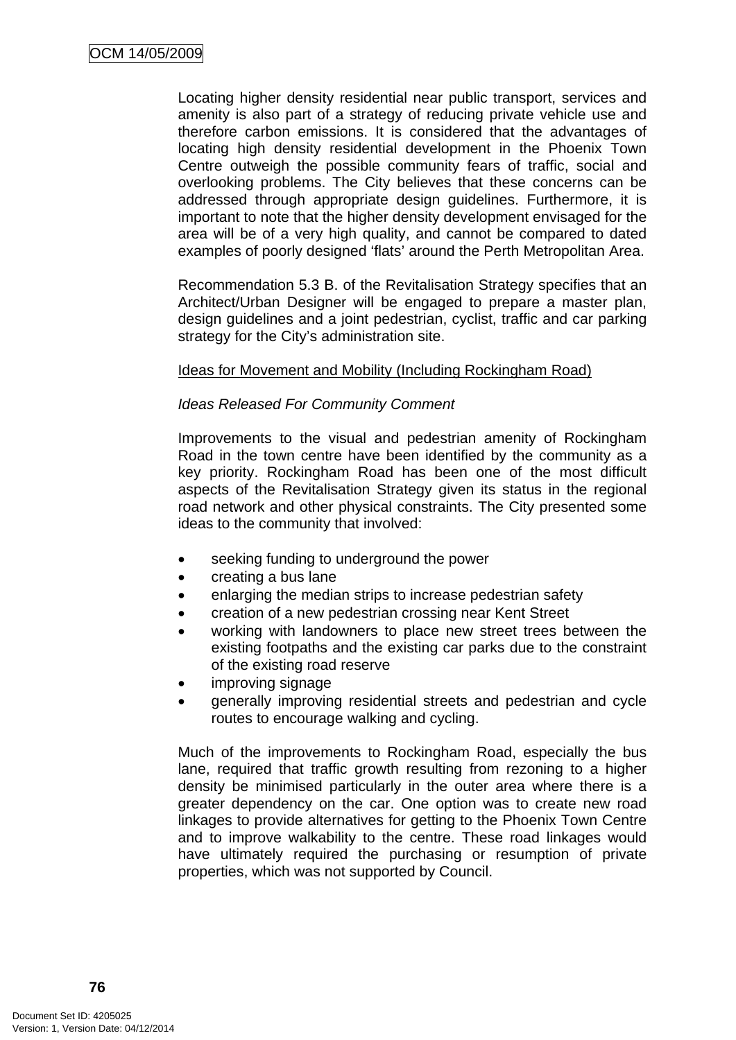Locating higher density residential near public transport, services and amenity is also part of a strategy of reducing private vehicle use and therefore carbon emissions. It is considered that the advantages of locating high density residential development in the Phoenix Town Centre outweigh the possible community fears of traffic, social and overlooking problems. The City believes that these concerns can be addressed through appropriate design guidelines. Furthermore, it is important to note that the higher density development envisaged for the area will be of a very high quality, and cannot be compared to dated examples of poorly designed 'flats' around the Perth Metropolitan Area.

Recommendation 5.3 B. of the Revitalisation Strategy specifies that an Architect/Urban Designer will be engaged to prepare a master plan, design guidelines and a joint pedestrian, cyclist, traffic and car parking strategy for the City's administration site.

<u>Ideas for Movement and Mobility (Including Rockingham Road)</u>

*Ideas Released For Community Comment*

Improvements to the visual and pedestrian amenity of Rockingham Road in the town centre have been identified by the community as a key priority. Rockingham Road has been one of the most difficult aspects of the Revitalisation Strategy given its status in the regional road network and other physical constraints. The City presented some ideas to the community that involved:

- seeking funding to underground the power
- creating a bus lane
- enlarging the median strips to increase pedestrian safety
- creation of a new pedestrian crossing near Kent Street
- working with landowners to place new street trees between the existing footpaths and the existing car parks due to the constraint of the existing road reserve
- improving signage
- generally improving residential streets and pedestrian and cycle routes to encourage walking and cycling.

Much of the improvements to Rockingham Road, especially the bus lane, required that traffic growth resulting from rezoning to a higher density be minimised particularly in the outer area where there is a greater dependency on the car. One option was to create new road linkages to provide alternatives for getting to the Phoenix Town Centre and to improve walkability to the centre. These road linkages would have ultimately required the purchasing or resumption of private properties, which was not supported by Council.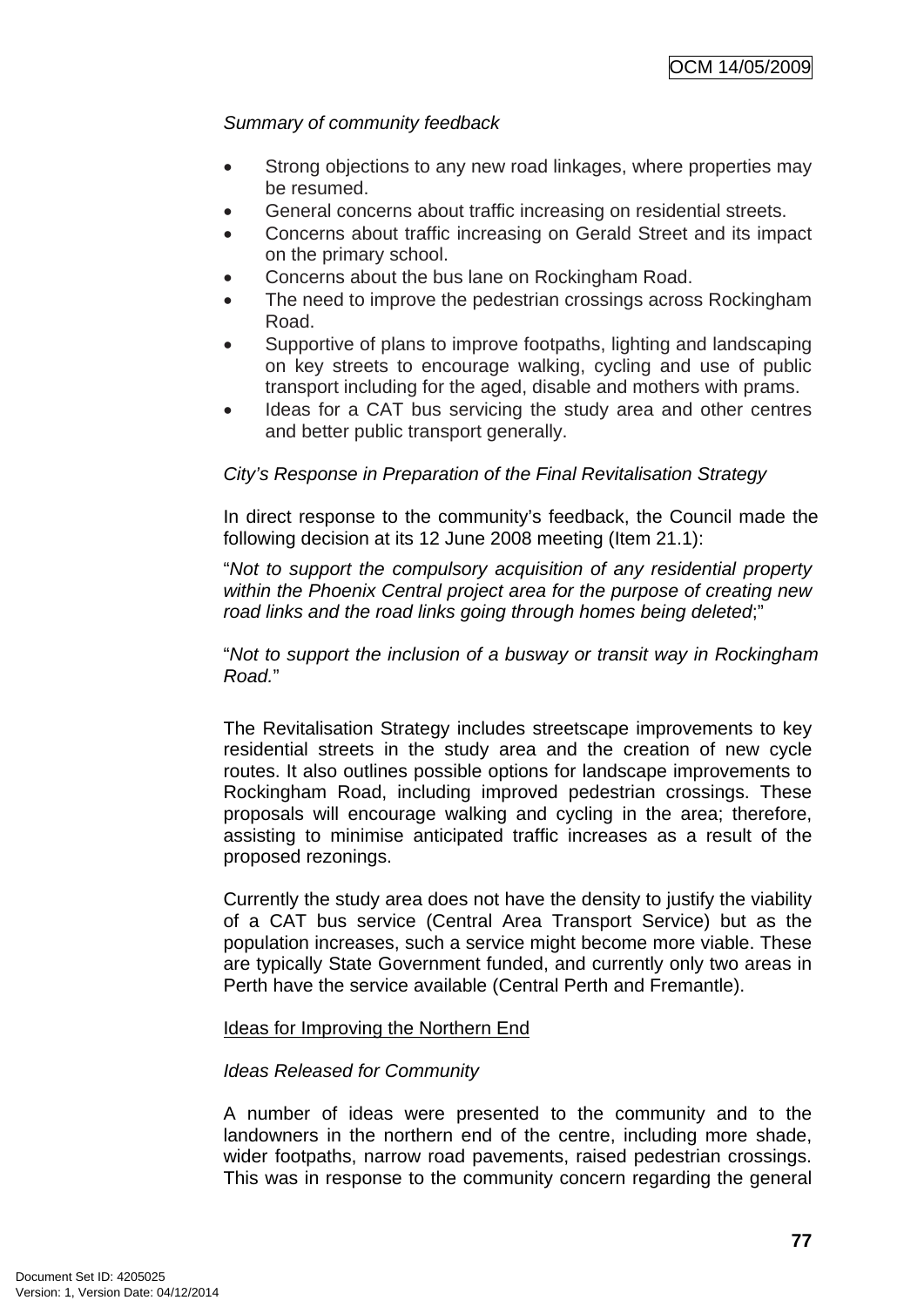*Summary of community feedback*

- Strong objections to any new road linkages, where properties may be resumed.
- General concerns about traffic increasing on residential streets.
- Concerns about traffic increasing on Gerald Street and its impact on the primary school.
- Concerns about the bus lane on Rockingham Road.
- The need to improve the pedestrian crossings across Rockingham Road.
- Supportive of plans to improve footpaths, lighting and landscaping on key streets to encourage walking, cycling and use of public transport including for the aged, disable and mothers with prams.
- Ideas for a CAT bus servicing the study area and other centres and better public transport generally.

*City's Response in Preparation of the Final Revitalisation Strategy*

In direct response to the community's feedback, the Council made the following decision at its 12 June 2008 meeting (Item 21.1):

"*Not to support the compulsory acquisition of any residential property within the Phoenix Central project area for the purpose of creating new road links and the road links going through homes being deleted*;"

"*Not to support the inclusion of a busway or transit way in Rockingham Road.*"

The Revitalisation Strategy includes streetscape improvements to key residential streets in the study area and the creation of new cycle routes. It also outlines possible options for landscape improvements to Rockingham Road, including improved pedestrian crossings. These proposals will encourage walking and cycling in the area; therefore, assisting to minimise anticipated traffic increases as a result of the proposed rezonings.

Currently the study area does not have the density to justify the viability of a CAT bus service (Central Area Transport Service) but as the population increases, such a service might become more viable. These are typically State Government funded, and currently only two areas in Perth have the service available (Central Perth and Fremantle).

<u>Ideas for Improving the Northern End</u>

*Ideas Released for Community*

A number of ideas were presented to the community and to the landowners in the northern end of the centre, including more shade, wider footpaths, narrow road pavements, raised pedestrian crossings. This was in response to the community concern regarding the general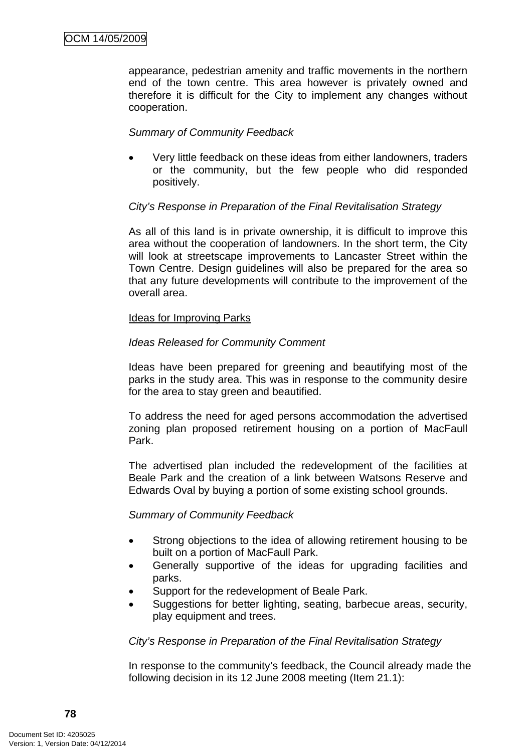appearance, pedestrian amenity and traffic movements in the northern end of the town centre. This area however is privately owned and therefore it is difficult for the City to implement any changes without cooperation.

*Summary of Community Feedback*

- Very little feedback on these ideas from either landowners, traders or the community, but the few people who did responded positively.

*City's Response in Preparation of the Final Revitalisation Strategy*

As all of this land is in private ownership, it is difficult to improve this area without the cooperation of landowners. In the short term, the City will look at streetscape improvements to Lancaster Street within the Town Centre. Design guidelines will also be prepared for the area so that any future developments will contribute to the improvement of the overall area.

<u>Ideas for Improving Parks</u>

*Ideas Released for Community Comment*

Ideas have been prepared for greening and beautifying most of the parks in the study area. This was in response to the community desire for the area to stay green and beautified.

To address the need for aged persons accommodation the advertised zoning plan proposed retirement housing on a portion of MacFaull Park.

The advertised plan included the redevelopment of the facilities at Beale Park and the creation of a link between Watsons Reserve and Edwards Oval by buying a portion of some existing school grounds.

*Summary of Community Feedback*

- Strong objections to the idea of allowing retirement housing to be built on a portion of MacFaull Park.
- Generally supportive of the ideas for upgrading facilities and parks.
- Support for the redevelopment of Beale Park.
- Suggestions for better lighting, seating, barbecue areas, security, play equipment and trees.

*City's Response in Preparation of the Final Revitalisation Strategy*

In response to the community's feedback, the Council already made the following decision in its 12 June 2008 meeting (Item 21.1):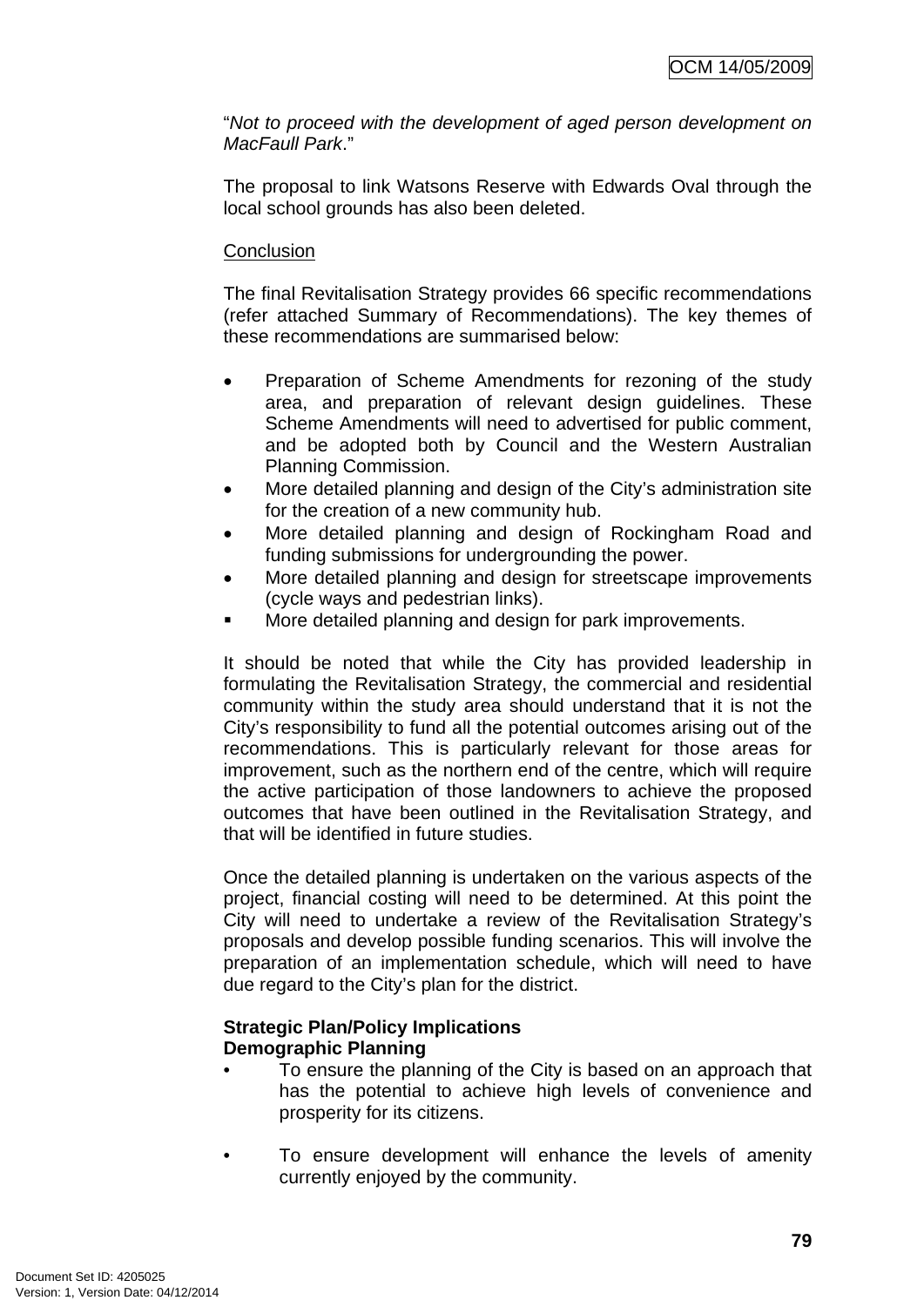"*Not to proceed with the development of aged person development on MacFaull Park*."

The proposal to link Watsons Reserve with Edwards Oval through the local school grounds has also been deleted.

Conclusion

The final Revitalisation Strategy provides 66 specific recommendations (refer attached Summary of Recommendations). The key themes of these recommendations are summarised below:

- Preparation of Scheme Amendments for rezoning of the study area, and preparation of relevant design guidelines. These Scheme Amendments will need to advertised for public comment, and be adopted both by Council and the Western Australian Planning Commission.
- More detailed planning and design of the City's administration site for the creation of a new community hub.
- More detailed planning and design of Rockingham Road and funding submissions for undergrounding the power.
- More detailed planning and design for streetscape improvements (cycle ways and pedestrian links).
- More detailed planning and design for park improvements.

It should be noted that while the City has provided leadership in formulating the Revitalisation Strategy, the commercial and residential community within the study area should understand that it is not the City's responsibility to fund all the potential outcomes arising out of the recommendations. This is particularly relevant for those areas for improvement, such as the northern end of the centre, which will require the active participation of those landowners to achieve the proposed outcomes that have been outlined in the Revitalisation Strategy, and that will be identified in future studies.

Once the detailed planning is undertaken on the various aspects of the project, financial costing will need to be determined. At this point the City will need to undertake a review of the Revitalisation Strategy's proposals and develop possible funding scenarios. This will involve the preparation of an implementation schedule, which will need to have due regard to the City's plan for the district.

**Strategic Plan/Policy Implications**

**Demographic Planning**

- To ensure the planning of the City is based on an approach that has the potential to achieve high levels of convenience and prosperity for its citizens.

- To ensure development will enhance the levels of amenity currently enjoyed by the community.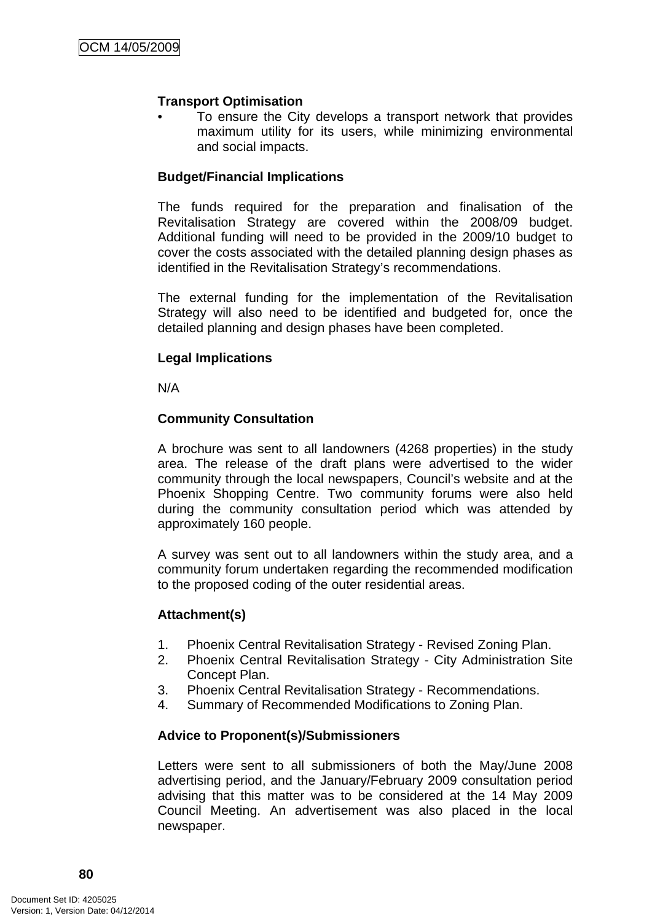**Transport Optimisation**

- To ensure the City develops a transport network that provides maximum utility for its users, while minimizing environmental and social impacts.

**Budget/Financial Implications**

The funds required for the preparation and finalisation of the Revitalisation Strategy are covered within the 2008/09 budget. Additional funding will need to be provided in the 2009/10 budget to cover the costs associated with the detailed planning design phases as identified in the Revitalisation Strategy's recommendations.

The external funding for the implementation of the Revitalisation Strategy will also need to be identified and budgeted for, once the detailed planning and design phases have been completed.

**Legal Implications**

N/A

**Community Consultation**

A brochure was sent to all landowners (4268 properties) in the study area. The release of the draft plans were advertised to the wider community through the local newspapers, Council's website and at the Phoenix Shopping Centre. Two community forums were also held during the community consultation period which was attended by approximately 160 people.

A survey was sent out to all landowners within the study area, and a community forum undertaken regarding the recommended modification to the proposed coding of the outer residential areas.

**Attachment(s)**

1. Phoenix Central Revitalisation Strategy - Revised Zoning Plan.
2. Phoenix Central Revitalisation Strategy - City Administration Site Concept Plan.
3. Phoenix Central Revitalisation Strategy - Recommendations.
4. Summary of Recommended Modifications to Zoning Plan.

**Advice to Proponent(s)/Submissioners**

Letters were sent to all submissioners of both the May/June 2008 advertising period, and the January/February 2009 consultation period advising that this matter was to be considered at the 14 May 2009 Council Meeting. An advertisement was also placed in the local newspaper.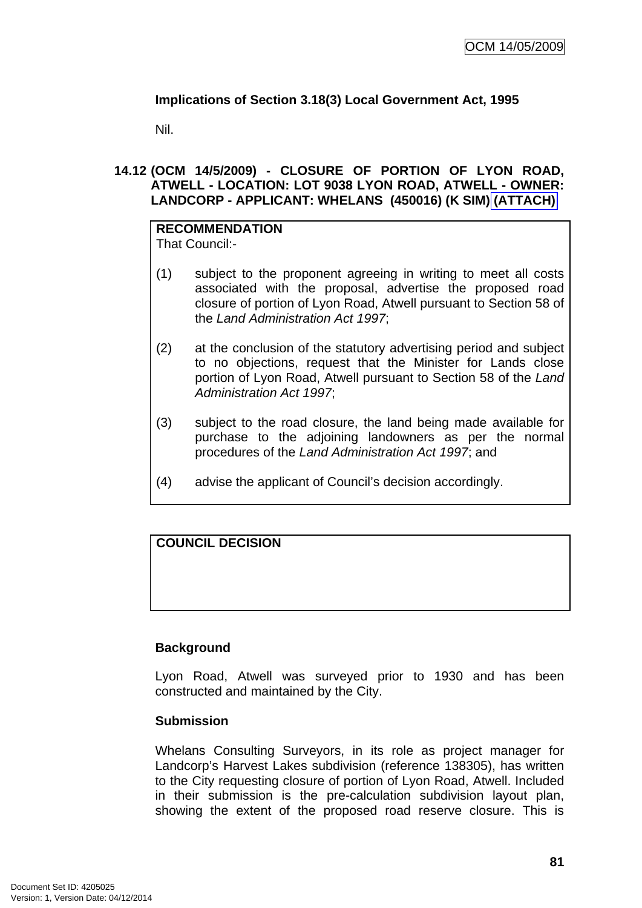**Implications of Section 3.18(3) Local Government Act, 1995**

Nil.

## 14.12 (OCM 14/5/2009) - CLOSURE OF PORTION OF LYON ROAD, ATWELL - LOCATION: LOT 9038 LYON ROAD, ATWELL - OWNER: LANDCORP - APPLICANT: WHELANS (450016) (K SIM) (ATTACH)

| **RECOMMENDATION**<br>That Council:-<br><br>(1) subject to the proponent agreeing in writing to meet all costs associated with the proposal, advertise the proposed road closure of portion of Lyon Road, Atwell pursuant to Section 58 of the *Land Administration Act 1997*;<br><br>(2) at the conclusion of the statutory advertising period and subject to no objections, request that the Minister for Lands close portion of Lyon Road, Atwell pursuant to Section 58 of the *Land Administration Act 1997*;<br><br>(3) subject to the road closure, the land being made available for purchase to the adjoining landowners as per the normal procedures of the *Land Administration Act 1997*; and<br><br>(4) advise the applicant of Council's decision accordingly. |
|---|

| **COUNCIL DECISION** |
|---|
| |

**Background**

Lyon Road, Atwell was surveyed prior to 1930 and has been constructed and maintained by the City.

**Submission**

Whelans Consulting Surveyors, in its role as project manager for Landcorp's Harvest Lakes subdivision (reference 138305), has written to the City requesting closure of portion of Lyon Road, Atwell. Included in their submission is the pre-calculation subdivision layout plan, showing the extent of the proposed road reserve closure. This is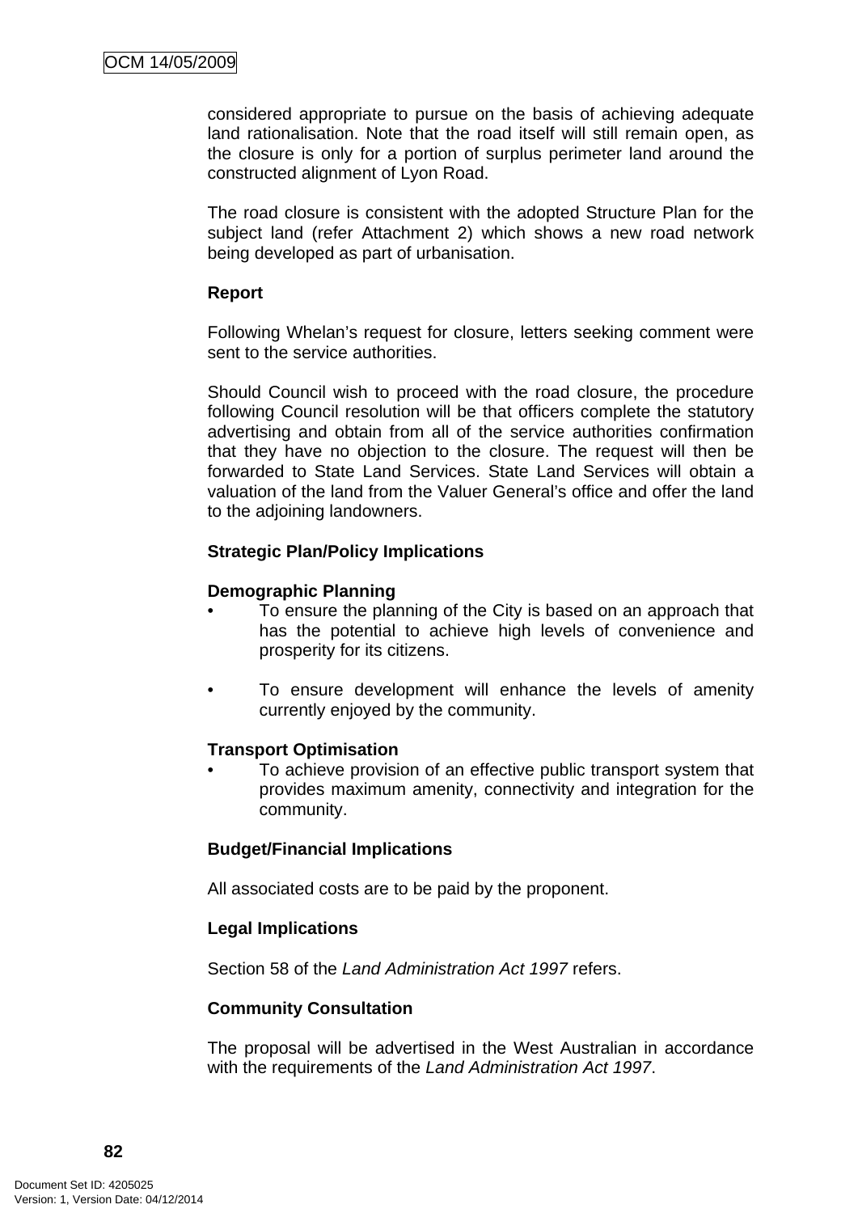considered appropriate to pursue on the basis of achieving adequate land rationalisation. Note that the road itself will still remain open, as the closure is only for a portion of surplus perimeter land around the constructed alignment of Lyon Road.

The road closure is consistent with the adopted Structure Plan for the subject land (refer Attachment 2) which shows a new road network being developed as part of urbanisation.

**Report**

Following Whelan's request for closure, letters seeking comment were sent to the service authorities.

Should Council wish to proceed with the road closure, the procedure following Council resolution will be that officers complete the statutory advertising and obtain from all of the service authorities confirmation that they have no objection to the closure. The request will then be forwarded to State Land Services. State Land Services will obtain a valuation of the land from the Valuer General's office and offer the land to the adjoining landowners.

**Strategic Plan/Policy Implications**

**Demographic Planning**

- To ensure the planning of the City is based on an approach that has the potential to achieve high levels of convenience and prosperity for its citizens.

- To ensure development will enhance the levels of amenity currently enjoyed by the community.

**Transport Optimisation**

- To achieve provision of an effective public transport system that provides maximum amenity, connectivity and integration for the community.

**Budget/Financial Implications**

All associated costs are to be paid by the proponent.

**Legal Implications**

Section 58 of the *Land Administration Act 1997* refers.

**Community Consultation**

The proposal will be advertised in the West Australian in accordance with the requirements of the *Land Administration Act 1997*.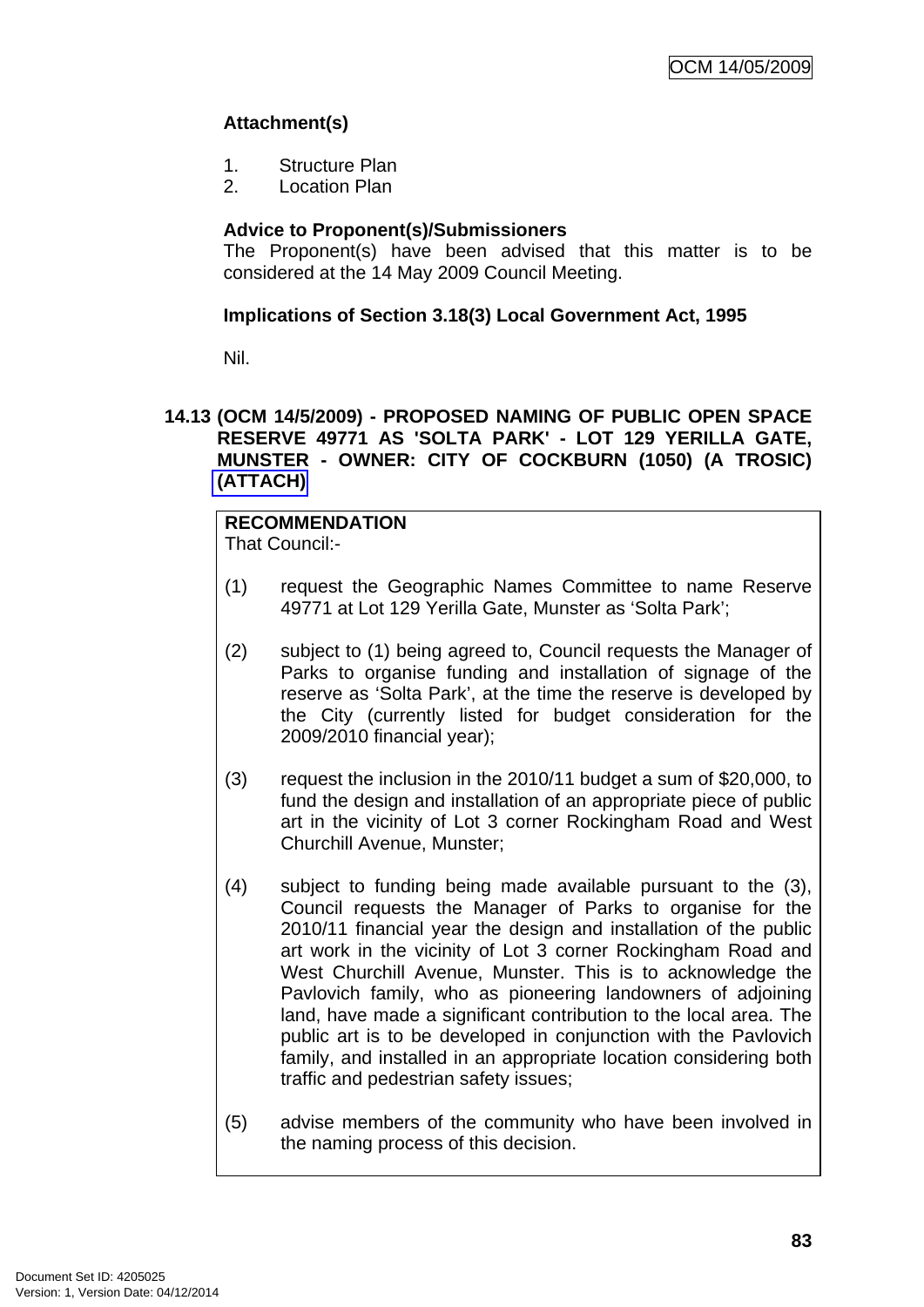**Attachment(s)**

1. Structure Plan
2. Location Plan

**Advice to Proponent(s)/Submissioners**

The Proponent(s) have been advised that this matter is to be considered at the 14 May 2009 Council Meeting.

**Implications of Section 3.18(3) Local Government Act, 1995**

Nil.

## 14.13 (OCM 14/5/2009) - PROPOSED NAMING OF PUBLIC OPEN SPACE RESERVE 49771 AS 'SOLTA PARK' - LOT 129 YERILLA GATE, MUNSTER - OWNER: CITY OF COCKBURN (1050) (A TROSIC) (ATTACH)

**RECOMMENDATION**

That Council:-

(1) request the Geographic Names Committee to name Reserve 49771 at Lot 129 Yerilla Gate, Munster as 'Solta Park';

(2) subject to (1) being agreed to, Council requests the Manager of Parks to organise funding and installation of signage of the reserve as 'Solta Park', at the time the reserve is developed by the City (currently listed for budget consideration for the 2009/2010 financial year);

(3) request the inclusion in the 2010/11 budget a sum of $20,000, to fund the design and installation of an appropriate piece of public art in the vicinity of Lot 3 corner Rockingham Road and West Churchill Avenue, Munster;

(4) subject to funding being made available pursuant to the (3), Council requests the Manager of Parks to organise for the 2010/11 financial year the design and installation of the public art work in the vicinity of Lot 3 corner Rockingham Road and West Churchill Avenue, Munster. This is to acknowledge the Pavlovich family, who as pioneering landowners of adjoining land, have made a significant contribution to the local area. The public art is to be developed in conjunction with the Pavlovich family, and installed in an appropriate location considering both traffic and pedestrian safety issues;

(5) advise members of the community who have been involved in the naming process of this decision.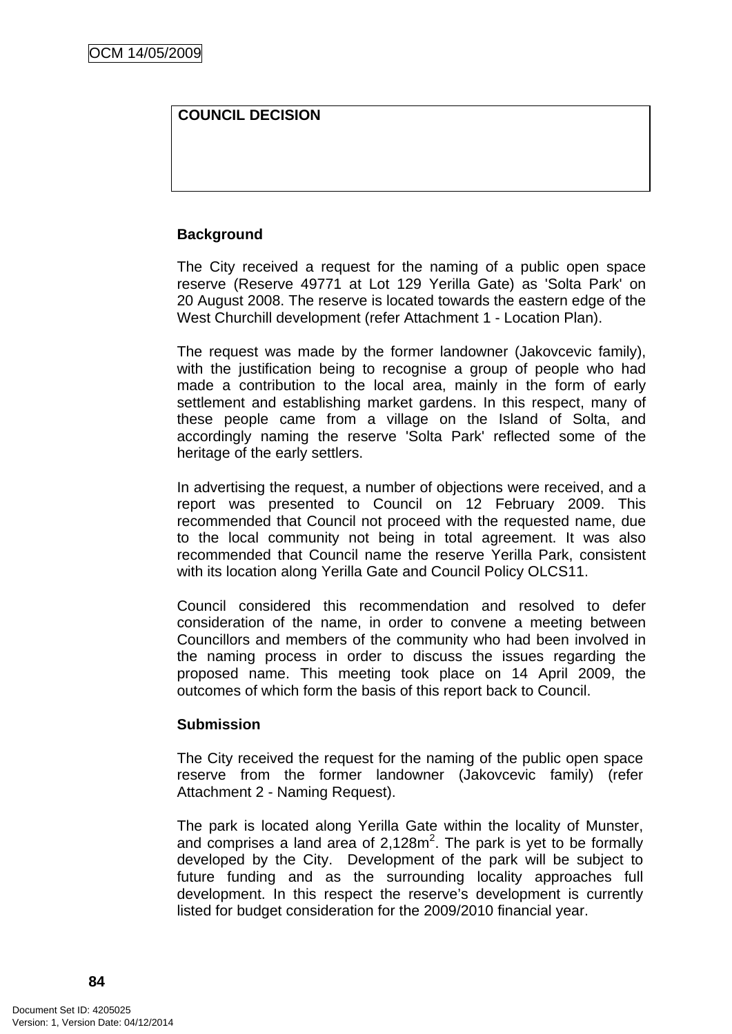| COUNCIL DECISION |
| --- |
| |

**Background**

The City received a request for the naming of a public open space reserve (Reserve 49771 at Lot 129 Yerilla Gate) as 'Solta Park' on 20 August 2008. The reserve is located towards the eastern edge of the West Churchill development (refer Attachment 1 - Location Plan).

The request was made by the former landowner (Jakovcevic family), with the justification being to recognise a group of people who had made a contribution to the local area, mainly in the form of early settlement and establishing market gardens. In this respect, many of these people came from a village on the Island of Solta, and accordingly naming the reserve 'Solta Park' reflected some of the heritage of the early settlers.

In advertising the request, a number of objections were received, and a report was presented to Council on 12 February 2009. This recommended that Council not proceed with the requested name, due to the local community not being in total agreement. It was also recommended that Council name the reserve Yerilla Park, consistent with its location along Yerilla Gate and Council Policy OLCS11.

Council considered this recommendation and resolved to defer consideration of the name, in order to convene a meeting between Councillors and members of the community who had been involved in the naming process in order to discuss the issues regarding the proposed name. This meeting took place on 14 April 2009, the outcomes of which form the basis of this report back to Council.

**Submission**

The City received the request for the naming of the public open space reserve from the former landowner (Jakovcevic family) (refer Attachment 2 - Naming Request).

The park is located along Yerilla Gate within the locality of Munster, and comprises a land area of 2,128m$^2$. The park is yet to be formally developed by the City. Development of the park will be subject to future funding and as the surrounding locality approaches full development. In this respect the reserve's development is currently listed for budget consideration for the 2009/2010 financial year.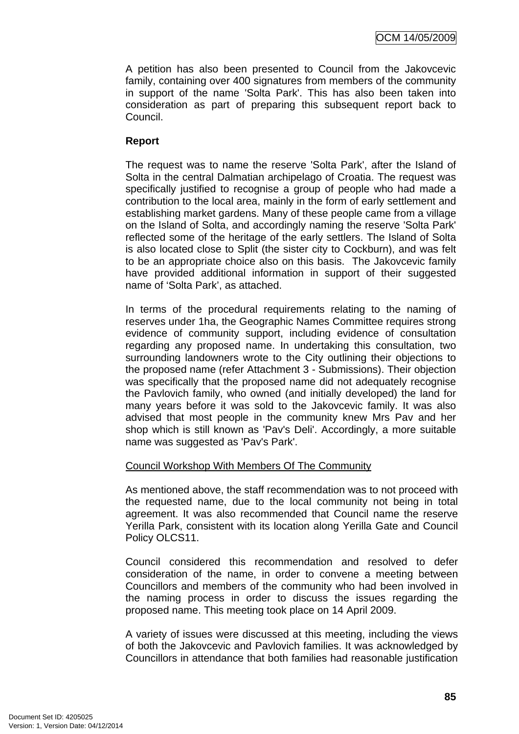A petition has also been presented to Council from the Jakovcevic family, containing over 400 signatures from members of the community in support of the name 'Solta Park'. This has also been taken into consideration as part of preparing this subsequent report back to Council.

**Report**

The request was to name the reserve 'Solta Park', after the Island of Solta in the central Dalmatian archipelago of Croatia. The request was specifically justified to recognise a group of people who had made a contribution to the local area, mainly in the form of early settlement and establishing market gardens. Many of these people came from a village on the Island of Solta, and accordingly naming the reserve 'Solta Park' reflected some of the heritage of the early settlers. The Island of Solta is also located close to Split (the sister city to Cockburn), and was felt to be an appropriate choice also on this basis. The Jakovcevic family have provided additional information in support of their suggested name of 'Solta Park', as attached.

In terms of the procedural requirements relating to the naming of reserves under 1ha, the Geographic Names Committee requires strong evidence of community support, including evidence of consultation regarding any proposed name. In undertaking this consultation, two surrounding landowners wrote to the City outlining their objections to the proposed name (refer Attachment 3 - Submissions). Their objection was specifically that the proposed name did not adequately recognise the Pavlovich family, who owned (and initially developed) the land for many years before it was sold to the Jakovcevic family. It was also advised that most people in the community knew Mrs Pav and her shop which is still known as 'Pav's Deli'. Accordingly, a more suitable name was suggested as 'Pav's Park'.

Council Workshop With Members Of The Community

As mentioned above, the staff recommendation was to not proceed with the requested name, due to the local community not being in total agreement. It was also recommended that Council name the reserve Yerilla Park, consistent with its location along Yerilla Gate and Council Policy OLCS11.

Council considered this recommendation and resolved to defer consideration of the name, in order to convene a meeting between Councillors and members of the community who had been involved in the naming process in order to discuss the issues regarding the proposed name. This meeting took place on 14 April 2009.

A variety of issues were discussed at this meeting, including the views of both the Jakovcevic and Pavlovich families. It was acknowledged by Councillors in attendance that both families had reasonable justification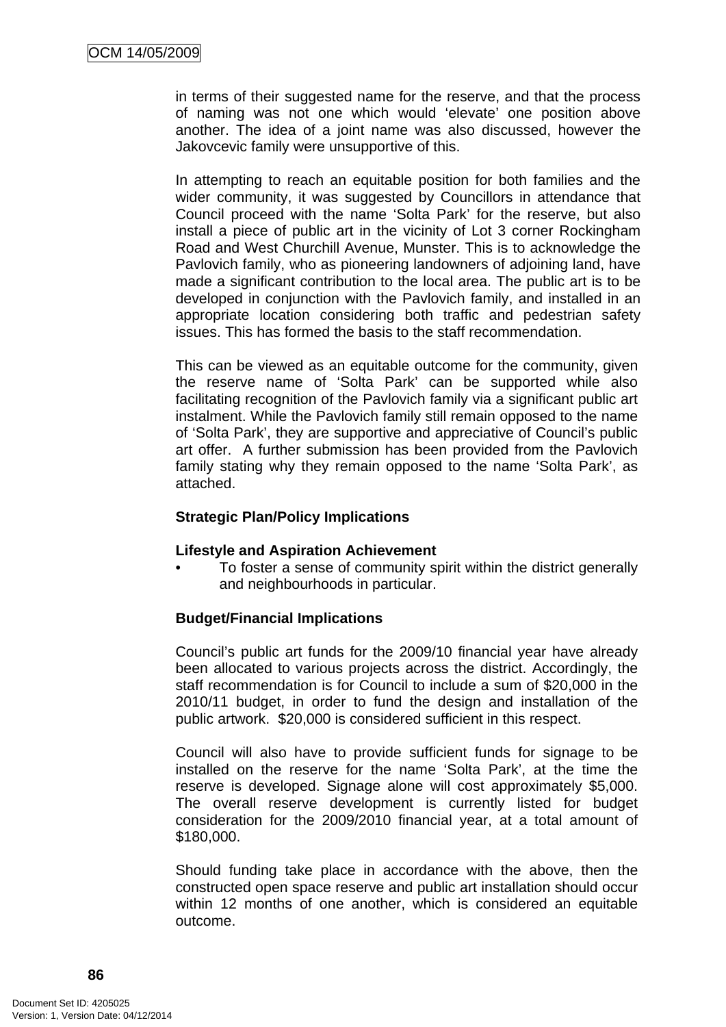in terms of their suggested name for the reserve, and that the process of naming was not one which would 'elevate' one position above another. The idea of a joint name was also discussed, however the Jakovcevic family were unsupportive of this.

In attempting to reach an equitable position for both families and the wider community, it was suggested by Councillors in attendance that Council proceed with the name 'Solta Park' for the reserve, but also install a piece of public art in the vicinity of Lot 3 corner Rockingham Road and West Churchill Avenue, Munster. This is to acknowledge the Pavlovich family, who as pioneering landowners of adjoining land, have made a significant contribution to the local area. The public art is to be developed in conjunction with the Pavlovich family, and installed in an appropriate location considering both traffic and pedestrian safety issues. This has formed the basis to the staff recommendation.

This can be viewed as an equitable outcome for the community, given the reserve name of 'Solta Park' can be supported while also facilitating recognition of the Pavlovich family via a significant public art instalment. While the Pavlovich family still remain opposed to the name of 'Solta Park', they are supportive and appreciative of Council's public art offer. A further submission has been provided from the Pavlovich family stating why they remain opposed to the name 'Solta Park', as attached.

**Strategic Plan/Policy Implications**

**Lifestyle and Aspiration Achievement**

- To foster a sense of community spirit within the district generally and neighbourhoods in particular.

**Budget/Financial Implications**

Council's public art funds for the 2009/10 financial year have already been allocated to various projects across the district. Accordingly, the staff recommendation is for Council to include a sum of $20,000 in the 2010/11 budget, in order to fund the design and installation of the public artwork. $20,000 is considered sufficient in this respect.

Council will also have to provide sufficient funds for signage to be installed on the reserve for the name 'Solta Park', at the time the reserve is developed. Signage alone will cost approximately $5,000. The overall reserve development is currently listed for budget consideration for the 2009/2010 financial year, at a total amount of $180,000.

Should funding take place in accordance with the above, then the constructed open space reserve and public art installation should occur within 12 months of one another, which is considered an equitable outcome.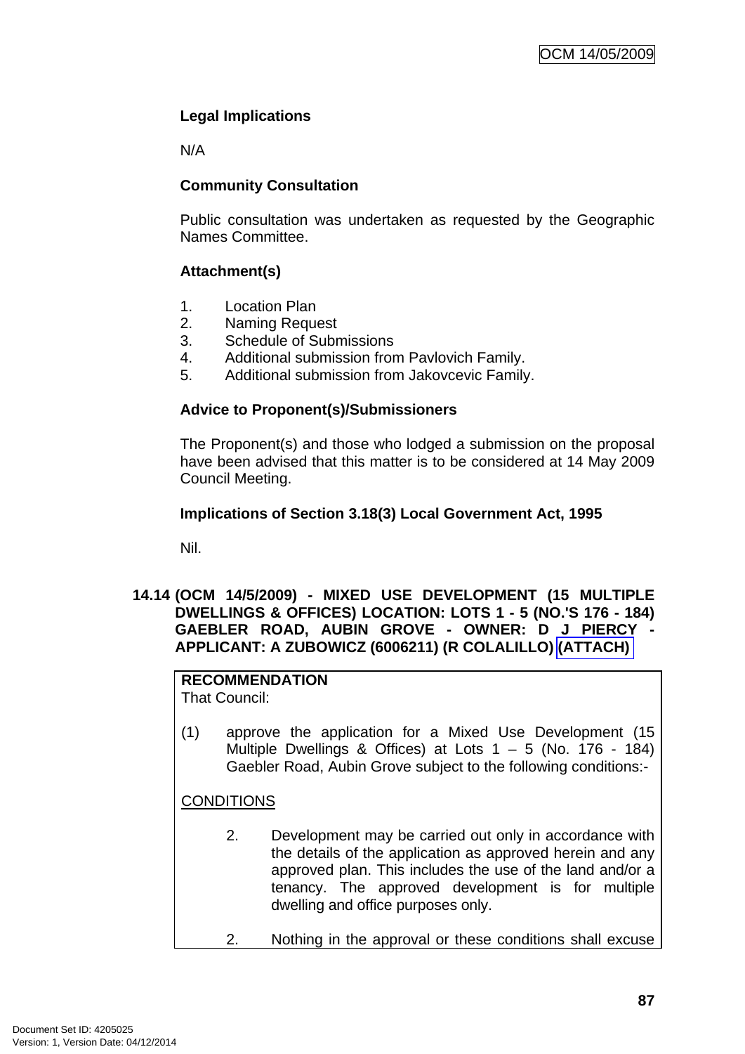**Legal Implications**

N/A

**Community Consultation**

Public consultation was undertaken as requested by the Geographic Names Committee.

**Attachment(s)**

1. Location Plan
2. Naming Request
3. Schedule of Submissions
4. Additional submission from Pavlovich Family.
5. Additional submission from Jakovcevic Family.

**Advice to Proponent(s)/Submissioners**

The Proponent(s) and those who lodged a submission on the proposal have been advised that this matter is to be considered at 14 May 2009 Council Meeting.

**Implications of Section 3.18(3) Local Government Act, 1995**

Nil.

## 14.14 (OCM 14/5/2009) - MIXED USE DEVELOPMENT (15 MULTIPLE DWELLINGS & OFFICES) LOCATION: LOTS 1 - 5 (NO.'S 176 - 184) GAEBLER ROAD, AUBIN GROVE - OWNER: D J PIERCY - APPLICANT: A ZUBOWICZ (6006211) (R COLALILLO) (ATTACH)

**RECOMMENDATION**
That Council:

(1) approve the application for a Mixed Use Development (15 Multiple Dwellings & Offices) at Lots 1 – 5 (No. 176 - 184) Gaebler Road, Aubin Grove subject to the following conditions:-

CONDITIONS

2. Development may be carried out only in accordance with the details of the application as approved herein and any approved plan. This includes the use of the land and/or a tenancy. The approved development is for multiple dwelling and office purposes only.

2. Nothing in the approval or these conditions shall excuse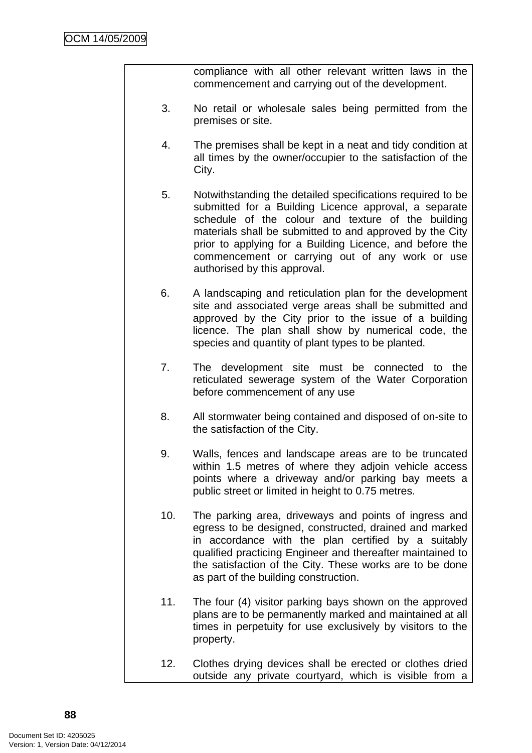compliance with all other relevant written laws in the commencement and carrying out of the development.

3. No retail or wholesale sales being permitted from the premises or site.

4. The premises shall be kept in a neat and tidy condition at all times by the owner/occupier to the satisfaction of the City.

5. Notwithstanding the detailed specifications required to be submitted for a Building Licence approval, a separate schedule of the colour and texture of the building materials shall be submitted to and approved by the City prior to applying for a Building Licence, and before the commencement or carrying out of any work or use authorised by this approval.

6. A landscaping and reticulation plan for the development site and associated verge areas shall be submitted and approved by the City prior to the issue of a building licence. The plan shall show by numerical code, the species and quantity of plant types to be planted.

7. The development site must be connected to the reticulated sewerage system of the Water Corporation before commencement of any use

8. All stormwater being contained and disposed of on-site to the satisfaction of the City.

9. Walls, fences and landscape areas are to be truncated within 1.5 metres of where they adjoin vehicle access points where a driveway and/or parking bay meets a public street or limited in height to 0.75 metres.

10. The parking area, driveways and points of ingress and egress to be designed, constructed, drained and marked in accordance with the plan certified by a suitably qualified practicing Engineer and thereafter maintained to the satisfaction of the City. These works are to be done as part of the building construction.

11. The four (4) visitor parking bays shown on the approved plans are to be permanently marked and maintained at all times in perpetuity for use exclusively by visitors to the property.

12. Clothes drying devices shall be erected or clothes dried outside any private courtyard, which is visible from a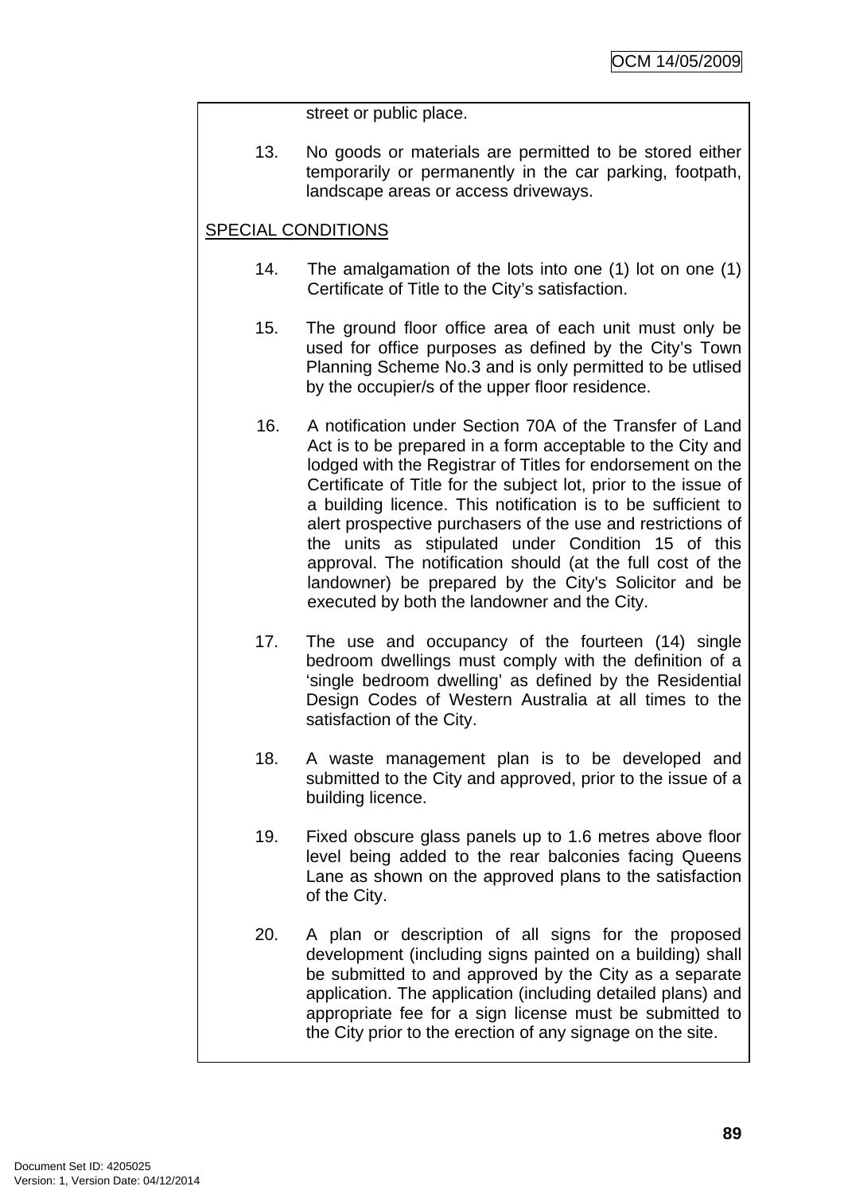street or public place.

13. No goods or materials are permitted to be stored either temporarily or permanently in the car parking, footpath, landscape areas or access driveways.

SPECIAL CONDITIONS

14. The amalgamation of the lots into one (1) lot on one (1) Certificate of Title to the City's satisfaction.

15. The ground floor office area of each unit must only be used for office purposes as defined by the City's Town Planning Scheme No.3 and is only permitted to be utlised by the occupier/s of the upper floor residence.

16. A notification under Section 70A of the Transfer of Land Act is to be prepared in a form acceptable to the City and lodged with the Registrar of Titles for endorsement on the Certificate of Title for the subject lot, prior to the issue of a building licence. This notification is to be sufficient to alert prospective purchasers of the use and restrictions of the units as stipulated under Condition 15 of this approval. The notification should (at the full cost of the landowner) be prepared by the City's Solicitor and be executed by both the landowner and the City.

17. The use and occupancy of the fourteen (14) single bedroom dwellings must comply with the definition of a 'single bedroom dwelling' as defined by the Residential Design Codes of Western Australia at all times to the satisfaction of the City.

18. A waste management plan is to be developed and submitted to the City and approved, prior to the issue of a building licence.

19. Fixed obscure glass panels up to 1.6 metres above floor level being added to the rear balconies facing Queens Lane as shown on the approved plans to the satisfaction of the City.

20. A plan or description of all signs for the proposed development (including signs painted on a building) shall be submitted to and approved by the City as a separate application. The application (including detailed plans) and appropriate fee for a sign license must be submitted to the City prior to the erection of any signage on the site.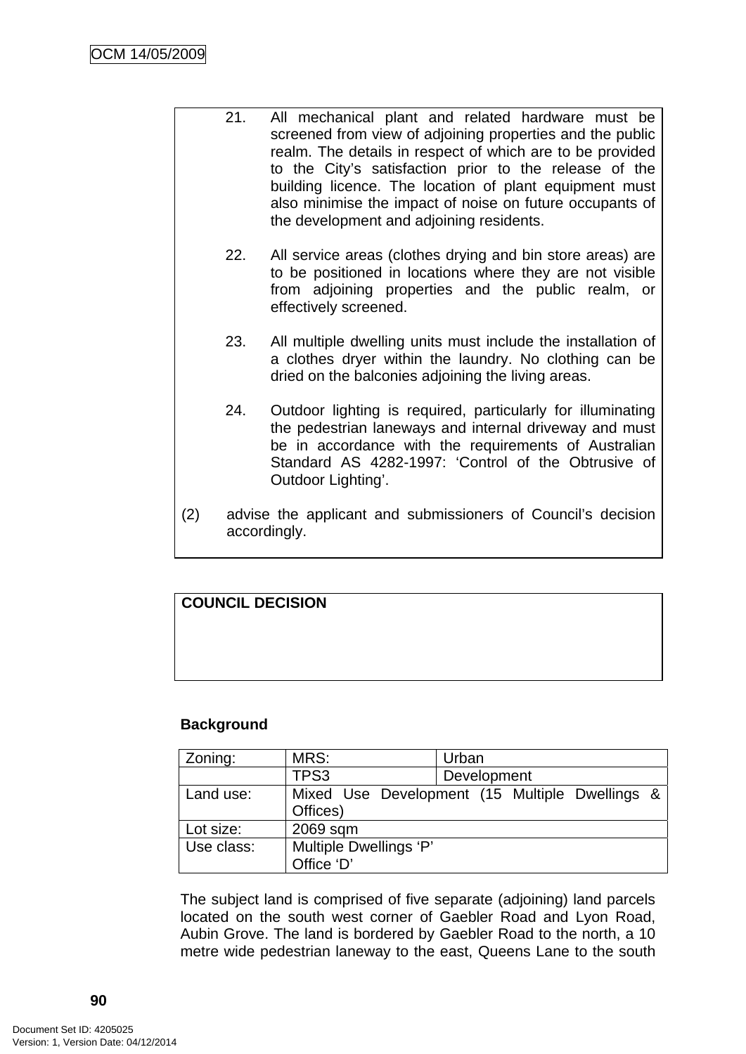21. All mechanical plant and related hardware must be screened from view of adjoining properties and the public realm. The details in respect of which are to be provided to the City's satisfaction prior to the release of the building licence. The location of plant equipment must also minimise the impact of noise on future occupants of the development and adjoining residents.

22. All service areas (clothes drying and bin store areas) are to be positioned in locations where they are not visible from adjoining properties and the public realm, or effectively screened.

23. All multiple dwelling units must include the installation of a clothes dryer within the laundry. No clothing can be dried on the balconies adjoining the living areas.

24. Outdoor lighting is required, particularly for illuminating the pedestrian laneways and internal driveway and must be in accordance with the requirements of Australian Standard AS 4282-1997: 'Control of the Obtrusive of Outdoor Lighting'.

(2) advise the applicant and submissioners of Council's decision accordingly.

**COUNCIL DECISION**

**Background**

| Zoning: | MRS: | Urban |
|---|---|---|
| | TPS3 | Development |
| Land use: | Mixed Use Development (15 Multiple Dwellings & Offices) | |
| Lot size: | 2069 sqm | |
| Use class: | Multiple Dwellings 'P'<br>Office 'D' | |

The subject land is comprised of five separate (adjoining) land parcels located on the south west corner of Gaebler Road and Lyon Road, Aubin Grove. The land is bordered by Gaebler Road to the north, a 10 metre wide pedestrian laneway to the east, Queens Lane to the south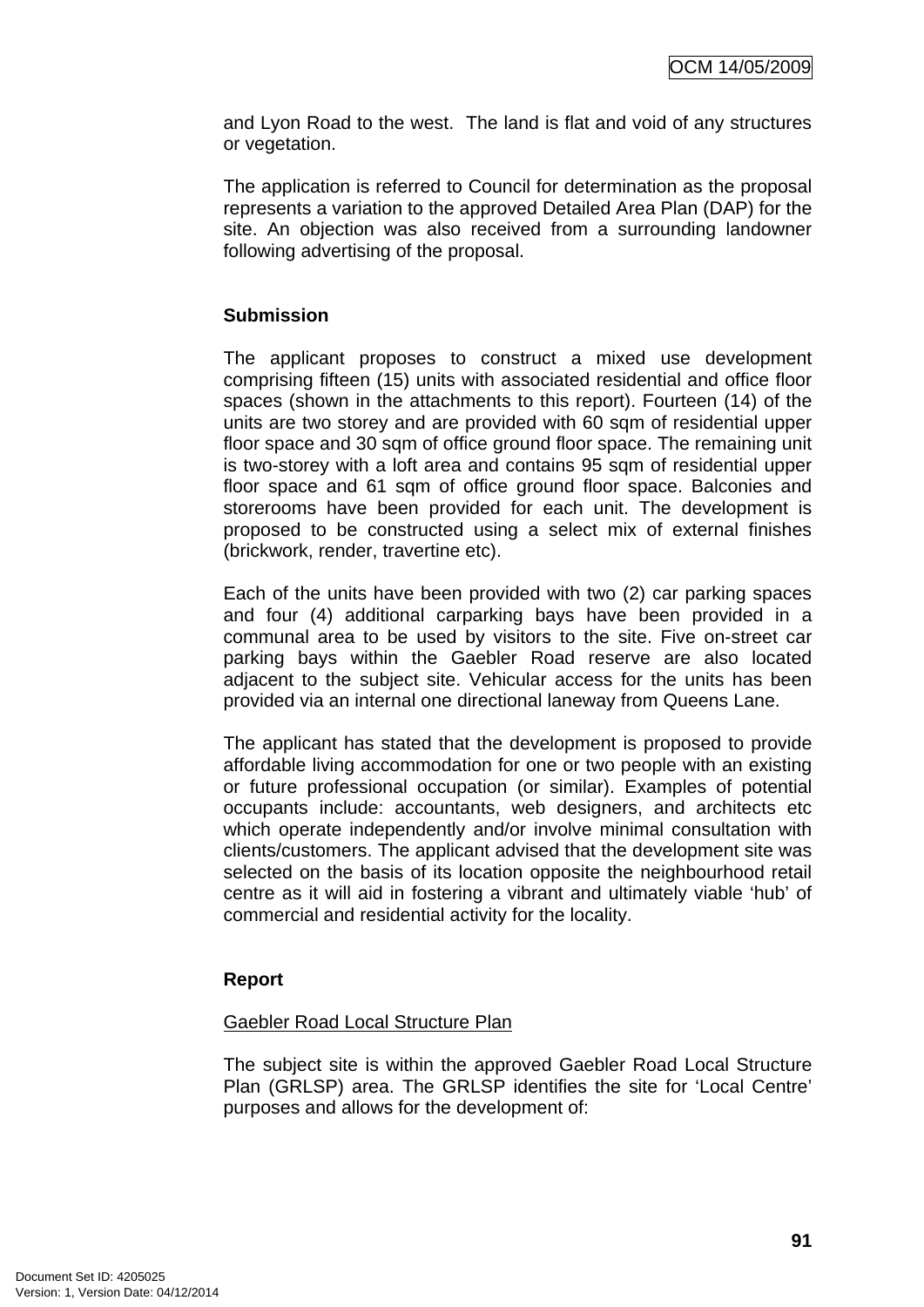and Lyon Road to the west. The land is flat and void of any structures or vegetation.

The application is referred to Council for determination as the proposal represents a variation to the approved Detailed Area Plan (DAP) for the site. An objection was also received from a surrounding landowner following advertising of the proposal.

**Submission**

The applicant proposes to construct a mixed use development comprising fifteen (15) units with associated residential and office floor spaces (shown in the attachments to this report). Fourteen (14) of the units are two storey and are provided with 60 sqm of residential upper floor space and 30 sqm of office ground floor space. The remaining unit is two-storey with a loft area and contains 95 sqm of residential upper floor space and 61 sqm of office ground floor space. Balconies and storerooms have been provided for each unit. The development is proposed to be constructed using a select mix of external finishes (brickwork, render, travertine etc).

Each of the units have been provided with two (2) car parking spaces and four (4) additional carparking bays have been provided in a communal area to be used by visitors to the site. Five on-street car parking bays within the Gaebler Road reserve are also located adjacent to the subject site. Vehicular access for the units has been provided via an internal one directional laneway from Queens Lane.

The applicant has stated that the development is proposed to provide affordable living accommodation for one or two people with an existing or future professional occupation (or similar). Examples of potential occupants include: accountants, web designers, and architects etc which operate independently and/or involve minimal consultation with clients/customers. The applicant advised that the development site was selected on the basis of its location opposite the neighbourhood retail centre as it will aid in fostering a vibrant and ultimately viable 'hub' of commercial and residential activity for the locality.

**Report**

Gaebler Road Local Structure Plan

The subject site is within the approved Gaebler Road Local Structure Plan (GRLSP) area. The GRLSP identifies the site for 'Local Centre' purposes and allows for the development of: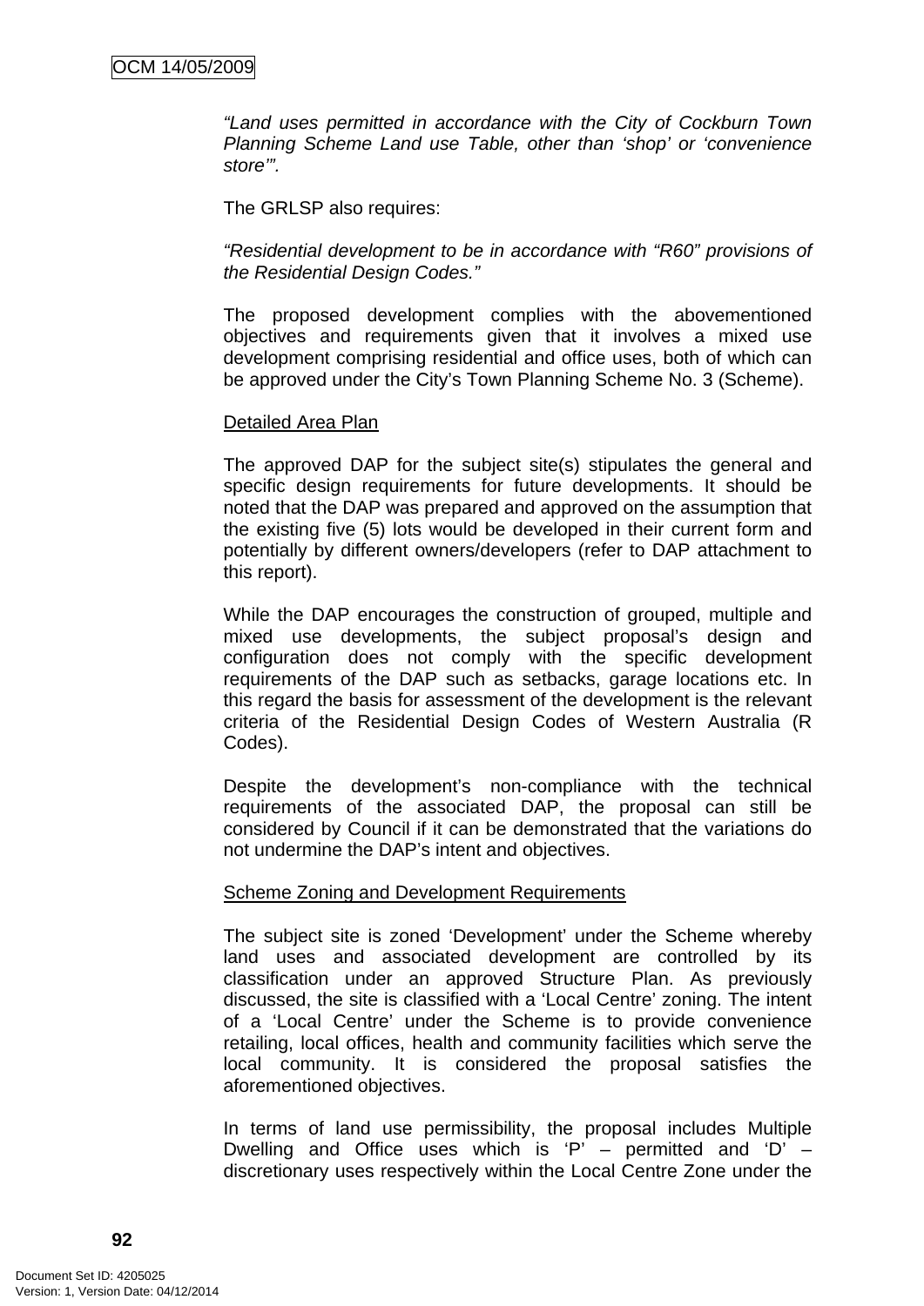*"Land uses permitted in accordance with the City of Cockburn Town Planning Scheme Land use Table, other than 'shop' or 'convenience store'".*

The GRLSP also requires:

*"Residential development to be in accordance with "R60" provisions of the Residential Design Codes."*

The proposed development complies with the abovementioned objectives and requirements given that it involves a mixed use development comprising residential and office uses, both of which can be approved under the City's Town Planning Scheme No. 3 (Scheme).

Detailed Area Plan

The approved DAP for the subject site(s) stipulates the general and specific design requirements for future developments. It should be noted that the DAP was prepared and approved on the assumption that the existing five (5) lots would be developed in their current form and potentially by different owners/developers (refer to DAP attachment to this report).

While the DAP encourages the construction of grouped, multiple and mixed use developments, the subject proposal's design and configuration does not comply with the specific development requirements of the DAP such as setbacks, garage locations etc. In this regard the basis for assessment of the development is the relevant criteria of the Residential Design Codes of Western Australia (R Codes).

Despite the development's non-compliance with the technical requirements of the associated DAP, the proposal can still be considered by Council if it can be demonstrated that the variations do not undermine the DAP's intent and objectives.

Scheme Zoning and Development Requirements

The subject site is zoned 'Development' under the Scheme whereby land uses and associated development are controlled by its classification under an approved Structure Plan. As previously discussed, the site is classified with a 'Local Centre' zoning. The intent of a 'Local Centre' under the Scheme is to provide convenience retailing, local offices, health and community facilities which serve the local community. It is considered the proposal satisfies the aforementioned objectives.

In terms of land use permissibility, the proposal includes Multiple Dwelling and Office uses which is 'P' – permitted and 'D' – discretionary uses respectively within the Local Centre Zone under the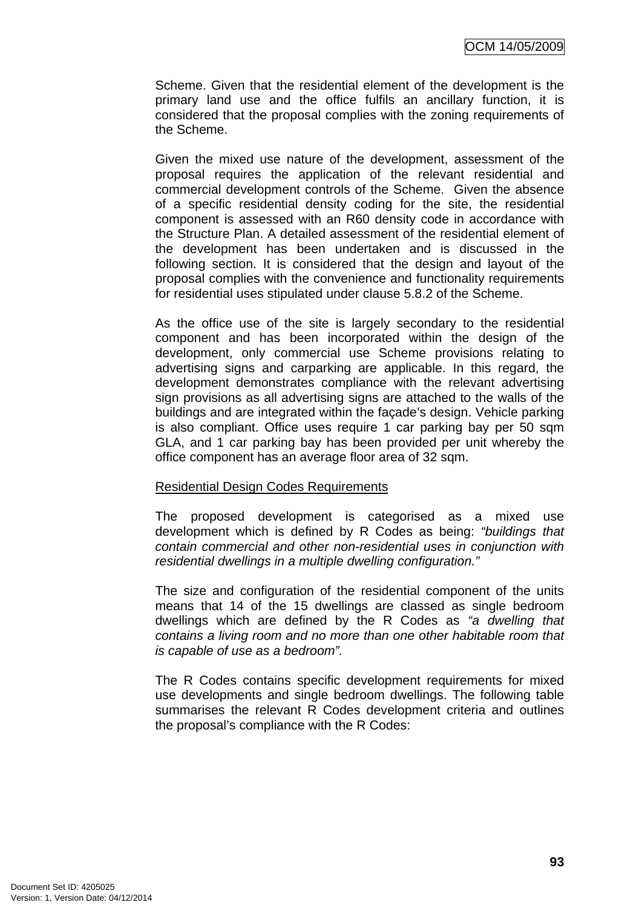Scheme. Given that the residential element of the development is the primary land use and the office fulfils an ancillary function, it is considered that the proposal complies with the zoning requirements of the Scheme.

Given the mixed use nature of the development, assessment of the proposal requires the application of the relevant residential and commercial development controls of the Scheme. Given the absence of a specific residential density coding for the site, the residential component is assessed with an R60 density code in accordance with the Structure Plan. A detailed assessment of the residential element of the development has been undertaken and is discussed in the following section. It is considered that the design and layout of the proposal complies with the convenience and functionality requirements for residential uses stipulated under clause 5.8.2 of the Scheme.

As the office use of the site is largely secondary to the residential component and has been incorporated within the design of the development, only commercial use Scheme provisions relating to advertising signs and carparking are applicable. In this regard, the development demonstrates compliance with the relevant advertising sign provisions as all advertising signs are attached to the walls of the buildings and are integrated within the façade's design. Vehicle parking is also compliant. Office uses require 1 car parking bay per 50 sqm GLA, and 1 car parking bay has been provided per unit whereby the office component has an average floor area of 32 sqm.

Residential Design Codes Requirements

The proposed development is categorised as a mixed use development which is defined by R Codes as being: *"buildings that contain commercial and other non-residential uses in conjunction with residential dwellings in a multiple dwelling configuration."*

The size and configuration of the residential component of the units means that 14 of the 15 dwellings are classed as single bedroom dwellings which are defined by the R Codes as *"a dwelling that contains a living room and no more than one other habitable room that is capable of use as a bedroom".*

The R Codes contains specific development requirements for mixed use developments and single bedroom dwellings. The following table summarises the relevant R Codes development criteria and outlines the proposal's compliance with the R Codes: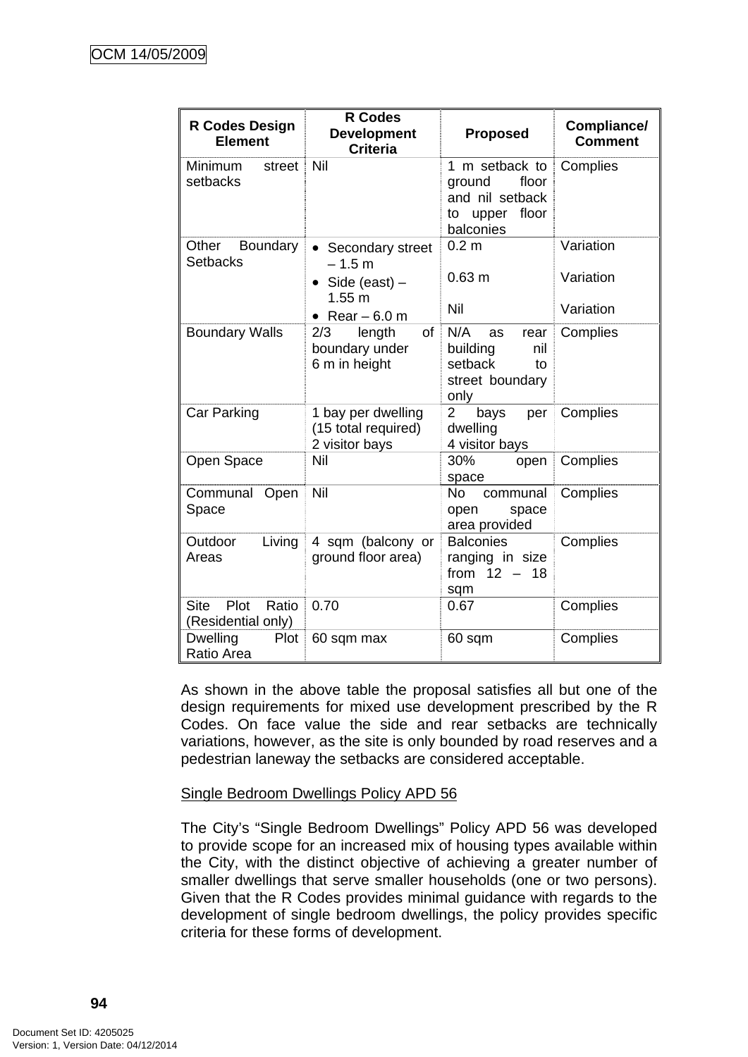| R Codes Design Element | R Codes Development Criteria | Proposed | Compliance/ Comment |
|---|---|---|---|
| Minimum street setbacks | Nil | 1 m setback to ground floor and nil setback to upper floor balconies | Complies |
| Other Boundary Setbacks | • Secondary street – 1.5 m<br>• Side (east) – 1.55 m<br>• Rear – 6.0 m | 0.2 m<br><br>0.63 m<br><br>Nil | Variation<br><br>Variation<br><br>Variation |
| Boundary Walls | 2/3 length of boundary under 6 m in height | N/A as rear building nil setback to street boundary only | Complies |
| Car Parking | 1 bay per dwelling (15 total required)<br>2 visitor bays | 2 bays per dwelling<br>4 visitor bays | Complies |
| Open Space | Nil | 30% open space | Complies |
| Communal Open Space | Nil | No communal open space area provided | Complies |
| Outdoor Living Areas | 4 sqm (balcony or ground floor area) | Balconies ranging in size from 12 – 18 sqm | Complies |
| Site Plot Ratio (Residential only) | 0.70 | 0.67 | Complies |
| Dwelling Plot Ratio Area | 60 sqm max | 60 sqm | Complies |

As shown in the above table the proposal satisfies all but one of the design requirements for mixed use development prescribed by the R Codes. On face value the side and rear setbacks are technically variations, however, as the site is only bounded by road reserves and a pedestrian laneway the setbacks are considered acceptable.

Single Bedroom Dwellings Policy APD 56

The City's "Single Bedroom Dwellings" Policy APD 56 was developed to provide scope for an increased mix of housing types available within the City, with the distinct objective of achieving a greater number of smaller dwellings that serve smaller households (one or two persons). Given that the R Codes provides minimal guidance with regards to the development of single bedroom dwellings, the policy provides specific criteria for these forms of development.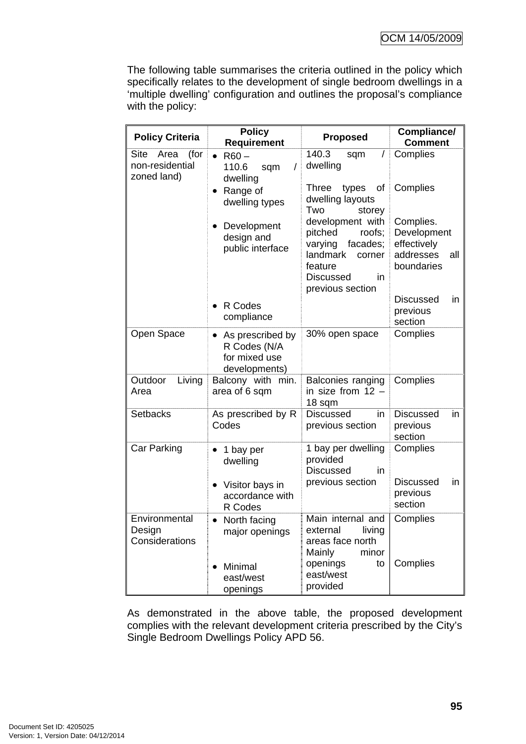The following table summarises the criteria outlined in the policy which specifically relates to the development of single bedroom dwellings in a 'multiple dwelling' configuration and outlines the proposal's compliance with the policy:

| Policy Criteria | Policy Requirement | Proposed | Compliance/ Comment |
|---|---|---|---|
| Site Area (for non-residential zoned land) | • R60 – 110.6 sqm / dwelling<br>• Range of dwelling types<br>• Development design and public interface<br>• R Codes compliance | 140.3 sqm / dwelling<br>Three types of dwelling layouts<br>Two storey development with pitched roofs; varying facades; landmark corner feature<br>Discussed in previous section | Complies<br>Complies<br>Complies. Development effectively addresses all boundaries<br>Discussed in previous section |
| Open Space | • As prescribed by R Codes (N/A for mixed use developments) | 30% open space | Complies |
| Outdoor Living Area | Balcony with min. area of 6 sqm | Balconies ranging in size from 12 – 18 sqm | Complies |
| Setbacks | As prescribed by R Codes | Discussed in previous section | Discussed in previous section |
| Car Parking | • 1 bay per dwelling<br>• Visitor bays in accordance with R Codes | 1 bay per dwelling provided<br>Discussed in previous section | Complies<br>Discussed in previous section |
| Environmental Design Considerations | • North facing major openings<br>• Minimal east/west openings | Main internal and external living areas face north<br>Mainly minor openings to east/west provided | Complies<br>Complies |

As demonstrated in the above table, the proposed development complies with the relevant development criteria prescribed by the City's Single Bedroom Dwellings Policy APD 56.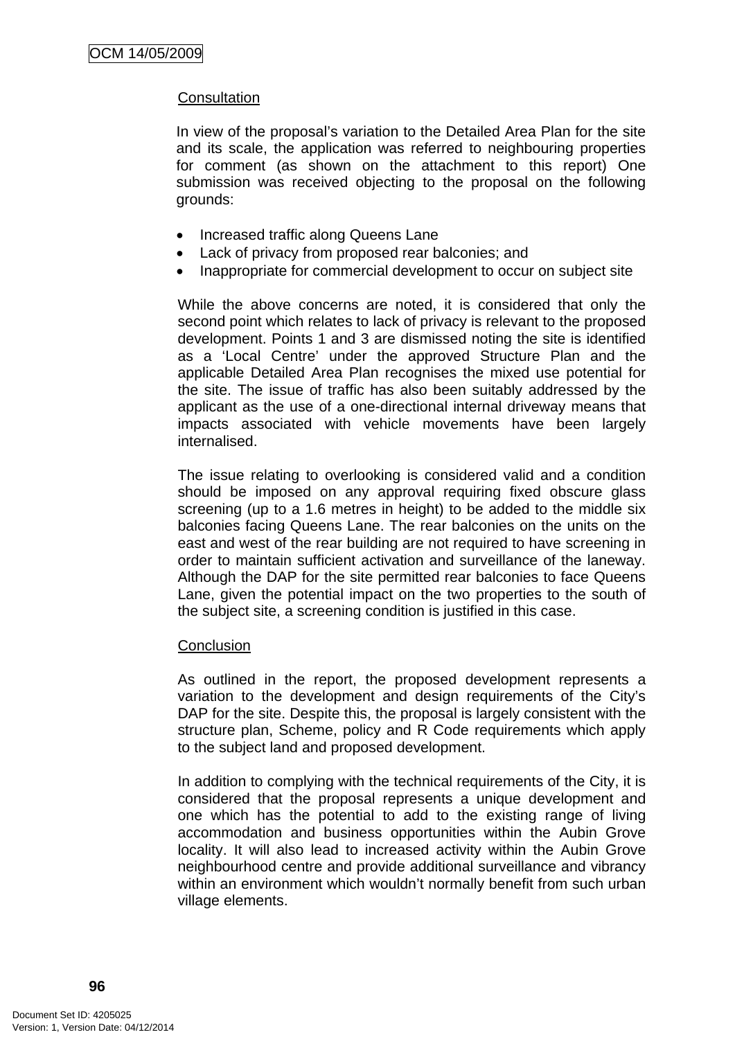Consultation

In view of the proposal's variation to the Detailed Area Plan for the site and its scale, the application was referred to neighbouring properties for comment (as shown on the attachment to this report) One submission was received objecting to the proposal on the following grounds:

- Increased traffic along Queens Lane
- Lack of privacy from proposed rear balconies; and
- Inappropriate for commercial development to occur on subject site

While the above concerns are noted, it is considered that only the second point which relates to lack of privacy is relevant to the proposed development. Points 1 and 3 are dismissed noting the site is identified as a 'Local Centre' under the approved Structure Plan and the applicable Detailed Area Plan recognises the mixed use potential for the site. The issue of traffic has also been suitably addressed by the applicant as the use of a one-directional internal driveway means that impacts associated with vehicle movements have been largely internalised.

The issue relating to overlooking is considered valid and a condition should be imposed on any approval requiring fixed obscure glass screening (up to a 1.6 metres in height) to be added to the middle six balconies facing Queens Lane. The rear balconies on the units on the east and west of the rear building are not required to have screening in order to maintain sufficient activation and surveillance of the laneway. Although the DAP for the site permitted rear balconies to face Queens Lane, given the potential impact on the two properties to the south of the subject site, a screening condition is justified in this case.

Conclusion

As outlined in the report, the proposed development represents a variation to the development and design requirements of the City's DAP for the site. Despite this, the proposal is largely consistent with the structure plan, Scheme, policy and R Code requirements which apply to the subject land and proposed development.

In addition to complying with the technical requirements of the City, it is considered that the proposal represents a unique development and one which has the potential to add to the existing range of living accommodation and business opportunities within the Aubin Grove locality. It will also lead to increased activity within the Aubin Grove neighbourhood centre and provide additional surveillance and vibrancy within an environment which wouldn't normally benefit from such urban village elements.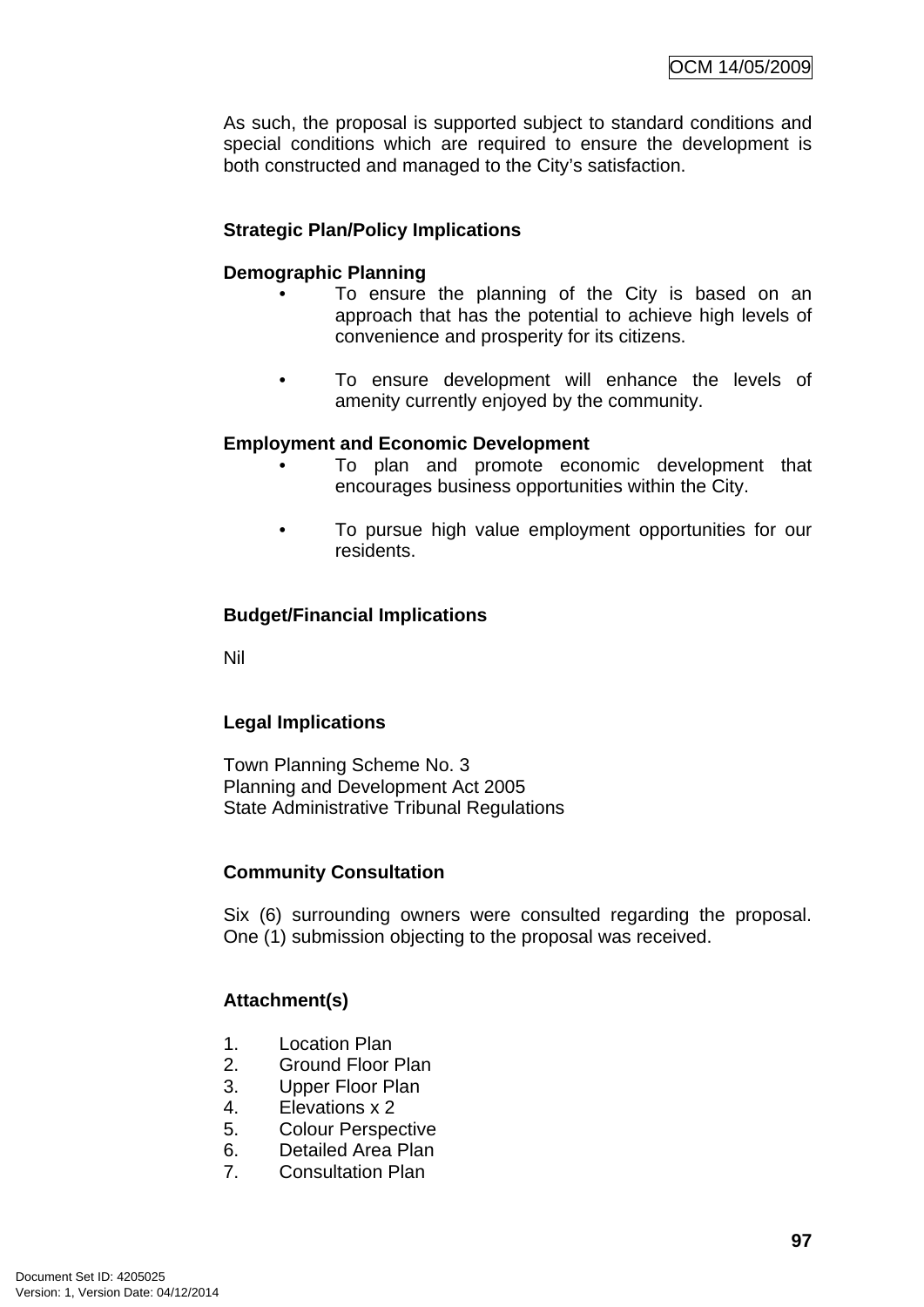As such, the proposal is supported subject to standard conditions and special conditions which are required to ensure the development is both constructed and managed to the City's satisfaction.

**Strategic Plan/Policy Implications**

**Demographic Planning**

- To ensure the planning of the City is based on an approach that has the potential to achieve high levels of convenience and prosperity for its citizens.
- To ensure development will enhance the levels of amenity currently enjoyed by the community.

**Employment and Economic Development**

- To plan and promote economic development that encourages business opportunities within the City.
- To pursue high value employment opportunities for our residents.

**Budget/Financial Implications**

Nil

**Legal Implications**

Town Planning Scheme No. 3
Planning and Development Act 2005
State Administrative Tribunal Regulations

**Community Consultation**

Six (6) surrounding owners were consulted regarding the proposal. One (1) submission objecting to the proposal was received.

**Attachment(s)**

1. Location Plan
2. Ground Floor Plan
3. Upper Floor Plan
4. Elevations x 2
5. Colour Perspective
6. Detailed Area Plan
7. Consultation Plan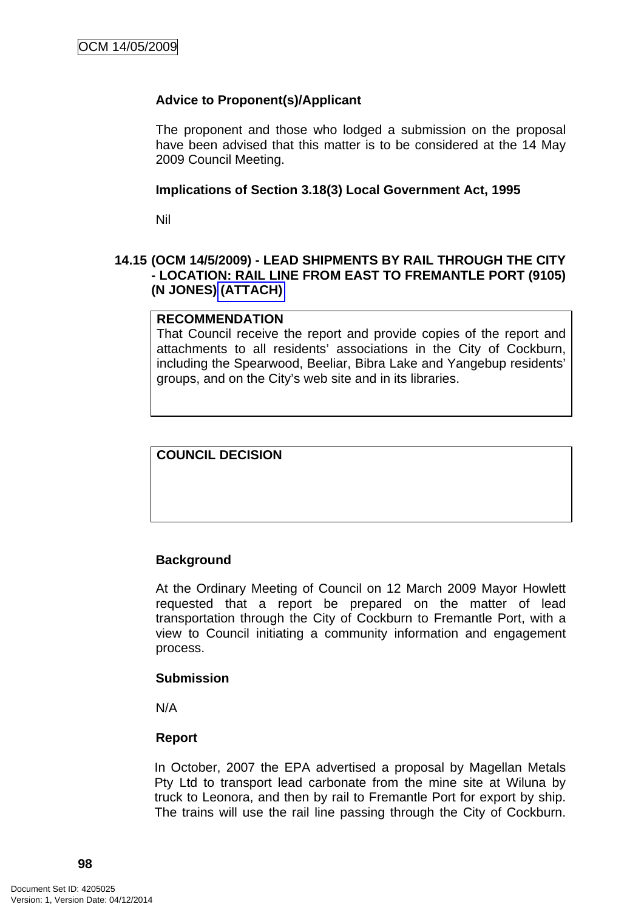**Advice to Proponent(s)/Applicant**

The proponent and those who lodged a submission on the proposal have been advised that this matter is to be considered at the 14 May 2009 Council Meeting.

**Implications of Section 3.18(3) Local Government Act, 1995**

Nil

## 14.15 (OCM 14/5/2009) - LEAD SHIPMENTS BY RAIL THROUGH THE CITY - LOCATION: RAIL LINE FROM EAST TO FREMANTLE PORT (9105) (N JONES) (ATTACH)

**RECOMMENDATION**
That Council receive the report and provide copies of the report and attachments to all residents' associations in the City of Cockburn, including the Spearwood, Beeliar, Bibra Lake and Yangebup residents' groups, and on the City's web site and in its libraries.

**COUNCIL DECISION**

**Background**

At the Ordinary Meeting of Council on 12 March 2009 Mayor Howlett requested that a report be prepared on the matter of lead transportation through the City of Cockburn to Fremantle Port, with a view to Council initiating a community information and engagement process.

**Submission**

N/A

**Report**

In October, 2007 the EPA advertised a proposal by Magellan Metals Pty Ltd to transport lead carbonate from the mine site at Wiluna by truck to Leonora, and then by rail to Fremantle Port for export by ship. The trains will use the rail line passing through the City of Cockburn.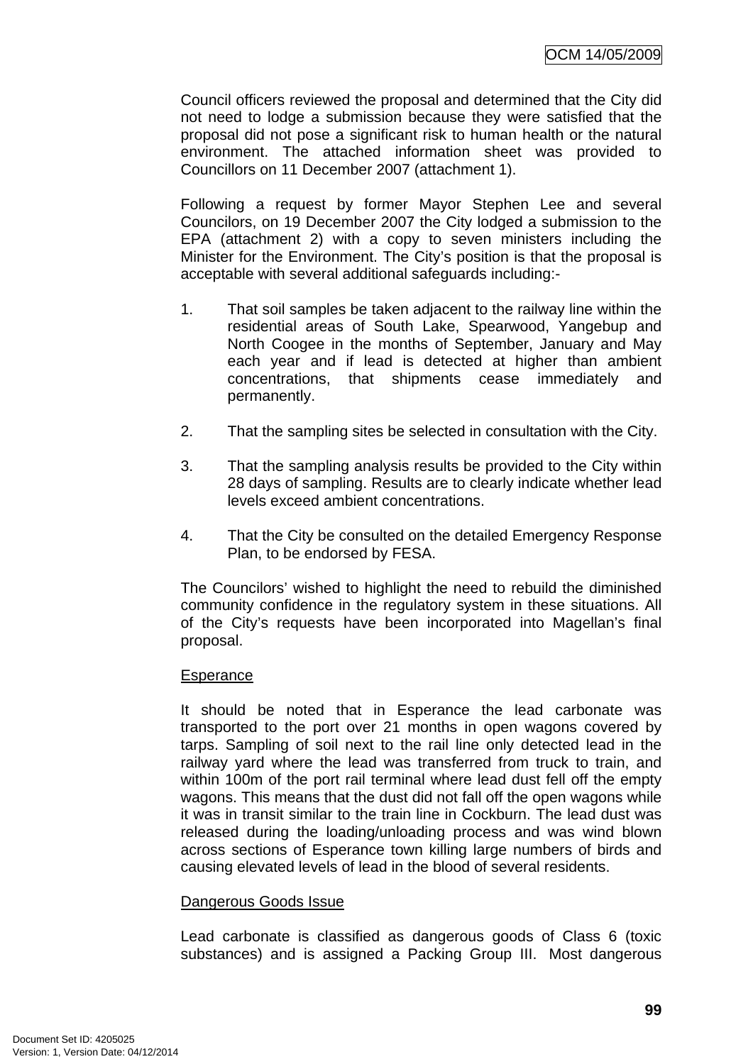Council officers reviewed the proposal and determined that the City did not need to lodge a submission because they were satisfied that the proposal did not pose a significant risk to human health or the natural environment. The attached information sheet was provided to Councillors on 11 December 2007 (attachment 1).

Following a request by former Mayor Stephen Lee and several Councilors, on 19 December 2007 the City lodged a submission to the EPA (attachment 2) with a copy to seven ministers including the Minister for the Environment. The City's position is that the proposal is acceptable with several additional safeguards including:-

1. That soil samples be taken adjacent to the railway line within the residential areas of South Lake, Spearwood, Yangebup and North Coogee in the months of September, January and May each year and if lead is detected at higher than ambient concentrations, that shipments cease immediately and permanently.

2. That the sampling sites be selected in consultation with the City.

3. That the sampling analysis results be provided to the City within 28 days of sampling. Results are to clearly indicate whether lead levels exceed ambient concentrations.

4. That the City be consulted on the detailed Emergency Response Plan, to be endorsed by FESA.

The Councilors' wished to highlight the need to rebuild the diminished community confidence in the regulatory system in these situations. All of the City's requests have been incorporated into Magellan's final proposal.

<u>Esperance</u>

It should be noted that in Esperance the lead carbonate was transported to the port over 21 months in open wagons covered by tarps. Sampling of soil next to the rail line only detected lead in the railway yard where the lead was transferred from truck to train, and within 100m of the port rail terminal where lead dust fell off the empty wagons. This means that the dust did not fall off the open wagons while it was in transit similar to the train line in Cockburn. The lead dust was released during the loading/unloading process and was wind blown across sections of Esperance town killing large numbers of birds and causing elevated levels of lead in the blood of several residents.

<u>Dangerous Goods Issue</u>

Lead carbonate is classified as dangerous goods of Class 6 (toxic substances) and is assigned a Packing Group III. Most dangerous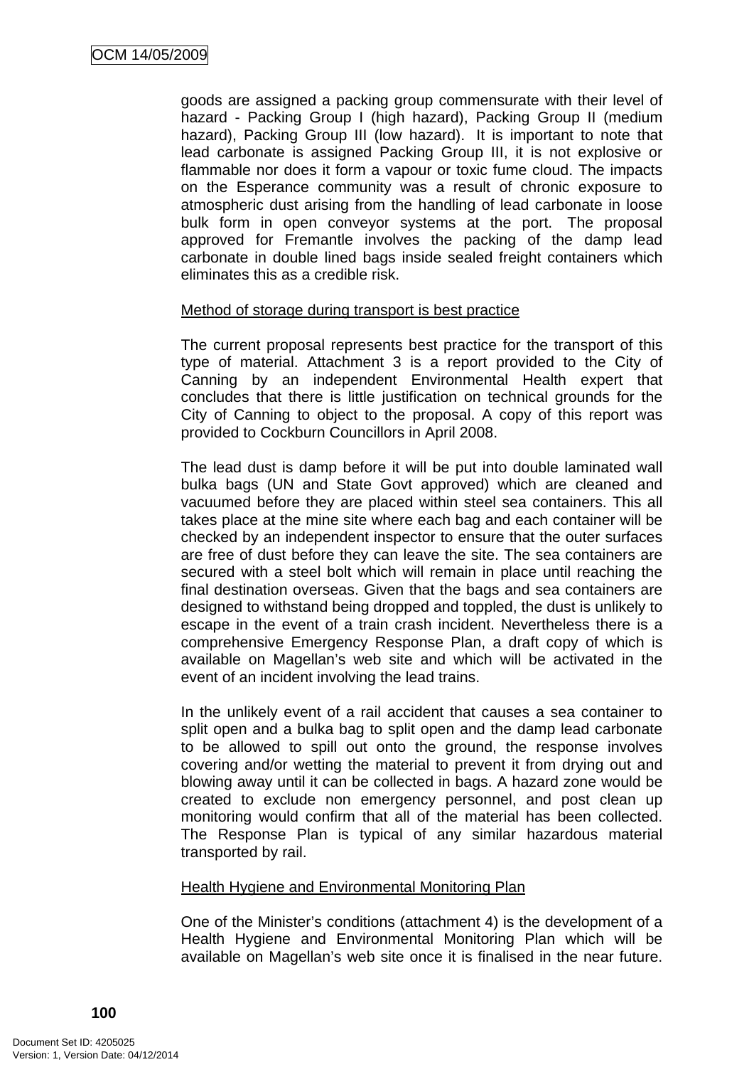goods are assigned a packing group commensurate with their level of hazard - Packing Group I (high hazard), Packing Group II (medium hazard), Packing Group III (low hazard). It is important to note that lead carbonate is assigned Packing Group III, it is not explosive or flammable nor does it form a vapour or toxic fume cloud. The impacts on the Esperance community was a result of chronic exposure to atmospheric dust arising from the handling of lead carbonate in loose bulk form in open conveyor systems at the port. The proposal approved for Fremantle involves the packing of the damp lead carbonate in double lined bags inside sealed freight containers which eliminates this as a credible risk.

Method of storage during transport is best practice

The current proposal represents best practice for the transport of this type of material. Attachment 3 is a report provided to the City of Canning by an independent Environmental Health expert that concludes that there is little justification on technical grounds for the City of Canning to object to the proposal. A copy of this report was provided to Cockburn Councillors in April 2008.

The lead dust is damp before it will be put into double laminated wall bulka bags (UN and State Govt approved) which are cleaned and vacuumed before they are placed within steel sea containers. This all takes place at the mine site where each bag and each container will be checked by an independent inspector to ensure that the outer surfaces are free of dust before they can leave the site. The sea containers are secured with a steel bolt which will remain in place until reaching the final destination overseas. Given that the bags and sea containers are designed to withstand being dropped and toppled, the dust is unlikely to escape in the event of a train crash incident. Nevertheless there is a comprehensive Emergency Response Plan, a draft copy of which is available on Magellan's web site and which will be activated in the event of an incident involving the lead trains.

In the unlikely event of a rail accident that causes a sea container to split open and a bulka bag to split open and the damp lead carbonate to be allowed to spill out onto the ground, the response involves covering and/or wetting the material to prevent it from drying out and blowing away until it can be collected in bags. A hazard zone would be created to exclude non emergency personnel, and post clean up monitoring would confirm that all of the material has been collected. The Response Plan is typical of any similar hazardous material transported by rail.

Health Hygiene and Environmental Monitoring Plan

One of the Minister's conditions (attachment 4) is the development of a Health Hygiene and Environmental Monitoring Plan which will be available on Magellan's web site once it is finalised in the near future.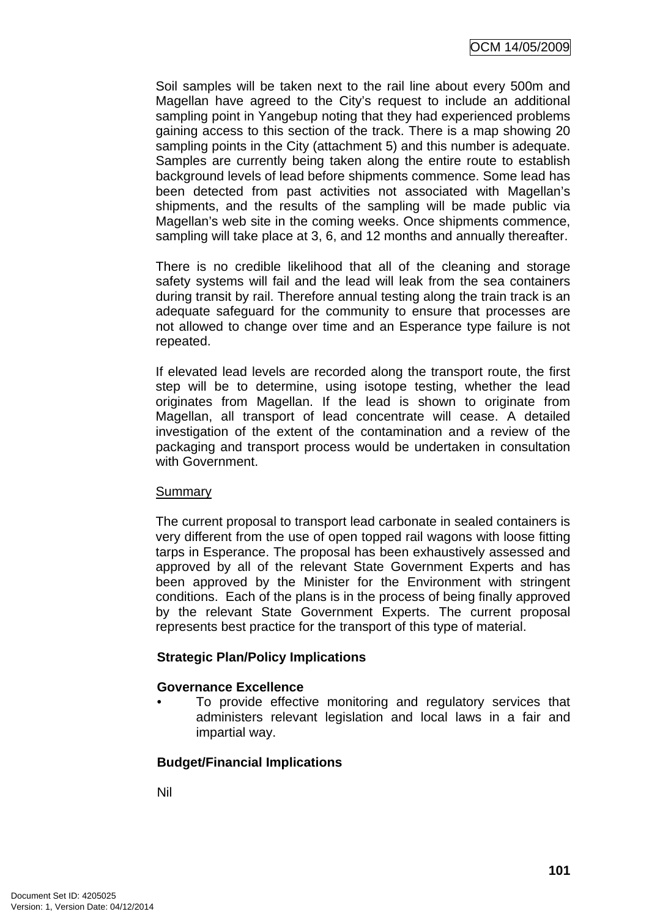Soil samples will be taken next to the rail line about every 500m and Magellan have agreed to the City's request to include an additional sampling point in Yangebup noting that they had experienced problems gaining access to this section of the track. There is a map showing 20 sampling points in the City (attachment 5) and this number is adequate. Samples are currently being taken along the entire route to establish background levels of lead before shipments commence. Some lead has been detected from past activities not associated with Magellan's shipments, and the results of the sampling will be made public via Magellan's web site in the coming weeks. Once shipments commence, sampling will take place at 3, 6, and 12 months and annually thereafter.

There is no credible likelihood that all of the cleaning and storage safety systems will fail and the lead will leak from the sea containers during transit by rail. Therefore annual testing along the train track is an adequate safeguard for the community to ensure that processes are not allowed to change over time and an Esperance type failure is not repeated.

If elevated lead levels are recorded along the transport route, the first step will be to determine, using isotope testing, whether the lead originates from Magellan. If the lead is shown to originate from Magellan, all transport of lead concentrate will cease. A detailed investigation of the extent of the contamination and a review of the packaging and transport process would be undertaken in consultation with Government.

Summary

The current proposal to transport lead carbonate in sealed containers is very different from the use of open topped rail wagons with loose fitting tarps in Esperance. The proposal has been exhaustively assessed and approved by all of the relevant State Government Experts and has been approved by the Minister for the Environment with stringent conditions. Each of the plans is in the process of being finally approved by the relevant State Government Experts. The current proposal represents best practice for the transport of this type of material.

**Strategic Plan/Policy Implications**

**Governance Excellence**

- To provide effective monitoring and regulatory services that administers relevant legislation and local laws in a fair and impartial way.

**Budget/Financial Implications**

Nil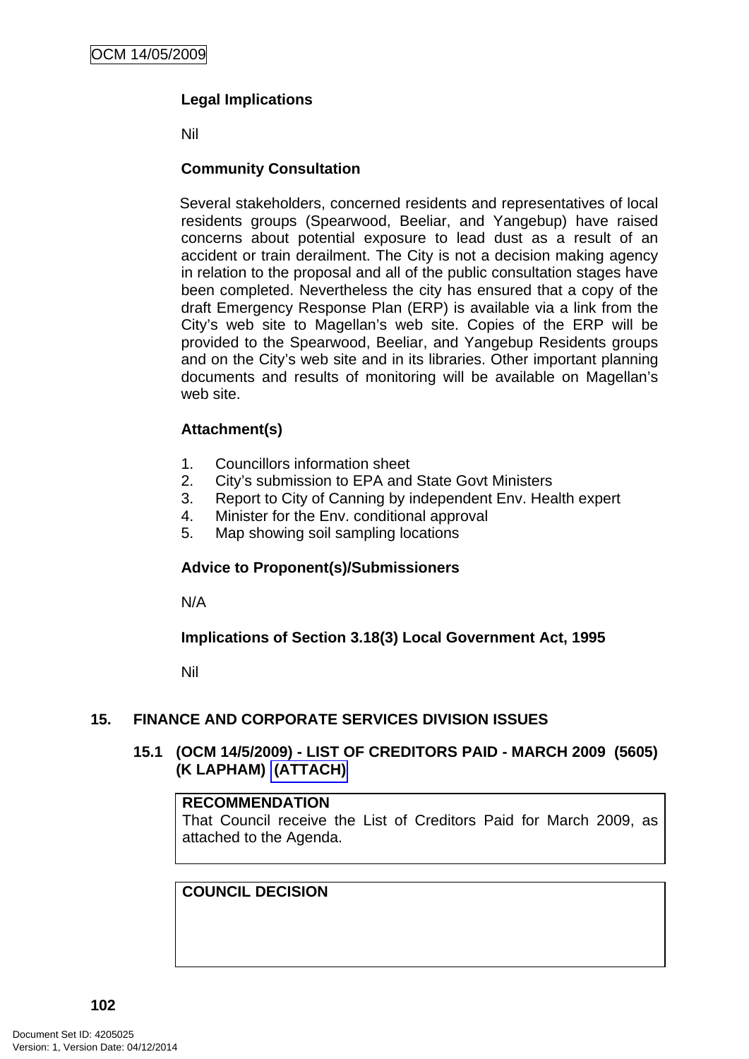**Legal Implications**

Nil

**Community Consultation**

Several stakeholders, concerned residents and representatives of local residents groups (Spearwood, Beeliar, and Yangebup) have raised concerns about potential exposure to lead dust as a result of an accident or train derailment. The City is not a decision making agency in relation to the proposal and all of the public consultation stages have been completed. Nevertheless the city has ensured that a copy of the draft Emergency Response Plan (ERP) is available via a link from the City's web site to Magellan's web site. Copies of the ERP will be provided to the Spearwood, Beeliar, and Yangebup Residents groups and on the City's web site and in its libraries. Other important planning documents and results of monitoring will be available on Magellan's web site.

**Attachment(s)**

1. Councillors information sheet
2. City's submission to EPA and State Govt Ministers
3. Report to City of Canning by independent Env. Health expert
4. Minister for the Env. conditional approval
5. Map showing soil sampling locations

**Advice to Proponent(s)/Submissioners**

N/A

**Implications of Section 3.18(3) Local Government Act, 1995**

Nil

## 15. FINANCE AND CORPORATE SERVICES DIVISION ISSUES

### 15.1 (OCM 14/5/2009) - LIST OF CREDITORS PAID - MARCH 2009 (5605) (K LAPHAM) (ATTACH)

**RECOMMENDATION**
That Council receive the List of Creditors Paid for March 2009, as attached to the Agenda.

**COUNCIL DECISION**

Document Set ID: 4205025
Version: 1, Version Date: 04/12/2014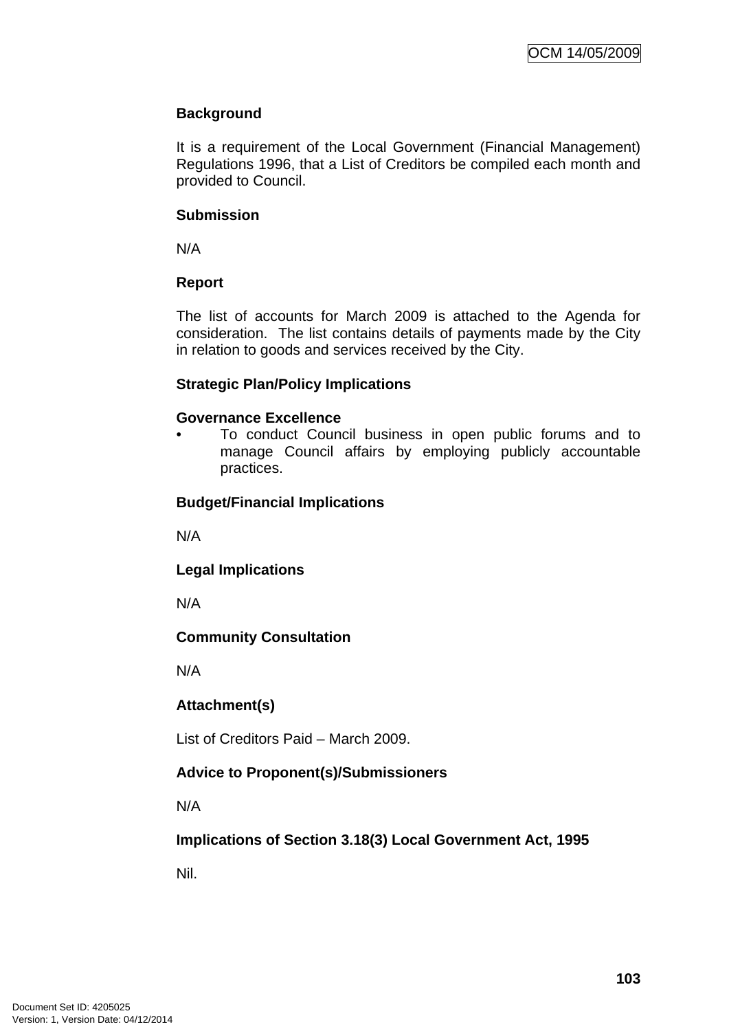**Background**

It is a requirement of the Local Government (Financial Management) Regulations 1996, that a List of Creditors be compiled each month and provided to Council.

**Submission**

N/A

**Report**

The list of accounts for March 2009 is attached to the Agenda for consideration. The list contains details of payments made by the City in relation to goods and services received by the City.

**Strategic Plan/Policy Implications**

**Governance Excellence**

- To conduct Council business in open public forums and to manage Council affairs by employing publicly accountable practices.

**Budget/Financial Implications**

N/A

**Legal Implications**

N/A

**Community Consultation**

N/A

**Attachment(s)**

List of Creditors Paid – March 2009.

**Advice to Proponent(s)/Submissioners**

N/A

**Implications of Section 3.18(3) Local Government Act, 1995**

Nil.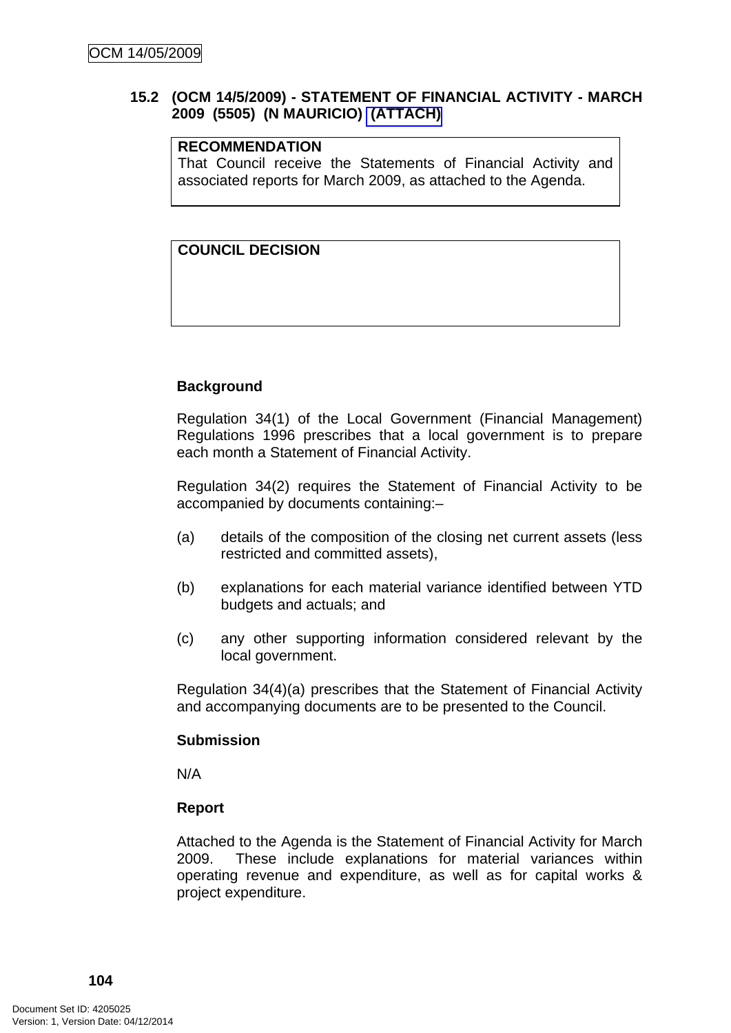## 15.2 (OCM 14/5/2009) - STATEMENT OF FINANCIAL ACTIVITY - MARCH 2009 (5505) (N MAURICIO) (ATTACH)

| **RECOMMENDATION** |
|---|
| That Council receive the Statements of Financial Activity and associated reports for March 2009, as attached to the Agenda. |

| **COUNCIL DECISION** |
|---|
| |

**Background**

Regulation 34(1) of the Local Government (Financial Management) Regulations 1996 prescribes that a local government is to prepare each month a Statement of Financial Activity.

Regulation 34(2) requires the Statement of Financial Activity to be accompanied by documents containing:–

(a) details of the composition of the closing net current assets (less restricted and committed assets),

(b) explanations for each material variance identified between YTD budgets and actuals; and

(c) any other supporting information considered relevant by the local government.

Regulation 34(4)(a) prescribes that the Statement of Financial Activity and accompanying documents are to be presented to the Council.

**Submission**

N/A

**Report**

Attached to the Agenda is the Statement of Financial Activity for March 2009. These include explanations for material variances within operating revenue and expenditure, as well as for capital works & project expenditure.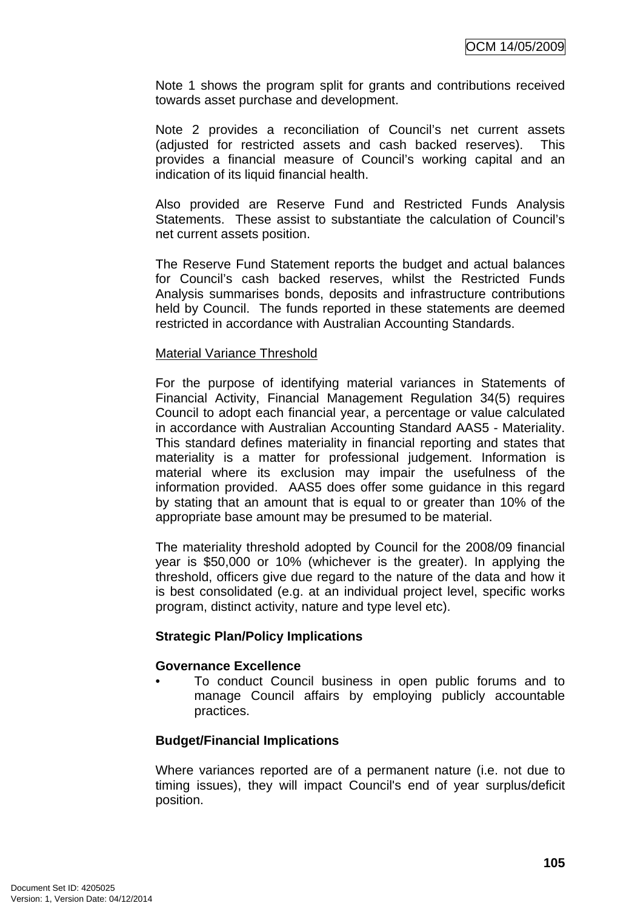Note 1 shows the program split for grants and contributions received towards asset purchase and development.

Note 2 provides a reconciliation of Council's net current assets (adjusted for restricted assets and cash backed reserves). This provides a financial measure of Council's working capital and an indication of its liquid financial health.

Also provided are Reserve Fund and Restricted Funds Analysis Statements. These assist to substantiate the calculation of Council's net current assets position.

The Reserve Fund Statement reports the budget and actual balances for Council's cash backed reserves, whilst the Restricted Funds Analysis summarises bonds, deposits and infrastructure contributions held by Council. The funds reported in these statements are deemed restricted in accordance with Australian Accounting Standards.

Material Variance Threshold

For the purpose of identifying material variances in Statements of Financial Activity, Financial Management Regulation 34(5) requires Council to adopt each financial year, a percentage or value calculated in accordance with Australian Accounting Standard AAS5 - Materiality. This standard defines materiality in financial reporting and states that materiality is a matter for professional judgement. Information is material where its exclusion may impair the usefulness of the information provided. AAS5 does offer some guidance in this regard by stating that an amount that is equal to or greater than 10% of the appropriate base amount may be presumed to be material.

The materiality threshold adopted by Council for the 2008/09 financial year is $50,000 or 10% (whichever is the greater). In applying the threshold, officers give due regard to the nature of the data and how it is best consolidated (e.g. at an individual project level, specific works program, distinct activity, nature and type level etc).

**Strategic Plan/Policy Implications**

**Governance Excellence**

- To conduct Council business in open public forums and to manage Council affairs by employing publicly accountable practices.

**Budget/Financial Implications**

Where variances reported are of a permanent nature (i.e. not due to timing issues), they will impact Council's end of year surplus/deficit position.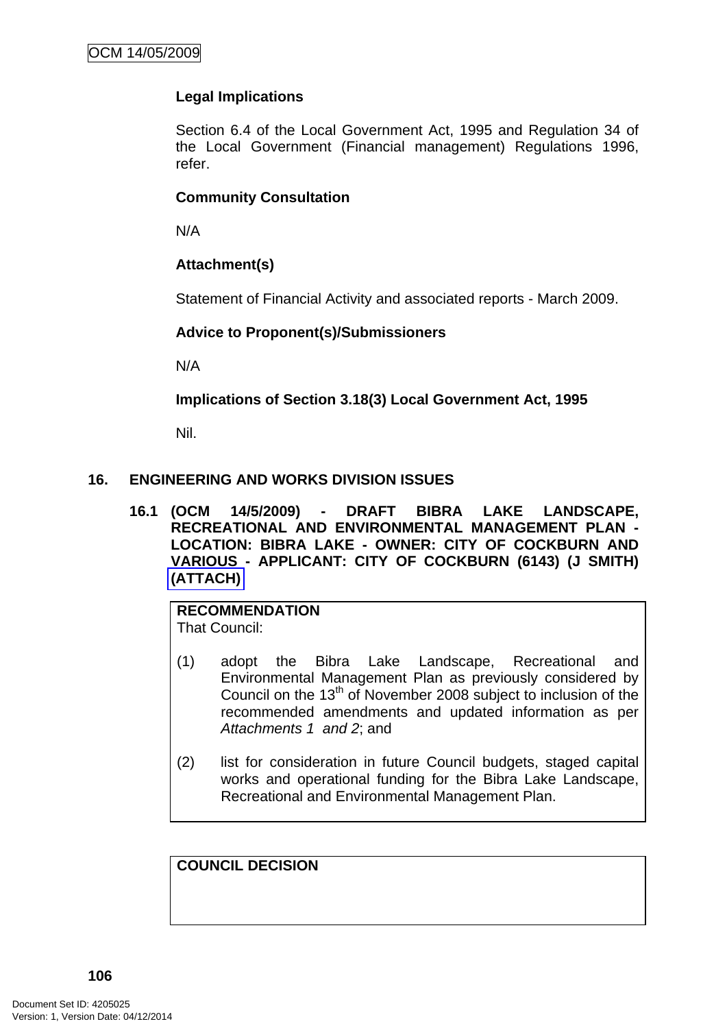**Legal Implications**

Section 6.4 of the Local Government Act, 1995 and Regulation 34 of the Local Government (Financial management) Regulations 1996, refer.

**Community Consultation**

N/A

**Attachment(s)**

Statement of Financial Activity and associated reports - March 2009.

**Advice to Proponent(s)/Submissioners**

N/A

**Implications of Section 3.18(3) Local Government Act, 1995**

Nil.

## 16. ENGINEERING AND WORKS DIVISION ISSUES

### 16.1 (OCM 14/5/2009) - DRAFT BIBRA LAKE LANDSCAPE, RECREATIONAL AND ENVIRONMENTAL MANAGEMENT PLAN - LOCATION: BIBRA LAKE - OWNER: CITY OF COCKBURN AND VARIOUS - APPLICANT: CITY OF COCKBURN (6143) (J SMITH) (ATTACH)

**RECOMMENDATION**
That Council:

(1) adopt the Bibra Lake Landscape, Recreational and Environmental Management Plan as previously considered by Council on the 13th of November 2008 subject to inclusion of the recommended amendments and updated information as per *Attachments 1 and 2*; and

(2) list for consideration in future Council budgets, staged capital works and operational funding for the Bibra Lake Landscape, Recreational and Environmental Management Plan.

**COUNCIL DECISION**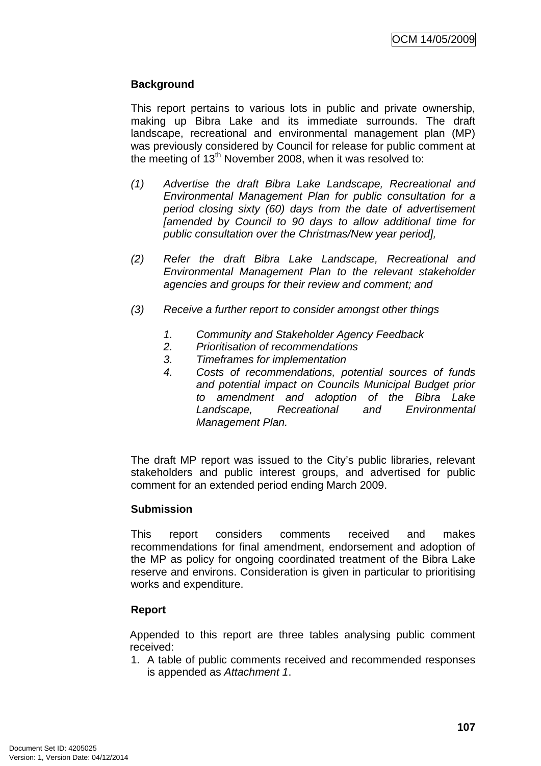## Background

This report pertains to various lots in public and private ownership, making up Bibra Lake and its immediate surrounds. The draft landscape, recreational and environmental management plan (MP) was previously considered by Council for release for public comment at the meeting of 13th November 2008, when it was resolved to:

*(1) Advertise the draft Bibra Lake Landscape, Recreational and Environmental Management Plan for public consultation for a period closing sixty (60) days from the date of advertisement [amended by Council to 90 days to allow additional time for public consultation over the Christmas/New year period],*

*(2) Refer the draft Bibra Lake Landscape, Recreational and Environmental Management Plan to the relevant stakeholder agencies and groups for their review and comment; and*

*(3) Receive a further report to consider amongst other things*

*1. Community and Stakeholder Agency Feedback*
*2. Prioritisation of recommendations*
*3. Timeframes for implementation*
*4. Costs of recommendations, potential sources of funds and potential impact on Councils Municipal Budget prior to amendment and adoption of the Bibra Lake Landscape, Recreational and Environmental Management Plan.*

The draft MP report was issued to the City's public libraries, relevant stakeholders and public interest groups, and advertised for public comment for an extended period ending March 2009.

## Submission

This report considers comments received and makes recommendations for final amendment, endorsement and adoption of the MP as policy for ongoing coordinated treatment of the Bibra Lake reserve and environs. Consideration is given in particular to prioritising works and expenditure.

## Report

Appended to this report are three tables analysing public comment received:

1. A table of public comments received and recommended responses is appended as *Attachment 1*.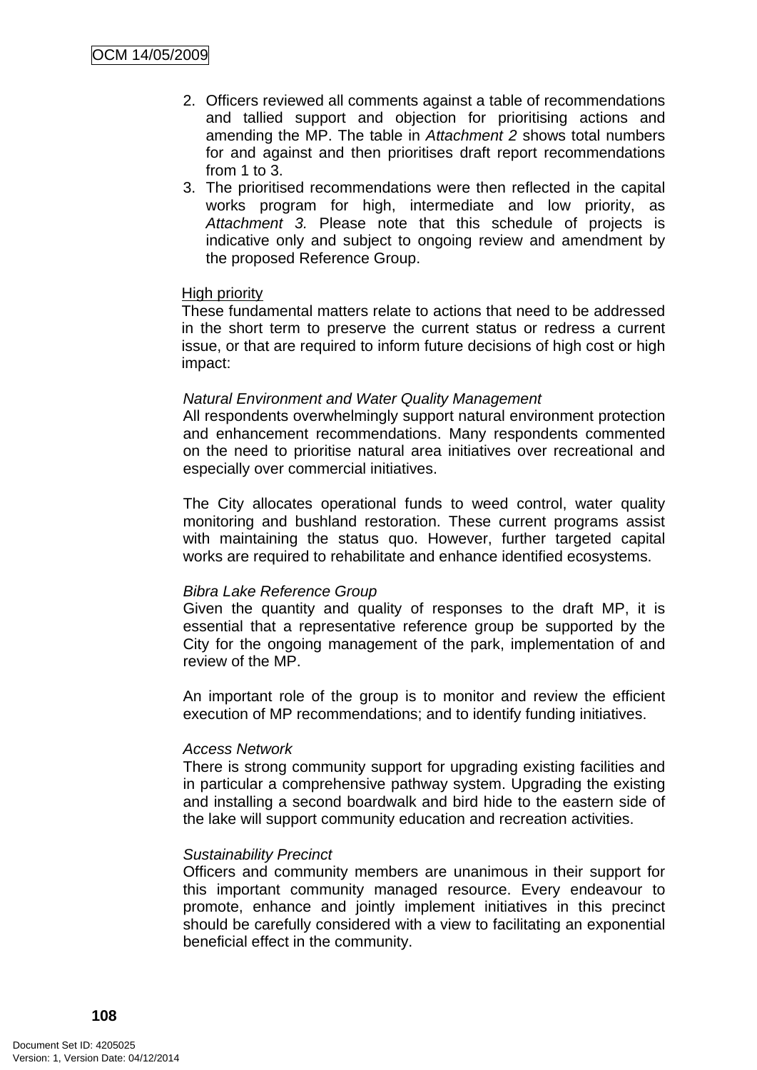2. Officers reviewed all comments against a table of recommendations and tallied support and objection for prioritising actions and amending the MP. The table in *Attachment 2* shows total numbers for and against and then prioritises draft report recommendations from 1 to 3.
3. The prioritised recommendations were then reflected in the capital works program for high, intermediate and low priority, as *Attachment 3*. Please note that this schedule of projects is indicative only and subject to ongoing review and amendment by the proposed Reference Group.

<u>High priority</u>

These fundamental matters relate to actions that need to be addressed in the short term to preserve the current status or redress a current issue, or that are required to inform future decisions of high cost or high impact:

*Natural Environment and Water Quality Management*

All respondents overwhelmingly support natural environment protection and enhancement recommendations. Many respondents commented on the need to prioritise natural area initiatives over recreational and especially over commercial initiatives.

The City allocates operational funds to weed control, water quality monitoring and bushland restoration. These current programs assist with maintaining the status quo. However, further targeted capital works are required to rehabilitate and enhance identified ecosystems.

*Bibra Lake Reference Group*

Given the quantity and quality of responses to the draft MP, it is essential that a representative reference group be supported by the City for the ongoing management of the park, implementation of and review of the MP.

An important role of the group is to monitor and review the efficient execution of MP recommendations; and to identify funding initiatives.

*Access Network*

There is strong community support for upgrading existing facilities and in particular a comprehensive pathway system. Upgrading the existing and installing a second boardwalk and bird hide to the eastern side of the lake will support community education and recreation activities.

*Sustainability Precinct*

Officers and community members are unanimous in their support for this important community managed resource. Every endeavour to promote, enhance and jointly implement initiatives in this precinct should be carefully considered with a view to facilitating an exponential beneficial effect in the community.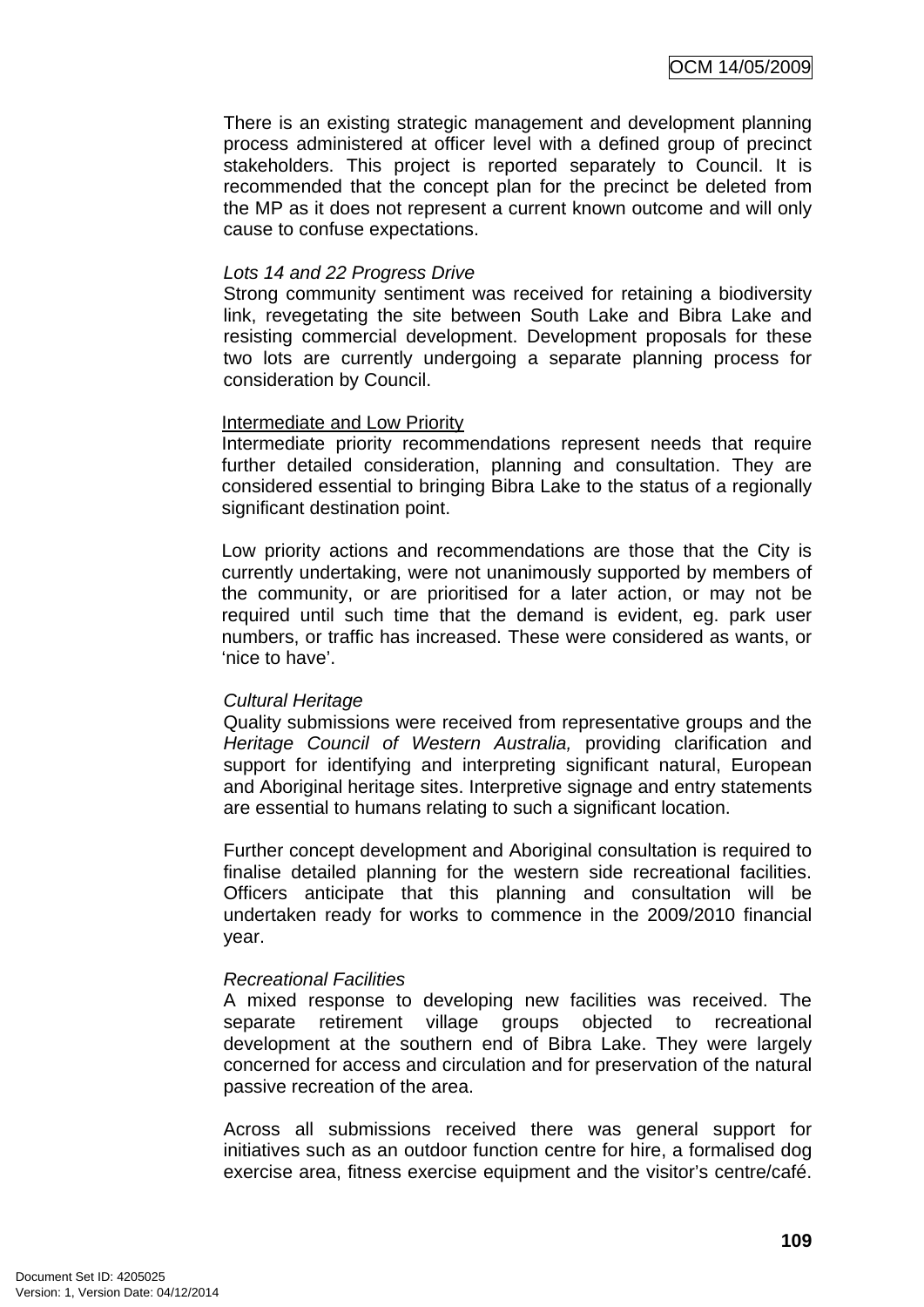There is an existing strategic management and development planning process administered at officer level with a defined group of precinct stakeholders. This project is reported separately to Council. It is recommended that the concept plan for the precinct be deleted from the MP as it does not represent a current known outcome and will only cause to confuse expectations.

*Lots 14 and 22 Progress Drive*
Strong community sentiment was received for retaining a biodiversity link, revegetating the site between South Lake and Bibra Lake and resisting commercial development. Development proposals for these two lots are currently undergoing a separate planning process for consideration by Council.

<u>Intermediate and Low Priority</u>
Intermediate priority recommendations represent needs that require further detailed consideration, planning and consultation. They are considered essential to bringing Bibra Lake to the status of a regionally significant destination point.

Low priority actions and recommendations are those that the City is currently undertaking, were not unanimously supported by members of the community, or are prioritised for a later action, or may not be required until such time that the demand is evident, eg. park user numbers, or traffic has increased. These were considered as wants, or 'nice to have'.

*Cultural Heritage*
Quality submissions were received from representative groups and the *Heritage Council of Western Australia,* providing clarification and support for identifying and interpreting significant natural, European and Aboriginal heritage sites. Interpretive signage and entry statements are essential to humans relating to such a significant location.

Further concept development and Aboriginal consultation is required to finalise detailed planning for the western side recreational facilities. Officers anticipate that this planning and consultation will be undertaken ready for works to commence in the 2009/2010 financial year.

*Recreational Facilities*
A mixed response to developing new facilities was received. The separate retirement village groups objected to recreational development at the southern end of Bibra Lake. They were largely concerned for access and circulation and for preservation of the natural passive recreation of the area.

Across all submissions received there was general support for initiatives such as an outdoor function centre for hire, a formalised dog exercise area, fitness exercise equipment and the visitor's centre/café.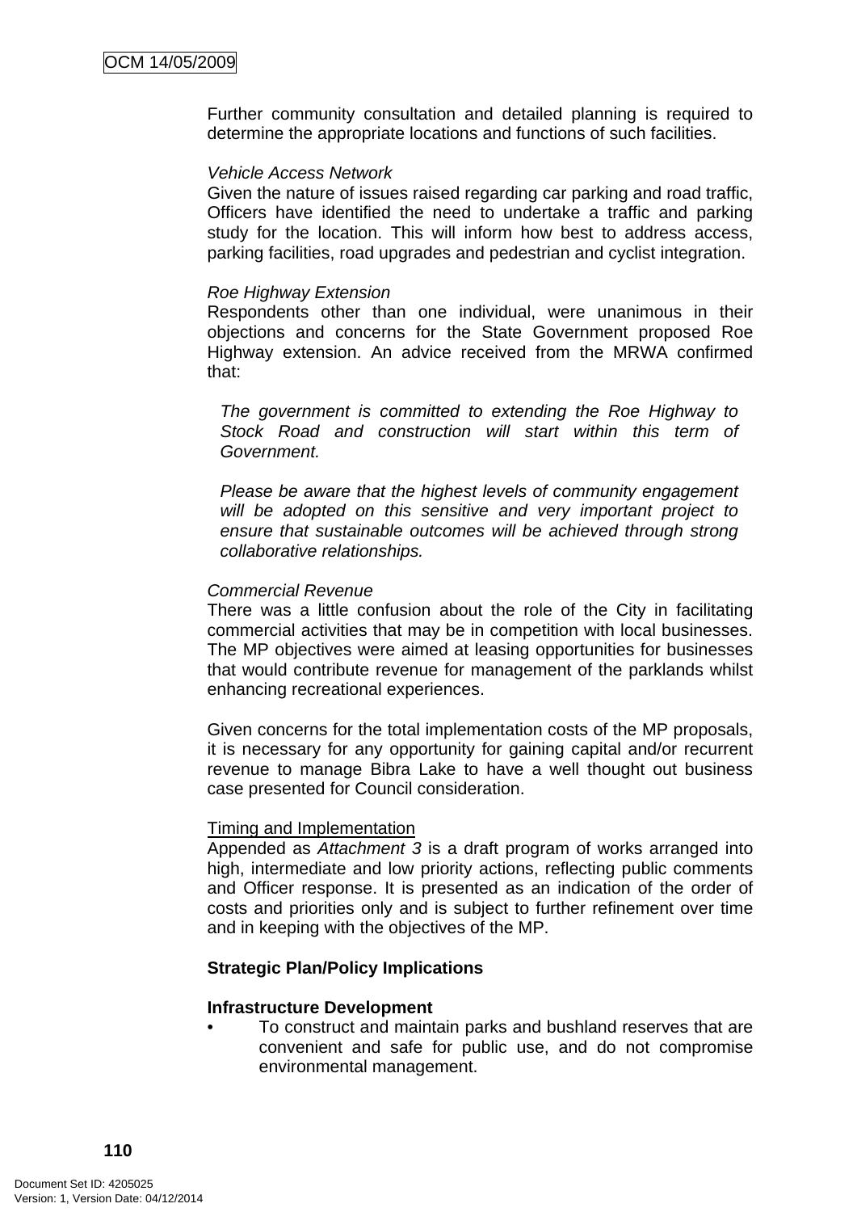Further community consultation and detailed planning is required to determine the appropriate locations and functions of such facilities.

*Vehicle Access Network*
Given the nature of issues raised regarding car parking and road traffic, Officers have identified the need to undertake a traffic and parking study for the location. This will inform how best to address access, parking facilities, road upgrades and pedestrian and cyclist integration.

*Roe Highway Extension*
Respondents other than one individual, were unanimous in their objections and concerns for the State Government proposed Roe Highway extension. An advice received from the MRWA confirmed that:

> *The government is committed to extending the Roe Highway to Stock Road and construction will start within this term of Government.*
>
> *Please be aware that the highest levels of community engagement will be adopted on this sensitive and very important project to ensure that sustainable outcomes will be achieved through strong collaborative relationships.*

*Commercial Revenue*
There was a little confusion about the role of the City in facilitating commercial activities that may be in competition with local businesses. The MP objectives were aimed at leasing opportunities for businesses that would contribute revenue for management of the parklands whilst enhancing recreational experiences.

Given concerns for the total implementation costs of the MP proposals, it is necessary for any opportunity for gaining capital and/or recurrent revenue to manage Bibra Lake to have a well thought out business case presented for Council consideration.

<u>Timing and Implementation</u>
Appended as *Attachment 3* is a draft program of works arranged into high, intermediate and low priority actions, reflecting public comments and Officer response. It is presented as an indication of the order of costs and priorities only and is subject to further refinement over time and in keeping with the objectives of the MP.

**Strategic Plan/Policy Implications**

**Infrastructure Development**

- To construct and maintain parks and bushland reserves that are convenient and safe for public use, and do not compromise environmental management.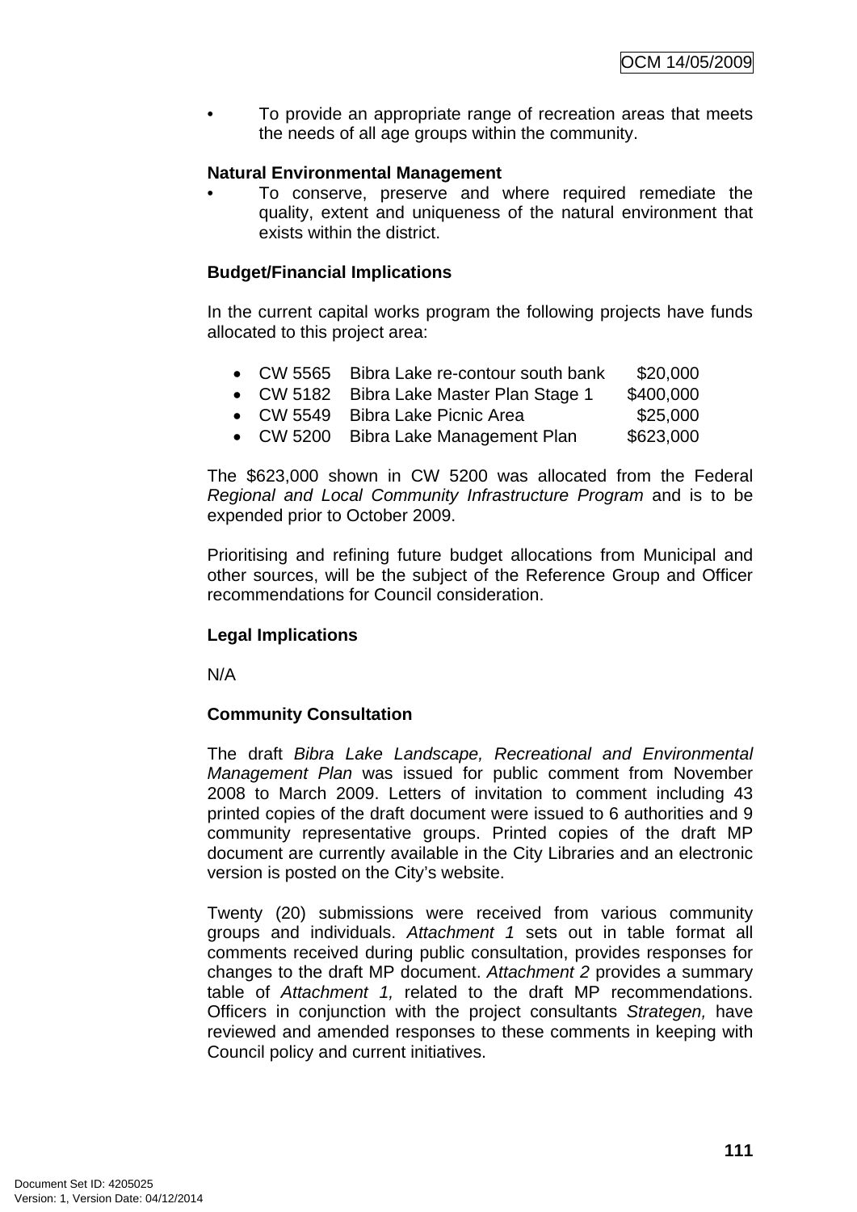- To provide an appropriate range of recreation areas that meets the needs of all age groups within the community.

**Natural Environmental Management**

- To conserve, preserve and where required remediate the quality, extent and uniqueness of the natural environment that exists within the district.

**Budget/Financial Implications**

In the current capital works program the following projects have funds allocated to this project area:

- CW 5565 Bibra Lake re-contour south bank $20,000
- CW 5182 Bibra Lake Master Plan Stage 1 $400,000
- CW 5549 Bibra Lake Picnic Area $25,000
- CW 5200 Bibra Lake Management Plan $623,000

The $623,000 shown in CW 5200 was allocated from the Federal *Regional and Local Community Infrastructure Program* and is to be expended prior to October 2009.

Prioritising and refining future budget allocations from Municipal and other sources, will be the subject of the Reference Group and Officer recommendations for Council consideration.

**Legal Implications**

N/A

**Community Consultation**

The draft *Bibra Lake Landscape, Recreational and Environmental Management Plan* was issued for public comment from November 2008 to March 2009. Letters of invitation to comment including 43 printed copies of the draft document were issued to 6 authorities and 9 community representative groups. Printed copies of the draft MP document are currently available in the City Libraries and an electronic version is posted on the City's website.

Twenty (20) submissions were received from various community groups and individuals. *Attachment 1* sets out in table format all comments received during public consultation, provides responses for changes to the draft MP document. *Attachment 2* provides a summary table of *Attachment 1,* related to the draft MP recommendations. Officers in conjunction with the project consultants *Strategen,* have reviewed and amended responses to these comments in keeping with Council policy and current initiatives.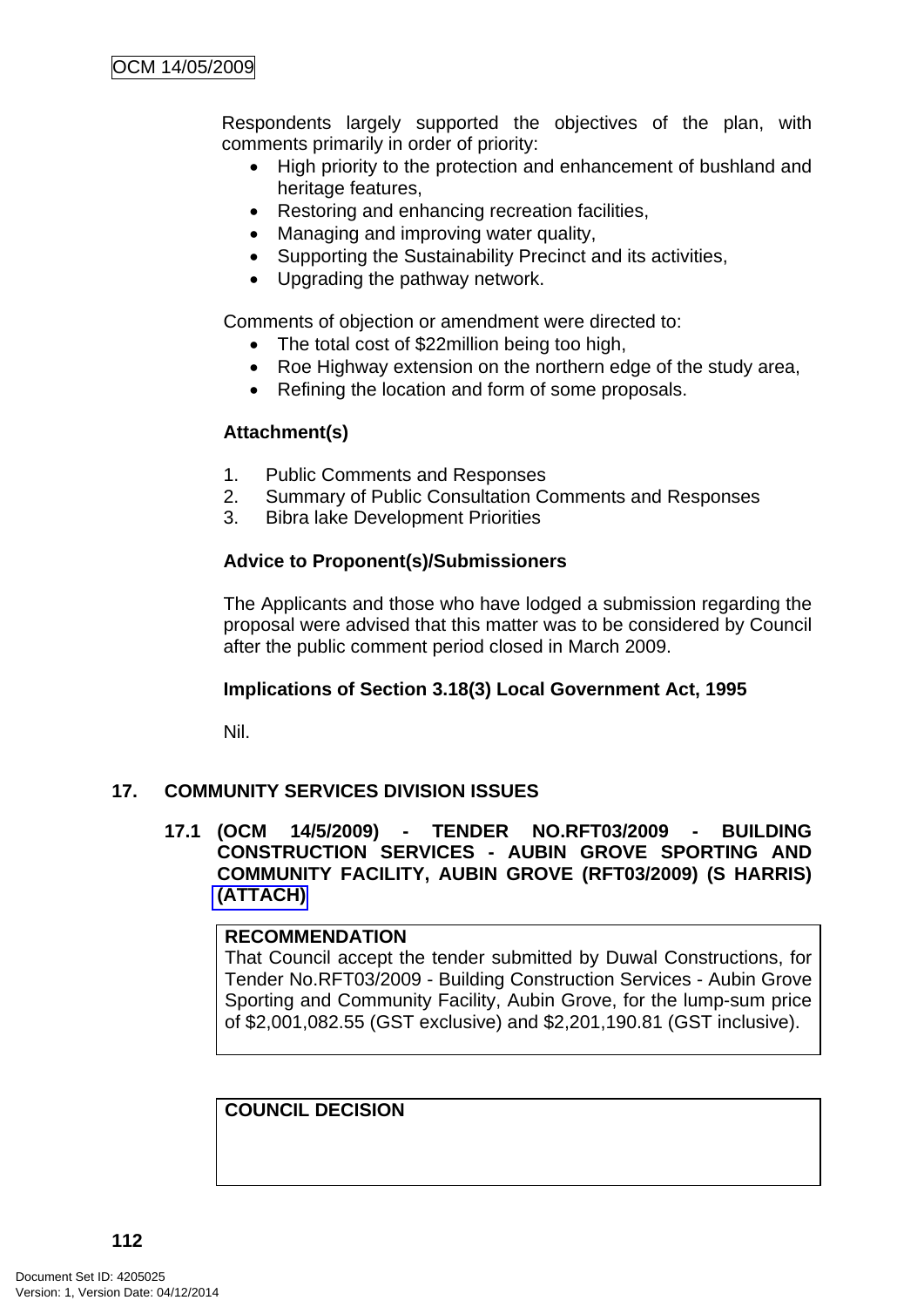Respondents largely supported the objectives of the plan, with comments primarily in order of priority:

- High priority to the protection and enhancement of bushland and heritage features,
- Restoring and enhancing recreation facilities,
- Managing and improving water quality,
- Supporting the Sustainability Precinct and its activities,
- Upgrading the pathway network.

Comments of objection or amendment were directed to:

- The total cost of $22million being too high,
- Roe Highway extension on the northern edge of the study area,
- Refining the location and form of some proposals.

**Attachment(s)**

1. Public Comments and Responses
2. Summary of Public Consultation Comments and Responses
3. Bibra lake Development Priorities

**Advice to Proponent(s)/Submissioners**

The Applicants and those who have lodged a submission regarding the proposal were advised that this matter was to be considered by Council after the public comment period closed in March 2009.

**Implications of Section 3.18(3) Local Government Act, 1995**

Nil.

## 17. COMMUNITY SERVICES DIVISION ISSUES

### 17.1 (OCM 14/5/2009) - TENDER NO.RFT03/2009 - BUILDING CONSTRUCTION SERVICES - AUBIN GROVE SPORTING AND COMMUNITY FACILITY, AUBIN GROVE (RFT03/2009) (S HARRIS) (ATTACH)

**RECOMMENDATION**

That Council accept the tender submitted by Duwal Constructions, for Tender No.RFT03/2009 - Building Construction Services - Aubin Grove Sporting and Community Facility, Aubin Grove, for the lump-sum price of $2,001,082.55 (GST exclusive) and $2,201,190.81 (GST inclusive).

**COUNCIL DECISION**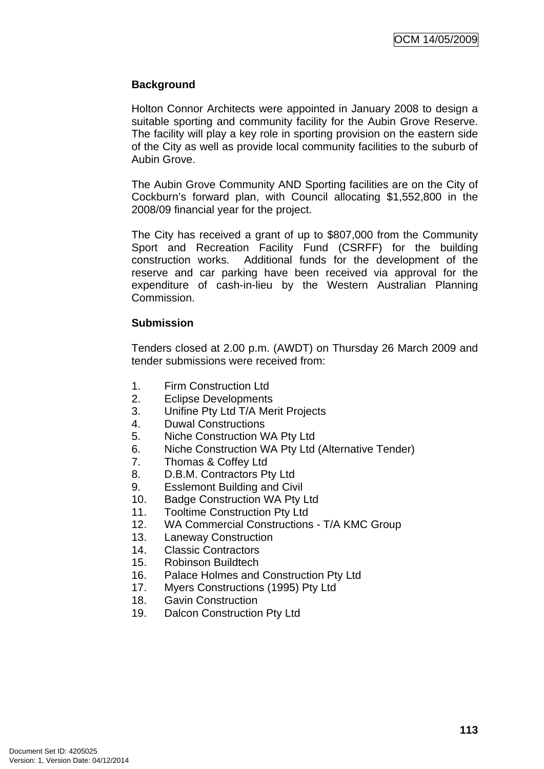**Background**

Holton Connor Architects were appointed in January 2008 to design a suitable sporting and community facility for the Aubin Grove Reserve. The facility will play a key role in sporting provision on the eastern side of the City as well as provide local community facilities to the suburb of Aubin Grove.

The Aubin Grove Community AND Sporting facilities are on the City of Cockburn's forward plan, with Council allocating $1,552,800 in the 2008/09 financial year for the project.

The City has received a grant of up to $807,000 from the Community Sport and Recreation Facility Fund (CSRFF) for the building construction works. Additional funds for the development of the reserve and car parking have been received via approval for the expenditure of cash-in-lieu by the Western Australian Planning Commission.

**Submission**

Tenders closed at 2.00 p.m. (AWDT) on Thursday 26 March 2009 and tender submissions were received from:

1. Firm Construction Ltd
2. Eclipse Developments
3. Unifine Pty Ltd T/A Merit Projects
4. Duwal Constructions
5. Niche Construction WA Pty Ltd
6. Niche Construction WA Pty Ltd (Alternative Tender)
7. Thomas & Coffey Ltd
8. D.B.M. Contractors Pty Ltd
9. Esslemont Building and Civil
10. Badge Construction WA Pty Ltd
11. Tooltime Construction Pty Ltd
12. WA Commercial Constructions - T/A KMC Group
13. Laneway Construction
14. Classic Contractors
15. Robinson Buildtech
16. Palace Holmes and Construction Pty Ltd
17. Myers Constructions (1995) Pty Ltd
18. Gavin Construction
19. Dalcon Construction Pty Ltd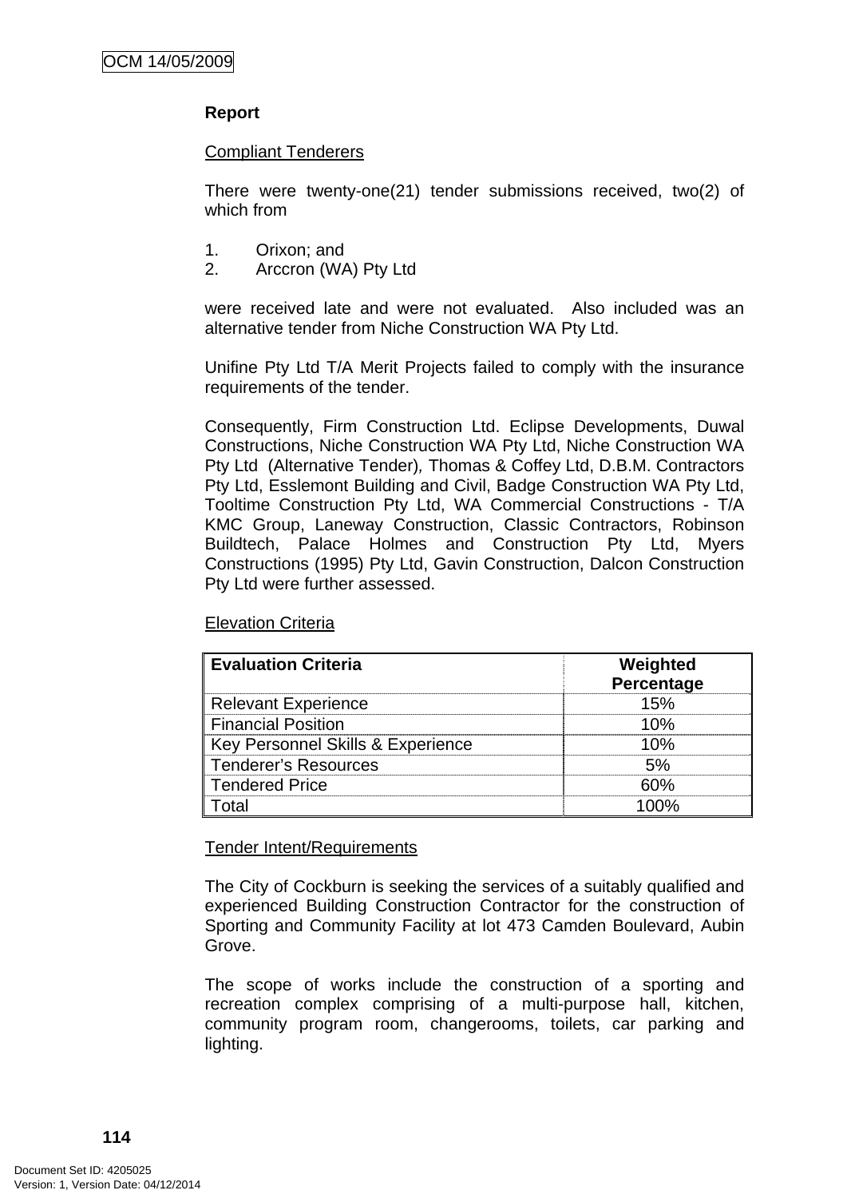**Report**

Compliant Tenderers

There were twenty-one(21) tender submissions received, two(2) of which from

1. Orixon; and
2. Arccron (WA) Pty Ltd

were received late and were not evaluated. Also included was an alternative tender from Niche Construction WA Pty Ltd.

Unifine Pty Ltd T/A Merit Projects failed to comply with the insurance requirements of the tender.

Consequently, Firm Construction Ltd. Eclipse Developments, Duwal Constructions, Niche Construction WA Pty Ltd, Niche Construction WA Pty Ltd (Alternative Tender), Thomas & Coffey Ltd, D.B.M. Contractors Pty Ltd, Esslemont Building and Civil, Badge Construction WA Pty Ltd, Tooltime Construction Pty Ltd, WA Commercial Constructions - T/A KMC Group, Laneway Construction, Classic Contractors, Robinson Buildtech, Palace Holmes and Construction Pty Ltd, Myers Constructions (1995) Pty Ltd, Gavin Construction, Dalcon Construction Pty Ltd were further assessed.

Elevation Criteria

| Evaluation Criteria | Weighted Percentage |
|---|---|
| Relevant Experience | 15% |
| Financial Position | 10% |
| Key Personnel Skills & Experience | 10% |
| Tenderer's Resources | 5% |
| Tendered Price | 60% |
| Total | 100% |

Tender Intent/Requirements

The City of Cockburn is seeking the services of a suitably qualified and experienced Building Construction Contractor for the construction of Sporting and Community Facility at lot 473 Camden Boulevard, Aubin Grove.

The scope of works include the construction of a sporting and recreation complex comprising of a multi-purpose hall, kitchen, community program room, changerooms, toilets, car parking and lighting.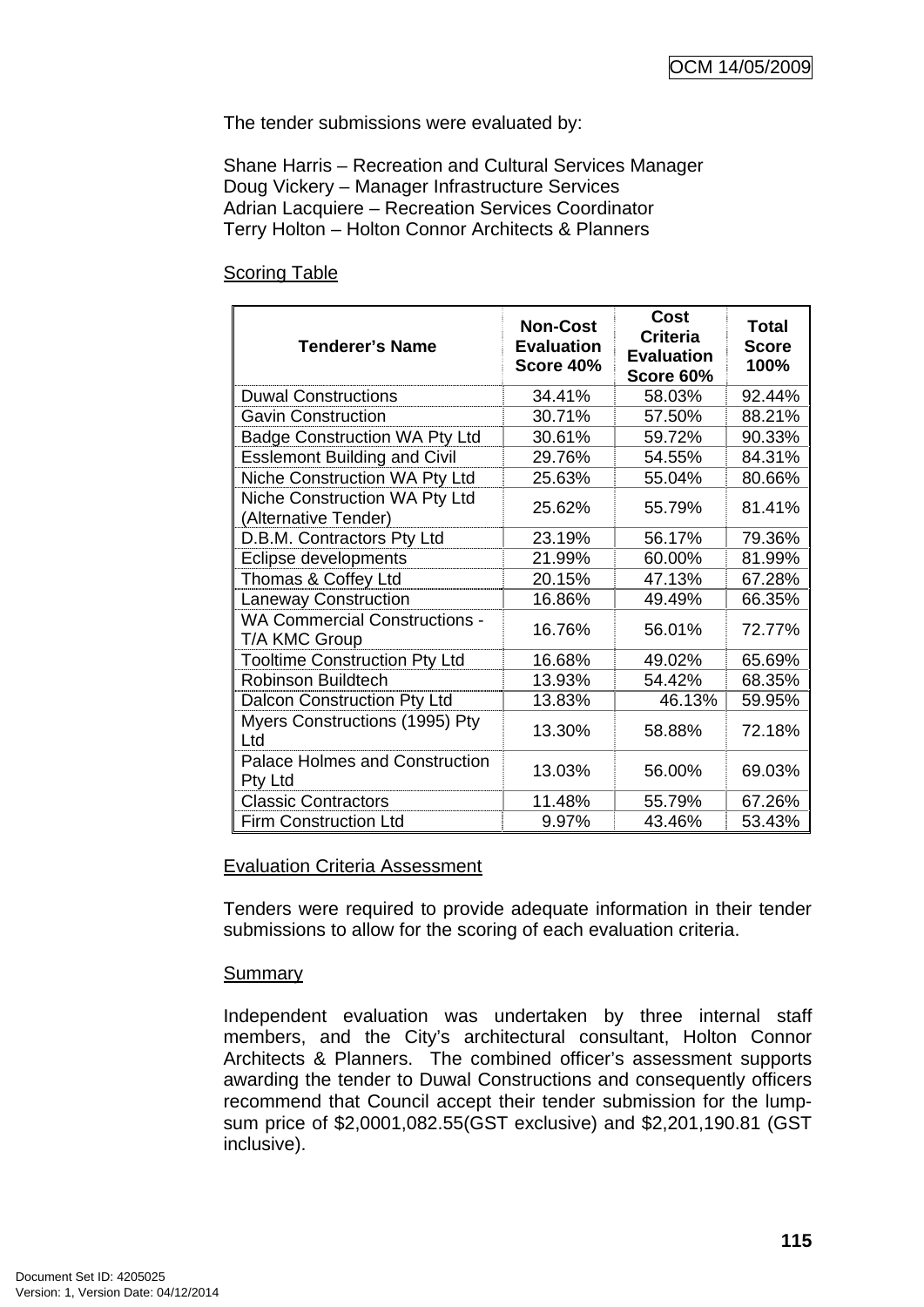The tender submissions were evaluated by:

Shane Harris – Recreation and Cultural Services Manager
Doug Vickery – Manager Infrastructure Services
Adrian Lacquiere – Recreation Services Coordinator
Terry Holton – Holton Connor Architects & Planners

Scoring Table

| Tenderer's Name | Non-Cost Evaluation Score 40% | Cost Criteria Evaluation Score 60% | Total Score 100% |
|---|---|---|---|
| Duwal Constructions | 34.41% | 58.03% | 92.44% |
| Gavin Construction | 30.71% | 57.50% | 88.21% |
| Badge Construction WA Pty Ltd | 30.61% | 59.72% | 90.33% |
| Esslemont Building and Civil | 29.76% | 54.55% | 84.31% |
| Niche Construction WA Pty Ltd | 25.63% | 55.04% | 80.66% |
| Niche Construction WA Pty Ltd (Alternative Tender) | 25.62% | 55.79% | 81.41% |
| D.B.M. Contractors Pty Ltd | 23.19% | 56.17% | 79.36% |
| Eclipse developments | 21.99% | 60.00% | 81.99% |
| Thomas & Coffey Ltd | 20.15% | 47.13% | 67.28% |
| Laneway Construction | 16.86% | 49.49% | 66.35% |
| WA Commercial Constructions - T/A KMC Group | 16.76% | 56.01% | 72.77% |
| Tooltime Construction Pty Ltd | 16.68% | 49.02% | 65.69% |
| Robinson Buildtech | 13.93% | 54.42% | 68.35% |
| Dalcon Construction Pty Ltd | 13.83% | 46.13% | 59.95% |
| Myers Constructions (1995) Pty Ltd | 13.30% | 58.88% | 72.18% |
| Palace Holmes and Construction Pty Ltd | 13.03% | 56.00% | 69.03% |
| Classic Contractors | 11.48% | 55.79% | 67.26% |
| Firm Construction Ltd | 9.97% | 43.46% | 53.43% |

Evaluation Criteria Assessment

Tenders were required to provide adequate information in their tender submissions to allow for the scoring of each evaluation criteria.

Summary

Independent evaluation was undertaken by three internal staff members, and the City's architectural consultant, Holton Connor Architects & Planners. The combined officer's assessment supports awarding the tender to Duwal Constructions and consequently officers recommend that Council accept their tender submission for the lump-sum price of $2,0001,082.55(GST exclusive) and $2,201,190.81 (GST inclusive).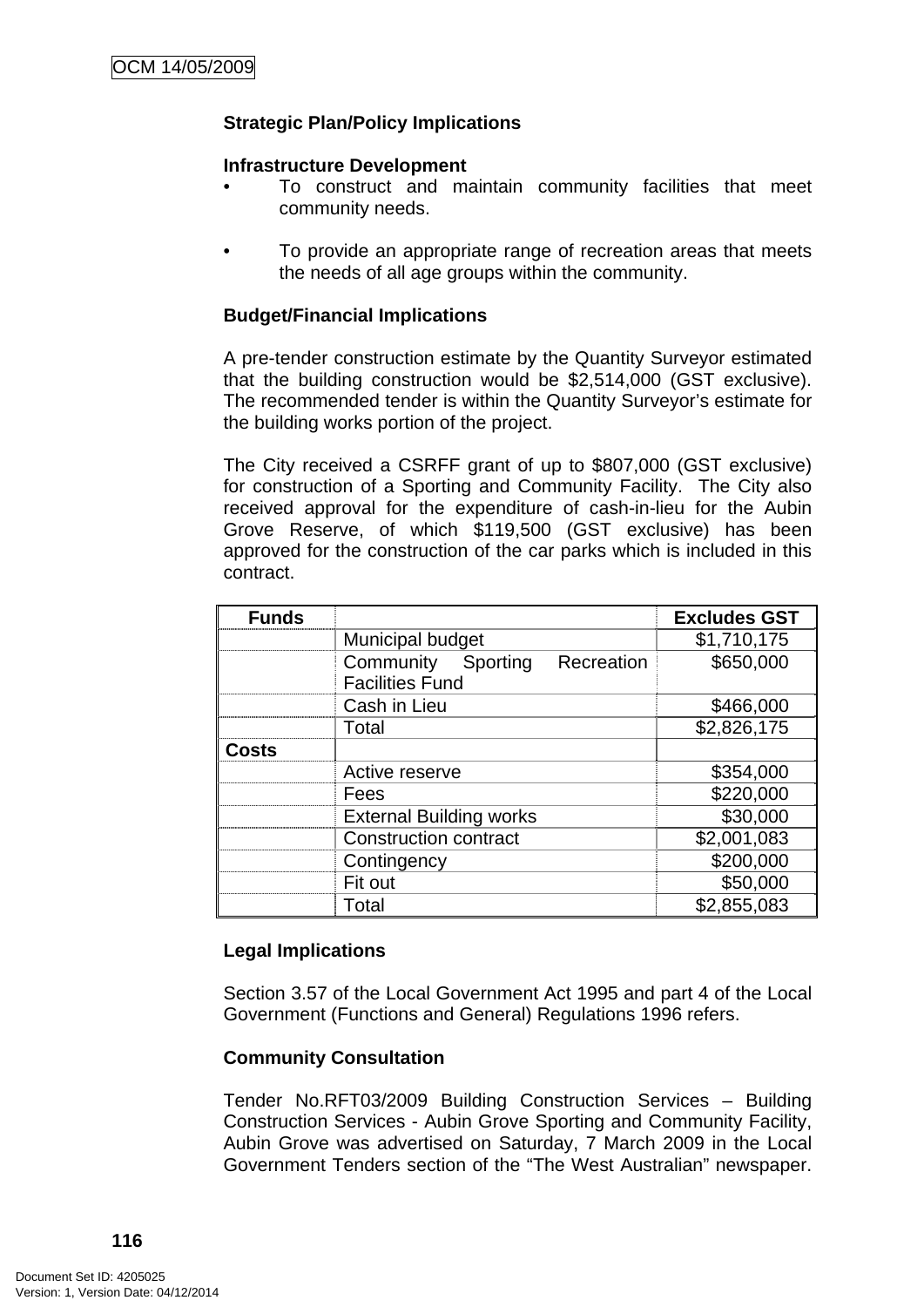**Strategic Plan/Policy Implications**

**Infrastructure Development**

- To construct and maintain community facilities that meet community needs.
- To provide an appropriate range of recreation areas that meets the needs of all age groups within the community.

**Budget/Financial Implications**

A pre-tender construction estimate by the Quantity Surveyor estimated that the building construction would be $2,514,000 (GST exclusive). The recommended tender is within the Quantity Surveyor's estimate for the building works portion of the project.

The City received a CSRFF grant of up to $807,000 (GST exclusive) for construction of a Sporting and Community Facility. The City also received approval for the expenditure of cash-in-lieu for the Aubin Grove Reserve, of which $119,500 (GST exclusive) has been approved for the construction of the car parks which is included in this contract.

| Funds | | Excludes GST |
|---|---|---|
| | Municipal budget | $1,710,175 |
| | Community Sporting Recreation Facilities Fund | $650,000 |
| | Cash in Lieu | $466,000 |
| | Total | $2,826,175 |
| **Costs** | | |
| | Active reserve | $354,000 |
| | Fees | $220,000 |
| | External Building works | $30,000 |
| | Construction contract | $2,001,083 |
| | Contingency | $200,000 |
| | Fit out | $50,000 |
| | Total | $2,855,083 |

**Legal Implications**

Section 3.57 of the Local Government Act 1995 and part 4 of the Local Government (Functions and General) Regulations 1996 refers.

**Community Consultation**

Tender No.RFT03/2009 Building Construction Services – Building Construction Services - Aubin Grove Sporting and Community Facility, Aubin Grove was advertised on Saturday, 7 March 2009 in the Local Government Tenders section of the "The West Australian" newspaper.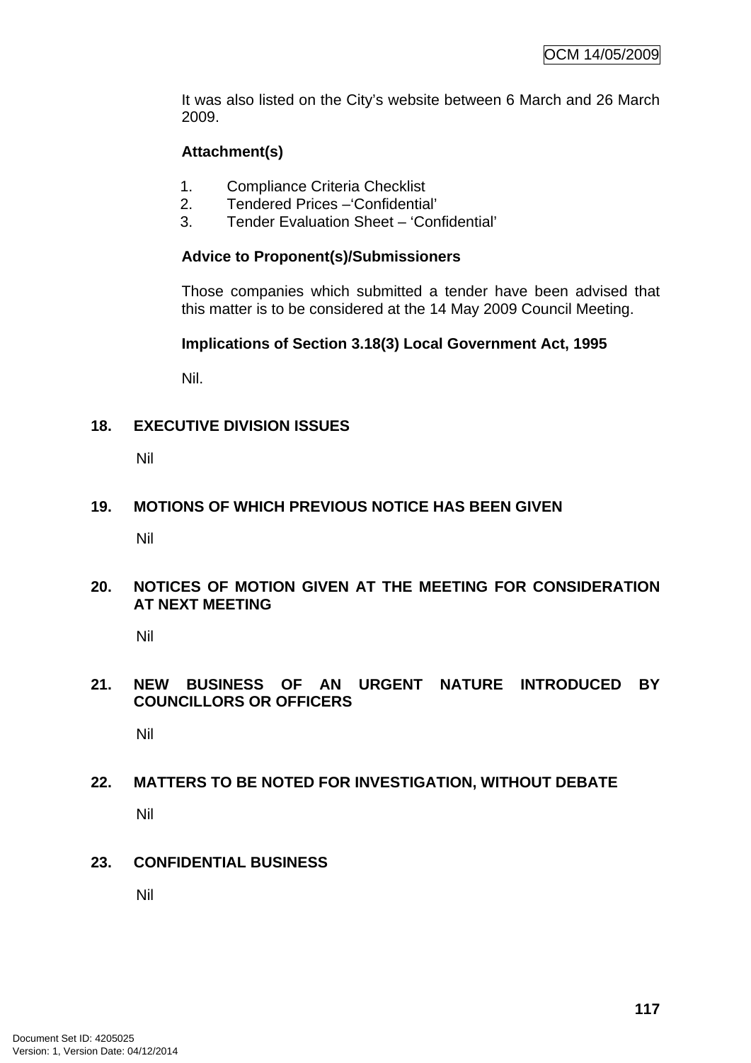It was also listed on the City's website between 6 March and 26 March 2009.

**Attachment(s)**

1. Compliance Criteria Checklist
2. Tendered Prices –'Confidential'
3. Tender Evaluation Sheet – 'Confidential'

**Advice to Proponent(s)/Submissioners**

Those companies which submitted a tender have been advised that this matter is to be considered at the 14 May 2009 Council Meeting.

**Implications of Section 3.18(3) Local Government Act, 1995**

Nil.

## 18. EXECUTIVE DIVISION ISSUES

Nil

## 19. MOTIONS OF WHICH PREVIOUS NOTICE HAS BEEN GIVEN

Nil

## 20. NOTICES OF MOTION GIVEN AT THE MEETING FOR CONSIDERATION AT NEXT MEETING

Nil

## 21. NEW BUSINESS OF AN URGENT NATURE INTRODUCED BY COUNCILLORS OR OFFICERS

Nil

## 22. MATTERS TO BE NOTED FOR INVESTIGATION, WITHOUT DEBATE

Nil

## 23. CONFIDENTIAL BUSINESS

Nil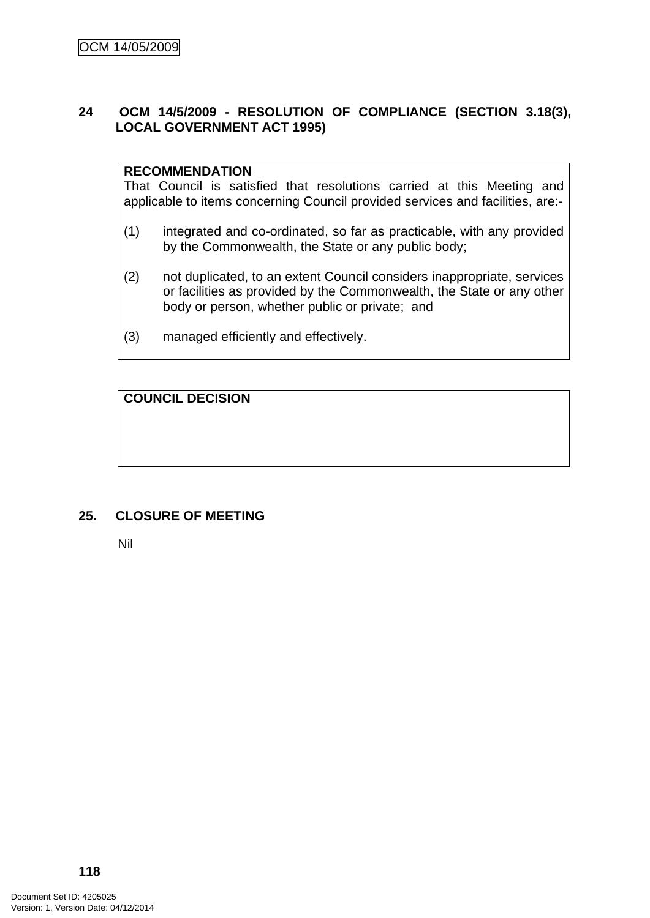## 24 OCM 14/5/2009 - RESOLUTION OF COMPLIANCE (SECTION 3.18(3), LOCAL GOVERNMENT ACT 1995)

**RECOMMENDATION**

That Council is satisfied that resolutions carried at this Meeting and applicable to items concerning Council provided services and facilities, are:-

(1) integrated and co-ordinated, so far as practicable, with any provided by the Commonwealth, the State or any public body;

(2) not duplicated, to an extent Council considers inappropriate, services or facilities as provided by the Commonwealth, the State or any other body or person, whether public or private; and

(3) managed efficiently and effectively.

**COUNCIL DECISION**

## 25. CLOSURE OF MEETING

Nil

Document Set ID: 4205025
Version: 1, Version Date: 04/12/2014